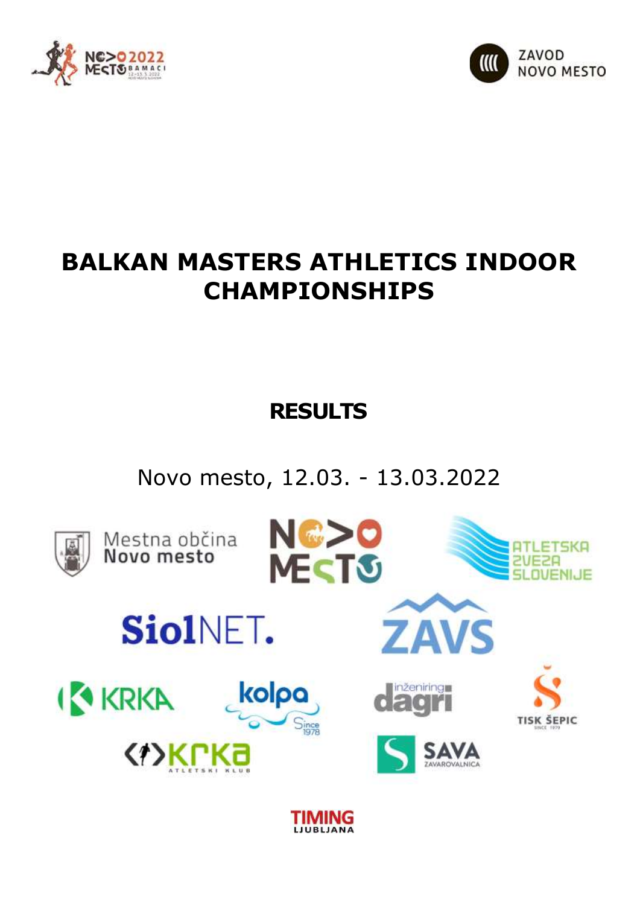# BALKAN MASTERS ATHLETICS INDOOR CHAMPIONSHIPS

## RESULTS

Novo mesto, 12.03. - 13.03.2022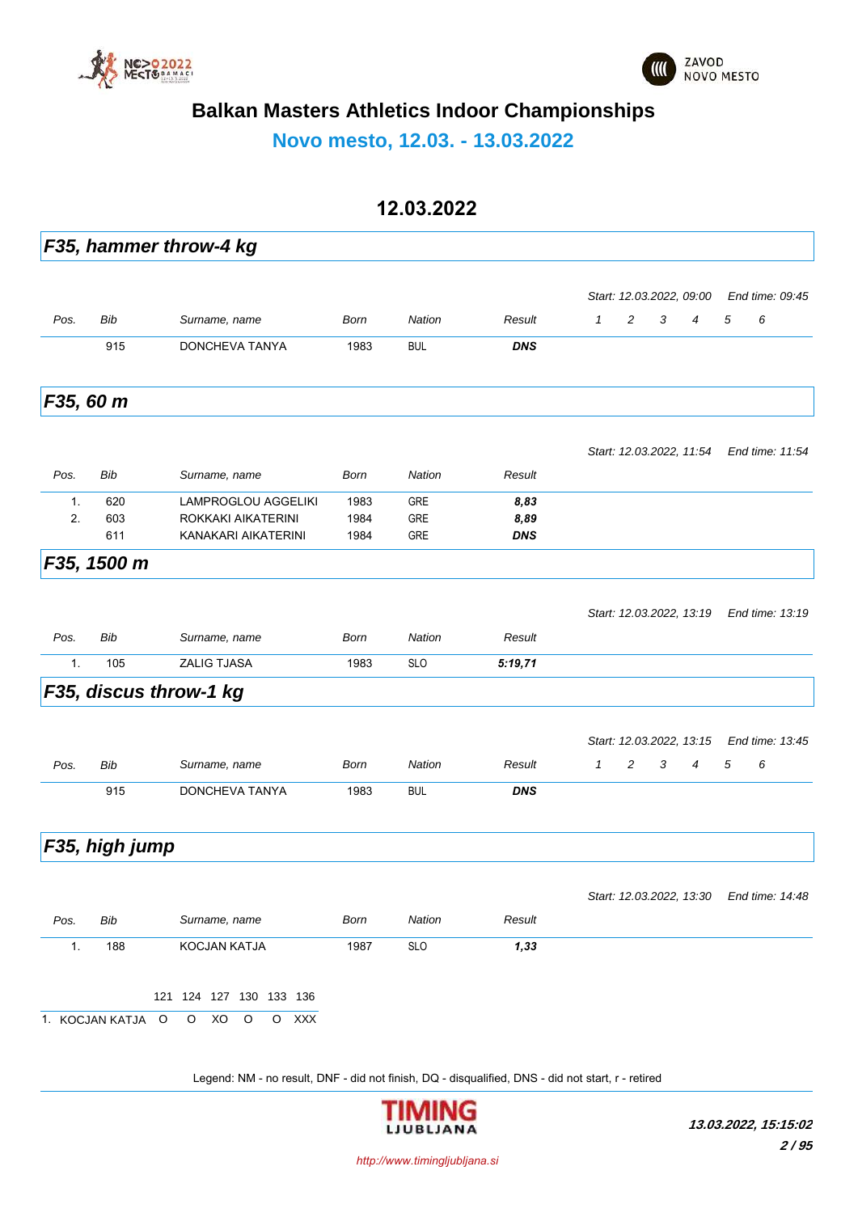# Balkan Masters Athletics Indoor Championships

## Novo mesto, 12.03. - 13.03.2022

### 12.03.2022

## *F35, hammer throw-4 kg*

*Start: 12.03.2022, 09:00 End time: 09:45*

| Pos. | Bib | Surname, name | Born | Nation | Result | 1 | 2 | 3 | 4 | 5 | 6 |
|---|---|---|---|---|---|---|---|---|---|---|---|
| | 915 | DONCHEVA TANYA | 1983 | BUL | ***DNS*** | | | | | | |

## *F35, 60 m*

*Start: 12.03.2022, 11:54 End time: 11:54*

| Pos. | Bib | Surname, name | Born | Nation | Result |
|---|---|---|---|---|---|
| 1. | 620 | LAMPROGLOU AGGELIKI | 1983 | GRE | ***8,83*** |
| 2. | 603 | ROKKAKI AIKATERINI | 1984 | GRE | ***8,89*** |
| | 611 | KANAKARI AIKATERINI | 1984 | GRE | ***DNS*** |

## *F35, 1500 m*

*Start: 12.03.2022, 13:19 End time: 13:19*

| Pos. | Bib | Surname, name | Born | Nation | Result |
|---|---|---|---|---|---|
| 1. | 105 | ZALIG TJASA | 1983 | SLO | ***5:19,71*** |

## *F35, discus throw-1 kg*

*Start: 12.03.2022, 13:15 End time: 13:45*

| Pos. | Bib | Surname, name | Born | Nation | Result | 1 | 2 | 3 | 4 | 5 | 6 |
|---|---|---|---|---|---|---|---|---|---|---|---|
| | 915 | DONCHEVA TANYA | 1983 | BUL | ***DNS*** | | | | | | |

## *F35, high jump*

*Start: 12.03.2022, 13:30 End time: 14:48*

| Pos. | Bib | Surname, name | Born | Nation | Result |
|---|---|---|---|---|---|
| 1. | 188 | KOCJAN KATJA | 1987 | SLO | ***1,33*** |

| | 121 | 124 | 127 | 130 | 133 | 136 |
|---|---|---|---|---|---|---|
| 1. KOCJAN KATJA | O | O | XO | O | O | XXX |

Legend: NM - no result, DNF - did not finish, DQ - disqualified, DNS - did not start, r - retired

*http://www.timingljubljana.si*

***13.03.2022, 15:15:02***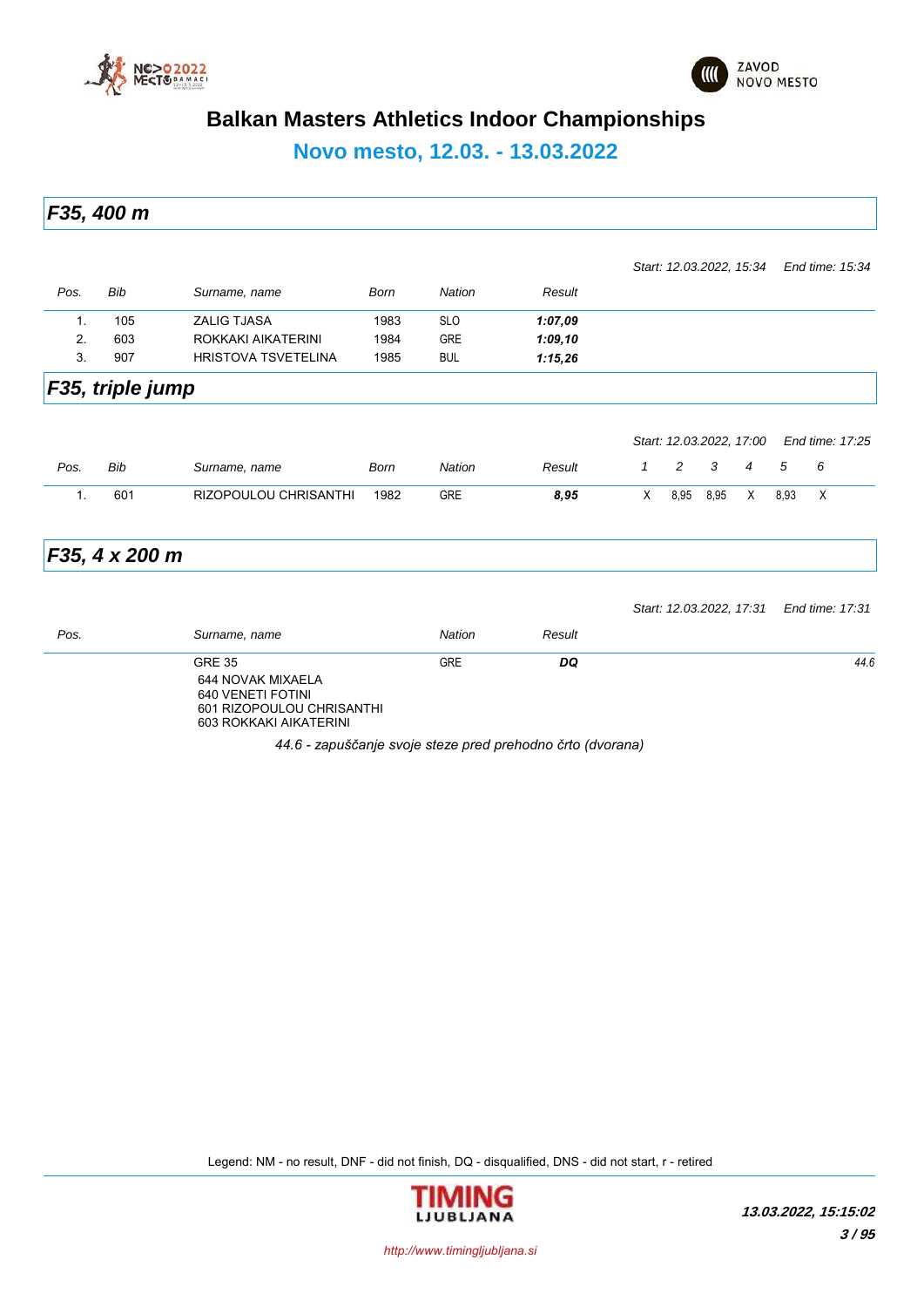# Balkan Masters Athletics Indoor Championships

## Novo mesto, 12.03. - 13.03.2022

### F35, 400 m

*Start: 12.03.2022, 15:34 End time: 15:34*

| Pos. | Bib | Surname, name | Born | Nation | Result |
|---|---|---|---|---|---|
| 1. | 105 | ZALIG TJASA | 1983 | SLO | ***1:07,09*** |
| 2. | 603 | ROKKAKI AIKATERINI | 1984 | GRE | ***1:09,10*** |
| 3. | 907 | HRISTOVA TSVETELINA | 1985 | BUL | ***1:15,26*** |

### F35, triple jump

*Start: 12.03.2022, 17:00 End time: 17:25*

| Pos. | Bib | Surname, name | Born | Nation | Result | 1 | 2 | 3 | 4 | 5 | 6 |
|---|---|---|---|---|---|---|---|---|---|---|---|
| 1. | 601 | RIZOPOULOU CHRISANTHI | 1982 | GRE | ***8,95*** | X | 8,95 | 8,95 | X | 8,93 | X |

### F35, 4 x 200 m

*Start: 12.03.2022, 17:31 End time: 17:31*

| Pos. | Surname, name | Nation | Result | |
|---|---|---|---|---|
| | GRE 35<br>644 NOVAK MIXAELA<br>640 VENETI FOTINI<br>601 RIZOPOULOU CHRISANTHI<br>603 ROKKAKI AIKATERINI | GRE | ***DQ*** | *44.6* |

*44.6 - zapuščanje svoje steze pred prehodno črto (dvorana)*

Legend: NM - no result, DNF - did not finish, DQ - disqualified, DNS - did not start, r - retired

*13.03.2022, 15:15:02*

*http://www.timingljubljana.si*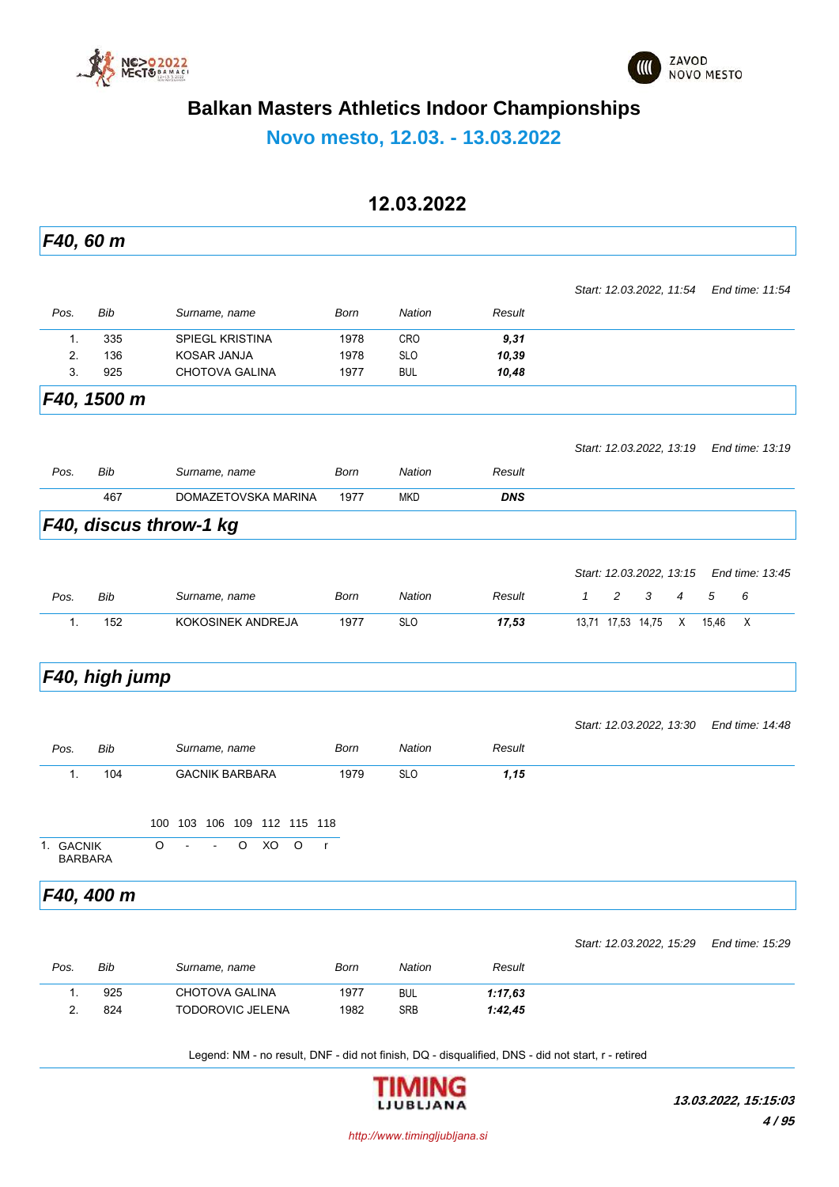# Balkan Masters Athletics Indoor Championships

## Novo mesto, 12.03. - 13.03.2022

## 12.03.2022

### F40, 60 m

*Start: 12.03.2022, 11:54 End time: 11:54*

| Pos. | Bib | Surname, name | Born | Nation | Result |
|---|---|---|---|---|---|
| 1. | 335 | SPIEGL KRISTINA | 1978 | CRO | ***9,31*** |
| 2. | 136 | KOSAR JANJA | 1978 | SLO | ***10,39*** |
| 3. | 925 | CHOTOVA GALINA | 1977 | BUL | ***10,48*** |

### F40, 1500 m

*Start: 12.03.2022, 13:19 End time: 13:19*

| Pos. | Bib | Surname, name | Born | Nation | Result |
|---|---|---|---|---|---|
| | 467 | DOMAZETOVSKA MARINA | 1977 | MKD | ***DNS*** |

### F40, discus throw-1 kg

*Start: 12.03.2022, 13:15 End time: 13:45*

| Pos. | Bib | Surname, name | Born | Nation | Result | 1 | 2 | 3 | 4 | 5 | 6 |
|---|---|---|---|---|---|---|---|---|---|---|---|
| 1. | 152 | KOKOSINEK ANDREJA | 1977 | SLO | ***17,53*** | 13,71 | 17,53 | 14,75 | X | 15,46 | X |

### F40, high jump

*Start: 12.03.2022, 13:30 End time: 14:48*

| Pos. | Bib | Surname, name | Born | Nation | Result |
|---|---|---|---|---|---|
| 1. | 104 | GACNIK BARBARA | 1979 | SLO | ***1,15*** |

| | 100 | 103 | 106 | 109 | 112 | 115 | 118 |
|---|---|---|---|---|---|---|---|
| 1. GACNIK BARBARA | O | - | - | O | XO | O | r |

### F40, 400 m

*Start: 12.03.2022, 15:29 End time: 15:29*

| Pos. | Bib | Surname, name | Born | Nation | Result |
|---|---|---|---|---|---|
| 1. | 925 | CHOTOVA GALINA | 1977 | BUL | ***1:17,63*** |
| 2. | 824 | TODOROVIC JELENA | 1982 | SRB | ***1:42,45*** |

Legend: NM - no result, DNF - did not finish, DQ - disqualified, DNS - did not start, r - retired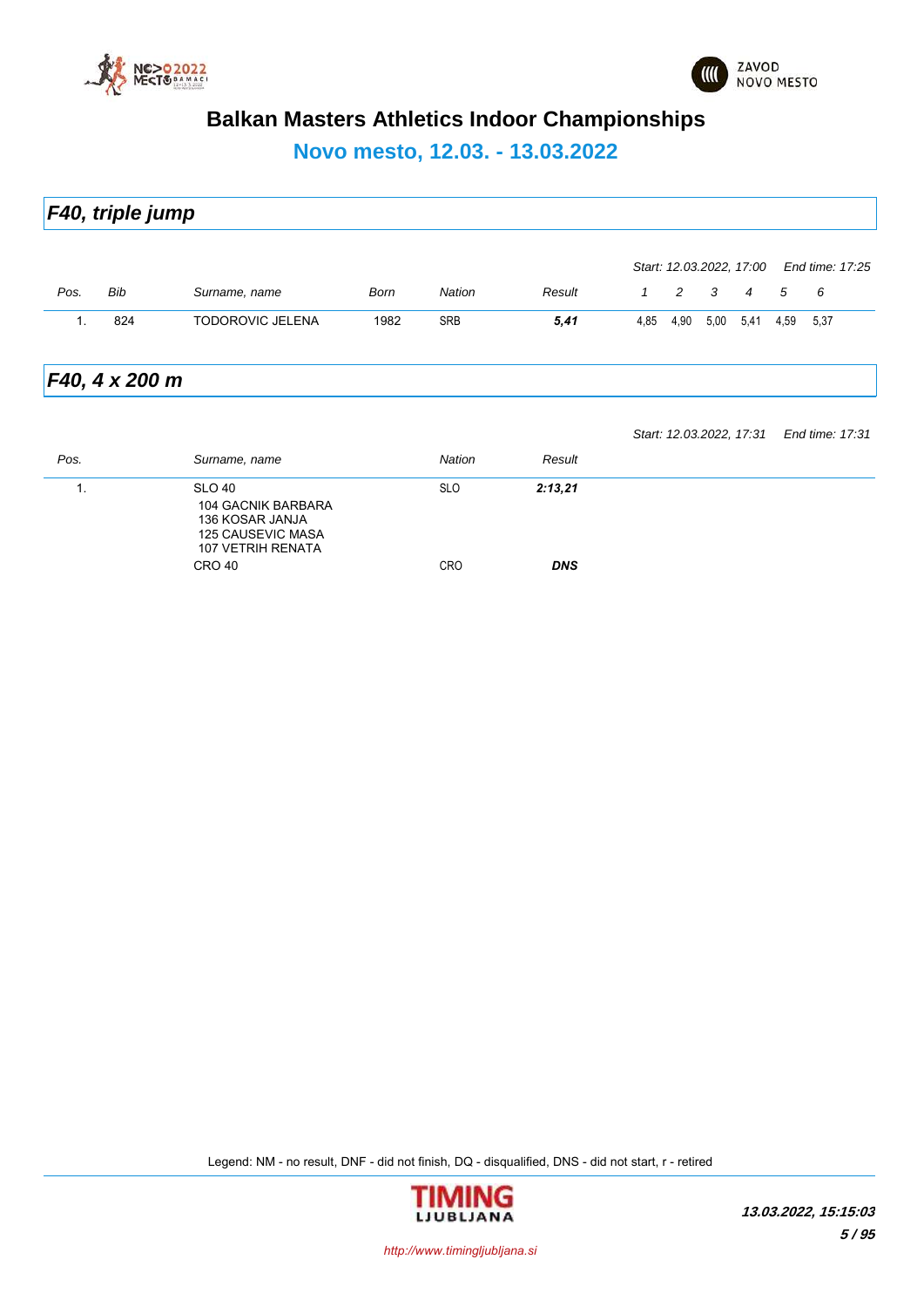# Balkan Masters Athletics Indoor Championships

## Novo mesto, 12.03. - 13.03.2022

### *F40, triple jump*

*Start: 12.03.2022, 17:00* *End time: 17:25*

| Pos. | Bib | Surname, name | Born | Nation | Result | 1 | 2 | 3 | 4 | 5 | 6 |
|---|---|---|---|---|---|---|---|---|---|---|---|
| 1. | 824 | TODOROVIC JELENA | 1982 | SRB | ***5,41*** | 4,85 | 4,90 | 5,00 | 5,41 | 4,59 | 5,37 |

### *F40, 4 x 200 m*

*Start: 12.03.2022, 17:31* *End time: 17:31*

| Pos. | Surname, name | Nation | Result |
|---|---|---|---|
| 1. | SLO 40<br>104 GACNIK BARBARA<br>136 KOSAR JANJA<br>125 CAUSEVIC MASA<br>107 VETRIH RENATA | SLO | ***2:13,21*** |
| | CRO 40 | CRO | ***DNS*** |

Legend: NM - no result, DNF - did not finish, DQ - disqualified, DNS - did not start, r - retired

*13.03.2022, 15:15:03*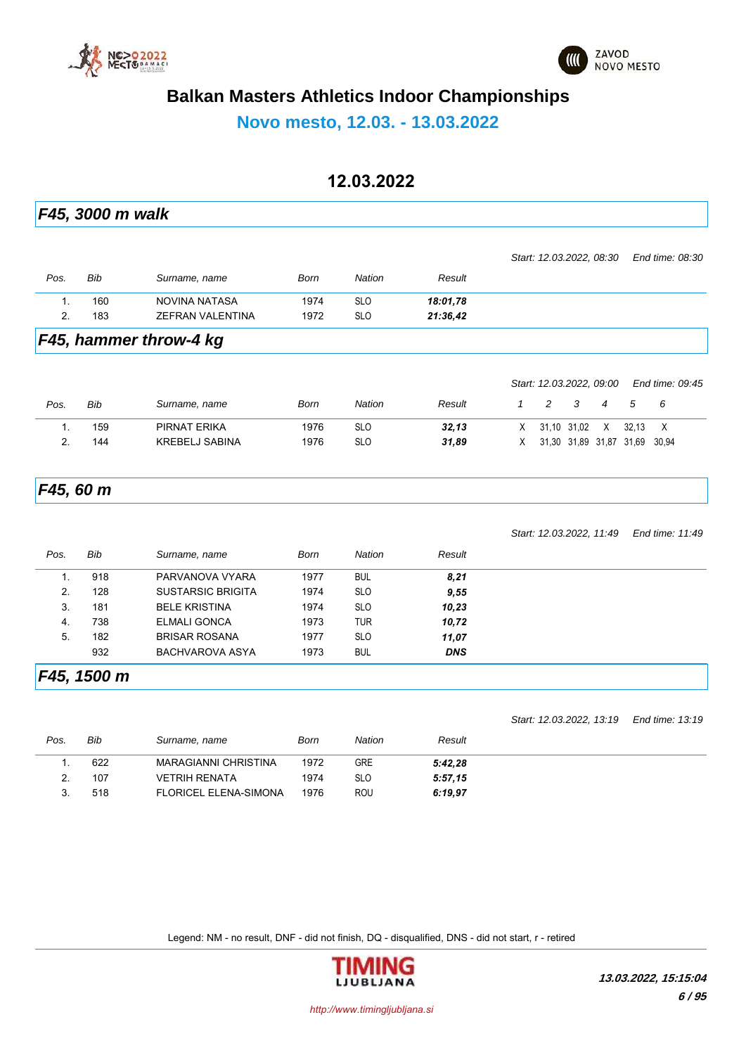# Balkan Masters Athletics Indoor Championships

## Novo mesto, 12.03. - 13.03.2022

### 12.03.2022

## *F45, 3000 m walk*

*Start: 12.03.2022, 08:30 End time: 08:30*

| Pos. | Bib | Surname, name | Born | Nation | Result |
|---|---|---|---|---|---|
| 1. | 160 | NOVINA NATASA | 1974 | SLO | ***18:01,78*** |
| 2. | 183 | ZEFRAN VALENTINA | 1972 | SLO | ***21:36,42*** |

## *F45, hammer throw-4 kg*

*Start: 12.03.2022, 09:00 End time: 09:45*

| Pos. | Bib | Surname, name | Born | Nation | Result | 1 | 2 | 3 | 4 | 5 | 6 |
|---|---|---|---|---|---|---|---|---|---|---|---|
| 1. | 159 | PIRNAT ERIKA | 1976 | SLO | ***32,13*** | X | 31,10 | 31,02 | X | 32,13 | X |
| 2. | 144 | KREBELJ SABINA | 1976 | SLO | ***31,89*** | X | 31,30 | 31,89 | 31,87 | 31,69 | 30,94 |

## *F45, 60 m*

*Start: 12.03.2022, 11:49 End time: 11:49*

| Pos. | Bib | Surname, name | Born | Nation | Result |
|---|---|---|---|---|---|
| 1. | 918 | PARVANOVA VYARA | 1977 | BUL | ***8,21*** |
| 2. | 128 | SUSTARSIC BRIGITA | 1974 | SLO | ***9,55*** |
| 3. | 181 | BELE KRISTINA | 1974 | SLO | ***10,23*** |
| 4. | 738 | ELMALI GONCA | 1973 | TUR | ***10,72*** |
| 5. | 182 | BRISAR ROSANA | 1977 | SLO | ***11,07*** |
| | 932 | BACHVAROVA ASYA | 1973 | BUL | ***DNS*** |

## *F45, 1500 m*

*Start: 12.03.2022, 13:19 End time: 13:19*

| Pos. | Bib | Surname, name | Born | Nation | Result |
|---|---|---|---|---|---|
| 1. | 622 | MARAGIANNI CHRISTINA | 1972 | GRE | ***5:42,28*** |
| 2. | 107 | VETRIH RENATA | 1974 | SLO | ***5:57,15*** |
| 3. | 518 | FLORICEL ELENA-SIMONA | 1976 | ROU | ***6:19,97*** |

Legend: NM - no result, DNF - did not finish, DQ - disqualified, DNS - did not start, r - retired

http://www.timingljubljana.si

***13.03.2022, 15:15:04***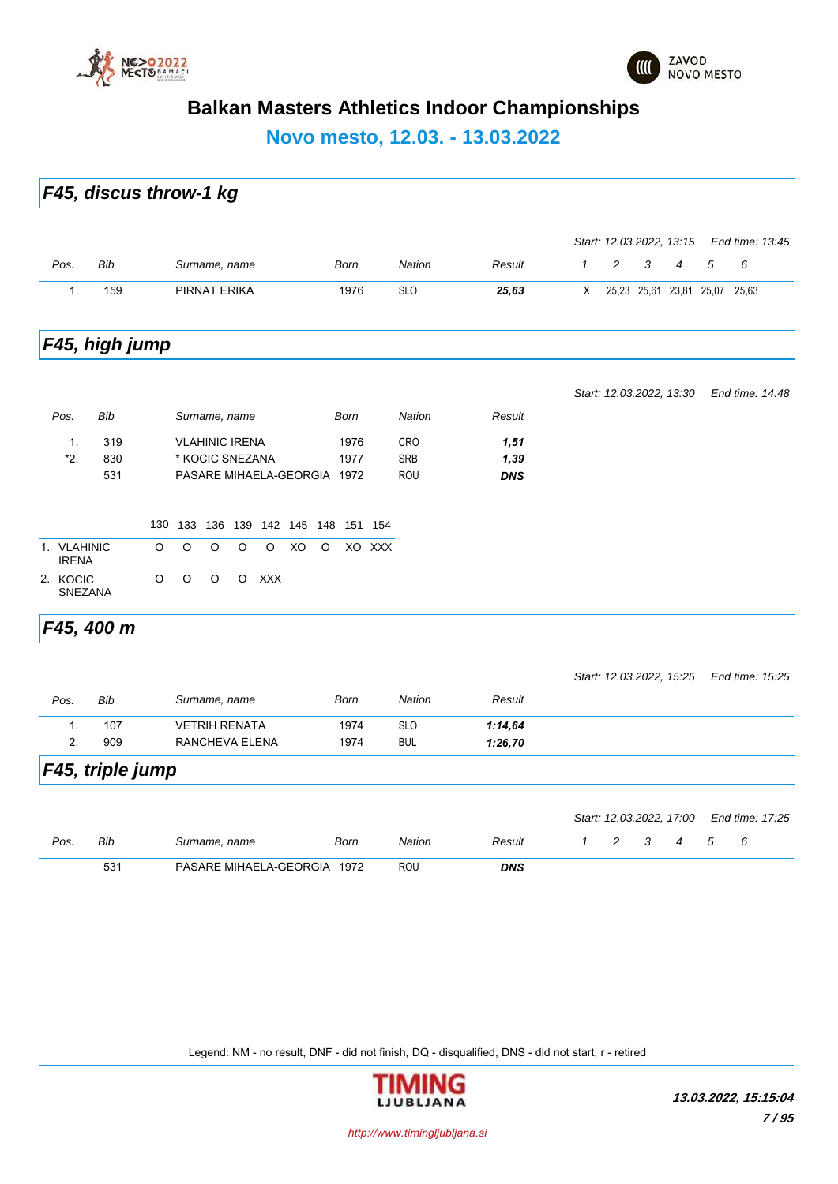# Balkan Masters Athletics Indoor Championships

## Novo mesto, 12.03. - 13.03.2022

### *F45, discus throw-1 kg*

*Start: 12.03.2022, 13:15* *End time: 13:45*

| Pos. | Bib | Surname, name | Born | Nation | Result | 1 | 2 | 3 | 4 | 5 | 6 |
|---|---|---|---|---|---|---|---|---|---|---|---|
| 1. | 159 | PIRNAT ERIKA | 1976 | SLO | ***25,63*** | X | 25,23 | 25,61 | 23,81 | 25,07 | 25,63 |

### *F45, high jump*

*Start: 12.03.2022, 13:30* *End time: 14:48*

| Pos. | Bib | Surname, name | Born | Nation | Result |
|---|---|---|---|---|---|
| 1. | 319 | VLAHINIC IRENA | 1976 | CRO | ***1,51*** |
| *2. | 830 | * KOCIC SNEZANA | 1977 | SRB | ***1,39*** |
| | 531 | PASARE MIHAELA-GEORGIA | 1972 | ROU | ***DNS*** |

| | 130 | 133 | 136 | 139 | 142 | 145 | 148 | 151 | 154 |
|---|---|---|---|---|---|---|---|---|---|
| 1. VLAHINIC IRENA | O | O | O | O | O | XO | O | XO | XXX |
| 2. KOCIC SNEZANA | O | O | O | O | XXX | | | | |

### *F45, 400 m*

*Start: 12.03.2022, 15:25* *End time: 15:25*

| Pos. | Bib | Surname, name | Born | Nation | Result |
|---|---|---|---|---|---|
| 1. | 107 | VETRIH RENATA | 1974 | SLO | ***1:14,64*** |
| 2. | 909 | RANCHEVA ELENA | 1974 | BUL | ***1:26,70*** |

### *F45, triple jump*

*Start: 12.03.2022, 17:00* *End time: 17:25*

| Pos. | Bib | Surname, name | Born | Nation | Result | 1 | 2 | 3 | 4 | 5 | 6 |
|---|---|---|---|---|---|---|---|---|---|---|---|
| | 531 | PASARE MIHAELA-GEORGIA | 1972 | ROU | ***DNS*** | | | | | | |

Legend: NM - no result, DNF - did not finish, DQ - disqualified, DNS - did not start, r - retired

*13.03.2022, 15:15:04*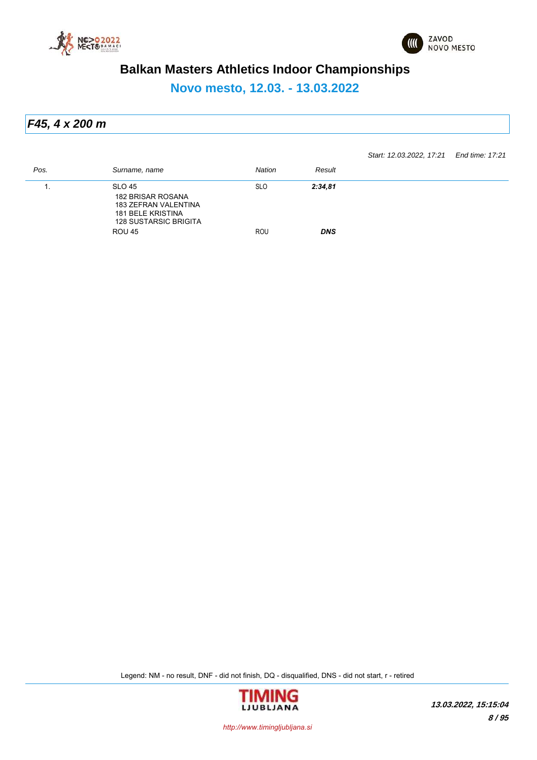# Balkan Masters Athletics Indoor Championships

## Novo mesto, 12.03. - 13.03.2022

### *F45, 4 x 200 m*

*Start: 12.03.2022, 17:21 End time: 17:21*

| *Pos.* | *Surname, name* | *Nation* | *Result* |
|---|---|---|---|
| 1. | SLO 45<br>182 BRISAR ROSANA<br>183 ZEFRAN VALENTINA<br>181 BELE KRISTINA<br>128 SUSTARSIC BRIGITA | SLO | ***2:34,81*** |
| | ROU 45 | ROU | ***DNS*** |

Legend: NM - no result, DNF - did not finish, DQ - disqualified, DNS - did not start, r - retired

***13.03.2022, 15:15:04***

*http://www.timingljubljana.si*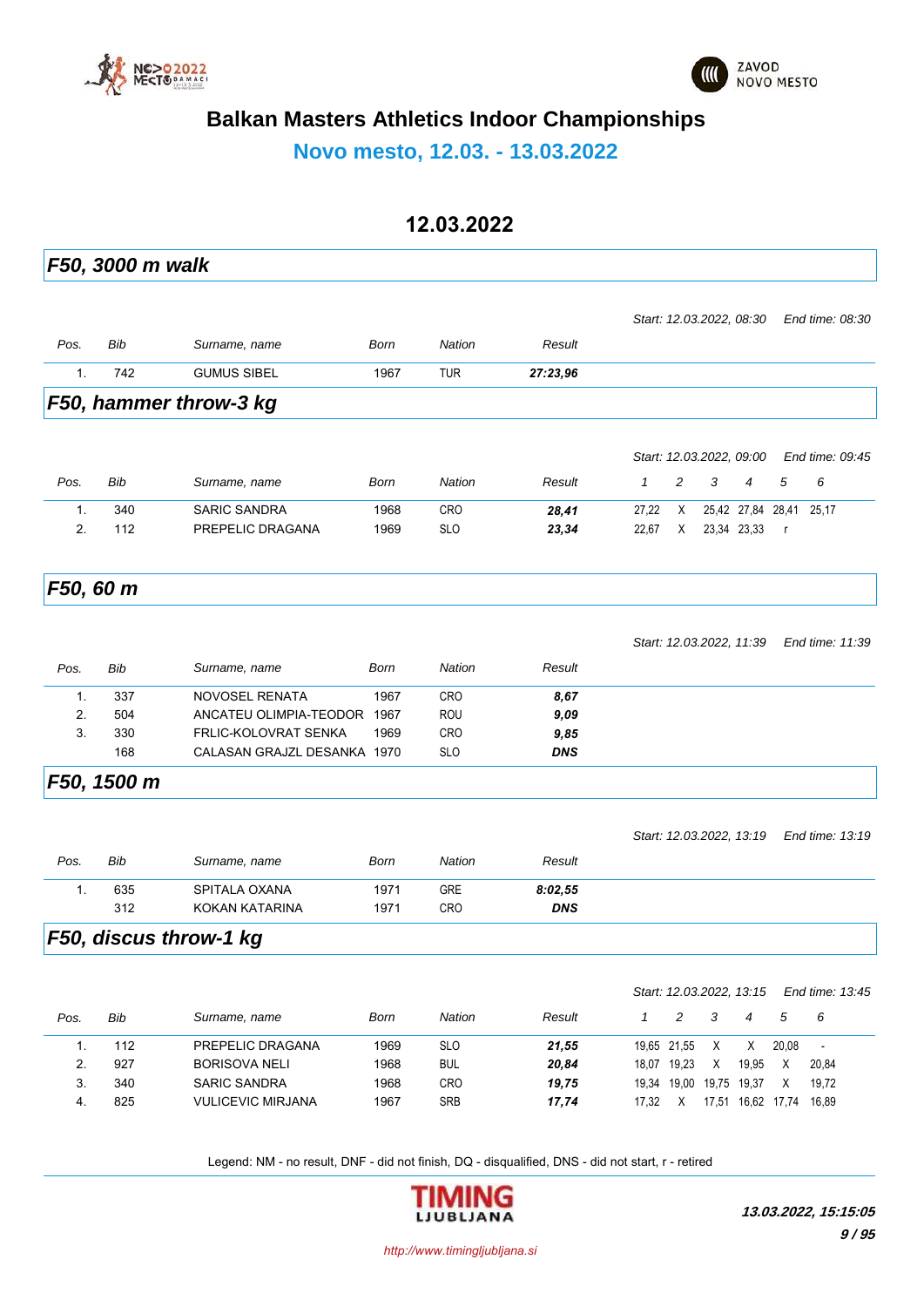# Balkan Masters Athletics Indoor Championships

## Novo mesto, 12.03. - 13.03.2022

## 12.03.2022

### *F50, 3000 m walk*

*Start: 12.03.2022, 08:30* *End time: 08:30*

| Pos. | Bib | Surname, name | Born | Nation | Result |
|---|---|---|---|---|---|
| 1. | 742 | GUMUS SIBEL | 1967 | TUR | ***27:23,96*** |

### *F50, hammer throw-3 kg*

*Start: 12.03.2022, 09:00* *End time: 09:45*

| Pos. | Bib | Surname, name | Born | Nation | Result | 1 | 2 | 3 | 4 | 5 | 6 |
|---|---|---|---|---|---|---|---|---|---|---|---|
| 1. | 340 | SARIC SANDRA | 1968 | CRO | ***28,41*** | 27,22 | X | 25,42 | 27,84 | 28,41 | 25,17 |
| 2. | 112 | PREPELIC DRAGANA | 1969 | SLO | ***23,34*** | 22,67 | X | 23,34 | 23,33 | r | |

### *F50, 60 m*

*Start: 12.03.2022, 11:39* *End time: 11:39*

| Pos. | Bib | Surname, name | Born | Nation | Result |
|---|---|---|---|---|---|
| 1. | 337 | NOVOSEL RENATA | 1967 | CRO | ***8,67*** |
| 2. | 504 | ANCATEU OLIMPIA-TEODOR | 1967 | ROU | ***9,09*** |
| 3. | 330 | FRLIC-KOLOVRAT SENKA | 1969 | CRO | ***9,85*** |
| | 168 | CALASAN GRAJZL DESANKA | 1970 | SLO | ***DNS*** |

### *F50, 1500 m*

*Start: 12.03.2022, 13:19* *End time: 13:19*

| Pos. | Bib | Surname, name | Born | Nation | Result |
|---|---|---|---|---|---|
| 1. | 635 | SPITALA OXANA | 1971 | GRE | ***8:02,55*** |
| | 312 | KOKAN KATARINA | 1971 | CRO | ***DNS*** |

### *F50, discus throw-1 kg*

*Start: 12.03.2022, 13:15* *End time: 13:45*

| Pos. | Bib | Surname, name | Born | Nation | Result | 1 | 2 | 3 | 4 | 5 | 6 |
|---|---|---|---|---|---|---|---|---|---|---|---|
| 1. | 112 | PREPELIC DRAGANA | 1969 | SLO | ***21,55*** | 19,65 | 21,55 | X | X | 20,08 | - |
| 2. | 927 | BORISOVA NELI | 1968 | BUL | ***20,84*** | 18,07 | 19,23 | X | 19,95 | X | 20,84 |
| 3. | 340 | SARIC SANDRA | 1968 | CRO | ***19,75*** | 19,34 | 19,00 | 19,75 | 19,37 | X | 19,72 |
| 4. | 825 | VULICEVIC MIRJANA | 1967 | SRB | ***17,74*** | 17,32 | X | 17,51 | 16,62 | 17,74 | 16,89 |

Legend: NM - no result, DNF - did not finish, DQ - disqualified, DNS - did not start, r - retired

***13.03.2022, 15:15:05***

*http://www.timingljubljana.si*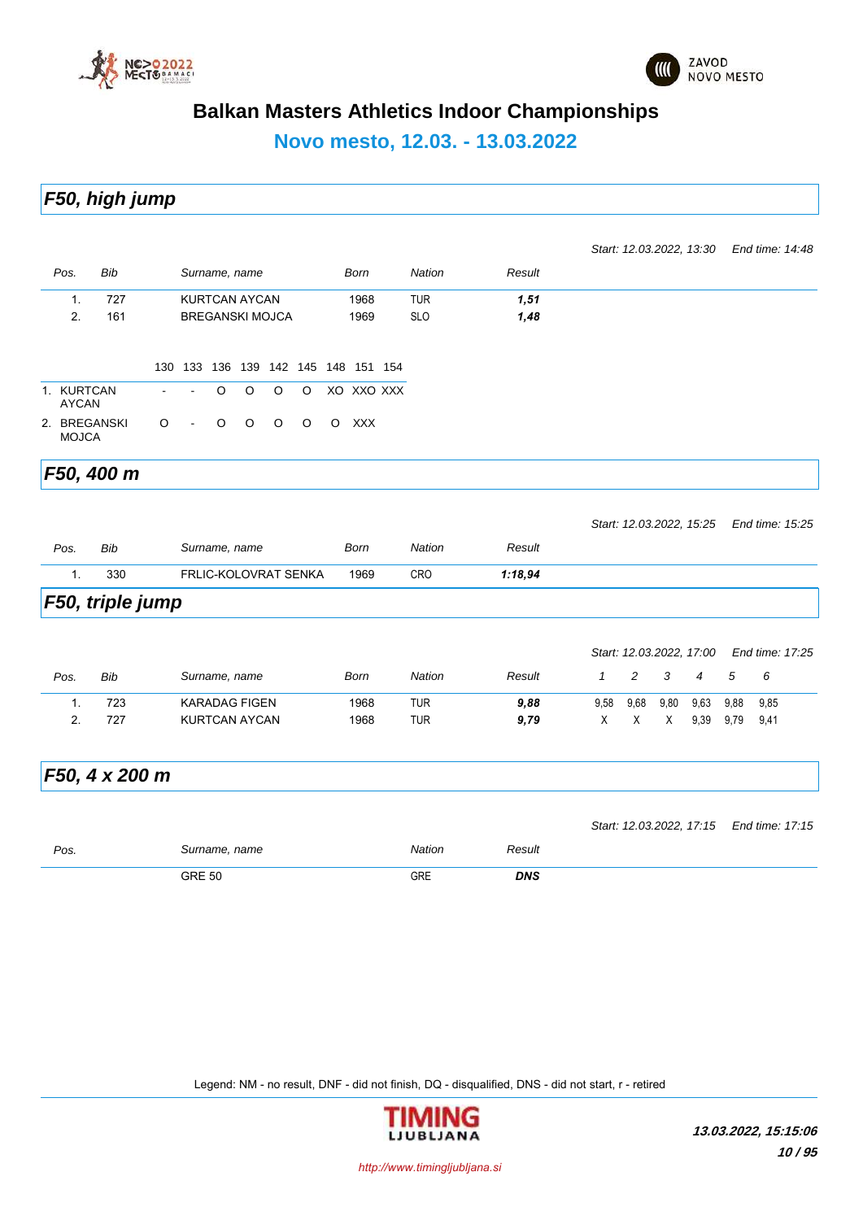# Balkan Masters Athletics Indoor Championships

## Novo mesto, 12.03. - 13.03.2022

### F50, high jump

*Start: 12.03.2022, 13:30* *End time: 14:48*

| Pos. | Bib | Surname, name | Born | Nation | Result |
|---|---|---|---|---|---|
| 1. | 727 | KURTCAN AYCAN | 1968 | TUR | ***1,51*** |
| 2. | 161 | BREGANSKI MOJCA | 1969 | SLO | ***1,48*** |

| | 130 | 133 | 136 | 139 | 142 | 145 | 148 | 151 | 154 |
|---|---|---|---|---|---|---|---|---|---|
| 1. KURTCAN AYCAN | - | - | O | O | O | O | XO | XXO | XXX |
| 2. BREGANSKI MOJCA | O | - | O | O | O | O | O | XXX | |

### F50, 400 m

*Start: 12.03.2022, 15:25* *End time: 15:25*

| Pos. | Bib | Surname, name | Born | Nation | Result |
|---|---|---|---|---|---|
| 1. | 330 | FRLIC-KOLOVRAT SENKA | 1969 | CRO | ***1:18,94*** |

### F50, triple jump

*Start: 12.03.2022, 17:00* *End time: 17:25*

| Pos. | Bib | Surname, name | Born | Nation | Result | 1 | 2 | 3 | 4 | 5 | 6 |
|---|---|---|---|---|---|---|---|---|---|---|---|
| 1. | 723 | KARADAG FIGEN | 1968 | TUR | ***9,88*** | 9,58 | 9,68 | 9,80 | 9,63 | 9,88 | 9,85 |
| 2. | 727 | KURTCAN AYCAN | 1968 | TUR | ***9,79*** | X | X | X | 9,39 | 9,79 | 9,41 |

### F50, 4 x 200 m

*Start: 12.03.2022, 17:15* *End time: 17:15*

| Pos. | Surname, name | Nation | Result |
|---|---|---|---|
| | GRE 50 | GRE | ***DNS*** |

Legend: NM - no result, DNF - did not finish, DQ - disqualified, DNS - did not start, r - retired

*http://www.timingljubljana.si*

***13.03.2022, 15:15:06***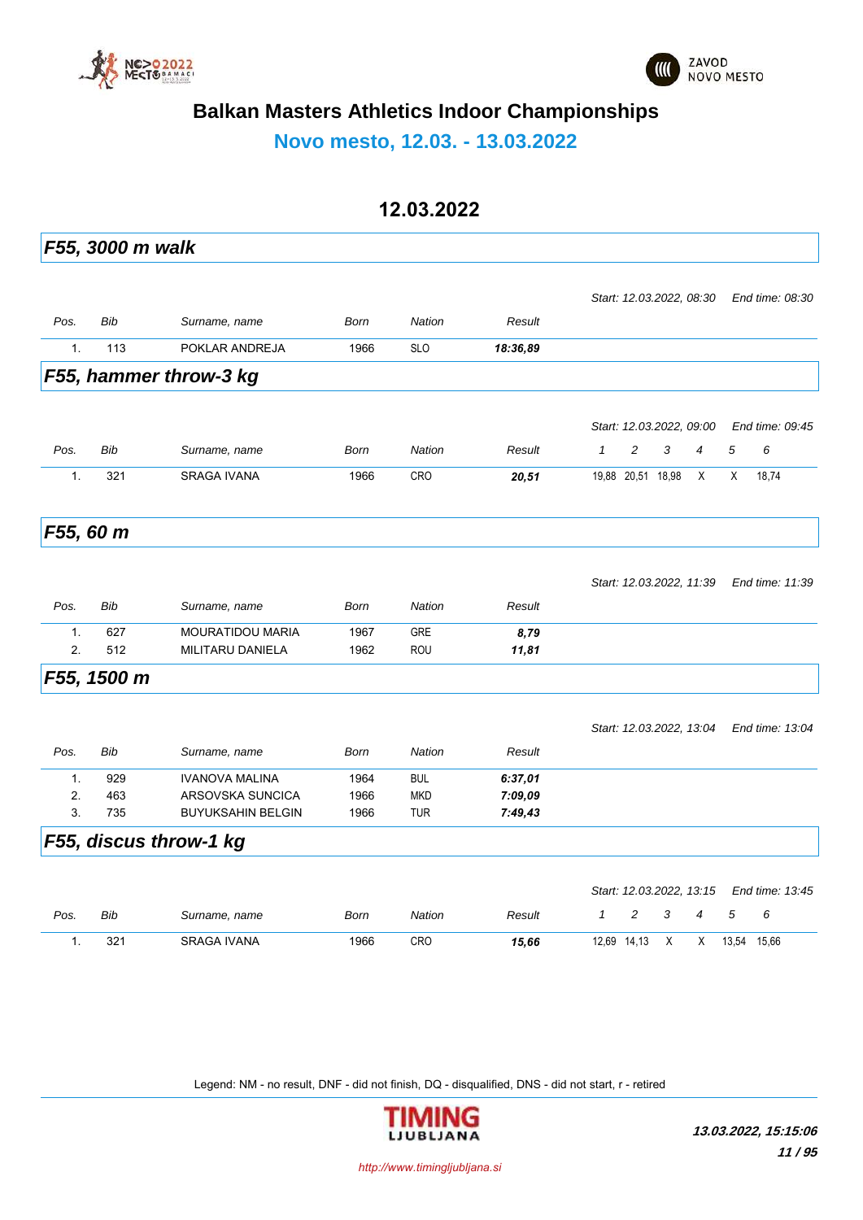# Balkan Masters Athletics Indoor Championships

## Novo mesto, 12.03. - 13.03.2022

### 12.03.2022

## *F55, 3000 m walk*

*Start: 12.03.2022, 08:30* *End time: 08:30*

| Pos. | Bib | Surname, name | Born | Nation | Result |
|---|---|---|---|---|---|
| 1. | 113 | POKLAR ANDREJA | 1966 | SLO | ***18:36,89*** |

## *F55, hammer throw-3 kg*

*Start: 12.03.2022, 09:00* *End time: 09:45*

| Pos. | Bib | Surname, name | Born | Nation | Result | 1 | 2 | 3 | 4 | 5 | 6 |
|---|---|---|---|---|---|---|---|---|---|---|---|
| 1. | 321 | SRAGA IVANA | 1966 | CRO | ***20,51*** | 19,88 | 20,51 | 18,98 | X | X | 18,74 |

## *F55, 60 m*

*Start: 12.03.2022, 11:39* *End time: 11:39*

| Pos. | Bib | Surname, name | Born | Nation | Result |
|---|---|---|---|---|---|
| 1. | 627 | MOURATIDOU MARIA | 1967 | GRE | ***8,79*** |
| 2. | 512 | MILITARU DANIELA | 1962 | ROU | ***11,81*** |

## *F55, 1500 m*

*Start: 12.03.2022, 13:04* *End time: 13:04*

| Pos. | Bib | Surname, name | Born | Nation | Result |
|---|---|---|---|---|---|
| 1. | 929 | IVANOVA MALINA | 1964 | BUL | ***6:37,01*** |
| 2. | 463 | ARSOVSKA SUNCICA | 1966 | MKD | ***7:09,09*** |
| 3. | 735 | BUYUKSAHIN BELGIN | 1966 | TUR | ***7:49,43*** |

## *F55, discus throw-1 kg*

*Start: 12.03.2022, 13:15* *End time: 13:45*

| Pos. | Bib | Surname, name | Born | Nation | Result | 1 | 2 | 3 | 4 | 5 | 6 |
|---|---|---|---|---|---|---|---|---|---|---|---|
| 1. | 321 | SRAGA IVANA | 1966 | CRO | ***15,66*** | 12,69 | 14,13 | X | X | 13,54 | 15,66 |

Legend: NM - no result, DNF - did not finish, DQ - disqualified, DNS - did not start, r - retired

*http://www.timingljubljana.si*

***13.03.2022, 15:15:06***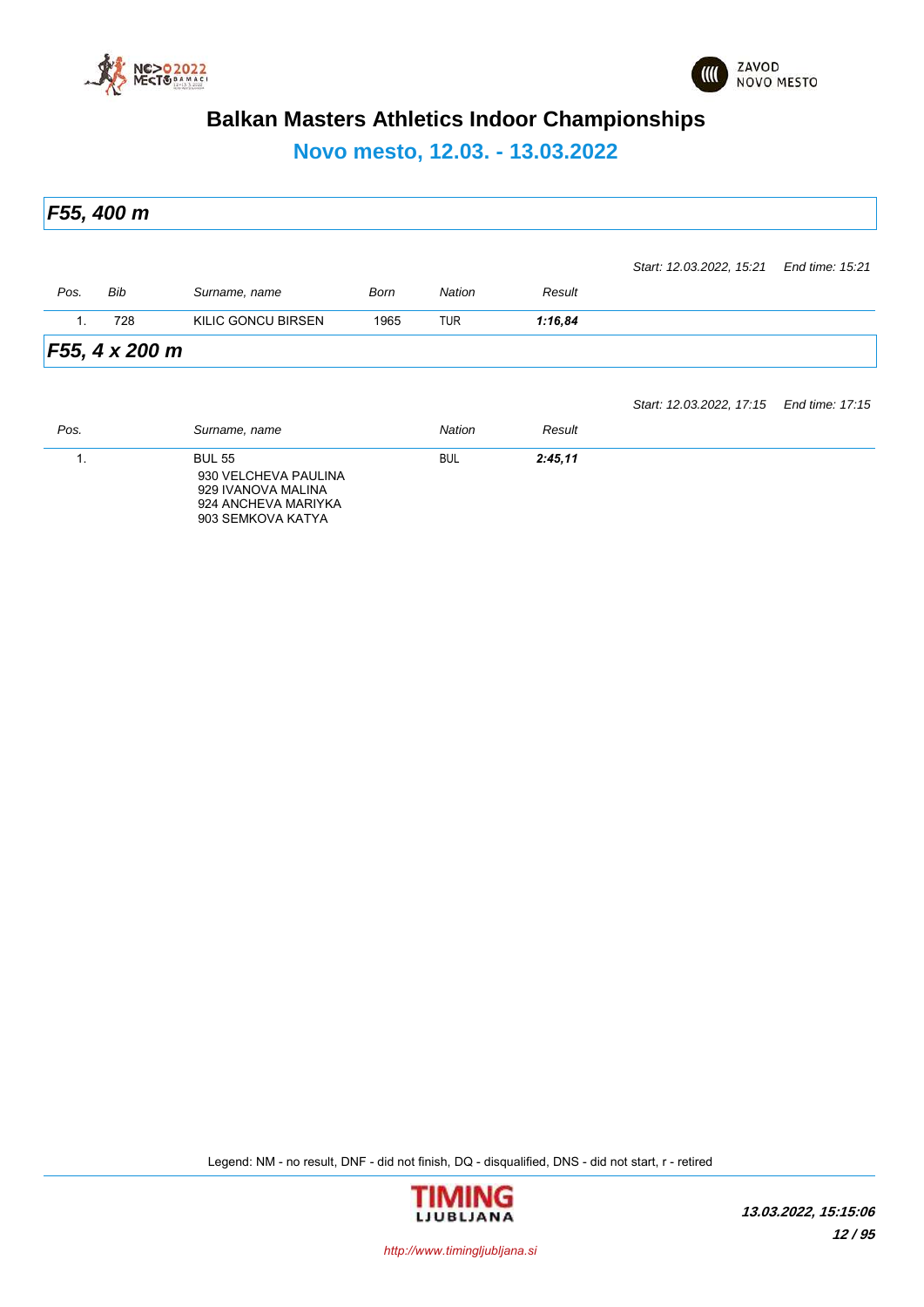# Balkan Masters Athletics Indoor Championships

## Novo mesto, 12.03. - 13.03.2022

### F55, 400 m

*Start: 12.03.2022, 15:21* *End time: 15:21*

| Pos. | Bib | Surname, name | Born | Nation | Result |
|---|---|---|---|---|---|
| 1. | 728 | KILIC GONCU BIRSEN | 1965 | TUR | **1:16,84** |

### F55, 4 x 200 m

*Start: 12.03.2022, 17:15* *End time: 17:15*

| Pos. | Surname, name | Nation | Result |
|---|---|---|---|
| 1. | BUL 55<br>930 VELCHEVA PAULINA<br>929 IVANOVA MALINA<br>924 ANCHEVA MARIYKA<br>903 SEMKOVA KATYA | BUL | **2:45,11** |

Legend: NM - no result, DNF - did not finish, DQ - disqualified, DNS - did not start, r - retired

http://www.timingljubljana.si

***13.03.2022, 15:15:06***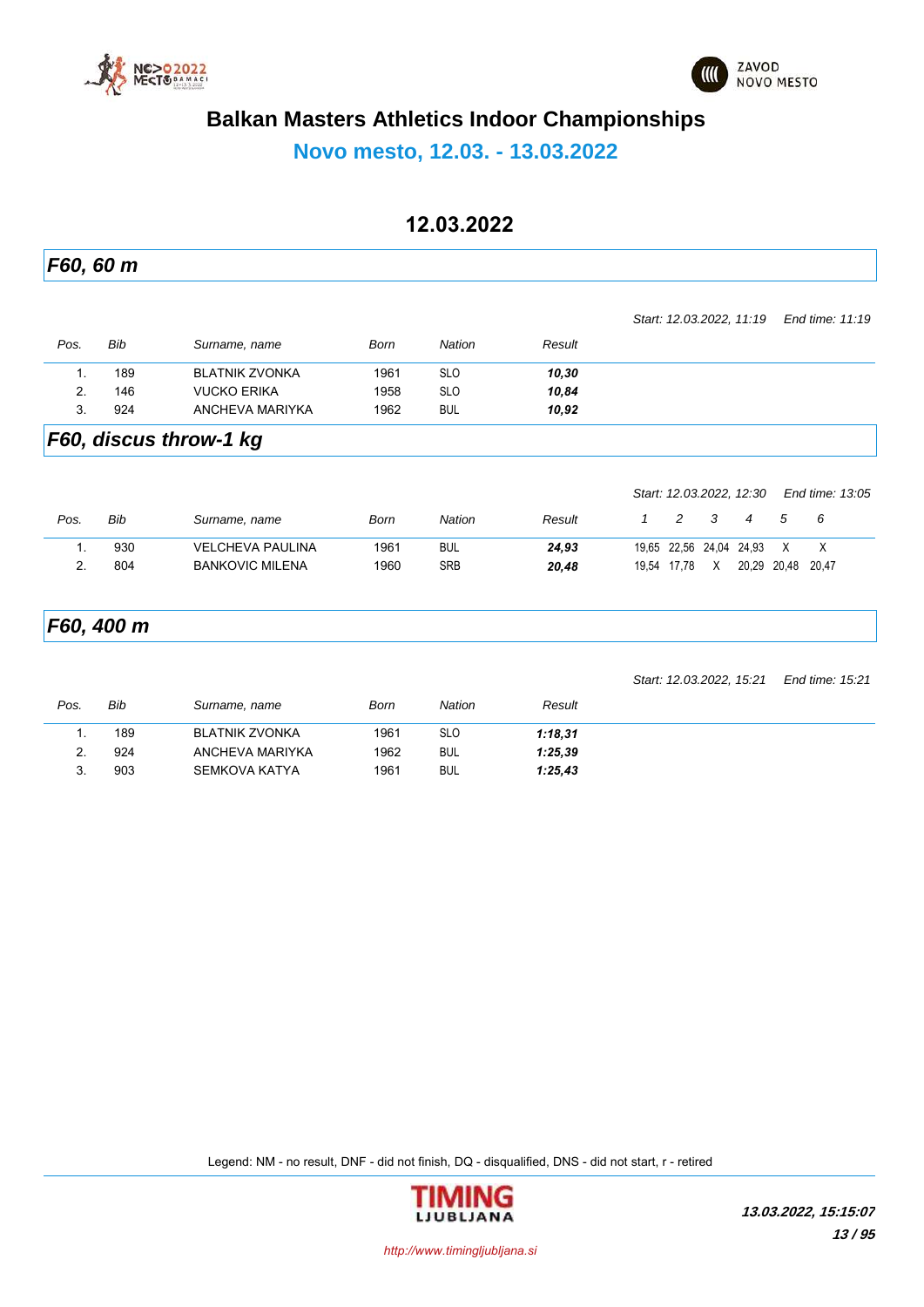# Balkan Masters Athletics Indoor Championships

## Novo mesto, 12.03. - 13.03.2022

### 12.03.2022

### *F60, 60 m*

*Start: 12.03.2022, 11:19 End time: 11:19*

| Pos. | Bib | Surname, name | Born | Nation | Result |
|---|---|---|---|---|---|
| 1. | 189 | BLATNIK ZVONKA | 1961 | SLO | ***10,30*** |
| 2. | 146 | VUCKO ERIKA | 1958 | SLO | ***10,84*** |
| 3. | 924 | ANCHEVA MARIYKA | 1962 | BUL | ***10,92*** |

### *F60, discus throw-1 kg*

*Start: 12.03.2022, 12:30 End time: 13:05*

| Pos. | Bib | Surname, name | Born | Nation | Result | 1 | 2 | 3 | 4 | 5 | 6 |
|---|---|---|---|---|---|---|---|---|---|---|---|
| 1. | 930 | VELCHEVA PAULINA | 1961 | BUL | ***24,93*** | 19,65 | 22,56 | 24,04 | 24,93 | X | X |
| 2. | 804 | BANKOVIC MILENA | 1960 | SRB | ***20,48*** | 19,54 | 17,78 | X | 20,29 | 20,48 | 20,47 |

### *F60, 400 m*

*Start: 12.03.2022, 15:21 End time: 15:21*

| Pos. | Bib | Surname, name | Born | Nation | Result |
|---|---|---|---|---|---|
| 1. | 189 | BLATNIK ZVONKA | 1961 | SLO | ***1:18,31*** |
| 2. | 924 | ANCHEVA MARIYKA | 1962 | BUL | ***1:25,39*** |
| 3. | 903 | SEMKOVA KATYA | 1961 | BUL | ***1:25,43*** |

Legend: NM - no result, DNF - did not finish, DQ - disqualified, DNS - did not start, r - retired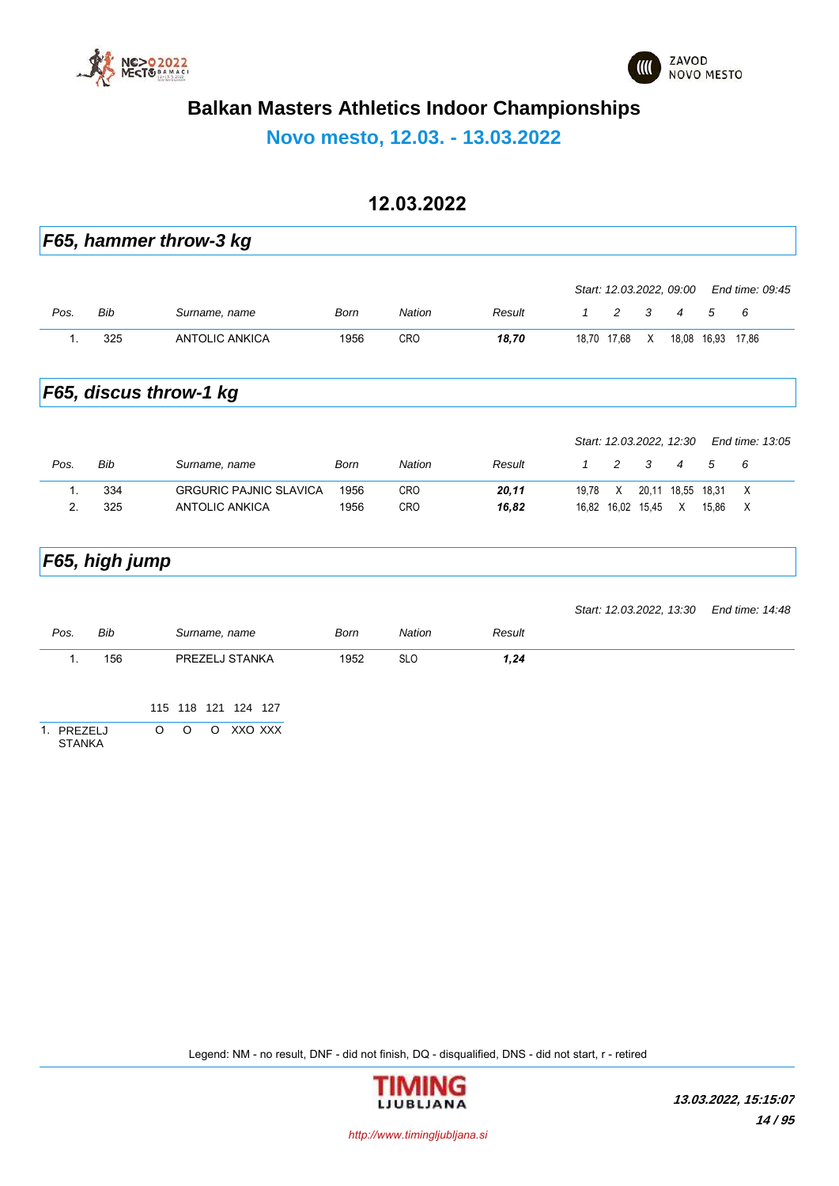# Balkan Masters Athletics Indoor Championships

## Novo mesto, 12.03. - 13.03.2022

### 12.03.2022

## F65, hammer throw-3 kg

*Start: 12.03.2022, 09:00* *End time: 09:45*

| Pos. | Bib | Surname, name | Born | Nation | Result | 1 | 2 | 3 | 4 | 5 | 6 |
|---|---|---|---|---|---|---|---|---|---|---|---|
| 1. | 325 | ANTOLIC ANKICA | 1956 | CRO | ***18,70*** | 18,70 | 17,68 | X | 18,08 | 16,93 | 17,86 |

## F65, discus throw-1 kg

*Start: 12.03.2022, 12:30* *End time: 13:05*

| Pos. | Bib | Surname, name | Born | Nation | Result | 1 | 2 | 3 | 4 | 5 | 6 |
|---|---|---|---|---|---|---|---|---|---|---|---|
| 1. | 334 | GRGURIC PAJNIC SLAVICA | 1956 | CRO | ***20,11*** | 19,78 | X | 20,11 | 18,55 | 18,31 | X |
| 2. | 325 | ANTOLIC ANKICA | 1956 | CRO | ***16,82*** | 16,82 | 16,02 | 15,45 | X | 15,86 | X |

## F65, high jump

*Start: 12.03.2022, 13:30* *End time: 14:48*

| Pos. | Bib | Surname, name | Born | Nation | Result |
|---|---|---|---|---|---|
| 1. | 156 | PREZELJ STANKA | 1952 | SLO | ***1,24*** |

| | 115 | 118 | 121 | 124 | 127 |
|---|---|---|---|---|---|
| 1. PREZELJ STANKA | O | O | O | XXO | XXX |

Legend: NM - no result, DNF - did not finish, DQ - disqualified, DNS - did not start, r - retired

*13.03.2022, 15:15:07*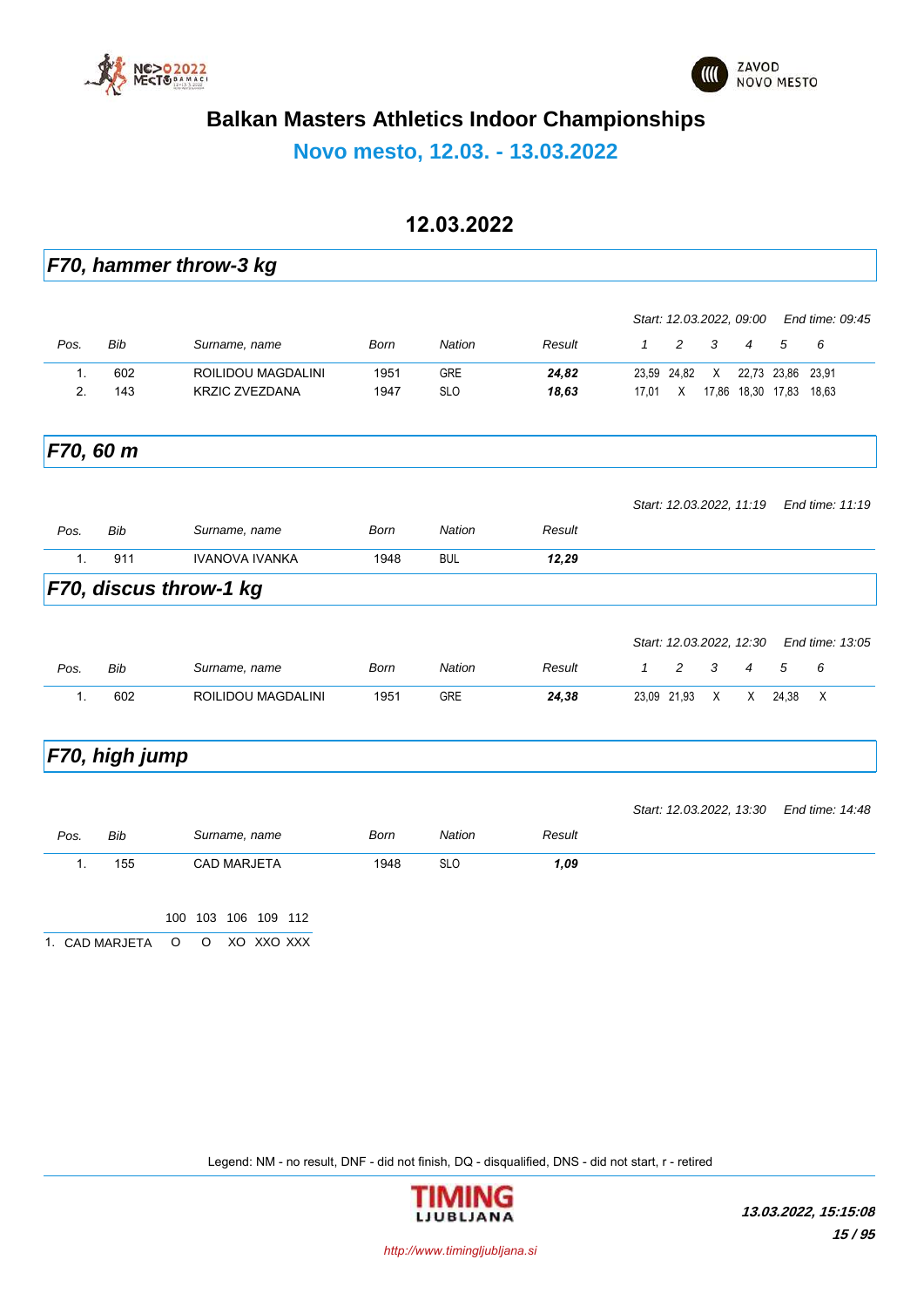# Balkan Masters Athletics Indoor Championships

## Novo mesto, 12.03. - 13.03.2022

## 12.03.2022

### F70, hammer throw-3 kg

Start: 12.03.2022, 09:00 End time: 09:45

| Pos. | Bib | Surname, name | Born | Nation | Result | 1 | 2 | 3 | 4 | 5 | 6 |
|---|---|---|---|---|---|---|---|---|---|---|---|
| 1. | 602 | ROILIDOU MAGDALINI | 1951 | GRE | ***24,82*** | 23,59 | 24,82 | X | 22,73 | 23,86 | 23,91 |
| 2. | 143 | KRZIC ZVEZDANA | 1947 | SLO | ***18,63*** | 17,01 | X | 17,86 | 18,30 | 17,83 | 18,63 |

### F70, 60 m

Start: 12.03.2022, 11:19 End time: 11:19

| Pos. | Bib | Surname, name | Born | Nation | Result |
|---|---|---|---|---|---|
| 1. | 911 | IVANOVA IVANKA | 1948 | BUL | ***12,29*** |

### F70, discus throw-1 kg

Start: 12.03.2022, 12:30 End time: 13:05

| Pos. | Bib | Surname, name | Born | Nation | Result | 1 | 2 | 3 | 4 | 5 | 6 |
|---|---|---|---|---|---|---|---|---|---|---|---|
| 1. | 602 | ROILIDOU MAGDALINI | 1951 | GRE | ***24,38*** | 23,09 | 21,93 | X | X | 24,38 | X |

### F70, high jump

Start: 12.03.2022, 13:30 End time: 14:48

| Pos. | Bib | Surname, name | Born | Nation | Result |
|---|---|---|---|---|---|
| 1. | 155 | CAD MARJETA | 1948 | SLO | ***1,09*** |

| | 100 | 103 | 106 | 109 | 112 |
|---|---|---|---|---|---|
| 1. CAD MARJETA | O | O | XO | XXO | XXX |

Legend: NM - no result, DNF - did not finish, DQ - disqualified, DNS - did not start, r - retired

***13.03.2022, 15:15:08***

http://www.timingljubljana.si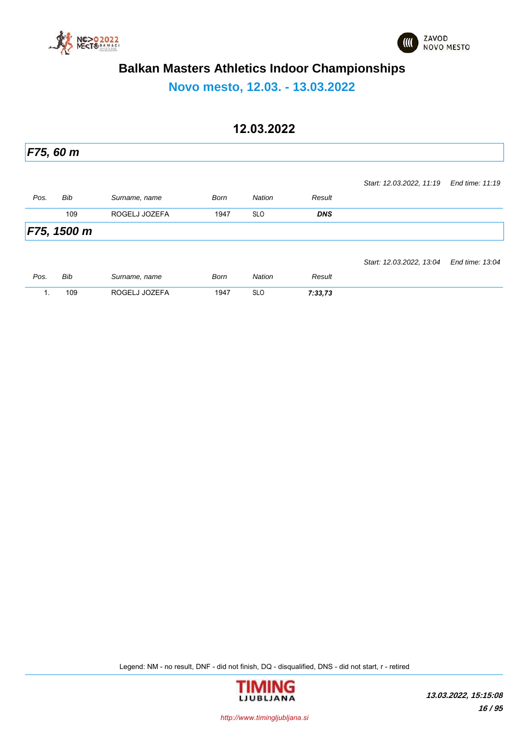# Balkan Masters Athletics Indoor Championships

## Novo mesto, 12.03. - 13.03.2022

### 12.03.2022

### *F75, 60 m*

*Start: 12.03.2022, 11:19* *End time: 11:19*

| *Pos.* | *Bib* | *Surname, name* | *Born* | *Nation* | *Result* |
|---|---|---|---|---|---|
| | 109 | ROGELJ JOZEFA | 1947 | SLO | ***DNS*** |

### *F75, 1500 m*

*Start: 12.03.2022, 13:04* *End time: 13:04*

| *Pos.* | *Bib* | *Surname, name* | *Born* | *Nation* | *Result* |
|---|---|---|---|---|---|
| 1. | 109 | ROGELJ JOZEFA | 1947 | SLO | ***7:33,73*** |

Legend: NM - no result, DNF - did not finish, DQ - disqualified, DNS - did not start, r - retired

*http://www.timingljubljana.si*

***13.03.2022, 15:15:08***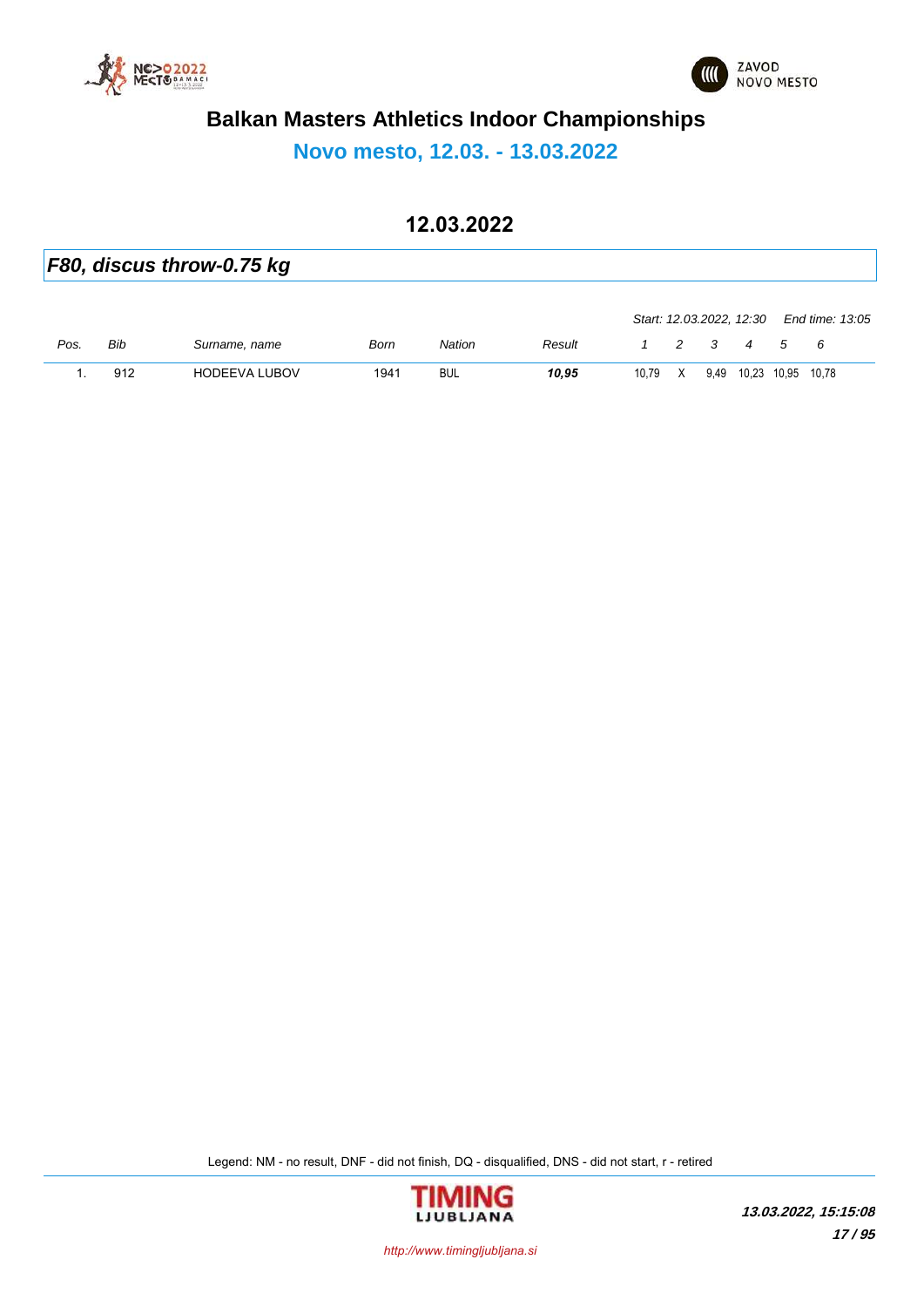# Balkan Masters Athletics Indoor Championships

## Novo mesto, 12.03. - 13.03.2022

### 12.03.2022

### *F80, discus throw-0.75 kg*

*Start: 12.03.2022, 12:30* *End time: 13:05*

| *Pos.* | *Bib* | *Surname, name* | *Born* | *Nation* | *Result* | *1* | *2* | *3* | *4* | *5* | *6* |
|---|---|---|---|---|---|---|---|---|---|---|---|
| 1. | 912 | HODEEVA LUBOV | 1941 | BUL | ***10,95*** | 10,79 | X | 9,49 | 10,23 | 10,95 | 10,78 |

Legend: NM - no result, DNF - did not finish, DQ - disqualified, DNS - did not start, r - retired

*http://www.timingljubljana.si*

***13.03.2022, 15:15:08***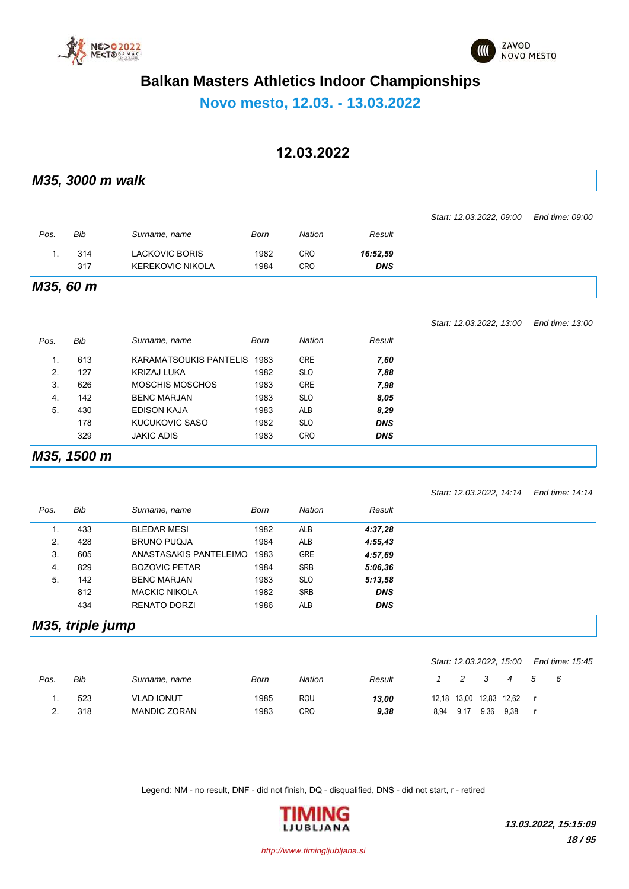# Balkan Masters Athletics Indoor Championships

## Novo mesto, 12.03. - 13.03.2022

## 12.03.2022

### M35, 3000 m walk

Start: 12.03.2022, 09:00 End time: 09:00

| Pos. | Bib | Surname, name | Born | Nation | Result |
|---|---|---|---|---|---|
| 1. | 314 | LACKOVIC BORIS | 1982 | CRO | 16:52,59 |
| | 317 | KEREKOVIC NIKOLA | 1984 | CRO | DNS |

### M35, 60 m

Start: 12.03.2022, 13:00 End time: 13:00

| Pos. | Bib | Surname, name | Born | Nation | Result |
|---|---|---|---|---|---|
| 1. | 613 | KARAMATSOUKIS PANTELIS | 1983 | GRE | 7,60 |
| 2. | 127 | KRIZAJ LUKA | 1982 | SLO | 7,88 |
| 3. | 626 | MOSCHIS MOSCHOS | 1983 | GRE | 7,98 |
| 4. | 142 | BENC MARJAN | 1983 | SLO | 8,05 |
| 5. | 430 | EDISON KAJA | 1983 | ALB | 8,29 |
| | 178 | KUCUKOVIC SASO | 1982 | SLO | DNS |
| | 329 | JAKIC ADIS | 1983 | CRO | DNS |

### M35, 1500 m

Start: 12.03.2022, 14:14 End time: 14:14

| Pos. | Bib | Surname, name | Born | Nation | Result |
|---|---|---|---|---|---|
| 1. | 433 | BLEDAR MESI | 1982 | ALB | 4:37,28 |
| 2. | 428 | BRUNO PUQJA | 1984 | ALB | 4:55,43 |
| 3. | 605 | ANASTASAKIS PANTELEIMO | 1983 | GRE | 4:57,69 |
| 4. | 829 | BOZOVIC PETAR | 1984 | SRB | 5:06,36 |
| 5. | 142 | BENC MARJAN | 1983 | SLO | 5:13,58 |
| | 812 | MACKIC NIKOLA | 1982 | SRB | DNS |
| | 434 | RENATO DORZI | 1986 | ALB | DNS |

### M35, triple jump

Start: 12.03.2022, 15:00 End time: 15:45

| Pos. | Bib | Surname, name | Born | Nation | Result | 1 | 2 | 3 | 4 | 5 | 6 |
|---|---|---|---|---|---|---|---|---|---|---|---|
| 1. | 523 | VLAD IONUT | 1985 | ROU | 13,00 | 12,18 | 13,00 | 12,83 | 12,62 | r | |
| 2. | 318 | MANDIC ZORAN | 1983 | CRO | 9,38 | 8,94 | 9,17 | 9,36 | 9,38 | r | |

Legend: NM - no result, DNF - did not finish, DQ - disqualified, DNS - did not start, r - retired

13.03.2022, 15:15:09

http://www.timingljubljana.si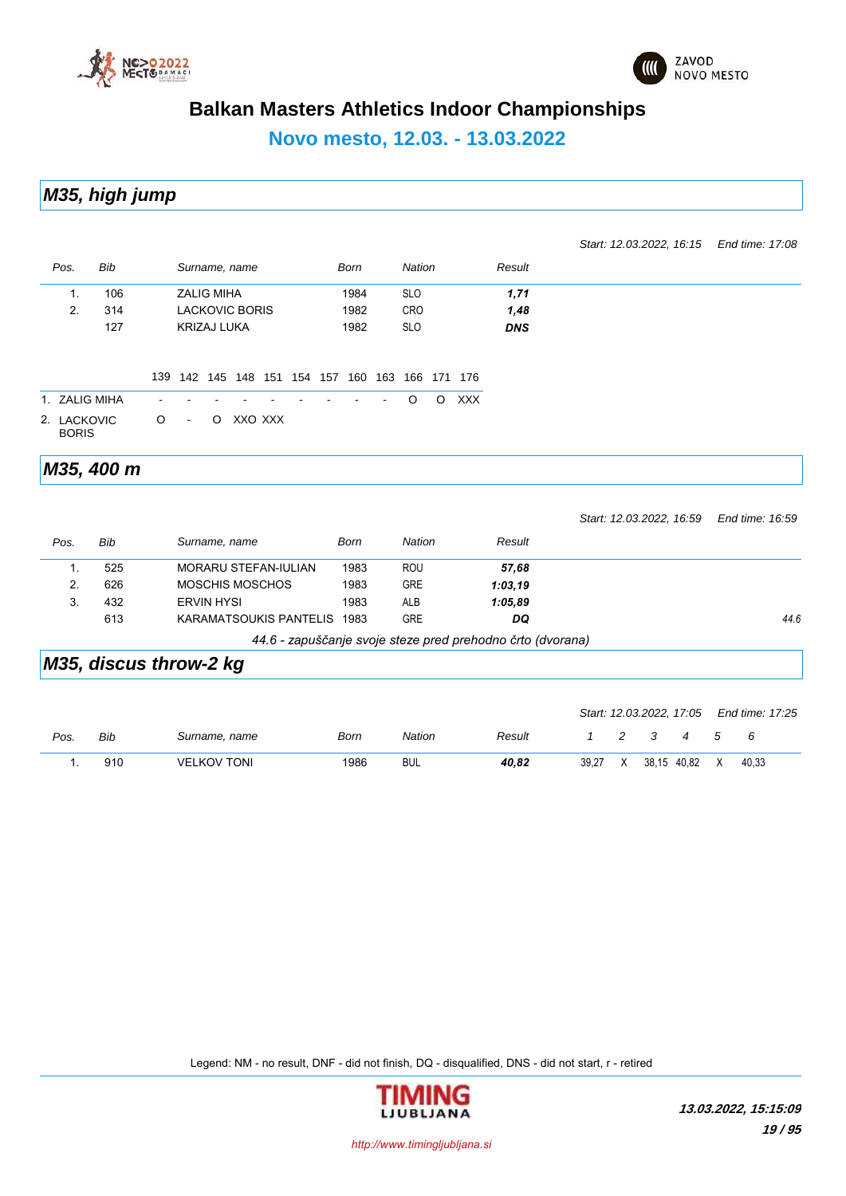# Balkan Masters Athletics Indoor Championships

## Novo mesto, 12.03. - 13.03.2022

## M35, high jump

*Start: 12.03.2022, 16:15  End time: 17:08*

| Pos. | Bib | Surname, name | Born | Nation | Result |
|---|---|---|---|---|---|
| 1. | 106 | ZALIG MIHA | 1984 | SLO | ***1,71*** |
| 2. | 314 | LACKOVIC BORIS | 1982 | CRO | ***1,48*** |
| | 127 | KRIZAJ LUKA | 1982 | SLO | ***DNS*** |

| | 139 | 142 | 145 | 148 | 151 | 154 | 157 | 160 | 163 | 166 | 171 | 176 |
|---|---|---|---|---|---|---|---|---|---|---|---|---|
| 1. ZALIG MIHA | - | - | - | - | - | - | - | - | - | O | O | XXX |
| 2. LACKOVIC BORIS | O | - | O | XXO | XXX | | | | | | | |

## M35, 400 m

*Start: 12.03.2022, 16:59  End time: 16:59*

| Pos. | Bib | Surname, name | Born | Nation | Result | |
|---|---|---|---|---|---|---|
| 1. | 525 | MORARU STEFAN-IULIAN | 1983 | ROU | ***57,68*** | |
| 2. | 626 | MOSCHIS MOSCHOS | 1983 | GRE | ***1:03,19*** | |
| 3. | 432 | ERVIN HYSI | 1983 | ALB | ***1:05,89*** | |
| | 613 | KARAMATSOUKIS PANTELIS | 1983 | GRE | ***DQ*** | *44.6* |

*44.6 - zapuščanje svoje steze pred prehodno črto (dvorana)*

## M35, discus throw-2 kg

*Start: 12.03.2022, 17:05  End time: 17:25*

| Pos. | Bib | Surname, name | Born | Nation | Result | 1 | 2 | 3 | 4 | 5 | 6 |
|---|---|---|---|---|---|---|---|---|---|---|---|
| 1. | 910 | VELKOV TONI | 1986 | BUL | ***40,82*** | 39,27 | X | 38,15 | 40,82 | X | 40,33 |

Legend: NM - no result, DNF - did not finish, DQ - disqualified, DNS - did not start, r - retired

*13.03.2022, 15:15:09*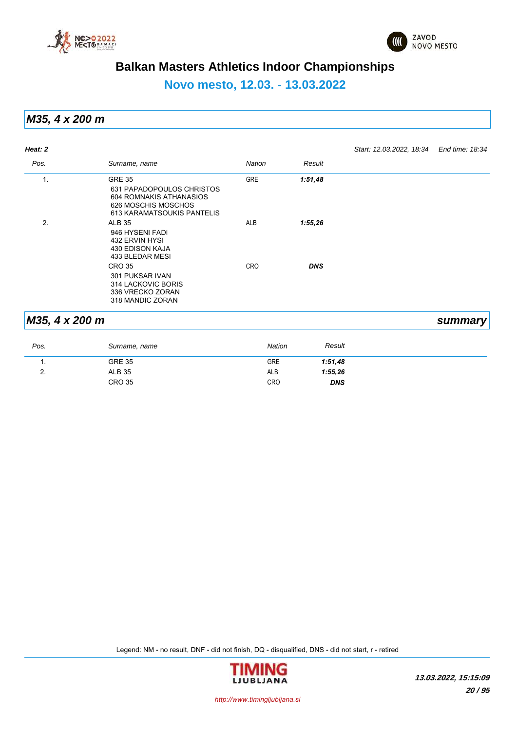# Balkan Masters Athletics Indoor Championships

## Novo mesto, 12.03. - 13.03.2022

## *M35, 4 x 200 m*

***Heat: 2*** *Start: 12.03.2022, 18:34* *End time: 18:34*

| Pos. | Surname, name | Nation | Result |
|---|---|---|---|
| 1. | GRE 35<br>631 PAPADOPOULOS CHRISTOS<br>604 ROMNAKIS ATHANASIOS<br>626 MOSCHIS MOSCHOS<br>613 KARAMATSOUKIS PANTELIS | GRE | ***1:51,48*** |
| 2. | ALB 35<br>946 HYSENI FADI<br>432 ERVIN HYSI<br>430 EDISON KAJA<br>433 BLEDAR MESI | ALB | ***1:55,26*** |
| | CRO 35<br>301 PUKSAR IVAN<br>314 LACKOVIC BORIS<br>336 VRECKO ZORAN<br>318 MANDIC ZORAN | CRO | ***DNS*** |

## *M35, 4 x 200 m* *summary*

| Pos. | Surname, name | Nation | Result |
|---|---|---|---|
| 1. | GRE 35 | GRE | ***1:51,48*** |
| 2. | ALB 35 | ALB | ***1:55,26*** |
| | CRO 35 | CRO | ***DNS*** |

Legend: NM - no result, DNF - did not finish, DQ - disqualified, DNS - did not start, r - retired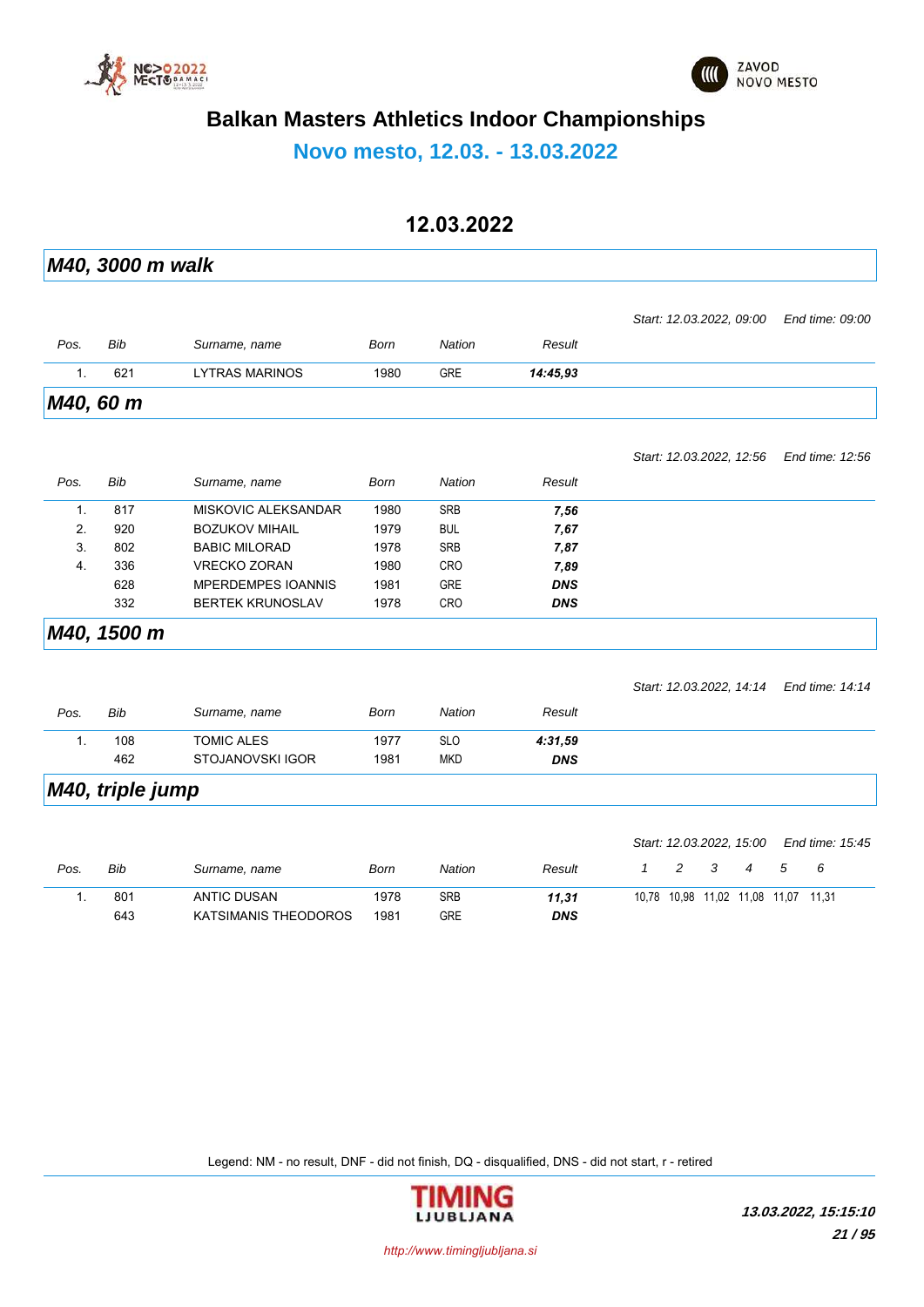# Balkan Masters Athletics Indoor Championships

## Novo mesto, 12.03. - 13.03.2022

## 12.03.2022

### M40, 3000 m walk

*Start: 12.03.2022, 09:00 End time: 09:00*

| Pos. | Bib | Surname, name | Born | Nation | Result |
|---|---|---|---|---|---|
| 1. | 621 | LYTRAS MARINOS | 1980 | GRE | **14:45,93** |

### M40, 60 m

*Start: 12.03.2022, 12:56 End time: 12:56*

| Pos. | Bib | Surname, name | Born | Nation | Result |
|---|---|---|---|---|---|
| 1. | 817 | MISKOVIC ALEKSANDAR | 1980 | SRB | **7,56** |
| 2. | 920 | BOZUKOV MIHAIL | 1979 | BUL | **7,67** |
| 3. | 802 | BABIC MILORAD | 1978 | SRB | **7,87** |
| 4. | 336 | VRECKO ZORAN | 1980 | CRO | **7,89** |
| | 628 | MPERDEMPES IOANNIS | 1981 | GRE | **DNS** |
| | 332 | BERTEK KRUNOSLAV | 1978 | CRO | **DNS** |

### M40, 1500 m

*Start: 12.03.2022, 14:14 End time: 14:14*

| Pos. | Bib | Surname, name | Born | Nation | Result |
|---|---|---|---|---|---|
| 1. | 108 | TOMIC ALES | 1977 | SLO | **4:31,59** |
| | 462 | STOJANOVSKI IGOR | 1981 | MKD | **DNS** |

### M40, triple jump

*Start: 12.03.2022, 15:00 End time: 15:45*

| Pos. | Bib | Surname, name | Born | Nation | Result | 1 | 2 | 3 | 4 | 5 | 6 |
|---|---|---|---|---|---|---|---|---|---|---|---|
| 1. | 801 | ANTIC DUSAN | 1978 | SRB | **11,31** | 10,78 | 10,98 | 11,02 | 11,08 | 11,07 | 11,31 |
| | 643 | KATSIMANIS THEODOROS | 1981 | GRE | **DNS** | | | | | | |

Legend: NM - no result, DNF - did not finish, DQ - disqualified, DNS - did not start, r - retired

http://www.timingljubljana.si

***13.03.2022, 15:15:10***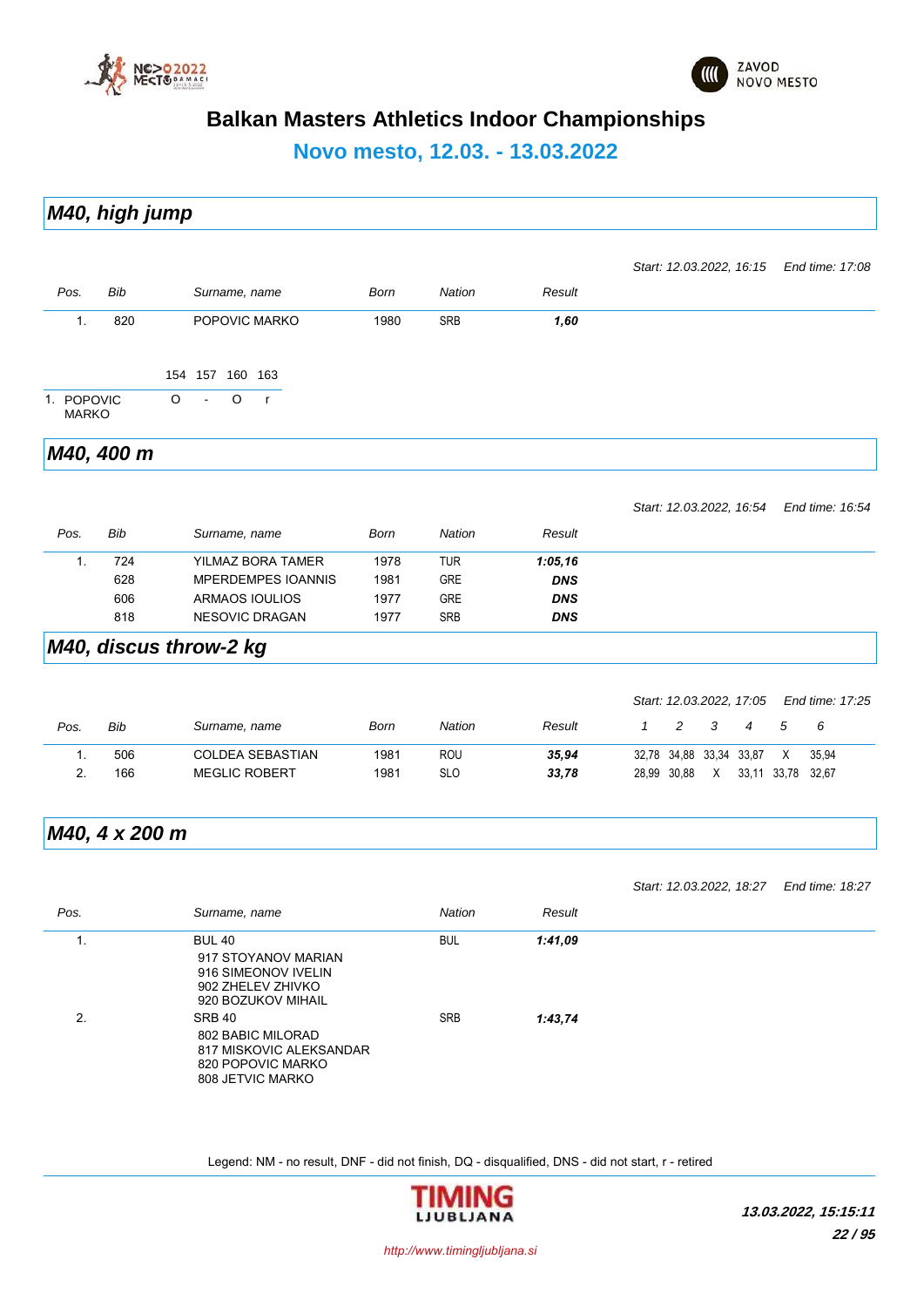# Balkan Masters Athletics Indoor Championships

## Novo mesto, 12.03. - 13.03.2022

### M40, high jump

*Start: 12.03.2022, 16:15 End time: 17:08*

| Pos. | Bib | Surname, name | Born | Nation | Result |
|---|---|---|---|---|---|
| 1. | 820 | POPOVIC MARKO | 1980 | SRB | ***1,60*** |

| | 154 | 157 | 160 | 163 |
|---|---|---|---|---|
| 1. POPOVIC MARKO | O | - | O | r |

### M40, 400 m

*Start: 12.03.2022, 16:54 End time: 16:54*

| Pos. | Bib | Surname, name | Born | Nation | Result |
|---|---|---|---|---|---|
| 1. | 724 | YILMAZ BORA TAMER | 1978 | TUR | ***1:05,16*** |
| | 628 | MPERDEMPES IOANNIS | 1981 | GRE | ***DNS*** |
| | 606 | ARMAOS IOULIOS | 1977 | GRE | ***DNS*** |
| | 818 | NESOVIC DRAGAN | 1977 | SRB | ***DNS*** |

### M40, discus throw-2 kg

*Start: 12.03.2022, 17:05 End time: 17:25*

| Pos. | Bib | Surname, name | Born | Nation | Result | 1 | 2 | 3 | 4 | 5 | 6 |
|---|---|---|---|---|---|---|---|---|---|---|---|
| 1. | 506 | COLDEA SEBASTIAN | 1981 | ROU | ***35,94*** | 32,78 | 34,88 | 33,34 | 33,87 | X | 35,94 |
| 2. | 166 | MEGLIC ROBERT | 1981 | SLO | ***33,78*** | 28,99 | 30,88 | X | 33,11 | 33,78 | 32,67 |

### M40, 4 x 200 m

*Start: 12.03.2022, 18:27 End time: 18:27*

| Pos. | Surname, name | Nation | Result |
|---|---|---|---|
| 1. | BUL 40<br>917 STOYANOV MARIAN<br>916 SIMEONOV IVELIN<br>902 ZHELEV ZHIVKO<br>920 BOZUKOV MIHAIL | BUL | ***1:41,09*** |
| 2. | SRB 40<br>802 BABIC MILORAD<br>817 MISKOVIC ALEKSANDAR<br>820 POPOVIC MARKO<br>808 JETVIC MARKO | SRB | ***1:43,74*** |

Legend: NM - no result, DNF - did not finish, DQ - disqualified, DNS - did not start, r - retired

***13.03.2022, 15:15:11***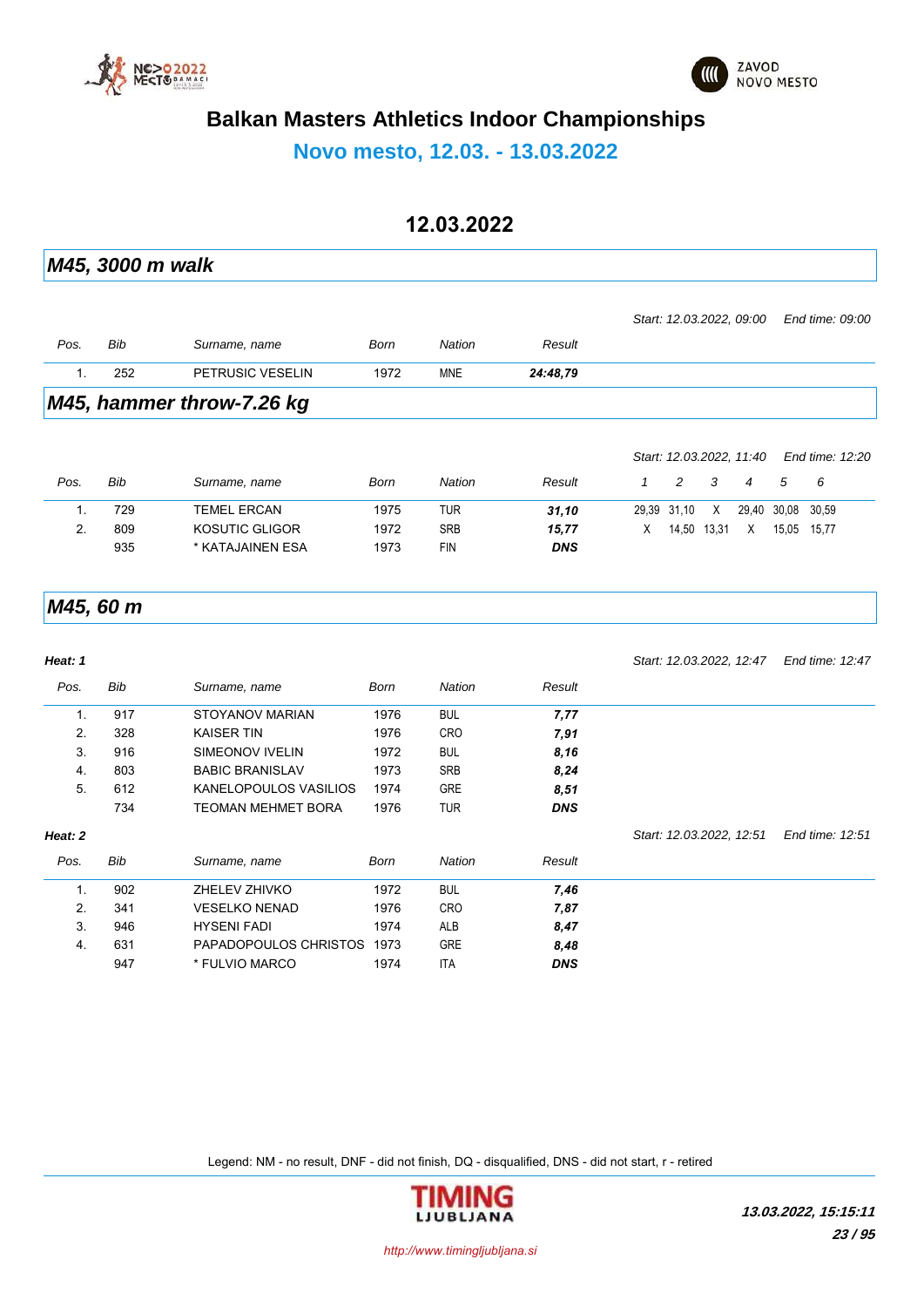# Balkan Masters Athletics Indoor Championships

## Novo mesto, 12.03. - 13.03.2022

## 12.03.2022

### M45, 3000 m walk

*Start: 12.03.2022, 09:00* *End time: 09:00*

| Pos. | Bib | Surname, name | Born | Nation | Result |
|---|---|---|---|---|---|
| 1. | 252 | PETRUSIC VESELIN | 1972 | MNE | ***24:48,79*** |

### M45, hammer throw-7.26 kg

*Start: 12.03.2022, 11:40* *End time: 12:20*

| Pos. | Bib | Surname, name | Born | Nation | Result | 1 | 2 | 3 | 4 | 5 | 6 |
|---|---|---|---|---|---|---|---|---|---|---|---|
| 1. | 729 | TEMEL ERCAN | 1975 | TUR | ***31,10*** | 29,39 | 31,10 | X | 29,40 | 30,08 | 30,59 |
| 2. | 809 | KOSUTIC GLIGOR | 1972 | SRB | ***15,77*** | X | 14,50 | 13,31 | X | 15,05 | 15,77 |
| | 935 | * KATAJAINEN ESA | 1973 | FIN | ***DNS*** | | | | | | |

### M45, 60 m

***Heat: 1*** *Start: 12.03.2022, 12:47* *End time: 12:47*

| Pos. | Bib | Surname, name | Born | Nation | Result |
|---|---|---|---|---|---|
| 1. | 917 | STOYANOV MARIAN | 1976 | BUL | ***7,77*** |
| 2. | 328 | KAISER TIN | 1976 | CRO | ***7,91*** |
| 3. | 916 | SIMEONOV IVELIN | 1972 | BUL | ***8,16*** |
| 4. | 803 | BABIC BRANISLAV | 1973 | SRB | ***8,24*** |
| 5. | 612 | KANELOPOULOS VASILIOS | 1974 | GRE | ***8,51*** |
| | 734 | TEOMAN MEHMET BORA | 1976 | TUR | ***DNS*** |

***Heat: 2*** *Start: 12.03.2022, 12:51* *End time: 12:51*

| Pos. | Bib | Surname, name | Born | Nation | Result |
|---|---|---|---|---|---|
| 1. | 902 | ZHELEV ZHIVKO | 1972 | BUL | ***7,46*** |
| 2. | 341 | VESELKO NENAD | 1976 | CRO | ***7,87*** |
| 3. | 946 | HYSENI FADI | 1974 | ALB | ***8,47*** |
| 4. | 631 | PAPADOPOULOS CHRISTOS | 1973 | GRE | ***8,48*** |
| | 947 | * FULVIO MARCO | 1974 | ITA | ***DNS*** |

Legend: NM - no result, DNF - did not finish, DQ - disqualified, DNS - did not start, r - retired

***13.03.2022, 15:15:11***

*http://www.timingljubljana.si*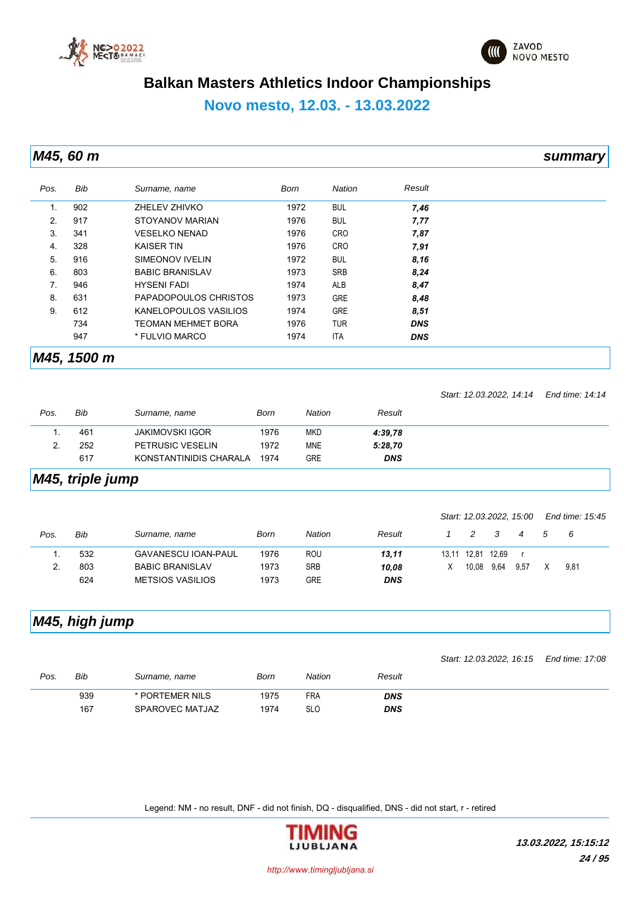# Balkan Masters Athletics Indoor Championships

## Novo mesto, 12.03. - 13.03.2022

### M45, 60 m *summary*

| Pos. | Bib | Surname, name | Born | Nation | Result |
|---|---|---|---|---|---|
| 1. | 902 | ZHELEV ZHIVKO | 1972 | BUL | ***7,46*** |
| 2. | 917 | STOYANOV MARIAN | 1976 | BUL | ***7,77*** |
| 3. | 341 | VESELKO NENAD | 1976 | CRO | ***7,87*** |
| 4. | 328 | KAISER TIN | 1976 | CRO | ***7,91*** |
| 5. | 916 | SIMEONOV IVELIN | 1972 | BUL | ***8,16*** |
| 6. | 803 | BABIC BRANISLAV | 1973 | SRB | ***8,24*** |
| 7. | 946 | HYSENI FADI | 1974 | ALB | ***8,47*** |
| 8. | 631 | PAPADOPOULOS CHRISTOS | 1973 | GRE | ***8,48*** |
| 9. | 612 | KANELOPOULOS VASILIOS | 1974 | GRE | ***8,51*** |
| | 734 | TEOMAN MEHMET BORA | 1976 | TUR | ***DNS*** |
| | 947 | * FULVIO MARCO | 1974 | ITA | ***DNS*** |

### M45, 1500 m

*Start: 12.03.2022, 14:14 End time: 14:14*

| Pos. | Bib | Surname, name | Born | Nation | Result |
|---|---|---|---|---|---|
| 1. | 461 | JAKIMOVSKI IGOR | 1976 | MKD | ***4:39,78*** |
| 2. | 252 | PETRUSIC VESELIN | 1972 | MNE | ***5:28,70*** |
| | 617 | KONSTANTINIDIS CHARALA | 1974 | GRE | ***DNS*** |

### M45, triple jump

*Start: 12.03.2022, 15:00 End time: 15:45*

| Pos. | Bib | Surname, name | Born | Nation | Result | 1 | 2 | 3 | 4 | 5 | 6 |
|---|---|---|---|---|---|---|---|---|---|---|---|
| 1. | 532 | GAVANESCU IOAN-PAUL | 1976 | ROU | ***13,11*** | 13,11 | 12,81 | 12,69 | r | | |
| 2. | 803 | BABIC BRANISLAV | 1973 | SRB | ***10,08*** | X | 10,08 | 9,64 | 9,57 | X | 9,81 |
| | 624 | METSIOS VASILIOS | 1973 | GRE | ***DNS*** | | | | | | |

### M45, high jump

*Start: 12.03.2022, 16:15 End time: 17:08*

| Pos. | Bib | Surname, name | Born | Nation | Result |
|---|---|---|---|---|---|
| | 939 | * PORTEMER NILS | 1975 | FRA | ***DNS*** |
| | 167 | SPAROVEC MATJAZ | 1974 | SLO | ***DNS*** |

Legend: NM - no result, DNF - did not finish, DQ - disqualified, DNS - did not start, r - retired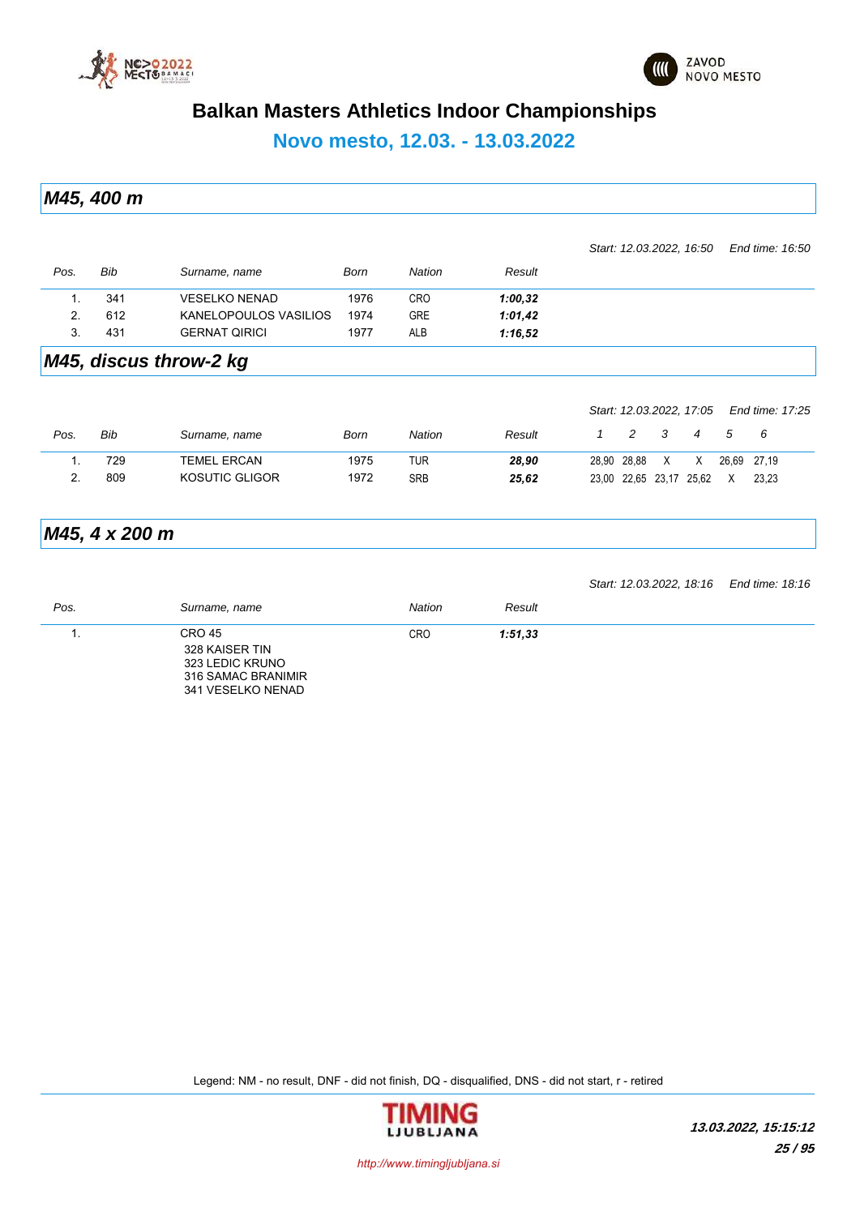# Balkan Masters Athletics Indoor Championships

## Novo mesto, 12.03. - 13.03.2022

### *M45, 400 m*

*Start: 12.03.2022, 16:50* *End time: 16:50*

| Pos. | Bib | Surname, name | Born | Nation | Result |
|---|---|---|---|---|---|
| 1. | 341 | VESELKO NENAD | 1976 | CRO | ***1:00,32*** |
| 2. | 612 | KANELOPOULOS VASILIOS | 1974 | GRE | ***1:01,42*** |
| 3. | 431 | GERNAT QIRICI | 1977 | ALB | ***1:16,52*** |

### *M45, discus throw-2 kg*

*Start: 12.03.2022, 17:05* *End time: 17:25*

| Pos. | Bib | Surname, name | Born | Nation | Result | 1 | 2 | 3 | 4 | 5 | 6 |
|---|---|---|---|---|---|---|---|---|---|---|---|
| 1. | 729 | TEMEL ERCAN | 1975 | TUR | ***28,90*** | 28,90 | 28,88 | X | X | 26,69 | 27,19 |
| 2. | 809 | KOSUTIC GLIGOR | 1972 | SRB | ***25,62*** | 23,00 | 22,65 | 23,17 | 25,62 | X | 23,23 |

### *M45, 4 x 200 m*

*Start: 12.03.2022, 18:16* *End time: 18:16*

| Pos. | Surname, name | Nation | Result |
|---|---|---|---|
| 1. | CRO 45<br>328 KAISER TIN<br>323 LEDIC KRUNO<br>316 SAMAC BRANIMIR<br>341 VESELKO NENAD | CRO | ***1:51,33*** |

Legend: NM - no result, DNF - did not finish, DQ - disqualified, DNS - did not start, r - retired

*13.03.2022, 15:15:12*

*http://www.timingljubljana.si*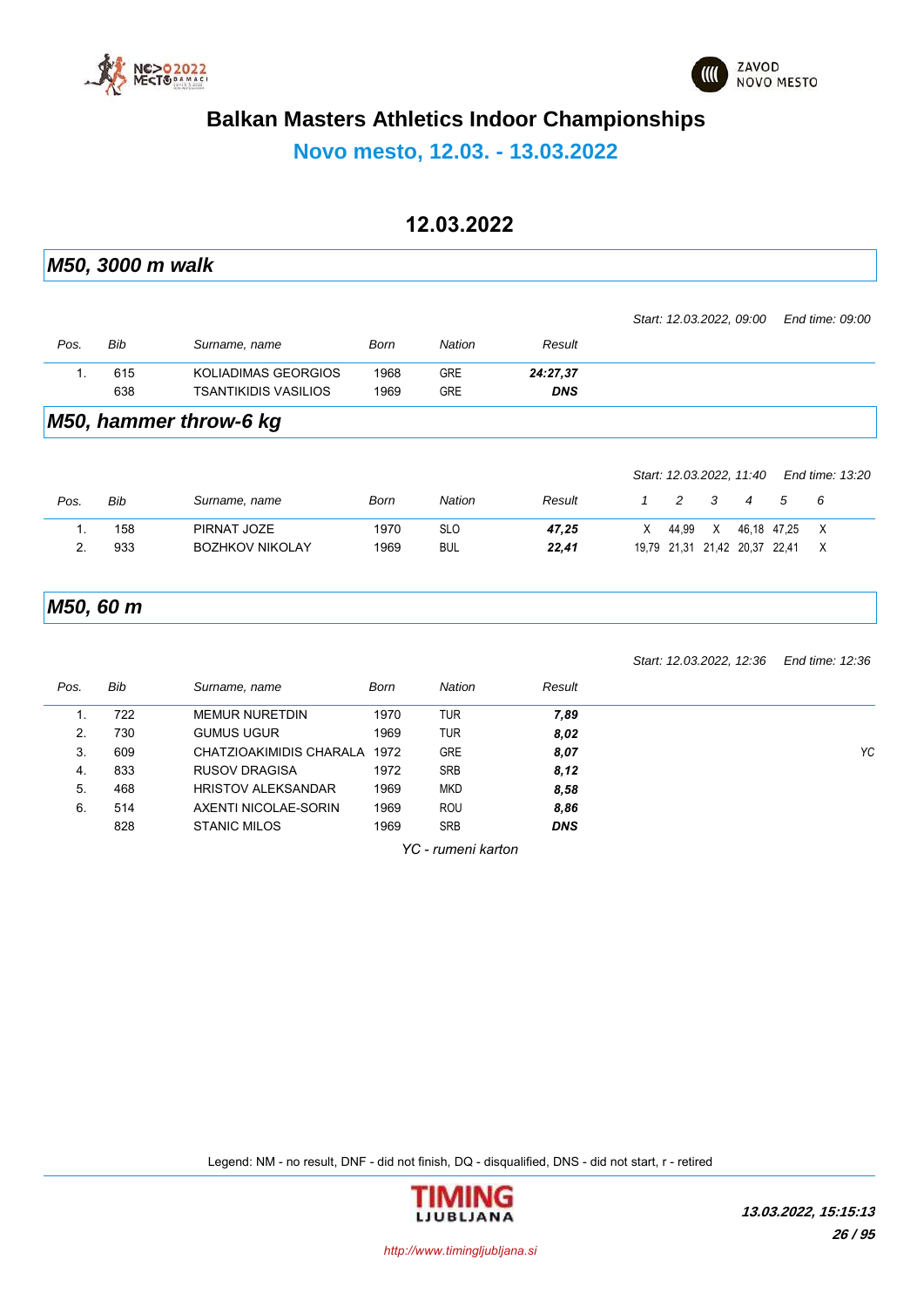# Balkan Masters Athletics Indoor Championships

## Novo mesto, 12.03. - 13.03.2022

### 12.03.2022

## *M50, 3000 m walk*

*Start: 12.03.2022, 09:00* *End time: 09:00*

| Pos. | Bib | Surname, name | Born | Nation | Result |
|---|---|---|---|---|---|
| 1. | 615 | KOLIADIMAS GEORGIOS | 1968 | GRE | ***24:27,37*** |
| | 638 | TSANTIKIDIS VASILIOS | 1969 | GRE | ***DNS*** |

## *M50, hammer throw-6 kg*

*Start: 12.03.2022, 11:40* *End time: 13:20*

| Pos. | Bib | Surname, name | Born | Nation | Result | 1 | 2 | 3 | 4 | 5 | 6 |
|---|---|---|---|---|---|---|---|---|---|---|---|
| 1. | 158 | PIRNAT JOZE | 1970 | SLO | ***47,25*** | X | 44,99 | X | 46,18 | 47,25 | X |
| 2. | 933 | BOZHKOV NIKOLAY | 1969 | BUL | ***22,41*** | 19,79 | 21,31 | 21,42 | 20,37 | 22,41 | X |

## *M50, 60 m*

*Start: 12.03.2022, 12:36* *End time: 12:36*

| Pos. | Bib | Surname, name | Born | Nation | Result | |
|---|---|---|---|---|---|---|
| 1. | 722 | MEMUR NURETDIN | 1970 | TUR | ***7,89*** | |
| 2. | 730 | GUMUS UGUR | 1969 | TUR | ***8,02*** | |
| 3. | 609 | CHATZIOAKIMIDIS CHARALA | 1972 | GRE | ***8,07*** | *YC* |
| 4. | 833 | RUSOV DRAGISA | 1972 | SRB | ***8,12*** | |
| 5. | 468 | HRISTOV ALEKSANDAR | 1969 | MKD | ***8,58*** | |
| 6. | 514 | AXENTI NICOLAE-SORIN | 1969 | ROU | ***8,86*** | |
| | 828 | STANIC MILOS | 1969 | SRB | ***DNS*** | |

*YC - rumeni karton*

Legend: NM - no result, DNF - did not finish, DQ - disqualified, DNS - did not start, r - retired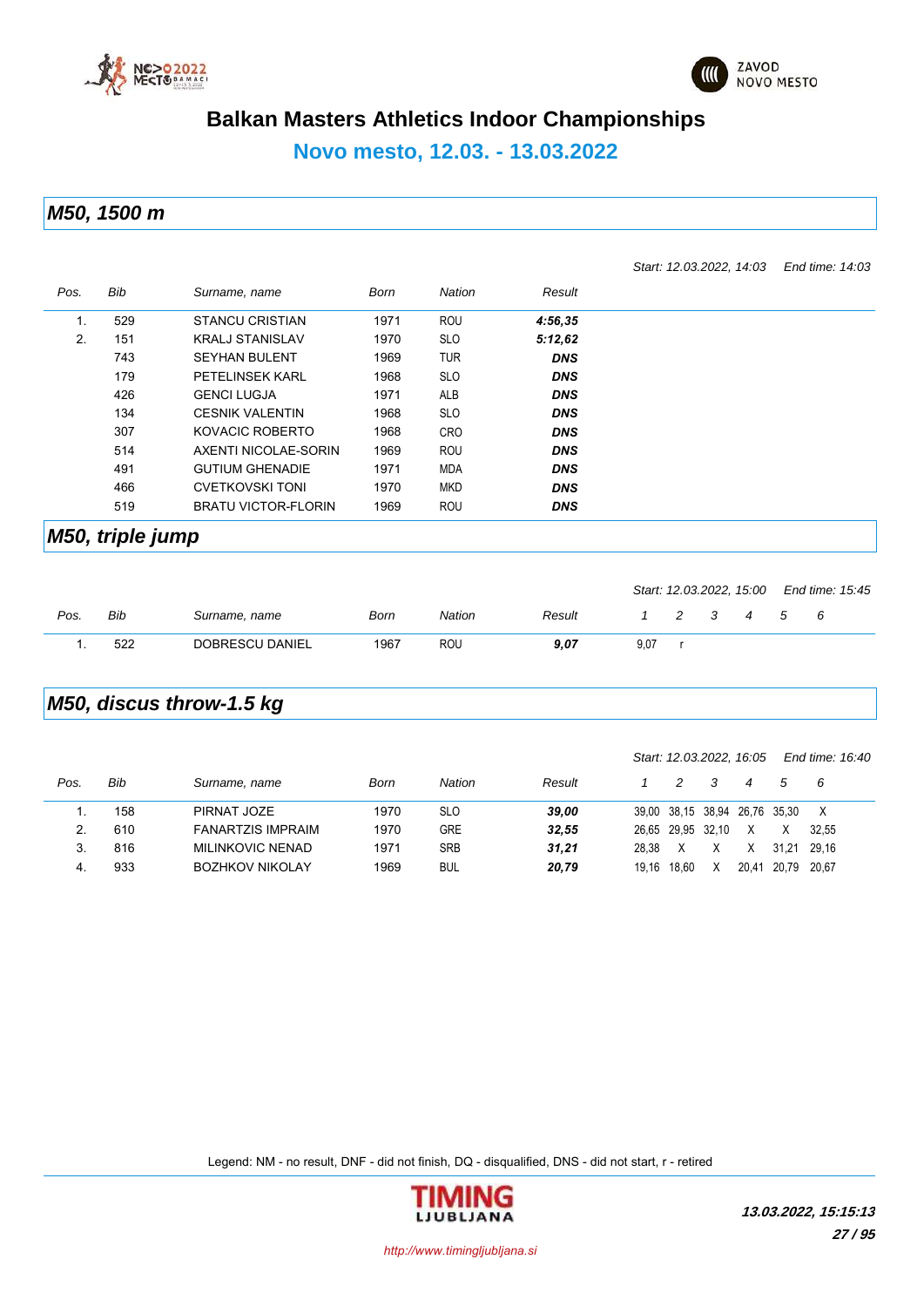# Balkan Masters Athletics Indoor Championships

## Novo mesto, 12.03. - 13.03.2022

### M50, 1500 m

*Start: 12.03.2022, 14:03 End time: 14:03*

| Pos. | Bib | Surname, name | Born | Nation | Result |
|---|---|---|---|---|---|
| 1. | 529 | STANCU CRISTIAN | 1971 | ROU | **4:56,35** |
| 2. | 151 | KRALJ STANISLAV | 1970 | SLO | **5:12,62** |
| | 743 | SEYHAN BULENT | 1969 | TUR | **DNS** |
| | 179 | PETELINSEK KARL | 1968 | SLO | **DNS** |
| | 426 | GENCI LUGJA | 1971 | ALB | **DNS** |
| | 134 | CESNIK VALENTIN | 1968 | SLO | **DNS** |
| | 307 | KOVACIC ROBERTO | 1968 | CRO | **DNS** |
| | 514 | AXENTI NICOLAE-SORIN | 1969 | ROU | **DNS** |
| | 491 | GUTIUM GHENADIE | 1971 | MDA | **DNS** |
| | 466 | CVETKOVSKI TONI | 1970 | MKD | **DNS** |
| | 519 | BRATU VICTOR-FLORIN | 1969 | ROU | **DNS** |

### M50, triple jump

*Start: 12.03.2022, 15:00 End time: 15:45*

| Pos. | Bib | Surname, name | Born | Nation | Result | 1 | 2 | 3 | 4 | 5 | 6 |
|---|---|---|---|---|---|---|---|---|---|---|---|
| 1. | 522 | DOBRESCU DANIEL | 1967 | ROU | **9,07** | 9,07 | r | | | | |

### M50, discus throw-1.5 kg

*Start: 12.03.2022, 16:05 End time: 16:40*

| Pos. | Bib | Surname, name | Born | Nation | Result | 1 | 2 | 3 | 4 | 5 | 6 |
|---|---|---|---|---|---|---|---|---|---|---|---|
| 1. | 158 | PIRNAT JOZE | 1970 | SLO | **39,00** | 39,00 | 38,15 | 38,94 | 26,76 | 35,30 | X |
| 2. | 610 | FANARTZIS IMPRAIM | 1970 | GRE | **32,55** | 26,65 | 29,95 | 32,10 | X | X | 32,55 |
| 3. | 816 | MILINKOVIC NENAD | 1971 | SRB | **31,21** | 28,38 | X | X | X | 31,21 | 29,16 |
| 4. | 933 | BOZHKOV NIKOLAY | 1969 | BUL | **20,79** | 19,16 | 18,60 | X | 20,41 | 20,79 | 20,67 |

Legend: NM - no result, DNF - did not finish, DQ - disqualified, DNS - did not start, r - retired

http://www.timingljubljana.si

**13.03.2022, 15:15:13**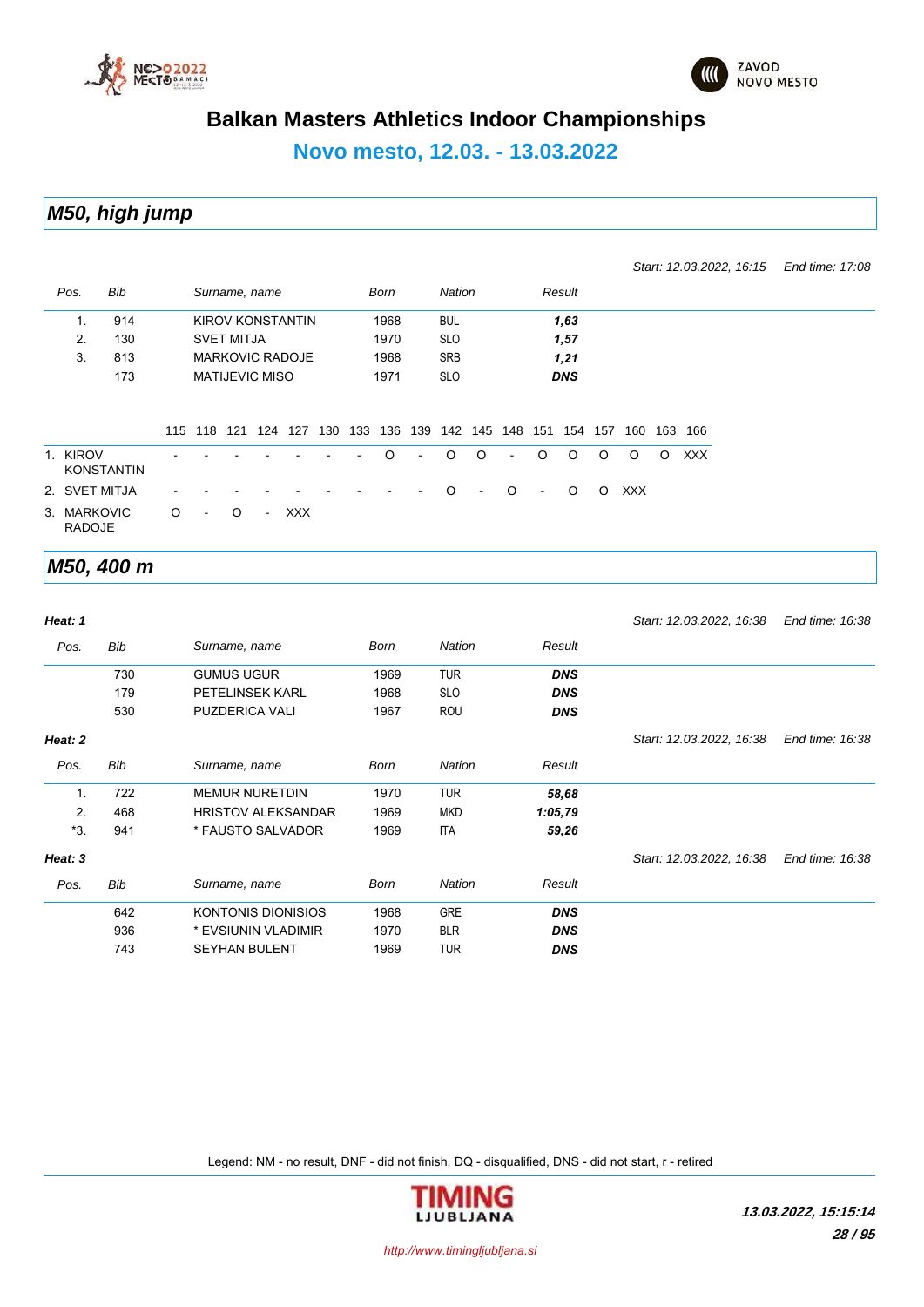# Balkan Masters Athletics Indoor Championships

## Novo mesto, 12.03. - 13.03.2022

## *M50, high jump*

*Start: 12.03.2022, 16:15* *End time: 17:08*

| Pos. | Bib | Surname, name | Born | Nation | Result |
|---|---|---|---|---|---|
| 1. | 914 | KIROV KONSTANTIN | 1968 | BUL | ***1,63*** |
| 2. | 130 | SVET MITJA | 1970 | SLO | ***1,57*** |
| 3. | 813 | MARKOVIC RADOJE | 1968 | SRB | ***1,21*** |
| | 173 | MATIJEVIC MISO | 1971 | SLO | ***DNS*** |

| | 115 | 118 | 121 | 124 | 127 | 130 | 133 | 136 | 139 | 142 | 145 | 148 | 151 | 154 | 157 | 160 | 163 | 166 |
|---|---|---|---|---|---|---|---|---|---|---|---|---|---|---|---|---|---|---|
| 1. KIROV KONSTANTIN | - | - | - | - | - | - | - | O | - | O | O | - | O | O | O | O | O | XXX |
| 2. SVET MITJA | - | - | - | - | - | - | - | - | - | O | - | O | - | O | O | XXX | | |
| 3. MARKOVIC RADOJE | O | - | O | - | XXX | | | | | | | | | | | | | |

## *M50, 400 m*

***Heat: 1*** *Start: 12.03.2022, 16:38* *End time: 16:38*

| Pos. | Bib | Surname, name | Born | Nation | Result |
|---|---|---|---|---|---|
| | 730 | GUMUS UGUR | 1969 | TUR | ***DNS*** |
| | 179 | PETELINSEK KARL | 1968 | SLO | ***DNS*** |
| | 530 | PUZDERICA VALI | 1967 | ROU | ***DNS*** |

***Heat: 2*** *Start: 12.03.2022, 16:38* *End time: 16:38*

| Pos. | Bib | Surname, name | Born | Nation | Result |
|---|---|---|---|---|---|
| 1. | 722 | MEMUR NURETDIN | 1970 | TUR | ***58,68*** |
| 2. | 468 | HRISTOV ALEKSANDAR | 1969 | MKD | ***1:05,79*** |
| *3. | 941 | * FAUSTO SALVADOR | 1969 | ITA | ***59,26*** |

***Heat: 3*** *Start: 12.03.2022, 16:38* *End time: 16:38*

| Pos. | Bib | Surname, name | Born | Nation | Result |
|---|---|---|---|---|---|
| | 642 | KONTONIS DIONISIOS | 1968 | GRE | ***DNS*** |
| | 936 | * EVSIUNIN VLADIMIR | 1970 | BLR | ***DNS*** |
| | 743 | SEYHAN BULENT | 1969 | TUR | ***DNS*** |

Legend: NM - no result, DNF - did not finish, DQ - disqualified, DNS - did not start, r - retired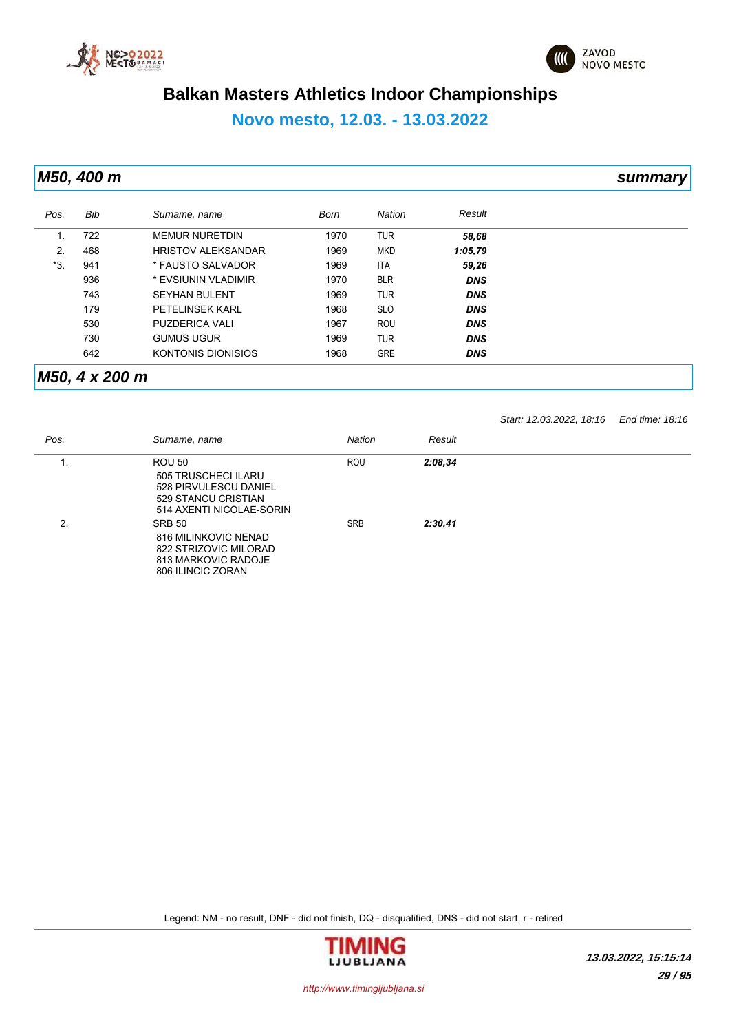# Balkan Masters Athletics Indoor Championships

## Novo mesto, 12.03. - 13.03.2022

### *M50, 400 m* — *summary*

| Pos. | Bib | Surname, name | Born | Nation | Result |
|---|---|---|---|---|---|
| 1. | 722 | MEMUR NURETDIN | 1970 | TUR | ***58,68*** |
| 2. | 468 | HRISTOV ALEKSANDAR | 1969 | MKD | ***1:05,79*** |
| *3. | 941 | * FAUSTO SALVADOR | 1969 | ITA | ***59,26*** |
| | 936 | * EVSIUNIN VLADIMIR | 1970 | BLR | ***DNS*** |
| | 743 | SEYHAN BULENT | 1969 | TUR | ***DNS*** |
| | 179 | PETELINSEK KARL | 1968 | SLO | ***DNS*** |
| | 530 | PUZDERICA VALI | 1967 | ROU | ***DNS*** |
| | 730 | GUMUS UGUR | 1969 | TUR | ***DNS*** |
| | 642 | KONTONIS DIONISIOS | 1968 | GRE | ***DNS*** |

### *M50, 4 x 200 m*

*Start: 12.03.2022, 18:16* *End time: 18:16*

| Pos. | Surname, name | Nation | Result |
|---|---|---|---|
| 1. | ROU 50<br>505 TRUSCHECI ILARU<br>528 PIRVULESCU DANIEL<br>529 STANCU CRISTIAN<br>514 AXENTI NICOLAE-SORIN | ROU | ***2:08,34*** |
| 2. | SRB 50<br>816 MILINKOVIC NENAD<br>822 STRIZOVIC MILORAD<br>813 MARKOVIC RADOJE<br>806 ILINCIC ZORAN | SRB | ***2:30,41*** |

Legend: NM - no result, DNF - did not finish, DQ - disqualified, DNS - did not start, r - retired

*13.03.2022, 15:15:14*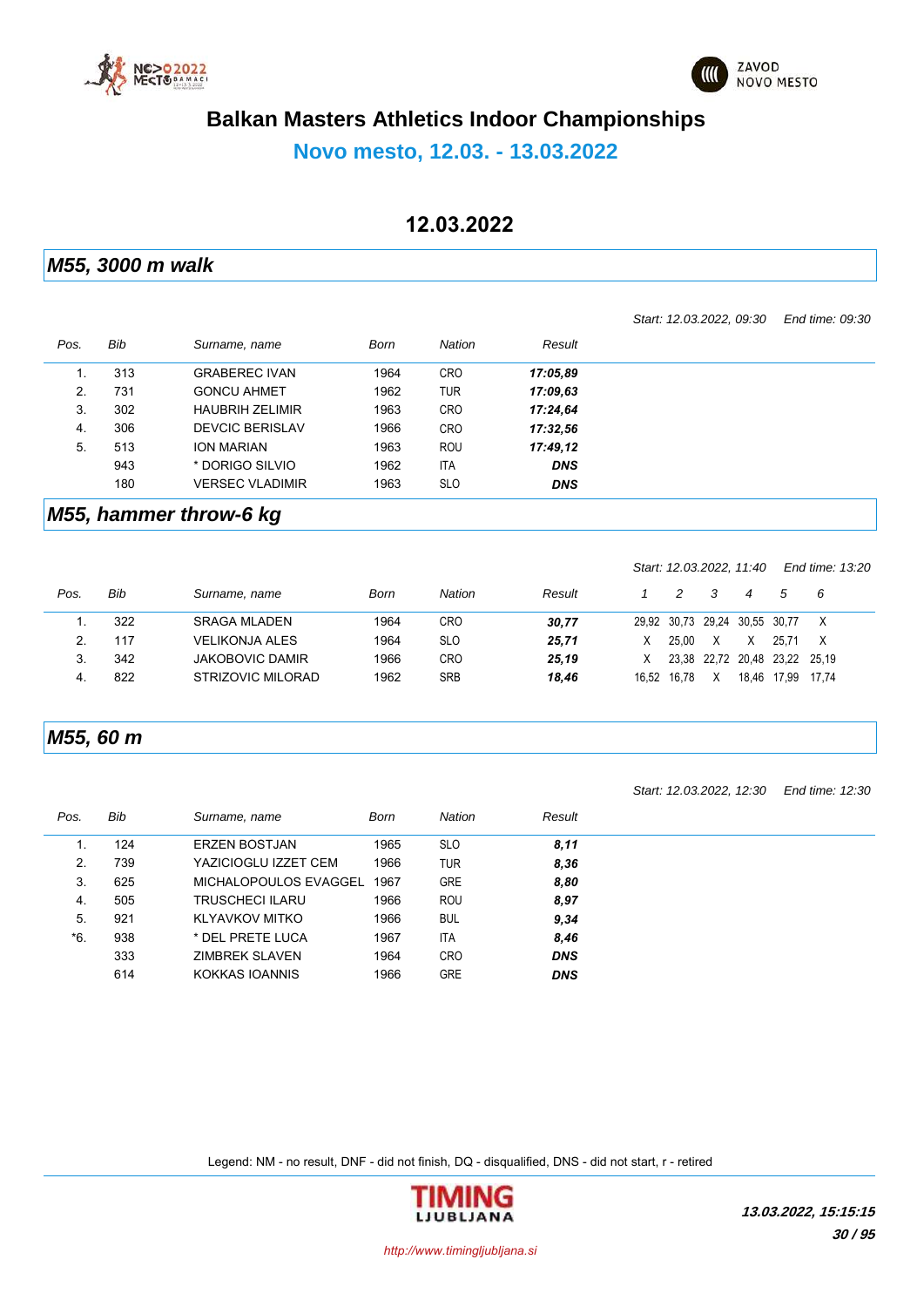# Balkan Masters Athletics Indoor Championships

## Novo mesto, 12.03. - 13.03.2022

## 12.03.2022

### M55, 3000 m walk

*Start: 12.03.2022, 09:30    End time: 09:30*

| Pos. | Bib | Surname, name | Born | Nation | Result |
|---|---|---|---|---|---|
| 1. | 313 | GRABEREC IVAN | 1964 | CRO | ***17:05,89*** |
| 2. | 731 | GONCU AHMET | 1962 | TUR | ***17:09,63*** |
| 3. | 302 | HAUBRIH ZELIMIR | 1963 | CRO | ***17:24,64*** |
| 4. | 306 | DEVCIC BERISLAV | 1966 | CRO | ***17:32,56*** |
| 5. | 513 | ION MARIAN | 1963 | ROU | ***17:49,12*** |
| | 943 | * DORIGO SILVIO | 1962 | ITA | ***DNS*** |
| | 180 | VERSEC VLADIMIR | 1963 | SLO | ***DNS*** |

### M55, hammer throw-6 kg

*Start: 12.03.2022, 11:40    End time: 13:20*

| Pos. | Bib | Surname, name | Born | Nation | Result | 1 | 2 | 3 | 4 | 5 | 6 |
|---|---|---|---|---|---|---|---|---|---|---|---|
| 1. | 322 | SRAGA MLADEN | 1964 | CRO | ***30,77*** | 29,92 | 30,73 | 29,24 | 30,55 | 30,77 | X |
| 2. | 117 | VELIKONJA ALES | 1964 | SLO | ***25,71*** | X | 25,00 | X | X | 25,71 | X |
| 3. | 342 | JAKOBOVIC DAMIR | 1966 | CRO | ***25,19*** | X | 23,38 | 22,72 | 20,48 | 23,22 | 25,19 |
| 4. | 822 | STRIZOVIC MILORAD | 1962 | SRB | ***18,46*** | 16,52 | 16,78 | X | 18,46 | 17,99 | 17,74 |

### M55, 60 m

*Start: 12.03.2022, 12:30    End time: 12:30*

| Pos. | Bib | Surname, name | Born | Nation | Result |
|---|---|---|---|---|---|
| 1. | 124 | ERZEN BOSTJAN | 1965 | SLO | ***8,11*** |
| 2. | 739 | YAZICIOGLU IZZET CEM | 1966 | TUR | ***8,36*** |
| 3. | 625 | MICHALOPOULOS EVAGGEL | 1967 | GRE | ***8,80*** |
| 4. | 505 | TRUSCHECI ILARU | 1966 | ROU | ***8,97*** |
| 5. | 921 | KLYAVKOV MITKO | 1966 | BUL | ***9,34*** |
| *6. | 938 | * DEL PRETE LUCA | 1967 | ITA | ***8,46*** |
| | 333 | ZIMBREK SLAVEN | 1964 | CRO | ***DNS*** |
| | 614 | KOKKAS IOANNIS | 1966 | GRE | ***DNS*** |

Legend: NM - no result, DNF - did not finish, DQ - disqualified, DNS - did not start, r - retired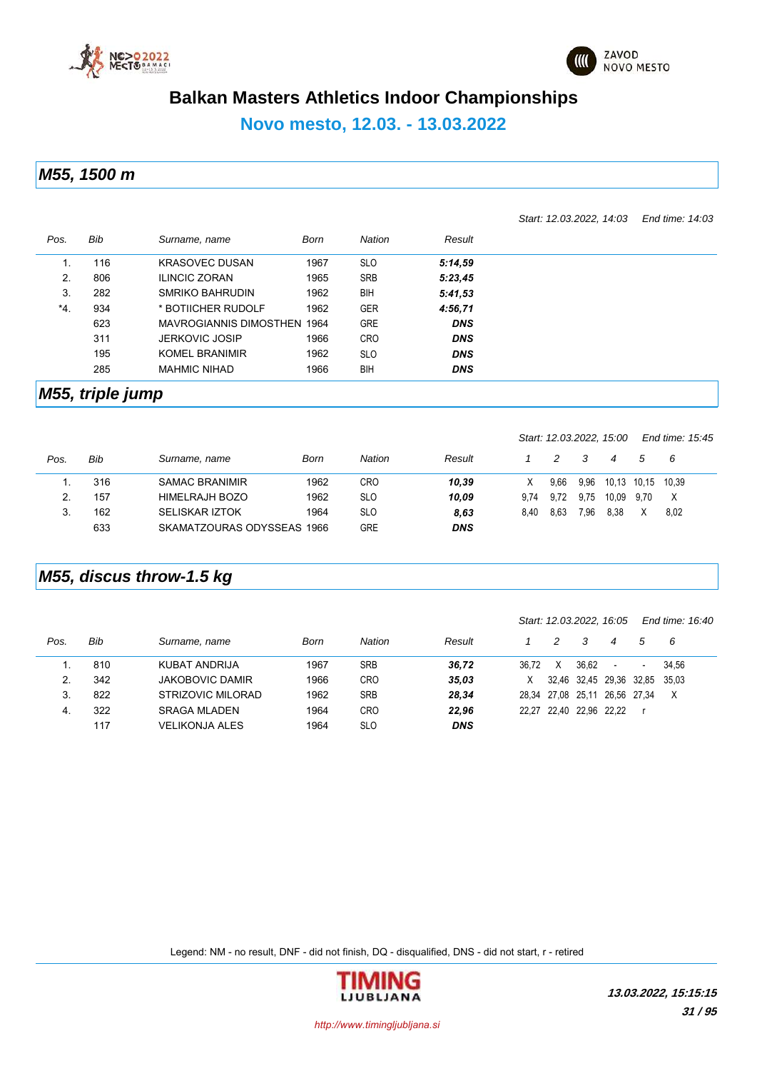# Balkan Masters Athletics Indoor Championships

## Novo mesto, 12.03. - 13.03.2022

### M55, 1500 m

*Start: 12.03.2022, 14:03 End time: 14:03*

| Pos. | Bib | Surname, name | Born | Nation | Result |
|---|---|---|---|---|---|
| 1. | 116 | KRASOVEC DUSAN | 1967 | SLO | ***5:14,59*** |
| 2. | 806 | ILINCIC ZORAN | 1965 | SRB | ***5:23,45*** |
| 3. | 282 | SMRIKO BAHRUDIN | 1962 | BIH | ***5:41,53*** |
| *4. | 934 | * BOTIICHER RUDOLF | 1962 | GER | ***4:56,71*** |
| | 623 | MAVROGIANNIS DIMOSTHEN | 1964 | GRE | ***DNS*** |
| | 311 | JERKOVIC JOSIP | 1966 | CRO | ***DNS*** |
| | 195 | KOMEL BRANIMIR | 1962 | SLO | ***DNS*** |
| | 285 | MAHMIC NIHAD | 1966 | BIH | ***DNS*** |

### M55, triple jump

*Start: 12.03.2022, 15:00 End time: 15:45*

| Pos. | Bib | Surname, name | Born | Nation | Result | 1 | 2 | 3 | 4 | 5 | 6 |
|---|---|---|---|---|---|---|---|---|---|---|---|
| 1. | 316 | SAMAC BRANIMIR | 1962 | CRO | ***10,39*** | X | 9,66 | 9,96 | 10,13 | 10,15 | 10,39 |
| 2. | 157 | HIMELRAJH BOZO | 1962 | SLO | ***10,09*** | 9,74 | 9,72 | 9,75 | 10,09 | 9,70 | X |
| 3. | 162 | SELISKAR IZTOK | 1964 | SLO | ***8,63*** | 8,40 | 8,63 | 7,96 | 8,38 | X | 8,02 |
| | 633 | SKAMATZOURAS ODYSSEAS | 1966 | GRE | ***DNS*** | | | | | | |

### M55, discus throw-1.5 kg

*Start: 12.03.2022, 16:05 End time: 16:40*

| Pos. | Bib | Surname, name | Born | Nation | Result | 1 | 2 | 3 | 4 | 5 | 6 |
|---|---|---|---|---|---|---|---|---|---|---|---|
| 1. | 810 | KUBAT ANDRIJA | 1967 | SRB | ***36,72*** | 36,72 | X | 36,62 | - | - | 34,56 |
| 2. | 342 | JAKOBOVIC DAMIR | 1966 | CRO | ***35,03*** | X | 32,46 | 32,45 | 29,36 | 32,85 | 35,03 |
| 3. | 822 | STRIZOVIC MILORAD | 1962 | SRB | ***28,34*** | 28,34 | 27,08 | 25,11 | 26,56 | 27,34 | X |
| 4. | 322 | SRAGA MLADEN | 1964 | CRO | ***22,96*** | 22,27 | 22,40 | 22,96 | 22,22 | r | |
| | 117 | VELIKONJA ALES | 1964 | SLO | ***DNS*** | | | | | | |

Legend: NM - no result, DNF - did not finish, DQ - disqualified, DNS - did not start, r - retired

*13.03.2022, 15:15:15*

*http://www.timingljubljana.si*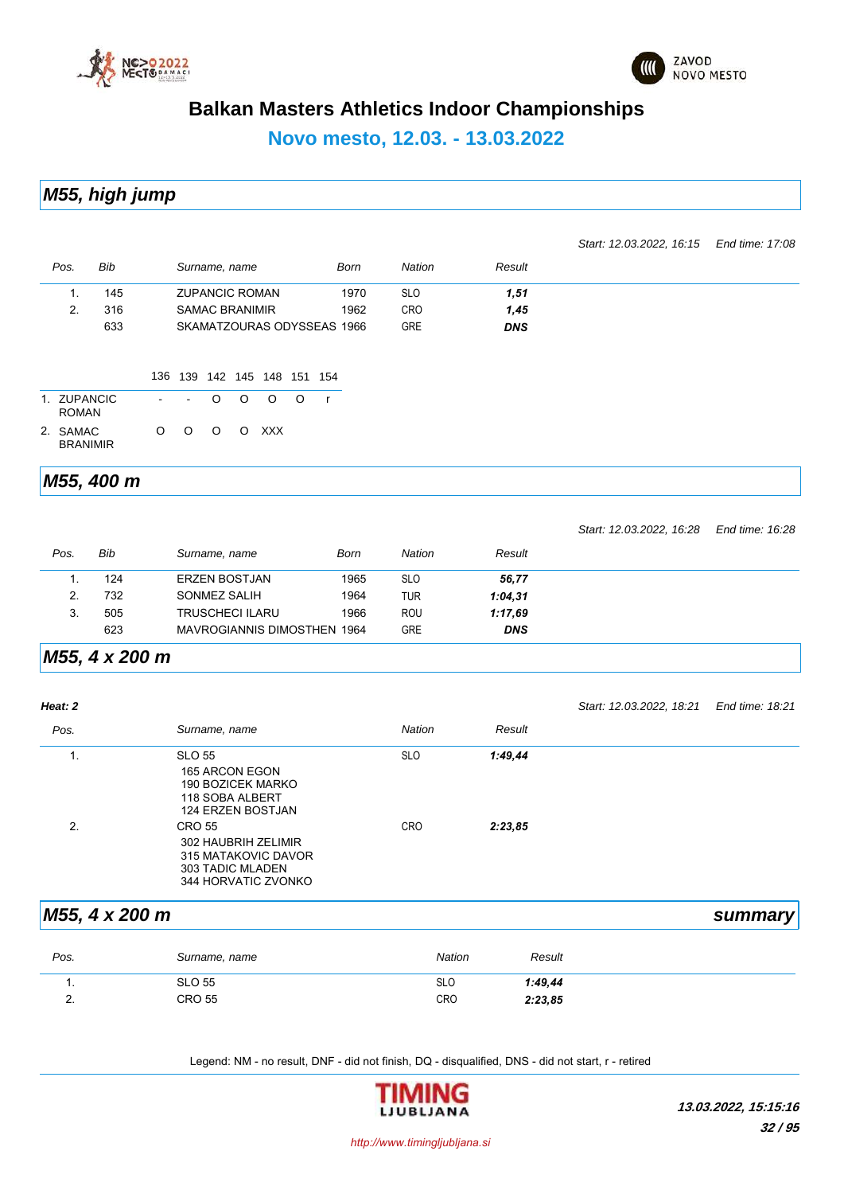# Balkan Masters Athletics Indoor Championships

## Novo mesto, 12.03. - 13.03.2022

## *M55, high jump*

*Start: 12.03.2022, 16:15* *End time: 17:08*

| Pos. | Bib | Surname, name | Born | Nation | Result |
|---|---|---|---|---|---|
| 1. | 145 | ZUPANCIC ROMAN | 1970 | SLO | ***1,51*** |
| 2. | 316 | SAMAC BRANIMIR | 1962 | CRO | ***1,45*** |
| | 633 | SKAMATZOURAS ODYSSEAS | 1966 | GRE | ***DNS*** |

| | 136 | 139 | 142 | 145 | 148 | 151 | 154 |
|---|---|---|---|---|---|---|---|
| 1. ZUPANCIC ROMAN | - | - | O | O | O | O | r |
| 2. SAMAC BRANIMIR | O | O | O | O | XXX | | |

## *M55, 400 m*

*Start: 12.03.2022, 16:28* *End time: 16:28*

| Pos. | Bib | Surname, name | Born | Nation | Result |
|---|---|---|---|---|---|
| 1. | 124 | ERZEN BOSTJAN | 1965 | SLO | ***56,77*** |
| 2. | 732 | SONMEZ SALIH | 1964 | TUR | ***1:04,31*** |
| 3. | 505 | TRUSCHECI ILARU | 1966 | ROU | ***1:17,69*** |
| | 623 | MAVROGIANNIS DIMOSTHEN | 1964 | GRE | ***DNS*** |

## *M55, 4 x 200 m*

***Heat: 2***

*Start: 12.03.2022, 18:21* *End time: 18:21*

| Pos. | Surname, name | Nation | Result |
|---|---|---|---|
| 1. | SLO 55<br>165 ARCON EGON<br>190 BOZICEK MARKO<br>118 SOBA ALBERT<br>124 ERZEN BOSTJAN | SLO | ***1:49,44*** |
| 2. | CRO 55<br>302 HAUBRIH ZELIMIR<br>315 MATAKOVIC DAVOR<br>303 TADIC MLADEN<br>344 HORVATIC ZVONKO | CRO | ***2:23,85*** |

## *M55, 4 x 200 m* — *summary*

| Pos. | Surname, name | Nation | Result |
|---|---|---|---|
| 1. | SLO 55 | SLO | ***1:49,44*** |
| 2. | CRO 55 | CRO | ***2:23,85*** |

Legend: NM - no result, DNF - did not finish, DQ - disqualified, DNS - did not start, r - retired

***13.03.2022, 15:15:16***

*http://www.timingljubljana.si*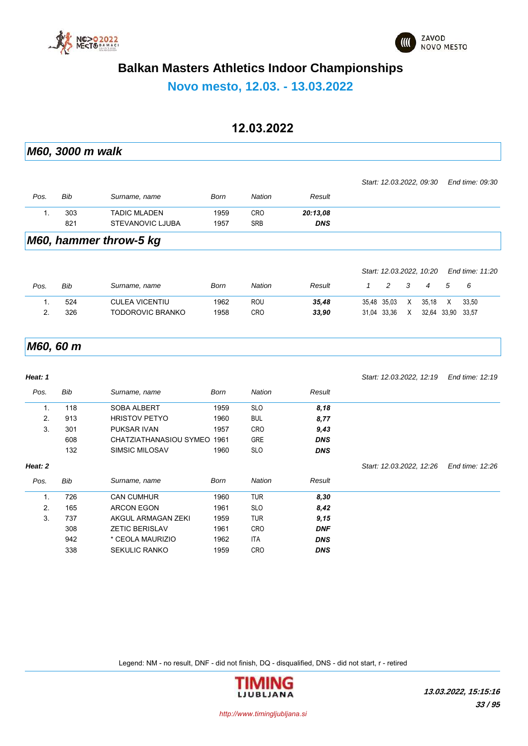# Balkan Masters Athletics Indoor Championships

## Novo mesto, 12.03. - 13.03.2022

## 12.03.2022

### M60, 3000 m walk

Start: 12.03.2022, 09:30 End time: 09:30

| Pos. | Bib | Surname, name | Born | Nation | Result |
|---|---|---|---|---|---|
| 1. | 303 | TADIC MLADEN | 1959 | CRO | **20:13,08** |
| | 821 | STEVANOVIC LJUBA | 1957 | SRB | **DNS** |

### M60, hammer throw-5 kg

Start: 12.03.2022, 10:20 End time: 11:20

| Pos. | Bib | Surname, name | Born | Nation | Result | 1 | 2 | 3 | 4 | 5 | 6 |
|---|---|---|---|---|---|---|---|---|---|---|---|
| 1. | 524 | CULEA VICENTIU | 1962 | ROU | **35,48** | 35,48 | 35,03 | X | 35,18 | X | 33,50 |
| 2. | 326 | TODOROVIC BRANKO | 1958 | CRO | **33,90** | 31,04 | 33,36 | X | 32,64 | 33,90 | 33,57 |

### M60, 60 m

**Heat: 1**

Start: 12.03.2022, 12:19 End time: 12:19

| Pos. | Bib | Surname, name | Born | Nation | Result |
|---|---|---|---|---|---|
| 1. | 118 | SOBA ALBERT | 1959 | SLO | **8,18** |
| 2. | 913 | HRISTOV PETYO | 1960 | BUL | **8,77** |
| 3. | 301 | PUKSAR IVAN | 1957 | CRO | **9,43** |
| | 608 | CHATZIATHANASIOU SYMEO | 1961 | GRE | **DNS** |
| | 132 | SIMSIC MILOSAV | 1960 | SLO | **DNS** |

**Heat: 2**

Start: 12.03.2022, 12:26 End time: 12:26

| Pos. | Bib | Surname, name | Born | Nation | Result |
|---|---|---|---|---|---|
| 1. | 726 | CAN CUMHUR | 1960 | TUR | **8,30** |
| 2. | 165 | ARCON EGON | 1961 | SLO | **8,42** |
| 3. | 737 | AKGUL ARMAGAN ZEKI | 1959 | TUR | **9,15** |
| | 308 | ZETIC BERISLAV | 1961 | CRO | **DNF** |
| | 942 | * CEOLA MAURIZIO | 1962 | ITA | **DNS** |
| | 338 | SEKULIC RANKO | 1959 | CRO | **DNS** |

Legend: NM - no result, DNF - did not finish, DQ - disqualified, DNS - did not start, r - retired

http://www.timingljubljana.si

***13.03.2022, 15:15:16***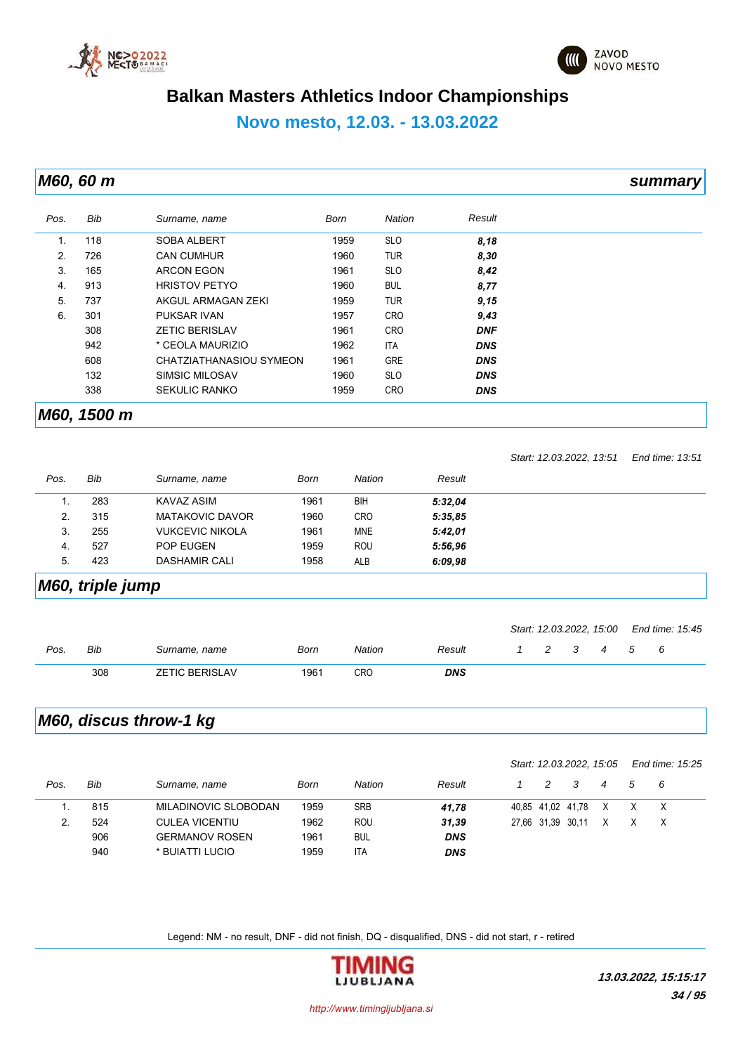# Balkan Masters Athletics Indoor Championships

## Novo mesto, 12.03. - 13.03.2022

### *M60, 60 m* — *summary*

| Pos. | Bib | Surname, name | Born | Nation | Result |
|---|---|---|---|---|---|
| 1. | 118 | SOBA ALBERT | 1959 | SLO | ***8,18*** |
| 2. | 726 | CAN CUMHUR | 1960 | TUR | ***8,30*** |
| 3. | 165 | ARCON EGON | 1961 | SLO | ***8,42*** |
| 4. | 913 | HRISTOV PETYO | 1960 | BUL | ***8,77*** |
| 5. | 737 | AKGUL ARMAGAN ZEKI | 1959 | TUR | ***9,15*** |
| 6. | 301 | PUKSAR IVAN | 1957 | CRO | ***9,43*** |
| | 308 | ZETIC BERISLAV | 1961 | CRO | ***DNF*** |
| | 942 | * CEOLA MAURIZIO | 1962 | ITA | ***DNS*** |
| | 608 | CHATZIATHANASIOU SYMEON | 1961 | GRE | ***DNS*** |
| | 132 | SIMSIC MILOSAV | 1960 | SLO | ***DNS*** |
| | 338 | SEKULIC RANKO | 1959 | CRO | ***DNS*** |

### *M60, 1500 m*

*Start: 12.03.2022, 13:51* *End time: 13:51*

| Pos. | Bib | Surname, name | Born | Nation | Result |
|---|---|---|---|---|---|
| 1. | 283 | KAVAZ ASIM | 1961 | BIH | ***5:32,04*** |
| 2. | 315 | MATAKOVIC DAVOR | 1960 | CRO | ***5:35,85*** |
| 3. | 255 | VUKCEVIC NIKOLA | 1961 | MNE | ***5:42,01*** |
| 4. | 527 | POP EUGEN | 1959 | ROU | ***5:56,96*** |
| 5. | 423 | DASHAMIR CALI | 1958 | ALB | ***6:09,98*** |

### *M60, triple jump*

*Start: 12.03.2022, 15:00* *End time: 15:45*

| Pos. | Bib | Surname, name | Born | Nation | Result | 1 | 2 | 3 | 4 | 5 | 6 |
|---|---|---|---|---|---|---|---|---|---|---|---|
| | 308 | ZETIC BERISLAV | 1961 | CRO | ***DNS*** | | | | | | |

### *M60, discus throw-1 kg*

*Start: 12.03.2022, 15:05* *End time: 15:25*

| Pos. | Bib | Surname, name | Born | Nation | Result | 1 | 2 | 3 | 4 | 5 | 6 |
|---|---|---|---|---|---|---|---|---|---|---|---|
| 1. | 815 | MILADINOVIC SLOBODAN | 1959 | SRB | ***41,78*** | 40,85 | 41,02 | 41,78 | X | X | X |
| 2. | 524 | CULEA VICENTIU | 1962 | ROU | ***31,39*** | 27,66 | 31,39 | 30,11 | X | X | X |
| | 906 | GERMANOV ROSEN | 1961 | BUL | ***DNS*** | | | | | | |
| | 940 | * BUIATTI LUCIO | 1959 | ITA | ***DNS*** | | | | | | |

Legend: NM - no result, DNF - did not finish, DQ - disqualified, DNS - did not start, r - retired

***13.03.2022, 15:15:17***

*http://www.timingljubljana.si*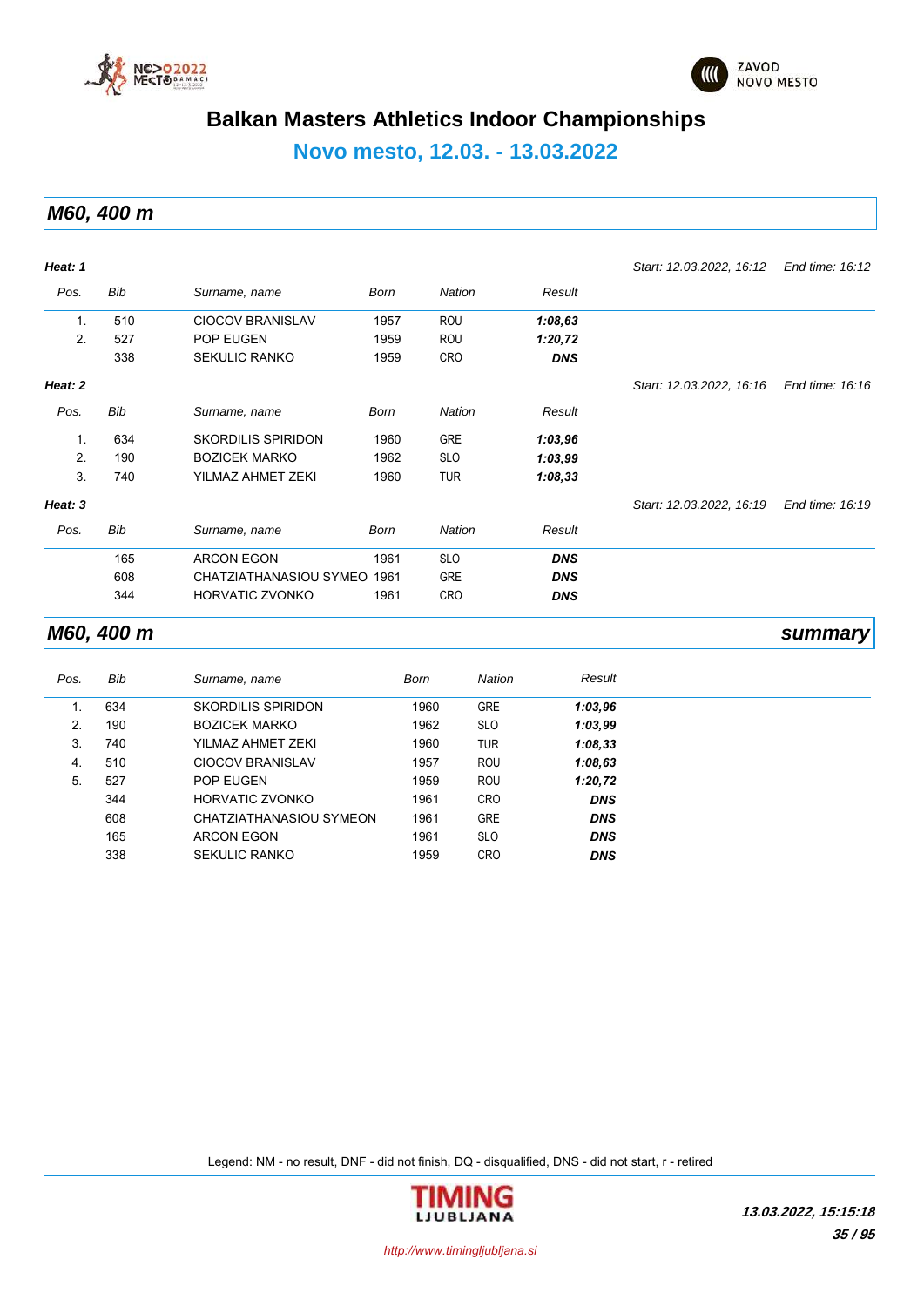# Balkan Masters Athletics Indoor Championships

## Novo mesto, 12.03. - 13.03.2022

## M60, 400 m

**Heat: 1** — *Start: 12.03.2022, 16:12* — *End time: 16:12*

| Pos. | Bib | Surname, name | Born | Nation | Result |
|---|---|---|---|---|---|
| 1. | 510 | CIOCOV BRANISLAV | 1957 | ROU | ***1:08,63*** |
| 2. | 527 | POP EUGEN | 1959 | ROU | ***1:20,72*** |
| | 338 | SEKULIC RANKO | 1959 | CRO | ***DNS*** |

**Heat: 2** — *Start: 12.03.2022, 16:16* — *End time: 16:16*

| Pos. | Bib | Surname, name | Born | Nation | Result |
|---|---|---|---|---|---|
| 1. | 634 | SKORDILIS SPIRIDON | 1960 | GRE | ***1:03,96*** |
| 2. | 190 | BOZICEK MARKO | 1962 | SLO | ***1:03,99*** |
| 3. | 740 | YILMAZ AHMET ZEKI | 1960 | TUR | ***1:08,33*** |

**Heat: 3** — *Start: 12.03.2022, 16:19* — *End time: 16:19*

| Pos. | Bib | Surname, name | Born | Nation | Result |
|---|---|---|---|---|---|
| | 165 | ARCON EGON | 1961 | SLO | ***DNS*** |
| | 608 | CHATZIATHANASIOU SYMEO | 1961 | GRE | ***DNS*** |
| | 344 | HORVATIC ZVONKO | 1961 | CRO | ***DNS*** |

## M60, 400 m — *summary*

| Pos. | Bib | Surname, name | Born | Nation | Result |
|---|---|---|---|---|---|
| 1. | 634 | SKORDILIS SPIRIDON | 1960 | GRE | ***1:03,96*** |
| 2. | 190 | BOZICEK MARKO | 1962 | SLO | ***1:03,99*** |
| 3. | 740 | YILMAZ AHMET ZEKI | 1960 | TUR | ***1:08,33*** |
| 4. | 510 | CIOCOV BRANISLAV | 1957 | ROU | ***1:08,63*** |
| 5. | 527 | POP EUGEN | 1959 | ROU | ***1:20,72*** |
| | 344 | HORVATIC ZVONKO | 1961 | CRO | ***DNS*** |
| | 608 | CHATZIATHANASIOU SYMEON | 1961 | GRE | ***DNS*** |
| | 165 | ARCON EGON | 1961 | SLO | ***DNS*** |
| | 338 | SEKULIC RANKO | 1959 | CRO | ***DNS*** |

Legend: NM - no result, DNF - did not finish, DQ - disqualified, DNS - did not start, r - retired

*http://www.timingljubljana.si*

***13.03.2022, 15:15:18***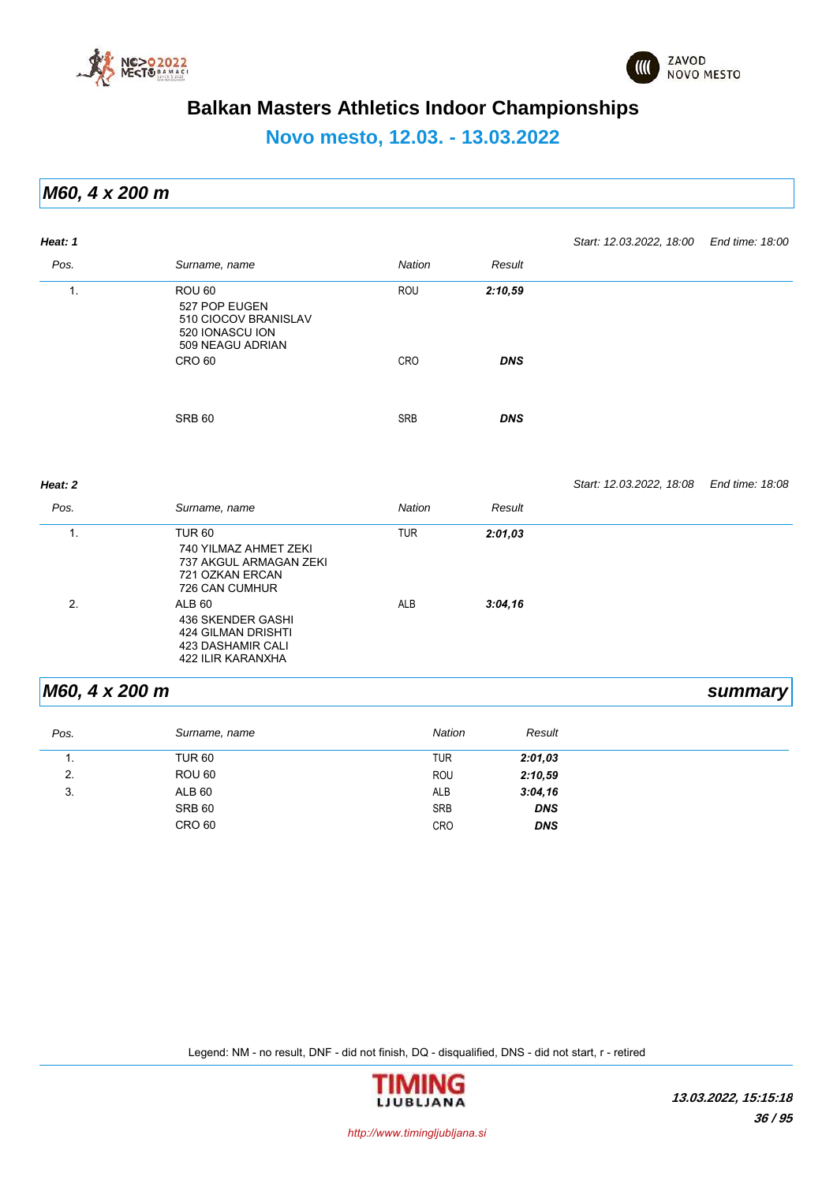# Balkan Masters Athletics Indoor Championships

## Novo mesto, 12.03. - 13.03.2022

## *M60, 4 x 200 m*

***Heat: 1*** — *Start: 12.03.2022, 18:00* — *End time: 18:00*

| Pos. | Surname, name | Nation | Result |
|---|---|---|---|
| 1. | ROU 60<br>527 POP EUGEN<br>510 CIOCOV BRANISLAV<br>520 IONASCU ION<br>509 NEAGU ADRIAN | ROU | ***2:10,59*** |
| | CRO 60 | CRO | ***DNS*** |
| | SRB 60 | SRB | ***DNS*** |

***Heat: 2*** — *Start: 12.03.2022, 18:08* — *End time: 18:08*

| Pos. | Surname, name | Nation | Result |
|---|---|---|---|
| 1. | TUR 60<br>740 YILMAZ AHMET ZEKI<br>737 AKGUL ARMAGAN ZEKI<br>721 OZKAN ERCAN<br>726 CAN CUMHUR | TUR | ***2:01,03*** |
| 2. | ALB 60<br>436 SKENDER GASHI<br>424 GILMAN DRISHTI<br>423 DASHAMIR CALI<br>422 ILIR KARANXHA | ALB | ***3:04,16*** |

## *M60, 4 x 200 m* — *summary*

| Pos. | Surname, name | Nation | Result |
|---|---|---|---|
| 1. | TUR 60 | TUR | ***2:01,03*** |
| 2. | ROU 60 | ROU | ***2:10,59*** |
| 3. | ALB 60 | ALB | ***3:04,16*** |
| | SRB 60 | SRB | ***DNS*** |
| | CRO 60 | CRO | ***DNS*** |

Legend: NM - no result, DNF - did not finish, DQ - disqualified, DNS - did not start, r - retired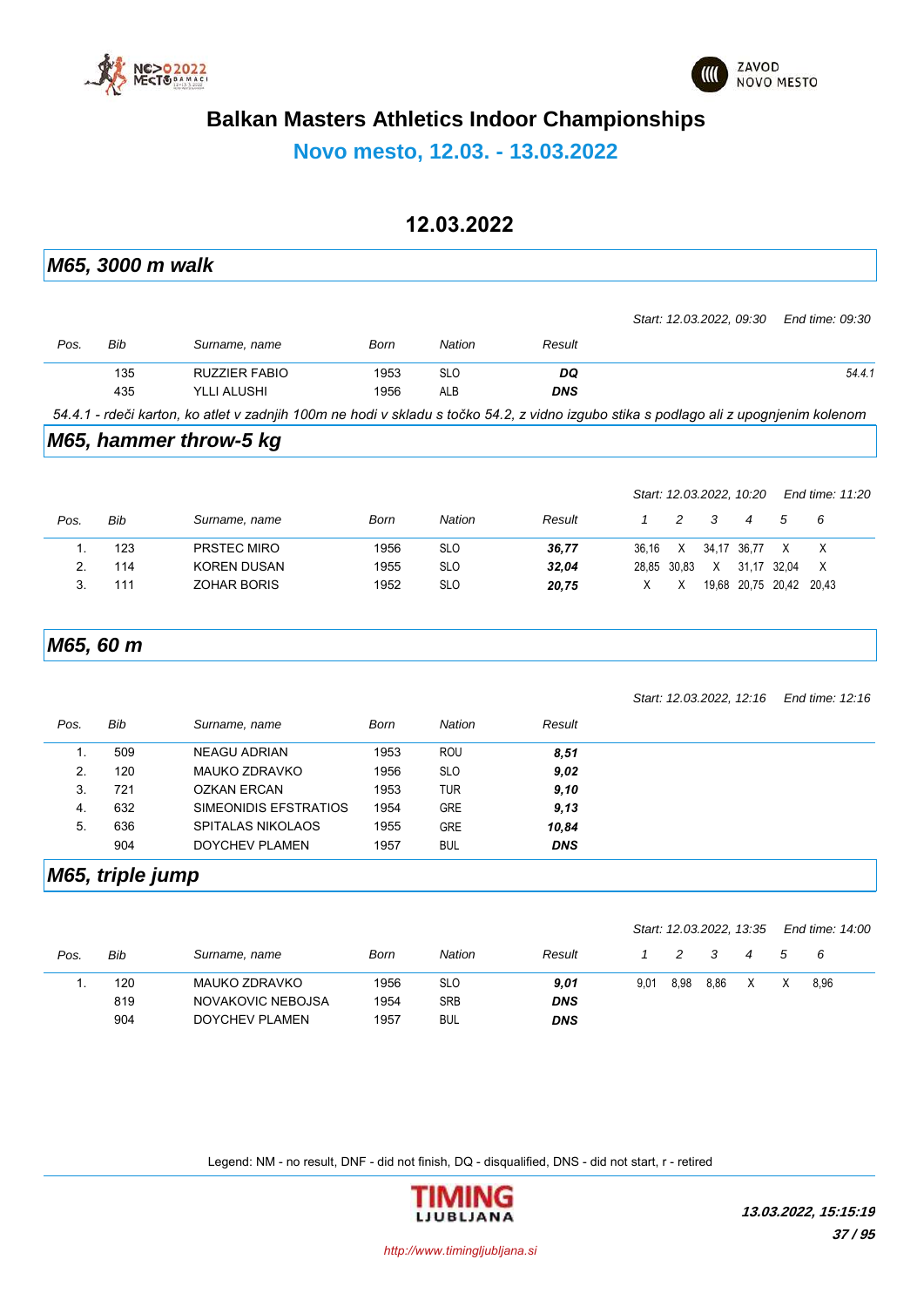# Balkan Masters Athletics Indoor Championships

## Novo mesto, 12.03. - 13.03.2022

### 12.03.2022

## *M65, 3000 m walk*

*Start: 12.03.2022, 09:30 End time: 09:30*

| Pos. | Bib | Surname, name | Born | Nation | Result | |
|---|---|---|---|---|---|---|
| | 135 | RUZZIER FABIO | 1953 | SLO | **DQ** | 54.4.1 |
| | 435 | YLLI ALUSHI | 1956 | ALB | **DNS** | |

*54.4.1 - rdeči karton, ko atlet v zadnjih 100m ne hodi v skladu s točko 54.2, z vidno izgubo stika s podlago ali z upognjenim kolenom*

## *M65, hammer throw-5 kg*

*Start: 12.03.2022, 10:20 End time: 11:20*

| Pos. | Bib | Surname, name | Born | Nation | Result | 1 | 2 | 3 | 4 | 5 | 6 |
|---|---|---|---|---|---|---|---|---|---|---|---|
| 1. | 123 | PRSTEC MIRO | 1956 | SLO | **36,77** | 36,16 | X | 34,17 | 36,77 | X | X |
| 2. | 114 | KOREN DUSAN | 1955 | SLO | **32,04** | 28,85 | 30,83 | X | 31,17 | 32,04 | X |
| 3. | 111 | ZOHAR BORIS | 1952 | SLO | **20,75** | X | X | 19,68 | 20,75 | 20,42 | 20,43 |

## *M65, 60 m*

*Start: 12.03.2022, 12:16 End time: 12:16*

| Pos. | Bib | Surname, name | Born | Nation | Result |
|---|---|---|---|---|---|
| 1. | 509 | NEAGU ADRIAN | 1953 | ROU | **8,51** |
| 2. | 120 | MAUKO ZDRAVKO | 1956 | SLO | **9,02** |
| 3. | 721 | OZKAN ERCAN | 1953 | TUR | **9,10** |
| 4. | 632 | SIMEONIDIS EFSTRATIOS | 1954 | GRE | **9,13** |
| 5. | 636 | SPITALAS NIKOLAOS | 1955 | GRE | **10,84** |
| | 904 | DOYCHEV PLAMEN | 1957 | BUL | **DNS** |

## *M65, triple jump*

*Start: 12.03.2022, 13:35 End time: 14:00*

| Pos. | Bib | Surname, name | Born | Nation | Result | 1 | 2 | 3 | 4 | 5 | 6 |
|---|---|---|---|---|---|---|---|---|---|---|---|
| 1. | 120 | MAUKO ZDRAVKO | 1956 | SLO | **9,01** | 9,01 | 8,98 | 8,86 | X | X | 8,96 |
| | 819 | NOVAKOVIC NEBOJSA | 1954 | SRB | **DNS** | | | | | | |
| | 904 | DOYCHEV PLAMEN | 1957 | BUL | **DNS** | | | | | | |

Legend: NM - no result, DNF - did not finish, DQ - disqualified, DNS - did not start, r - retired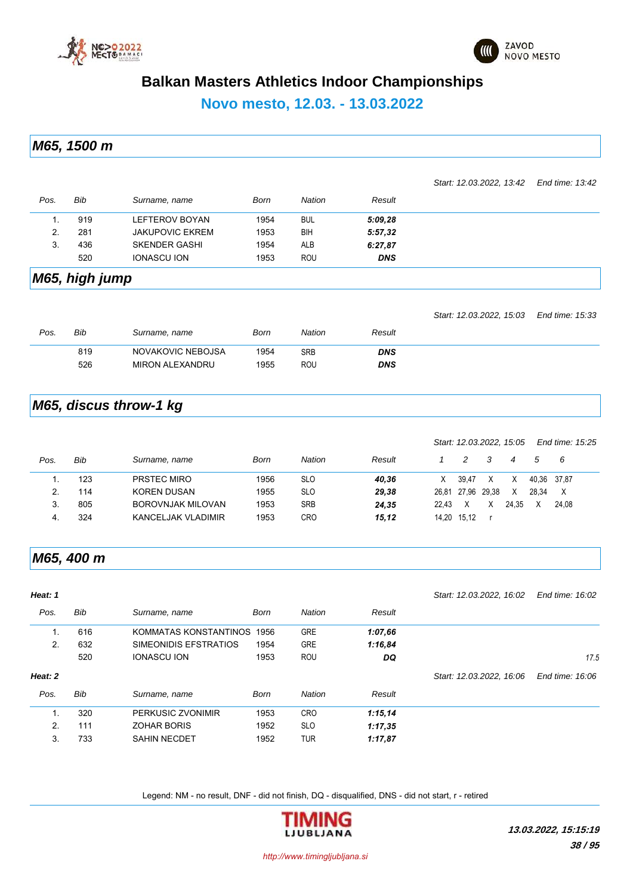# Balkan Masters Athletics Indoor Championships

## Novo mesto, 12.03. - 13.03.2022

### M65, 1500 m

*Start: 12.03.2022, 13:42 End time: 13:42*

| Pos. | Bib | Surname, name | Born | Nation | Result |
|---|---|---|---|---|---|
| 1. | 919 | LEFTEROV BOYAN | 1954 | BUL | ***5:09,28*** |
| 2. | 281 | JAKUPOVIC EKREM | 1953 | BIH | ***5:57,32*** |
| 3. | 436 | SKENDER GASHI | 1954 | ALB | ***6:27,87*** |
| | 520 | IONASCU ION | 1953 | ROU | ***DNS*** |

### M65, high jump

*Start: 12.03.2022, 15:03 End time: 15:33*

| Pos. | Bib | Surname, name | Born | Nation | Result |
|---|---|---|---|---|---|
| | 819 | NOVAKOVIC NEBOJSA | 1954 | SRB | ***DNS*** |
| | 526 | MIRON ALEXANDRU | 1955 | ROU | ***DNS*** |

### M65, discus throw-1 kg

*Start: 12.03.2022, 15:05 End time: 15:25*

| Pos. | Bib | Surname, name | Born | Nation | Result | 1 | 2 | 3 | 4 | 5 | 6 |
|---|---|---|---|---|---|---|---|---|---|---|---|
| 1. | 123 | PRSTEC MIRO | 1956 | SLO | ***40,36*** | X | 39,47 | X | X | 40,36 | 37,87 |
| 2. | 114 | KOREN DUSAN | 1955 | SLO | ***29,38*** | 26,81 | 27,96 | 29,38 | X | 28,34 | X |
| 3. | 805 | BOROVNJAK MILOVAN | 1953 | SRB | ***24,35*** | 22,43 | X | X | 24,35 | X | 24,08 |
| 4. | 324 | KANCELJAK VLADIMIR | 1953 | CRO | ***15,12*** | 14,20 | 15,12 | r | | | |

### M65, 400 m

**Heat: 1** *Start: 12.03.2022, 16:02 End time: 16:02*

| Pos. | Bib | Surname, name | Born | Nation | Result | |
|---|---|---|---|---|---|---|
| 1. | 616 | KOMMATAS KONSTANTINOS | 1956 | GRE | ***1:07,66*** | |
| 2. | 632 | SIMEONIDIS EFSTRATIOS | 1954 | GRE | ***1:16,84*** | |
| | 520 | IONASCU ION | 1953 | ROU | ***DQ*** | *17.5* |

**Heat: 2** *Start: 12.03.2022, 16:06 End time: 16:06*

| Pos. | Bib | Surname, name | Born | Nation | Result |
|---|---|---|---|---|---|
| 1. | 320 | PERKUSIC ZVONIMIR | 1953 | CRO | ***1:15,14*** |
| 2. | 111 | ZOHAR BORIS | 1952 | SLO | ***1:17,35*** |
| 3. | 733 | SAHIN NECDET | 1952 | TUR | ***1:17,87*** |

Legend: NM - no result, DNF - did not finish, DQ - disqualified, DNS - did not start, r - retired

***13.03.2022, 15:15:19***

*http://www.timingljubljana.si*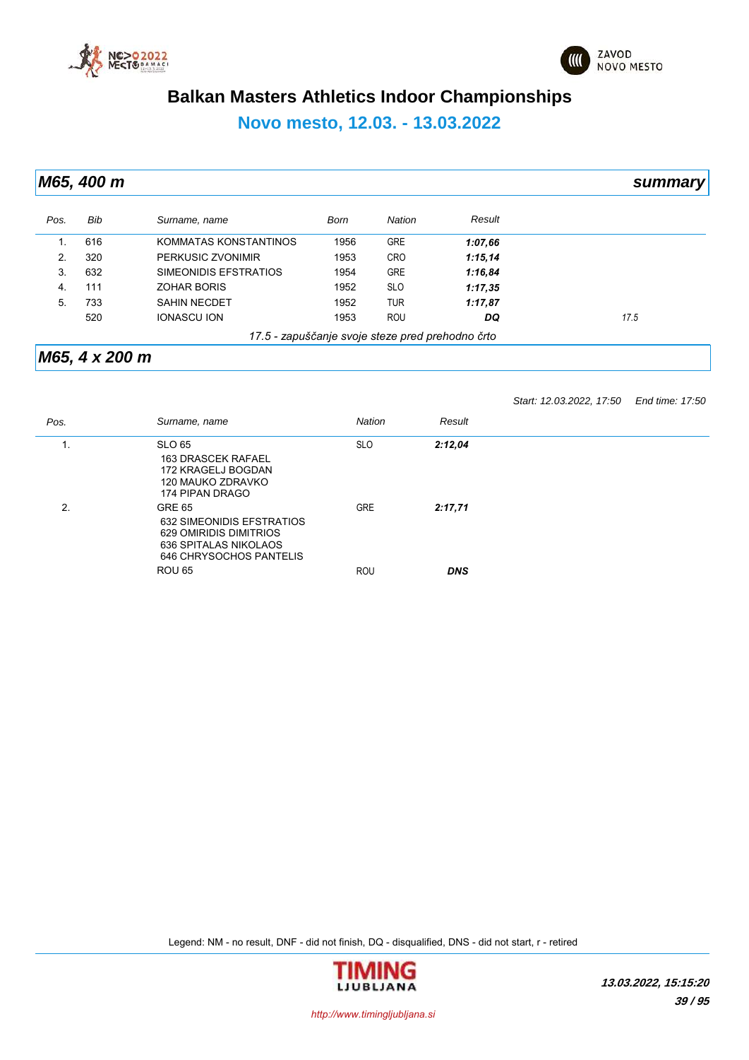# Balkan Masters Athletics Indoor Championships

## Novo mesto, 12.03. - 13.03.2022

### M65, 400 m

*summary*

| Pos. | Bib | Surname, name | Born | Nation | Result | |
|---|---|---|---|---|---|---|
| 1. | 616 | KOMMATAS KONSTANTINOS | 1956 | GRE | **1:07,66** | |
| 2. | 320 | PERKUSIC ZVONIMIR | 1953 | CRO | **1:15,14** | |
| 3. | 632 | SIMEONIDIS EFSTRATIOS | 1954 | GRE | **1:16,84** | |
| 4. | 111 | ZOHAR BORIS | 1952 | SLO | **1:17,35** | |
| 5. | 733 | SAHIN NECDET | 1952 | TUR | **1:17,87** | |
| | 520 | IONASCU ION | 1953 | ROU | **DQ** | 17.5 |

*17.5 - zapuščanje svoje steze pred prehodno črto*

### M65, 4 x 200 m

*Start: 12.03.2022, 17:50 End time: 17:50*

| Pos. | Surname, name | Nation | Result |
|---|---|---|---|
| 1. | SLO 65<br>163 DRASCEK RAFAEL<br>172 KRAGELJ BOGDAN<br>120 MAUKO ZDRAVKO<br>174 PIPAN DRAGO | SLO | **2:12,04** |
| 2. | GRE 65<br>632 SIMEONIDIS EFSTRATIOS<br>629 OMIRIDIS DIMITRIOS<br>636 SPITALAS NIKOLAOS<br>646 CHRYSOCHOS PANTELIS | GRE | **2:17,71** |
| | ROU 65 | ROU | **DNS** |

Legend: NM - no result, DNF - did not finish, DQ - disqualified, DNS - did not start, r - retired

*13.03.2022, 15:15:20*

http://www.timingljubljana.si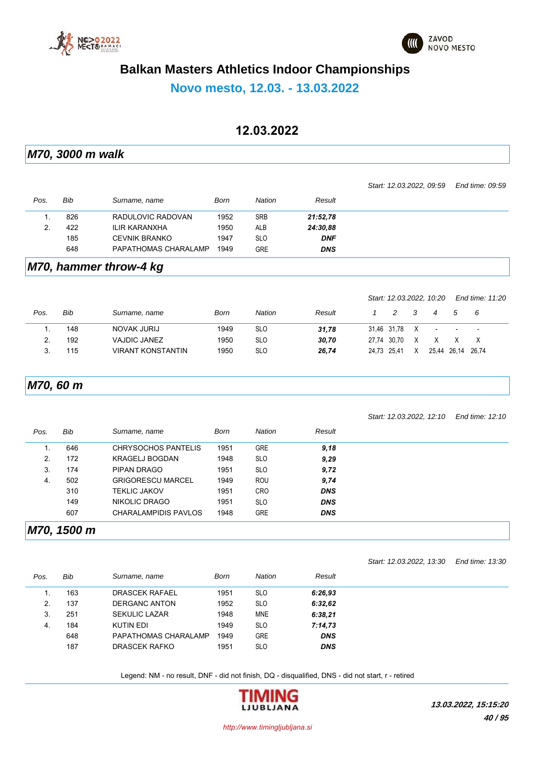# Balkan Masters Athletics Indoor Championships

## Novo mesto, 12.03. - 13.03.2022

### 12.03.2022

## *M70, 3000 m walk*

*Start: 12.03.2022, 09:59* *End time: 09:59*

| Pos. | Bib | Surname, name | Born | Nation | Result |
|---|---|---|---|---|---|
| 1. | 826 | RADULOVIC RADOVAN | 1952 | SRB | ***21:52,78*** |
| 2. | 422 | ILIR KARANXHA | 1950 | ALB | ***24:30,88*** |
| | 185 | CEVNIK BRANKO | 1947 | SLO | ***DNF*** |
| | 648 | PAPATHOMAS CHARALAMP | 1949 | GRE | ***DNS*** |

## *M70, hammer throw-4 kg*

*Start: 12.03.2022, 10:20* *End time: 11:20*

| Pos. | Bib | Surname, name | Born | Nation | Result | 1 | 2 | 3 | 4 | 5 | 6 |
|---|---|---|---|---|---|---|---|---|---|---|---|
| 1. | 148 | NOVAK JURIJ | 1949 | SLO | ***31,78*** | 31,46 | 31,78 | X | - | - | - |
| 2. | 192 | VAJDIC JANEZ | 1950 | SLO | ***30,70*** | 27,74 | 30,70 | X | X | X | X |
| 3. | 115 | VIRANT KONSTANTIN | 1950 | SLO | ***26,74*** | 24,73 | 25,41 | X | 25,44 | 26,14 | 26,74 |

## *M70, 60 m*

*Start: 12.03.2022, 12:10* *End time: 12:10*

| Pos. | Bib | Surname, name | Born | Nation | Result |
|---|---|---|---|---|---|
| 1. | 646 | CHRYSOCHOS PANTELIS | 1951 | GRE | ***9,18*** |
| 2. | 172 | KRAGELJ BOGDAN | 1948 | SLO | ***9,29*** |
| 3. | 174 | PIPAN DRAGO | 1951 | SLO | ***9,72*** |
| 4. | 502 | GRIGORESCU MARCEL | 1949 | ROU | ***9,74*** |
| | 310 | TEKLIC JAKOV | 1951 | CRO | ***DNS*** |
| | 149 | NIKOLIC DRAGO | 1951 | SLO | ***DNS*** |
| | 607 | CHARALAMPIDIS PAVLOS | 1948 | GRE | ***DNS*** |

## *M70, 1500 m*

*Start: 12.03.2022, 13:30* *End time: 13:30*

| Pos. | Bib | Surname, name | Born | Nation | Result |
|---|---|---|---|---|---|
| 1. | 163 | DRASCEK RAFAEL | 1951 | SLO | ***6:26,93*** |
| 2. | 137 | DERGANC ANTON | 1952 | SLO | ***6:32,62*** |
| 3. | 251 | SEKULIC LAZAR | 1948 | MNE | ***6:38,21*** |
| 4. | 184 | KUTIN EDI | 1949 | SLO | ***7:14,73*** |
| | 648 | PAPATHOMAS CHARALAMP | 1949 | GRE | ***DNS*** |
| | 187 | DRASCEK RAFKO | 1951 | SLO | ***DNS*** |

Legend: NM - no result, DNF - did not finish, DQ - disqualified, DNS - did not start, r - retired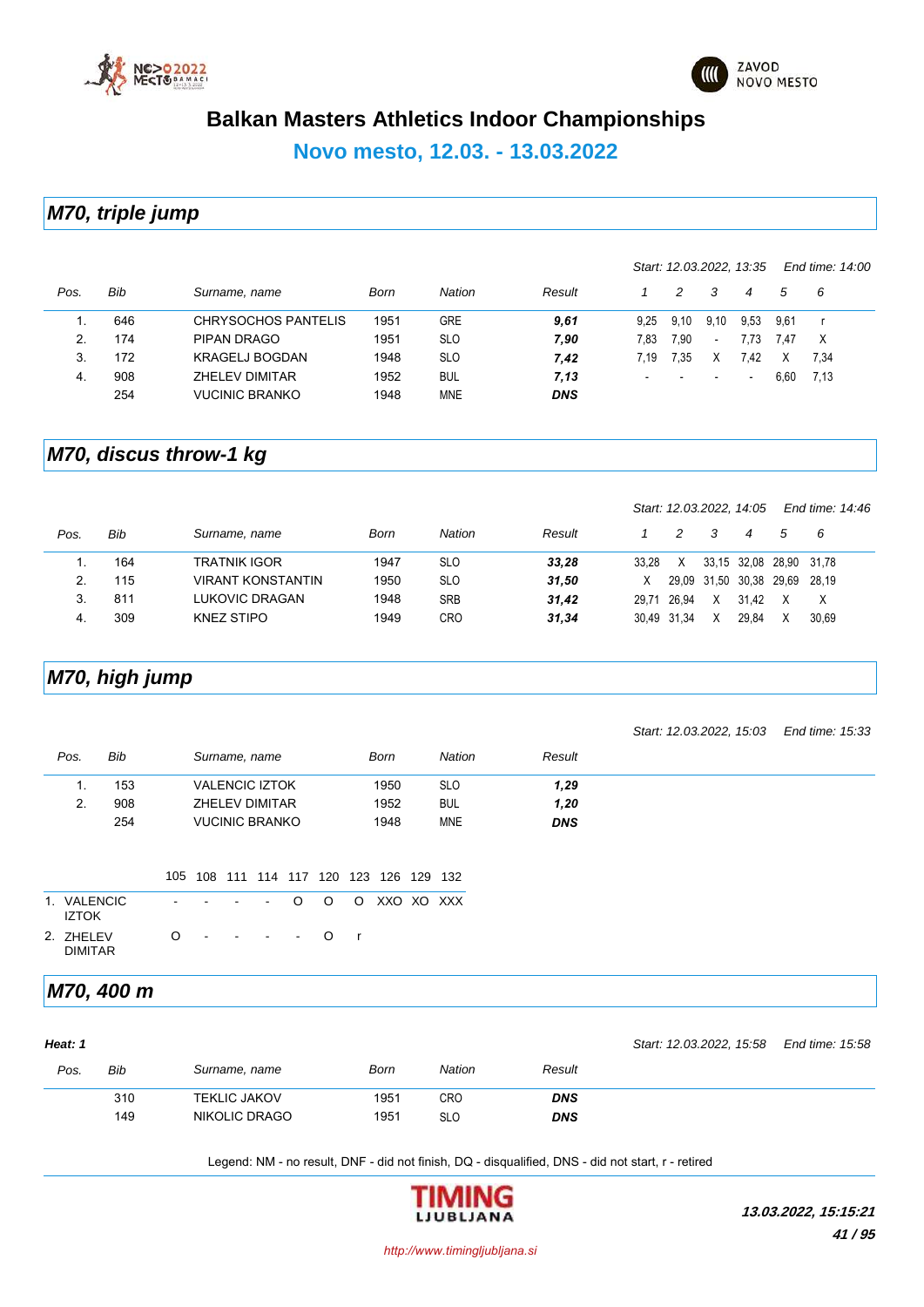# Balkan Masters Athletics Indoor Championships

## Novo mesto, 12.03. - 13.03.2022

## M70, triple jump

*Start: 12.03.2022, 13:35* *End time: 14:00*

| Pos. | Bib | Surname, name | Born | Nation | Result | 1 | 2 | 3 | 4 | 5 | 6 |
|---|---|---|---|---|---|---|---|---|---|---|---|
| 1. | 646 | CHRYSOCHOS PANTELIS | 1951 | GRE | **9,61** | 9,25 | 9,10 | 9,10 | 9,53 | 9,61 | r |
| 2. | 174 | PIPAN DRAGO | 1951 | SLO | **7,90** | 7,83 | 7,90 | - | 7,73 | 7,47 | X |
| 3. | 172 | KRAGELJ BOGDAN | 1948 | SLO | **7,42** | 7,19 | 7,35 | X | 7,42 | X | 7,34 |
| 4. | 908 | ZHELEV DIMITAR | 1952 | BUL | **7,13** | - | - | - | - | 6,60 | 7,13 |
| | 254 | VUCINIC BRANKO | 1948 | MNE | **DNS** | | | | | | |

## M70, discus throw-1 kg

*Start: 12.03.2022, 14:05* *End time: 14:46*

| Pos. | Bib | Surname, name | Born | Nation | Result | 1 | 2 | 3 | 4 | 5 | 6 |
|---|---|---|---|---|---|---|---|---|---|---|---|
| 1. | 164 | TRATNIK IGOR | 1947 | SLO | **33,28** | 33,28 | X | 33,15 | 32,08 | 28,90 | 31,78 |
| 2. | 115 | VIRANT KONSTANTIN | 1950 | SLO | **31,50** | X | 29,09 | 31,50 | 30,38 | 29,69 | 28,19 |
| 3. | 811 | LUKOVIC DRAGAN | 1948 | SRB | **31,42** | 29,71 | 26,94 | X | 31,42 | X | X |
| 4. | 309 | KNEZ STIPO | 1949 | CRO | **31,34** | 30,49 | 31,34 | X | 29,84 | X | 30,69 |

## M70, high jump

*Start: 12.03.2022, 15:03* *End time: 15:33*

| Pos. | Bib | Surname, name | Born | Nation | Result |
|---|---|---|---|---|---|
| 1. | 153 | VALENCIC IZTOK | 1950 | SLO | **1,29** |
| 2. | 908 | ZHELEV DIMITAR | 1952 | BUL | **1,20** |
| | 254 | VUCINIC BRANKO | 1948 | MNE | **DNS** |

| | 105 | 108 | 111 | 114 | 117 | 120 | 123 | 126 | 129 | 132 |
|---|---|---|---|---|---|---|---|---|---|---|
| 1. VALENCIC IZTOK | - | - | - | - | O | O | O | XXO | XO | XXX |
| 2. ZHELEV DIMITAR | O | - | - | - | - | O | r | | | |

## M70, 400 m

***Heat: 1*** *Start: 12.03.2022, 15:58* *End time: 15:58*

| Pos. | Bib | Surname, name | Born | Nation | Result |
|---|---|---|---|---|---|
| | 310 | TEKLIC JAKOV | 1951 | CRO | **DNS** |
| | 149 | NIKOLIC DRAGO | 1951 | SLO | **DNS** |

Legend: NM - no result, DNF - did not finish, DQ - disqualified, DNS - did not start, r - retired

***13.03.2022, 15:15:21***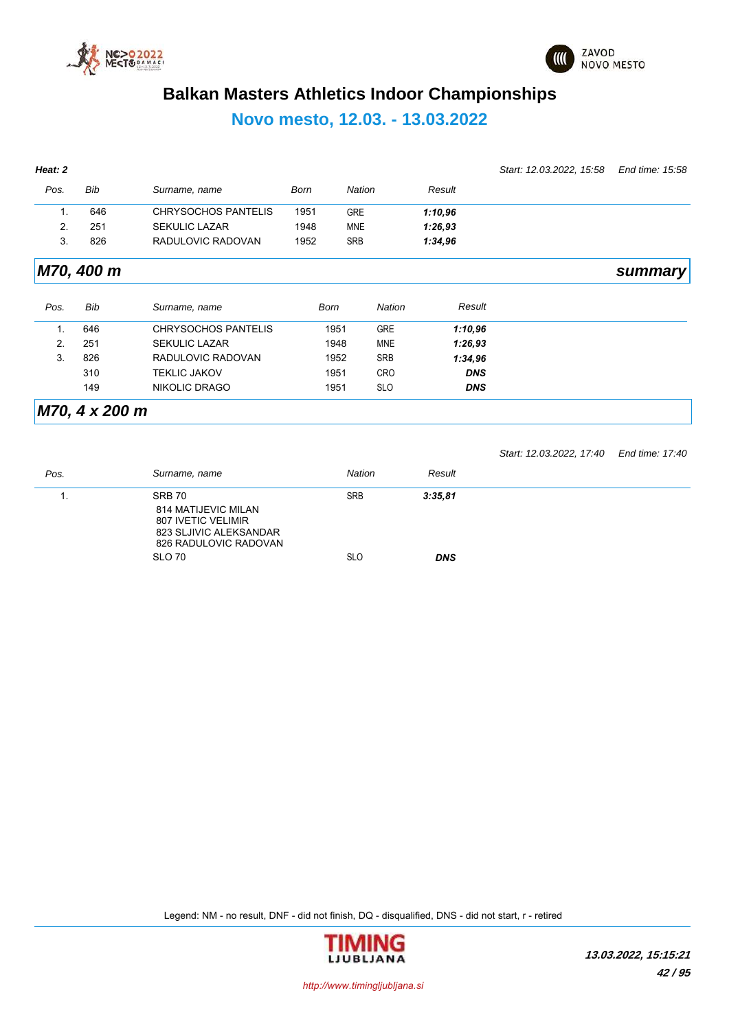# Balkan Masters Athletics Indoor Championships

## Novo mesto, 12.03. - 13.03.2022

**Heat: 2** *Start: 12.03.2022, 15:58 End time: 15:58*

| Pos. | Bib | Surname, name | Born | Nation | Result |
|---|---|---|---|---|---|
| 1. | 646 | CHRYSOCHOS PANTELIS | 1951 | GRE | ***1:10,96*** |
| 2. | 251 | SEKULIC LAZAR | 1948 | MNE | ***1:26,93*** |
| 3. | 826 | RADULOVIC RADOVAN | 1952 | SRB | ***1:34,96*** |

## *M70, 400 m* — *summary*

| Pos. | Bib | Surname, name | Born | Nation | Result |
|---|---|---|---|---|---|
| 1. | 646 | CHRYSOCHOS PANTELIS | 1951 | GRE | ***1:10,96*** |
| 2. | 251 | SEKULIC LAZAR | 1948 | MNE | ***1:26,93*** |
| 3. | 826 | RADULOVIC RADOVAN | 1952 | SRB | ***1:34,96*** |
|  | 310 | TEKLIC JAKOV | 1951 | CRO | ***DNS*** |
|  | 149 | NIKOLIC DRAGO | 1951 | SLO | ***DNS*** |

## *M70, 4 x 200 m*

*Start: 12.03.2022, 17:40 End time: 17:40*

| Pos. | Surname, name | Nation | Result |
|---|---|---|---|
| 1. | SRB 70<br>814 MATIJEVIC MILAN<br>807 IVETIC VELIMIR<br>823 SLJIVIC ALEKSANDAR<br>826 RADULOVIC RADOVAN | SRB | ***3:35,81*** |
|  | SLO 70 | SLO | ***DNS*** |

Legend: NM - no result, DNF - did not finish, DQ - disqualified, DNS - did not start, r - retired

*13.03.2022, 15:15:21*

*http://www.timingljubljana.si*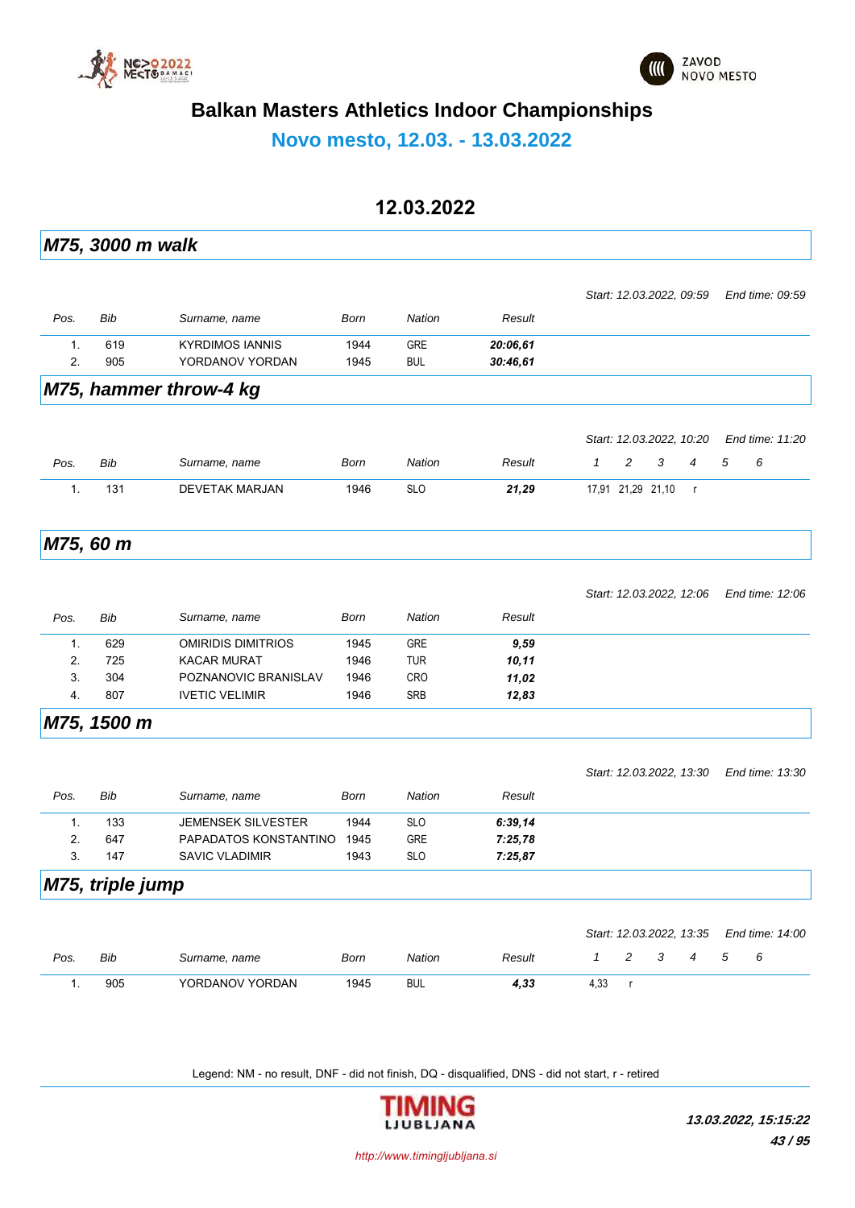# Balkan Masters Athletics Indoor Championships

## Novo mesto, 12.03. - 13.03.2022

### 12.03.2022

### *M75, 3000 m walk*

*Start: 12.03.2022, 09:59* *End time: 09:59*

| Pos. | Bib | Surname, name | Born | Nation | Result |
|---|---|---|---|---|---|
| 1. | 619 | KYRDIMOS IANNIS | 1944 | GRE | ***20:06,61*** |
| 2. | 905 | YORDANOV YORDAN | 1945 | BUL | ***30:46,61*** |

### *M75, hammer throw-4 kg*

*Start: 12.03.2022, 10:20* *End time: 11:20*

| Pos. | Bib | Surname, name | Born | Nation | Result | 1 | 2 | 3 | 4 | 5 | 6 |
|---|---|---|---|---|---|---|---|---|---|---|---|
| 1. | 131 | DEVETAK MARJAN | 1946 | SLO | ***21,29*** | 17,91 | 21,29 | 21,10 | r | | |

### *M75, 60 m*

*Start: 12.03.2022, 12:06* *End time: 12:06*

| Pos. | Bib | Surname, name | Born | Nation | Result |
|---|---|---|---|---|---|
| 1. | 629 | OMIRIDIS DIMITRIOS | 1945 | GRE | ***9,59*** |
| 2. | 725 | KACAR MURAT | 1946 | TUR | ***10,11*** |
| 3. | 304 | POZNANOVIC BRANISLAV | 1946 | CRO | ***11,02*** |
| 4. | 807 | IVETIC VELIMIR | 1946 | SRB | ***12,83*** |

### *M75, 1500 m*

*Start: 12.03.2022, 13:30* *End time: 13:30*

| Pos. | Bib | Surname, name | Born | Nation | Result |
|---|---|---|---|---|---|
| 1. | 133 | JEMENSEK SILVESTER | 1944 | SLO | ***6:39,14*** |
| 2. | 647 | PAPADATOS KONSTANTINO | 1945 | GRE | ***7:25,78*** |
| 3. | 147 | SAVIC VLADIMIR | 1943 | SLO | ***7:25,87*** |

### *M75, triple jump*

*Start: 12.03.2022, 13:35* *End time: 14:00*

| Pos. | Bib | Surname, name | Born | Nation | Result | 1 | 2 | 3 | 4 | 5 | 6 |
|---|---|---|---|---|---|---|---|---|---|---|---|
| 1. | 905 | YORDANOV YORDAN | 1945 | BUL | ***4,33*** | 4,33 | r | | | | |

Legend: NM - no result, DNF - did not finish, DQ - disqualified, DNS - did not start, r - retired

***13.03.2022, 15:15:22***

*http://www.timingljubljana.si*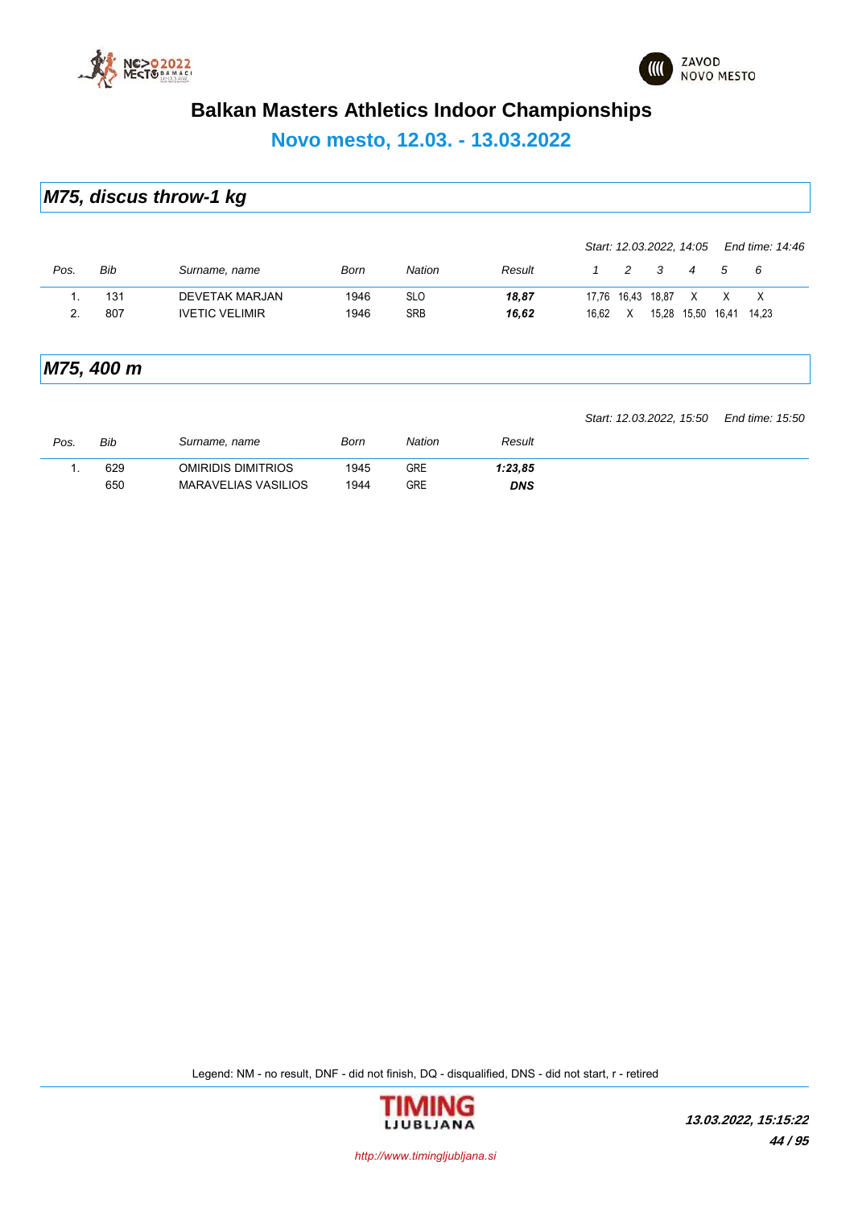# Balkan Masters Athletics Indoor Championships

## Novo mesto, 12.03. - 13.03.2022

### *M75, discus throw-1 kg*

*Start: 12.03.2022, 14:05* *End time: 14:46*

| Pos. | Bib | Surname, name | Born | Nation | Result | 1 | 2 | 3 | 4 | 5 | 6 |
|---|---|---|---|---|---|---|---|---|---|---|---|
| 1. | 131 | DEVETAK MARJAN | 1946 | SLO | ***18,87*** | 17,76 | 16,43 | 18,87 | X | X | X |
| 2. | 807 | IVETIC VELIMIR | 1946 | SRB | ***16,62*** | 16,62 | X | 15,28 | 15,50 | 16,41 | 14,23 |

### *M75, 400 m*

*Start: 12.03.2022, 15:50* *End time: 15:50*

| Pos. | Bib | Surname, name | Born | Nation | Result |
|---|---|---|---|---|---|
| 1. | 629 | OMIRIDIS DIMITRIOS | 1945 | GRE | ***1:23,85*** |
| | 650 | MARAVELIAS VASILIOS | 1944 | GRE | ***DNS*** |

Legend: NM - no result, DNF - did not finish, DQ - disqualified, DNS - did not start, r - retired

*13.03.2022, 15:15:22*

*http://www.timingljubljana.si*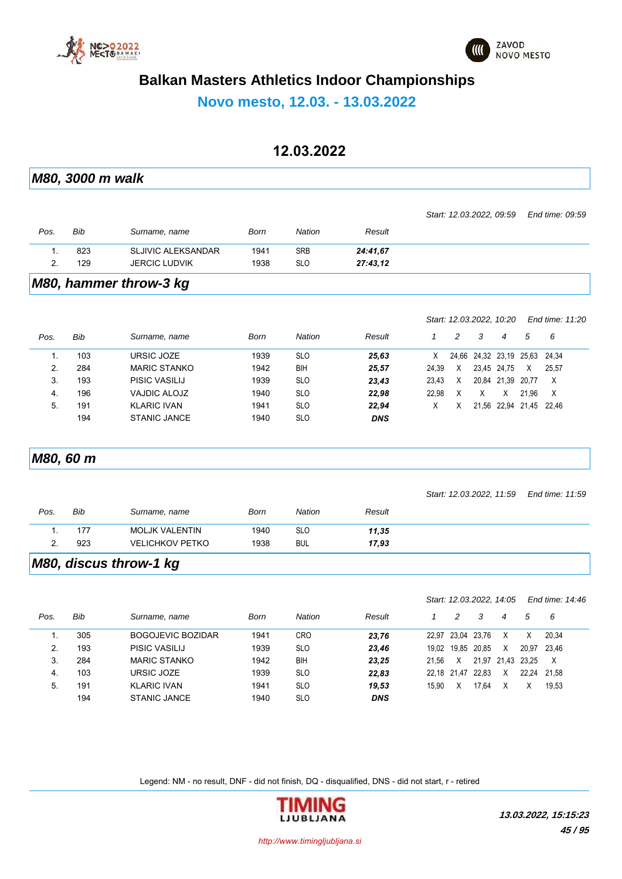# Balkan Masters Athletics Indoor Championships

## Novo mesto, 12.03. - 13.03.2022

### 12.03.2022

## M80, 3000 m walk

*Start: 12.03.2022, 09:59 End time: 09:59*

| Pos. | Bib | Surname, name | Born | Nation | Result |
|---|---|---|---|---|---|
| 1. | 823 | SLJIVIC ALEKSANDAR | 1941 | SRB | ***24:41,67*** |
| 2. | 129 | JERCIC LUDVIK | 1938 | SLO | ***27:43,12*** |

## M80, hammer throw-3 kg

*Start: 12.03.2022, 10:20 End time: 11:20*

| Pos. | Bib | Surname, name | Born | Nation | Result | 1 | 2 | 3 | 4 | 5 | 6 |
|---|---|---|---|---|---|---|---|---|---|---|---|
| 1. | 103 | URSIC JOZE | 1939 | SLO | ***25,63*** | X | 24,66 | 24,32 | 23,19 | 25,63 | 24,34 |
| 2. | 284 | MARIC STANKO | 1942 | BIH | ***25,57*** | 24,39 | X | 23,45 | 24,75 | X | 25,57 |
| 3. | 193 | PISIC VASILIJ | 1939 | SLO | ***23,43*** | 23,43 | X | 20,84 | 21,39 | 20,77 | X |
| 4. | 196 | VAJDIC ALOJZ | 1940 | SLO | ***22,98*** | 22,98 | X | X | X | 21,96 | X |
| 5. | 191 | KLARIC IVAN | 1941 | SLO | ***22,94*** | X | X | 21,56 | 22,94 | 21,45 | 22,46 |
| | 194 | STANIC JANCE | 1940 | SLO | ***DNS*** | | | | | | |

## M80, 60 m

*Start: 12.03.2022, 11:59 End time: 11:59*

| Pos. | Bib | Surname, name | Born | Nation | Result |
|---|---|---|---|---|---|
| 1. | 177 | MOLJK VALENTIN | 1940 | SLO | ***11,35*** |
| 2. | 923 | VELICHKOV PETKO | 1938 | BUL | ***17,93*** |

## M80, discus throw-1 kg

*Start: 12.03.2022, 14:05 End time: 14:46*

| Pos. | Bib | Surname, name | Born | Nation | Result | 1 | 2 | 3 | 4 | 5 | 6 |
|---|---|---|---|---|---|---|---|---|---|---|---|
| 1. | 305 | BOGOJEVIC BOZIDAR | 1941 | CRO | ***23,76*** | 22,97 | 23,04 | 23,76 | X | X | 20,34 |
| 2. | 193 | PISIC VASILIJ | 1939 | SLO | ***23,46*** | 19,02 | 19,85 | 20,85 | X | 20,97 | 23,46 |
| 3. | 284 | MARIC STANKO | 1942 | BIH | ***23,25*** | 21,56 | X | 21,97 | 21,43 | 23,25 | X |
| 4. | 103 | URSIC JOZE | 1939 | SLO | ***22,83*** | 22,18 | 21,47 | 22,83 | X | 22,24 | 21,58 |
| 5. | 191 | KLARIC IVAN | 1941 | SLO | ***19,53*** | 15,90 | X | 17,64 | X | X | 19,53 |
| | 194 | STANIC JANCE | 1940 | SLO | ***DNS*** | | | | | | |

Legend: NM - no result, DNF - did not finish, DQ - disqualified, DNS - did not start, r - retired

***13.03.2022, 15:15:23***

*http://www.timingljubljana.si*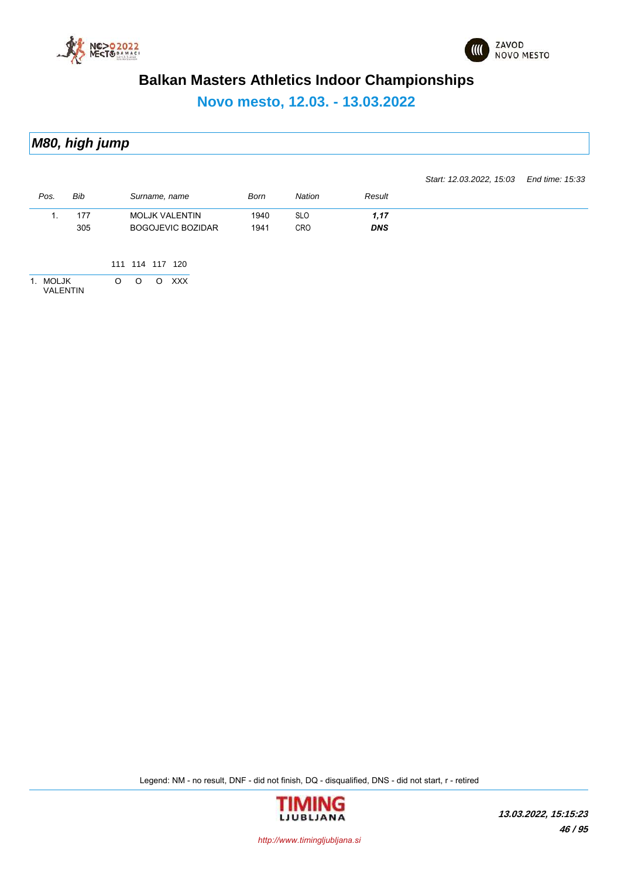# Balkan Masters Athletics Indoor Championships

## Novo mesto, 12.03. - 13.03.2022

### *M80, high jump*

*Start: 12.03.2022, 15:03* *End time: 15:33*

| *Pos.* | *Bib* | *Surname, name* | *Born* | *Nation* | *Result* |
|---|---|---|---|---|---|
| 1. | 177 | MOLJK VALENTIN | 1940 | SLO | ***1,17*** |
| | 305 | BOGOJEVIC BOZIDAR | 1941 | CRO | ***DNS*** |

| | 111 | 114 | 117 | 120 |
|---|---|---|---|---|
| 1. MOLJK VALENTIN | O | O | O | XXX |

Legend: NM - no result, DNF - did not finish, DQ - disqualified, DNS - did not start, r - retired

*13.03.2022, 15:15:23*

*http://www.timingljubljana.si*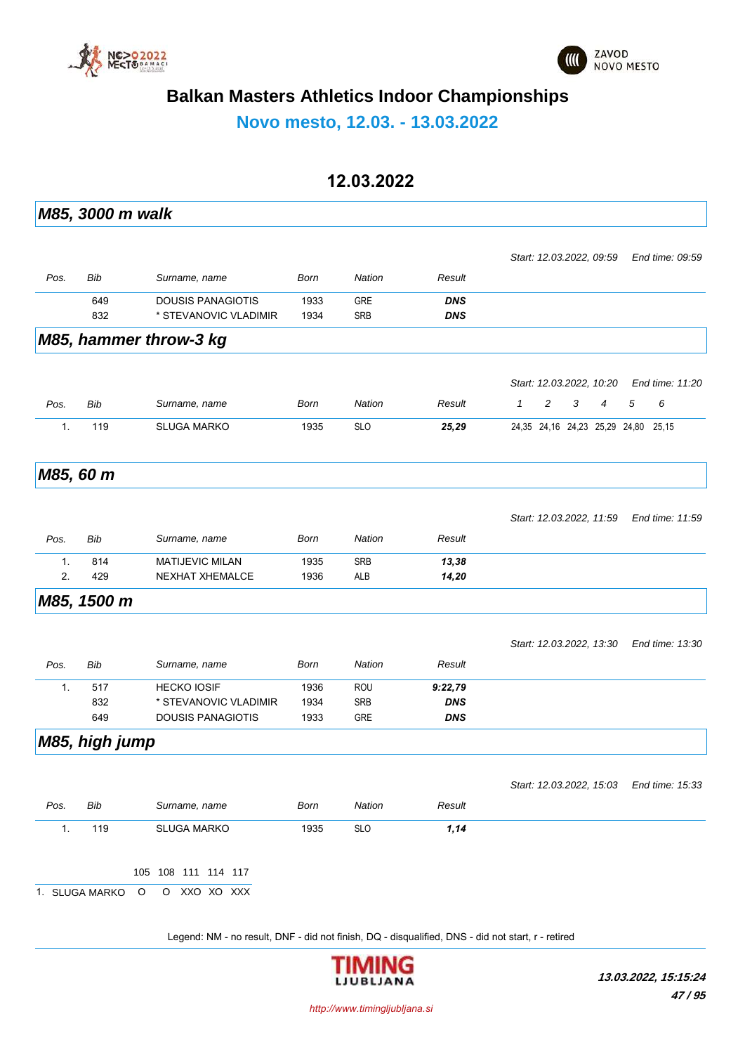# Balkan Masters Athletics Indoor Championships

## Novo mesto, 12.03. - 13.03.2022

### 12.03.2022

## M85, 3000 m walk

Start: 12.03.2022, 09:59 End time: 09:59

| Pos. | Bib | Surname, name | Born | Nation | Result |
|---|---|---|---|---|---|
| | 649 | DOUSIS PANAGIOTIS | 1933 | GRE | ***DNS*** |
| | 832 | * STEVANOVIC VLADIMIR | 1934 | SRB | ***DNS*** |

## M85, hammer throw-3 kg

Start: 12.03.2022, 10:20 End time: 11:20

| Pos. | Bib | Surname, name | Born | Nation | Result | 1 | 2 | 3 | 4 | 5 | 6 |
|---|---|---|---|---|---|---|---|---|---|---|---|
| 1. | 119 | SLUGA MARKO | 1935 | SLO | ***25,29*** | 24,35 | 24,16 | 24,23 | 25,29 | 24,80 | 25,15 |

## M85, 60 m

Start: 12.03.2022, 11:59 End time: 11:59

| Pos. | Bib | Surname, name | Born | Nation | Result |
|---|---|---|---|---|---|
| 1. | 814 | MATIJEVIC MILAN | 1935 | SRB | ***13,38*** |
| 2. | 429 | NEXHAT XHEMALCE | 1936 | ALB | ***14,20*** |

## M85, 1500 m

Start: 12.03.2022, 13:30 End time: 13:30

| Pos. | Bib | Surname, name | Born | Nation | Result |
|---|---|---|---|---|---|
| 1. | 517 | HECKO IOSIF | 1936 | ROU | ***9:22,79*** |
| | 832 | * STEVANOVIC VLADIMIR | 1934 | SRB | ***DNS*** |
| | 649 | DOUSIS PANAGIOTIS | 1933 | GRE | ***DNS*** |

## M85, high jump

Start: 12.03.2022, 15:03 End time: 15:33

| Pos. | Bib | Surname, name | Born | Nation | Result |
|---|---|---|---|---|---|
| 1. | 119 | SLUGA MARKO | 1935 | SLO | ***1,14*** |

| | 105 | 108 | 111 | 114 | 117 |
|---|---|---|---|---|---|
| 1. SLUGA MARKO | O | O | XXO | XO | XXX |

Legend: NM - no result, DNF - did not finish, DQ - disqualified, DNS - did not start, r - retired

TIMING LJUBLJANA

*13.03.2022, 15:15:24*

http://www.timingljubljana.si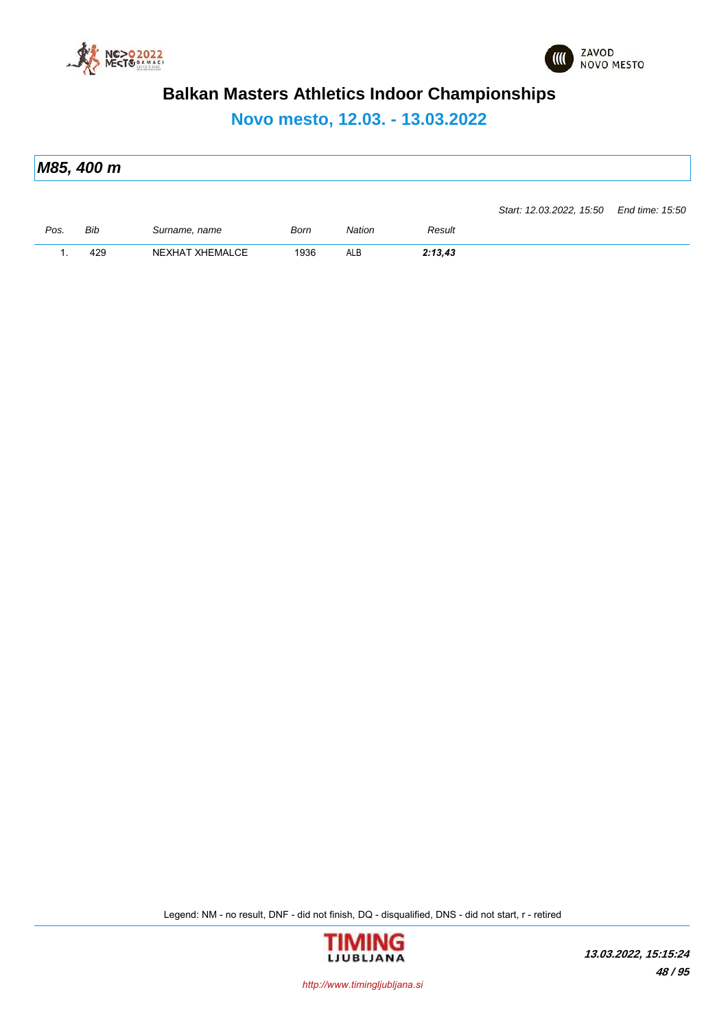# Balkan Masters Athletics Indoor Championships

## Novo mesto, 12.03. - 13.03.2022

### *M85, 400 m*

*Start: 12.03.2022, 15:50* *End time: 15:50*

| Pos. | Bib | Surname, name | Born | Nation | Result |
|---|---|---|---|---|---|
| 1. | 429 | NEXHAT XHEMALCE | 1936 | ALB | ***2:13,43*** |

Legend: NM - no result, DNF - did not finish, DQ - disqualified, DNS - did not start, r - retired

***13.03.2022, 15:15:24***

http://www.timingljubljana.si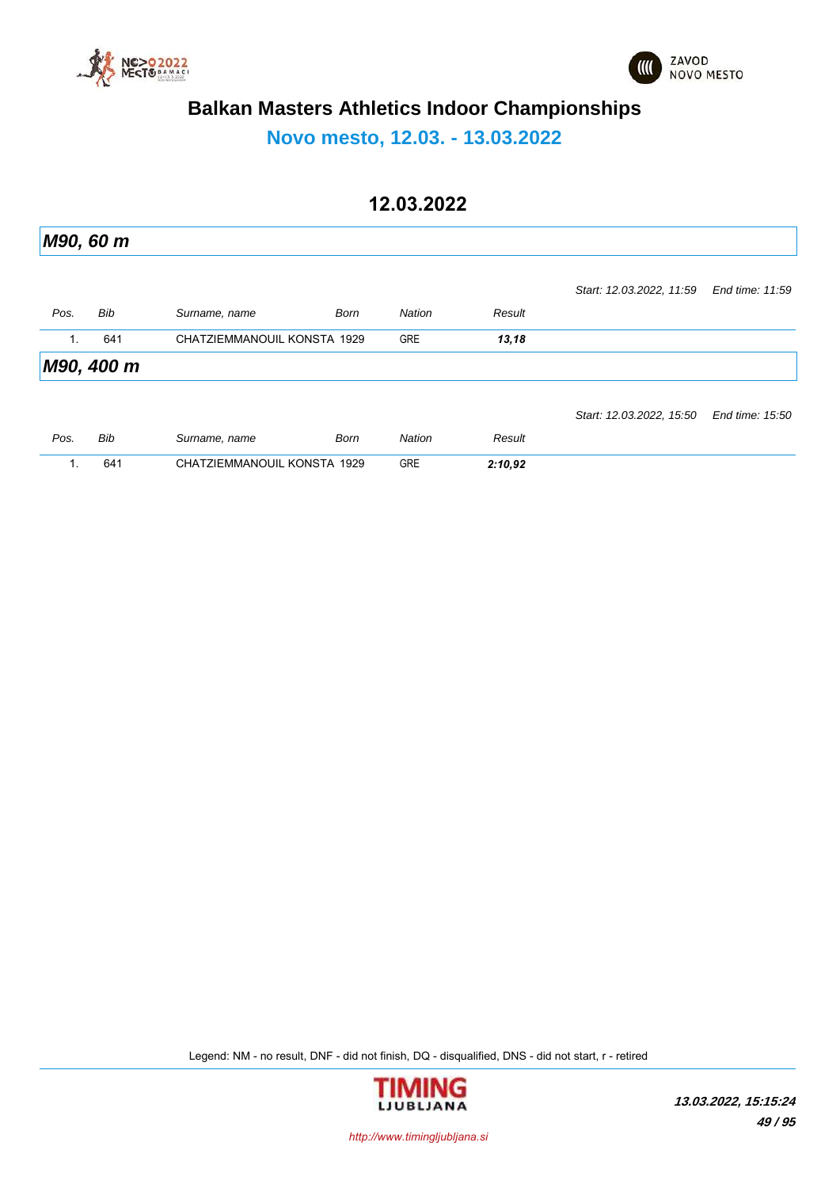# Balkan Masters Athletics Indoor Championships

## Novo mesto, 12.03. - 13.03.2022

### 12.03.2022

### *M90, 60 m*

*Start: 12.03.2022, 11:59* *End time: 11:59*

| Pos. | Bib | Surname, name | Born | Nation | Result |
|---|---|---|---|---|---|
| 1. | 641 | CHATZIEMMANOUIL KONSTA | 1929 | GRE | ***13,18*** |

### *M90, 400 m*

*Start: 12.03.2022, 15:50* *End time: 15:50*

| Pos. | Bib | Surname, name | Born | Nation | Result |
|---|---|---|---|---|---|
| 1. | 641 | CHATZIEMMANOUIL KONSTA | 1929 | GRE | ***2:10,92*** |

Legend: NM - no result, DNF - did not finish, DQ - disqualified, DNS - did not start, r - retired

*http://www.timingljubljana.si*

***13.03.2022, 15:15:24***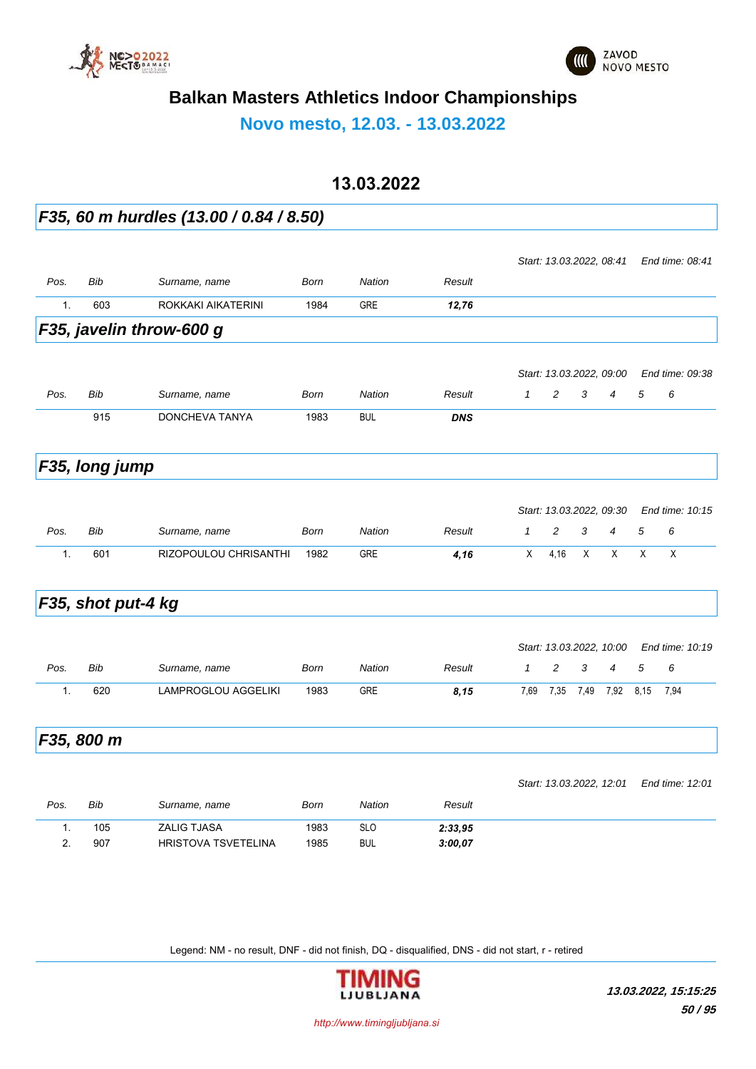# Balkan Masters Athletics Indoor Championships

## Novo mesto, 12.03. - 13.03.2022

### 13.03.2022

### *F35, 60 m hurdles (13.00 / 0.84 / 8.50)*

*Start: 13.03.2022, 08:41* *End time: 08:41*

| Pos. | Bib | Surname, name | Born | Nation | Result |
|---|---|---|---|---|---|
| 1. | 603 | ROKKAKI AIKATERINI | 1984 | GRE | ***12,76*** |

### *F35, javelin throw-600 g*

*Start: 13.03.2022, 09:00* *End time: 09:38*

| Pos. | Bib | Surname, name | Born | Nation | Result | 1 | 2 | 3 | 4 | 5 | 6 |
|---|---|---|---|---|---|---|---|---|---|---|---|
| | 915 | DONCHEVA TANYA | 1983 | BUL | ***DNS*** | | | | | | |

### *F35, long jump*

*Start: 13.03.2022, 09:30* *End time: 10:15*

| Pos. | Bib | Surname, name | Born | Nation | Result | 1 | 2 | 3 | 4 | 5 | 6 |
|---|---|---|---|---|---|---|---|---|---|---|---|
| 1. | 601 | RIZOPOULOU CHRISANTHI | 1982 | GRE | ***4,16*** | X | 4,16 | X | X | X | X |

### *F35, shot put-4 kg*

*Start: 13.03.2022, 10:00* *End time: 10:19*

| Pos. | Bib | Surname, name | Born | Nation | Result | 1 | 2 | 3 | 4 | 5 | 6 |
|---|---|---|---|---|---|---|---|---|---|---|---|
| 1. | 620 | LAMPROGLOU AGGELIKI | 1983 | GRE | ***8,15*** | 7,69 | 7,35 | 7,49 | 7,92 | 8,15 | 7,94 |

### *F35, 800 m*

*Start: 13.03.2022, 12:01* *End time: 12:01*

| Pos. | Bib | Surname, name | Born | Nation | Result |
|---|---|---|---|---|---|
| 1. | 105 | ZALIG TJASA | 1983 | SLO | ***2:33,95*** |
| 2. | 907 | HRISTOVA TSVETELINA | 1985 | BUL | ***3:00,07*** |

Legend: NM - no result, DNF - did not finish, DQ - disqualified, DNS - did not start, r - retired

*13.03.2022, 15:15:25*

*http://www.timingljubljana.si*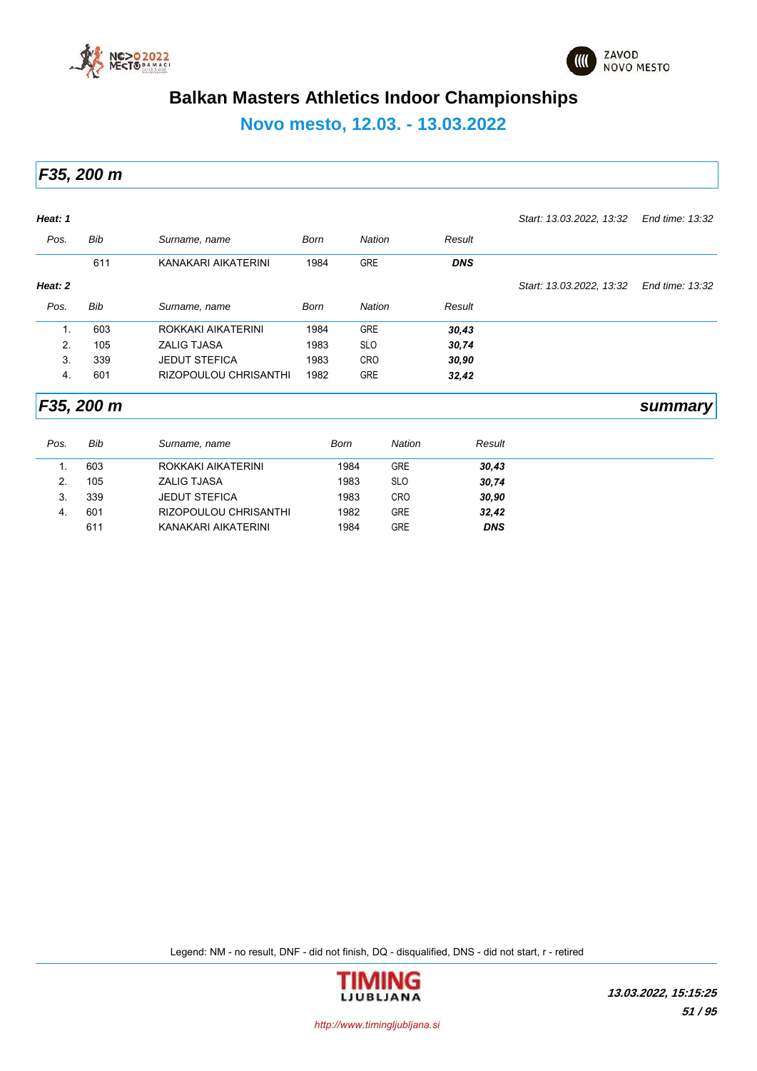# Balkan Masters Athletics Indoor Championships

## Novo mesto, 12.03. - 13.03.2022

## F35, 200 m

**Heat: 1** *Start: 13.03.2022, 13:32* *End time: 13:32*

| Pos. | Bib | Surname, name | Born | Nation | Result |
|---|---|---|---|---|---|
| | 611 | KANAKARI AIKATERINI | 1984 | GRE | ***DNS*** |

**Heat: 2** *Start: 13.03.2022, 13:32* *End time: 13:32*

| Pos. | Bib | Surname, name | Born | Nation | Result |
|---|---|---|---|---|---|
| 1. | 603 | ROKKAKI AIKATERINI | 1984 | GRE | ***30,43*** |
| 2. | 105 | ZALIG TJASA | 1983 | SLO | ***30,74*** |
| 3. | 339 | JEDUT STEFICA | 1983 | CRO | ***30,90*** |
| 4. | 601 | RIZOPOULOU CHRISANTHI | 1982 | GRE | ***32,42*** |

## F35, 200 m *summary*

| Pos. | Bib | Surname, name | Born | Nation | Result |
|---|---|---|---|---|---|
| 1. | 603 | ROKKAKI AIKATERINI | 1984 | GRE | ***30,43*** |
| 2. | 105 | ZALIG TJASA | 1983 | SLO | ***30,74*** |
| 3. | 339 | JEDUT STEFICA | 1983 | CRO | ***30,90*** |
| 4. | 601 | RIZOPOULOU CHRISANTHI | 1982 | GRE | ***32,42*** |
| | 611 | KANAKARI AIKATERINI | 1984 | GRE | ***DNS*** |

Legend: NM - no result, DNF - did not finish, DQ - disqualified, DNS - did not start, r - retired

***13.03.2022, 15:15:25***

*http://www.timingljubljana.si*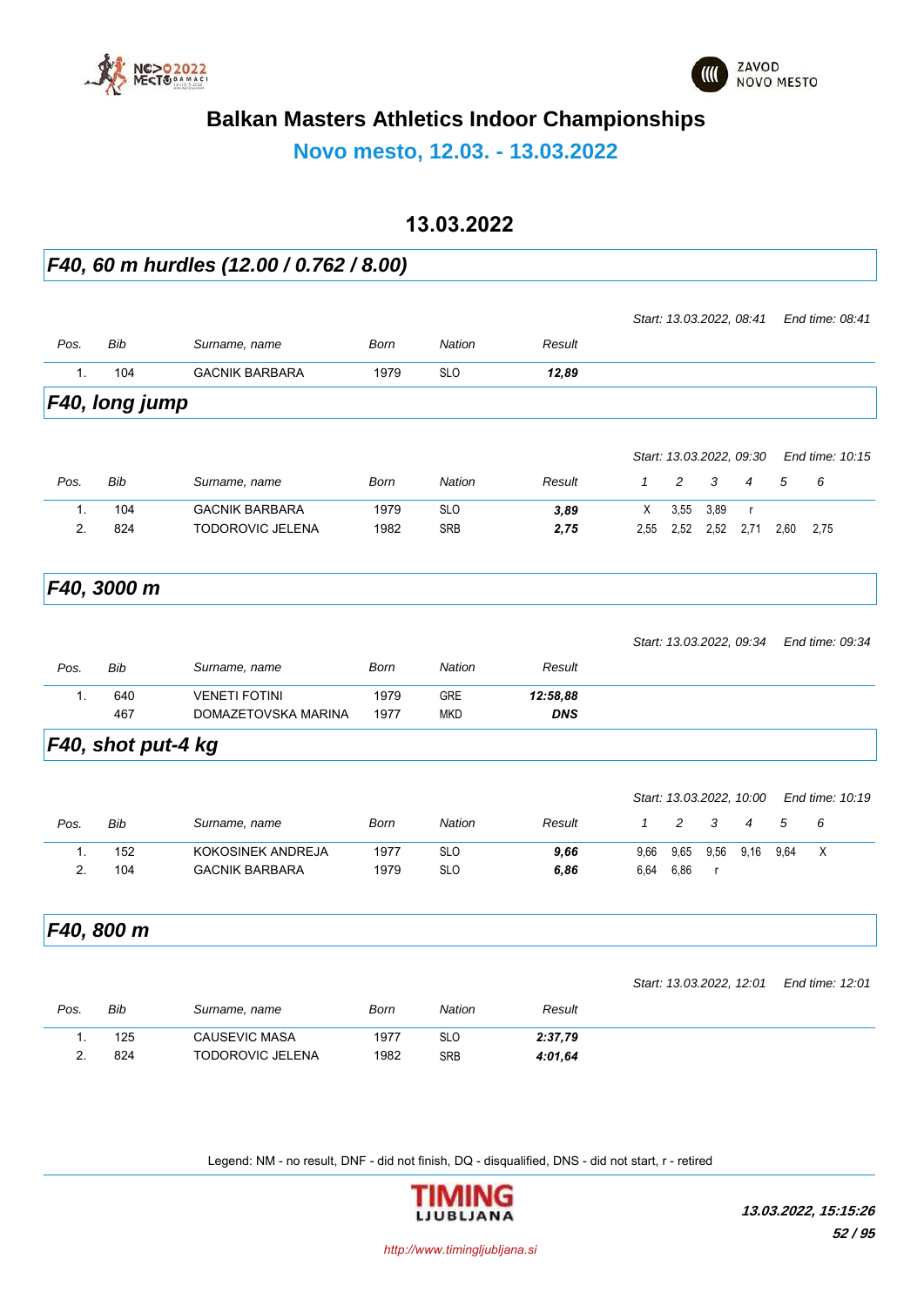# Balkan Masters Athletics Indoor Championships

## Novo mesto, 12.03. - 13.03.2022

## 13.03.2022

### *F40, 60 m hurdles (12.00 / 0.762 / 8.00)*

*Start: 13.03.2022, 08:41 End time: 08:41*

| Pos. | Bib | Surname, name | Born | Nation | Result |
|---|---|---|---|---|---|
| 1. | 104 | GACNIK BARBARA | 1979 | SLO | ***12,89*** |

### *F40, long jump*

*Start: 13.03.2022, 09:30 End time: 10:15*

| Pos. | Bib | Surname, name | Born | Nation | Result | 1 | 2 | 3 | 4 | 5 | 6 |
|---|---|---|---|---|---|---|---|---|---|---|---|
| 1. | 104 | GACNIK BARBARA | 1979 | SLO | ***3,89*** | X | 3,55 | 3,89 | r | | |
| 2. | 824 | TODOROVIC JELENA | 1982 | SRB | ***2,75*** | 2,55 | 2,52 | 2,52 | 2,71 | 2,60 | 2,75 |

### *F40, 3000 m*

*Start: 13.03.2022, 09:34 End time: 09:34*

| Pos. | Bib | Surname, name | Born | Nation | Result |
|---|---|---|---|---|---|
| 1. | 640 | VENETI FOTINI | 1979 | GRE | ***12:58,88*** |
| | 467 | DOMAZETOVSKA MARINA | 1977 | MKD | ***DNS*** |

### *F40, shot put-4 kg*

*Start: 13.03.2022, 10:00 End time: 10:19*

| Pos. | Bib | Surname, name | Born | Nation | Result | 1 | 2 | 3 | 4 | 5 | 6 |
|---|---|---|---|---|---|---|---|---|---|---|---|
| 1. | 152 | KOKOSINEK ANDREJA | 1977 | SLO | ***9,66*** | 9,66 | 9,65 | 9,56 | 9,16 | 9,64 | X |
| 2. | 104 | GACNIK BARBARA | 1979 | SLO | ***6,86*** | 6,64 | 6,86 | r | | | |

### *F40, 800 m*

*Start: 13.03.2022, 12:01 End time: 12:01*

| Pos. | Bib | Surname, name | Born | Nation | Result |
|---|---|---|---|---|---|
| 1. | 125 | CAUSEVIC MASA | 1977 | SLO | ***2:37,79*** |
| 2. | 824 | TODOROVIC JELENA | 1982 | SRB | ***4:01,64*** |

Legend: NM - no result, DNF - did not finish, DQ - disqualified, DNS - did not start, r - retired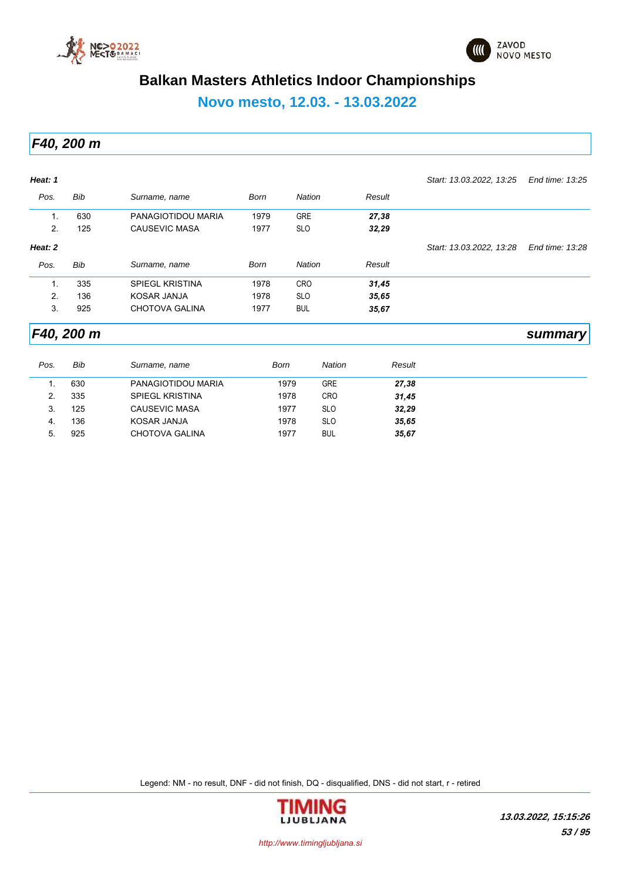# Balkan Masters Athletics Indoor Championships

## Novo mesto, 12.03. - 13.03.2022

## *F40, 200 m*

***Heat: 1*** — *Start: 13.03.2022, 13:25* — *End time: 13:25*

| Pos. | Bib | Surname, name | Born | Nation | Result |
|---|---|---|---|---|---|
| 1. | 630 | PANAGIOTIDOU MARIA | 1979 | GRE | ***27,38*** |
| 2. | 125 | CAUSEVIC MASA | 1977 | SLO | ***32,29*** |

***Heat: 2*** — *Start: 13.03.2022, 13:28* — *End time: 13:28*

| Pos. | Bib | Surname, name | Born | Nation | Result |
|---|---|---|---|---|---|
| 1. | 335 | SPIEGL KRISTINA | 1978 | CRO | ***31,45*** |
| 2. | 136 | KOSAR JANJA | 1978 | SLO | ***35,65*** |
| 3. | 925 | CHOTOVA GALINA | 1977 | BUL | ***35,67*** |

## *F40, 200 m* — *summary*

| Pos. | Bib | Surname, name | Born | Nation | Result |
|---|---|---|---|---|---|
| 1. | 630 | PANAGIOTIDOU MARIA | 1979 | GRE | ***27,38*** |
| 2. | 335 | SPIEGL KRISTINA | 1978 | CRO | ***31,45*** |
| 3. | 125 | CAUSEVIC MASA | 1977 | SLO | ***32,29*** |
| 4. | 136 | KOSAR JANJA | 1978 | SLO | ***35,65*** |
| 5. | 925 | CHOTOVA GALINA | 1977 | BUL | ***35,67*** |

Legend: NM - no result, DNF - did not finish, DQ - disqualified, DNS - did not start, r - retired

*13.03.2022, 15:15:26*

*http://www.timingljubljana.si*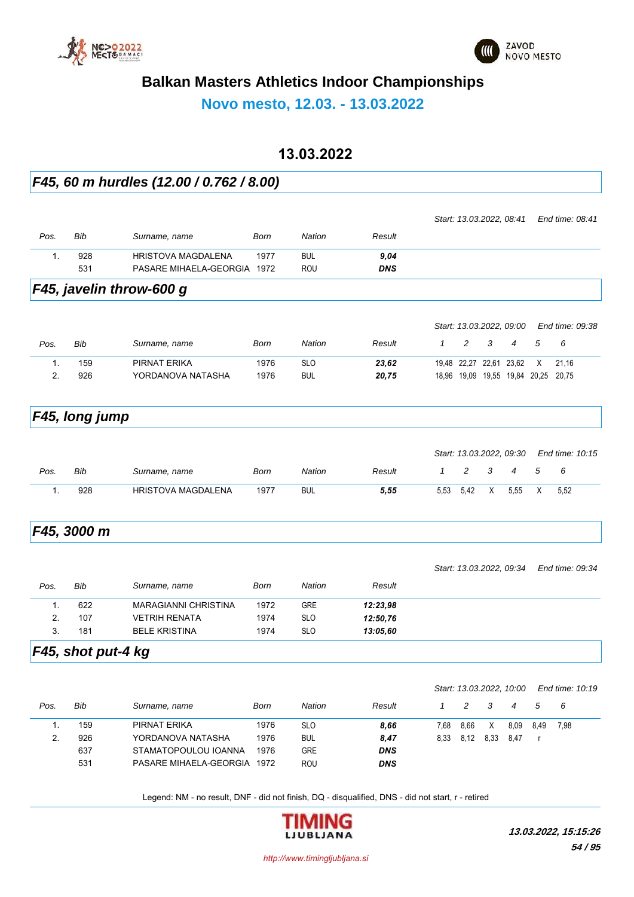# Balkan Masters Athletics Indoor Championships

## Novo mesto, 12.03. - 13.03.2022

### 13.03.2022

### *F45, 60 m hurdles (12.00 / 0.762 / 8.00)*

*Start: 13.03.2022, 08:41 End time: 08:41*

| Pos. | Bib | Surname, name | Born | Nation | Result |
|---|---|---|---|---|---|
| 1. | 928 | HRISTOVA MAGDALENA | 1977 | BUL | ***9,04*** |
| | 531 | PASARE MIHAELA-GEORGIA | 1972 | ROU | ***DNS*** |

### *F45, javelin throw-600 g*

*Start: 13.03.2022, 09:00 End time: 09:38*

| Pos. | Bib | Surname, name | Born | Nation | Result | 1 | 2 | 3 | 4 | 5 | 6 |
|---|---|---|---|---|---|---|---|---|---|---|---|
| 1. | 159 | PIRNAT ERIKA | 1976 | SLO | ***23,62*** | 19,48 | 22,27 | 22,61 | 23,62 | X | 21,16 |
| 2. | 926 | YORDANOVA NATASHA | 1976 | BUL | ***20,75*** | 18,96 | 19,09 | 19,55 | 19,84 | 20,25 | 20,75 |

### *F45, long jump*

*Start: 13.03.2022, 09:30 End time: 10:15*

| Pos. | Bib | Surname, name | Born | Nation | Result | 1 | 2 | 3 | 4 | 5 | 6 |
|---|---|---|---|---|---|---|---|---|---|---|---|
| 1. | 928 | HRISTOVA MAGDALENA | 1977 | BUL | ***5,55*** | 5,53 | 5,42 | X | 5,55 | X | 5,52 |

### *F45, 3000 m*

*Start: 13.03.2022, 09:34 End time: 09:34*

| Pos. | Bib | Surname, name | Born | Nation | Result |
|---|---|---|---|---|---|
| 1. | 622 | MARAGIANNI CHRISTINA | 1972 | GRE | ***12:23,98*** |
| 2. | 107 | VETRIH RENATA | 1974 | SLO | ***12:50,76*** |
| 3. | 181 | BELE KRISTINA | 1974 | SLO | ***13:05,60*** |

### *F45, shot put-4 kg*

*Start: 13.03.2022, 10:00 End time: 10:19*

| Pos. | Bib | Surname, name | Born | Nation | Result | 1 | 2 | 3 | 4 | 5 | 6 |
|---|---|---|---|---|---|---|---|---|---|---|---|
| 1. | 159 | PIRNAT ERIKA | 1976 | SLO | ***8,66*** | 7,68 | 8,66 | X | 8,09 | 8,49 | 7,98 |
| 2. | 926 | YORDANOVA NATASHA | 1976 | BUL | ***8,47*** | 8,33 | 8,12 | 8,33 | 8,47 | r | |
| | 637 | STAMATOPOULOU IOANNA | 1976 | GRE | ***DNS*** | | | | | | |
| | 531 | PASARE MIHAELA-GEORGIA | 1972 | ROU | ***DNS*** | | | | | | |

Legend: NM - no result, DNF - did not finish, DQ - disqualified, DNS - did not start, r - retired

***13.03.2022, 15:15:26***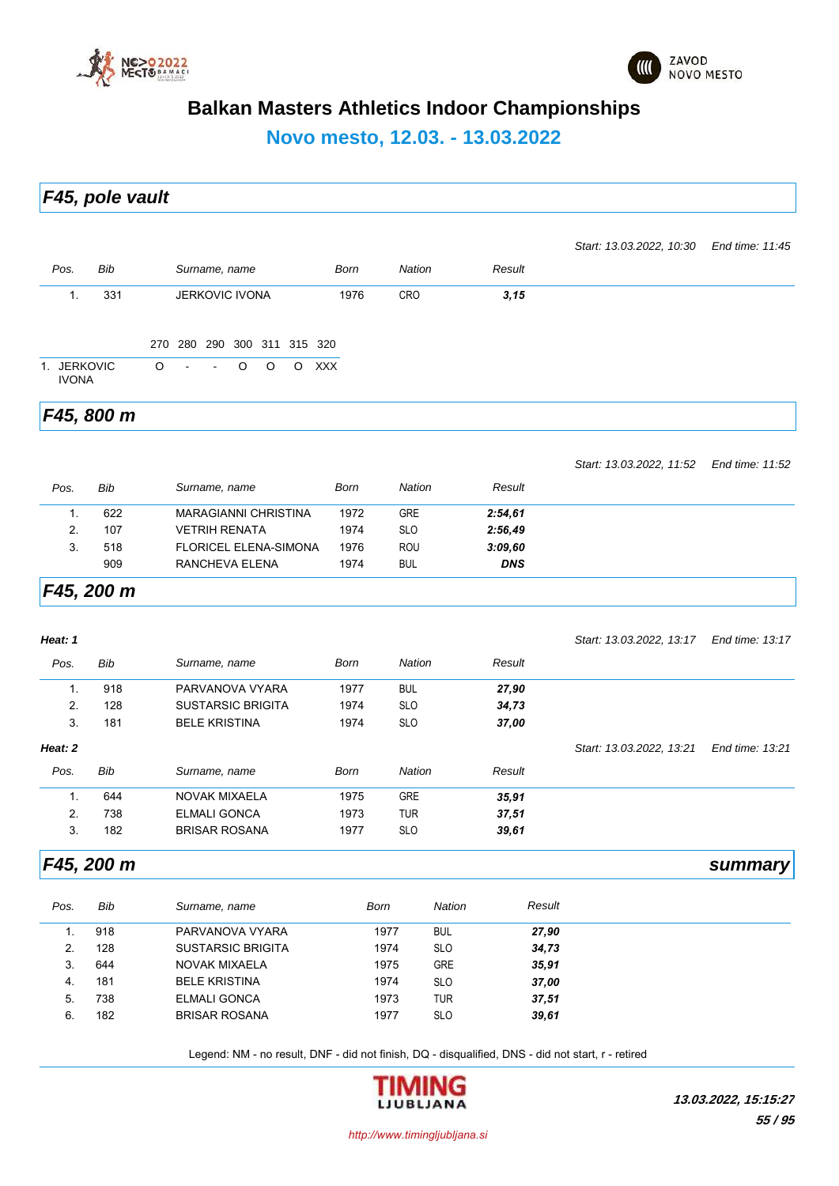# Balkan Masters Athletics Indoor Championships

## Novo mesto, 12.03. - 13.03.2022

### *F45, pole vault*

*Start: 13.03.2022, 10:30* *End time: 11:45*

| Pos. | Bib | Surname, name | Born | Nation | Result |
|---|---|---|---|---|---|
| 1. | 331 | JERKOVIC IVONA | 1976 | CRO | ***3,15*** |

| | 270 | 280 | 290 | 300 | 311 | 315 | 320 |
|---|---|---|---|---|---|---|---|
| 1. JERKOVIC IVONA | O | - | - | O | O | O | XXX |

### *F45, 800 m*

*Start: 13.03.2022, 11:52* *End time: 11:52*

| Pos. | Bib | Surname, name | Born | Nation | Result |
|---|---|---|---|---|---|
| 1. | 622 | MARAGIANNI CHRISTINA | 1972 | GRE | ***2:54,61*** |
| 2. | 107 | VETRIH RENATA | 1974 | SLO | ***2:56,49*** |
| 3. | 518 | FLORICEL ELENA-SIMONA | 1976 | ROU | ***3:09,60*** |
| | 909 | RANCHEVA ELENA | 1974 | BUL | ***DNS*** |

### *F45, 200 m*

***Heat: 1*** *Start: 13.03.2022, 13:17* *End time: 13:17*

| Pos. | Bib | Surname, name | Born | Nation | Result |
|---|---|---|---|---|---|
| 1. | 918 | PARVANOVA VYARA | 1977 | BUL | ***27,90*** |
| 2. | 128 | SUSTARSIC BRIGITA | 1974 | SLO | ***34,73*** |
| 3. | 181 | BELE KRISTINA | 1974 | SLO | ***37,00*** |

***Heat: 2*** *Start: 13.03.2022, 13:21* *End time: 13:21*

| Pos. | Bib | Surname, name | Born | Nation | Result |
|---|---|---|---|---|---|
| 1. | 644 | NOVAK MIXAELA | 1975 | GRE | ***35,91*** |
| 2. | 738 | ELMALI GONCA | 1973 | TUR | ***37,51*** |
| 3. | 182 | BRISAR ROSANA | 1977 | SLO | ***39,61*** |

### *F45, 200 m* — ***summary***

| Pos. | Bib | Surname, name | Born | Nation | Result |
|---|---|---|---|---|---|
| 1. | 918 | PARVANOVA VYARA | 1977 | BUL | ***27,90*** |
| 2. | 128 | SUSTARSIC BRIGITA | 1974 | SLO | ***34,73*** |
| 3. | 644 | NOVAK MIXAELA | 1975 | GRE | ***35,91*** |
| 4. | 181 | BELE KRISTINA | 1974 | SLO | ***37,00*** |
| 5. | 738 | ELMALI GONCA | 1973 | TUR | ***37,51*** |
| 6. | 182 | BRISAR ROSANA | 1977 | SLO | ***39,61*** |

Legend: NM - no result, DNF - did not finish, DQ - disqualified, DNS - did not start, r - retired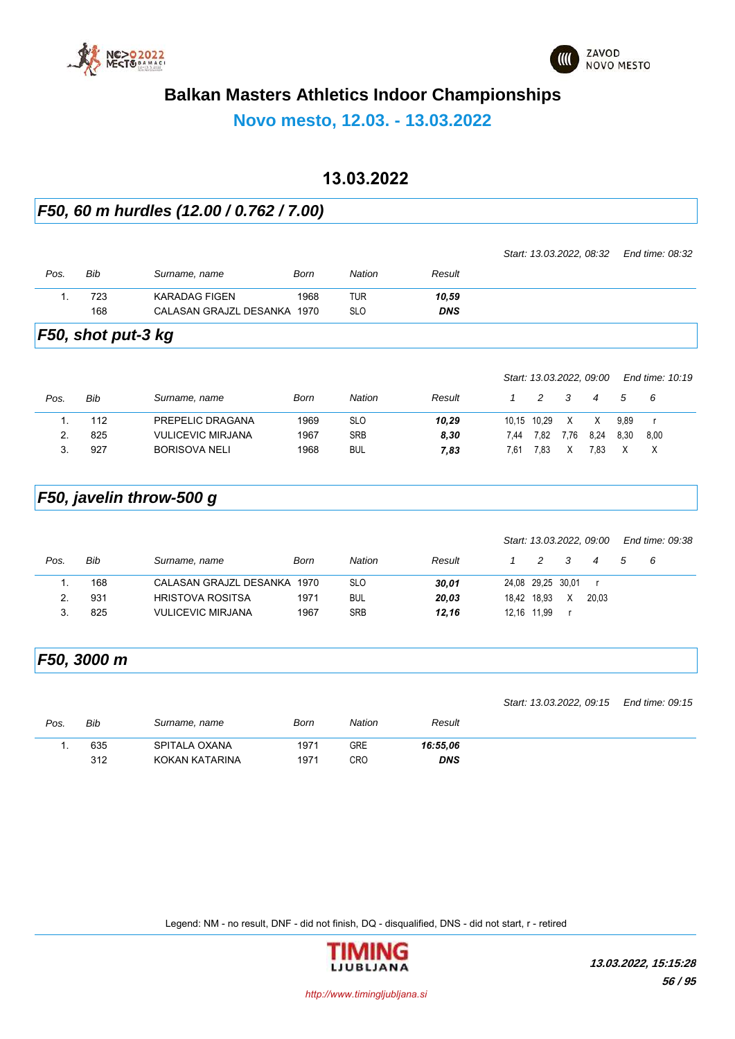# Balkan Masters Athletics Indoor Championships

## Novo mesto, 12.03. - 13.03.2022

## 13.03.2022

### *F50, 60 m hurdles (12.00 / 0.762 / 7.00)*

*Start: 13.03.2022, 08:32* *End time: 08:32*

| Pos. | Bib | Surname, name | Born | Nation | Result |
|---|---|---|---|---|---|
| 1. | 723 | KARADAG FIGEN | 1968 | TUR | ***10,59*** |
| | 168 | CALASAN GRAJZL DESANKA | 1970 | SLO | ***DNS*** |

### *F50, shot put-3 kg*

*Start: 13.03.2022, 09:00* *End time: 10:19*

| Pos. | Bib | Surname, name | Born | Nation | Result | 1 | 2 | 3 | 4 | 5 | 6 |
|---|---|---|---|---|---|---|---|---|---|---|---|
| 1. | 112 | PREPELIC DRAGANA | 1969 | SLO | ***10,29*** | 10,15 | 10,29 | X | X | 9,89 | r |
| 2. | 825 | VULICEVIC MIRJANA | 1967 | SRB | ***8,30*** | 7,44 | 7,82 | 7,76 | 8,24 | 8,30 | 8,00 |
| 3. | 927 | BORISOVA NELI | 1968 | BUL | ***7,83*** | 7,61 | 7,83 | X | 7,83 | X | X |

### *F50, javelin throw-500 g*

*Start: 13.03.2022, 09:00* *End time: 09:38*

| Pos. | Bib | Surname, name | Born | Nation | Result | 1 | 2 | 3 | 4 | 5 | 6 |
|---|---|---|---|---|---|---|---|---|---|---|---|
| 1. | 168 | CALASAN GRAJZL DESANKA | 1970 | SLO | ***30,01*** | 24,08 | 29,25 | 30,01 | r | | |
| 2. | 931 | HRISTOVA ROSITSA | 1971 | BUL | ***20,03*** | 18,42 | 18,93 | X | 20,03 | | |
| 3. | 825 | VULICEVIC MIRJANA | 1967 | SRB | ***12,16*** | 12,16 | 11,99 | r | | | |

### *F50, 3000 m*

*Start: 13.03.2022, 09:15* *End time: 09:15*

| Pos. | Bib | Surname, name | Born | Nation | Result |
|---|---|---|---|---|---|
| 1. | 635 | SPITALA OXANA | 1971 | GRE | ***16:55,06*** |
| | 312 | KOKAN KATARINA | 1971 | CRO | ***DNS*** |

Legend: NM - no result, DNF - did not finish, DQ - disqualified, DNS - did not start, r - retired

***13.03.2022, 15:15:28***

http://www.timingljubljana.si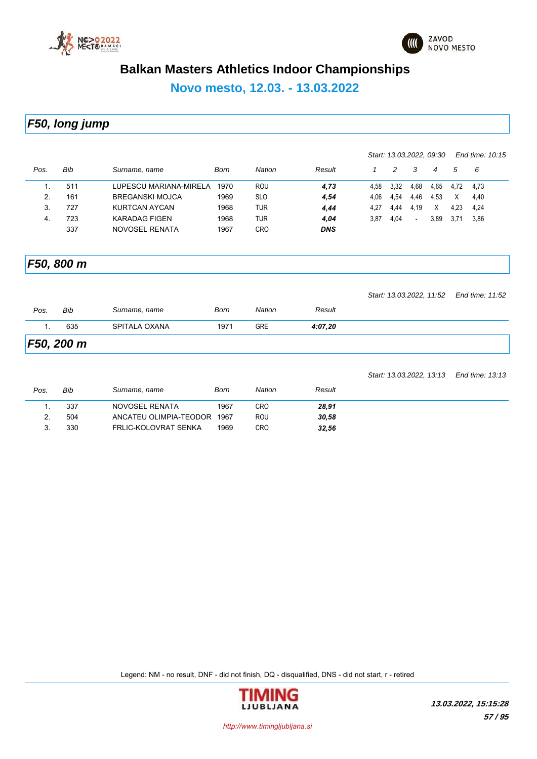# Balkan Masters Athletics Indoor Championships

## Novo mesto, 12.03. - 13.03.2022

### F50, long jump

*Start: 13.03.2022, 09:30 End time: 10:15*

| Pos. | Bib | Surname, name | Born | Nation | Result | 1 | 2 | 3 | 4 | 5 | 6 |
|---|---|---|---|---|---|---|---|---|---|---|---|
| 1. | 511 | LUPESCU MARIANA-MIRELA | 1970 | ROU | ***4,73*** | 4,58 | 3,32 | 4,68 | 4,65 | 4,72 | 4,73 |
| 2. | 161 | BREGANSKI MOJCA | 1969 | SLO | ***4,54*** | 4,06 | 4,54 | 4,46 | 4,53 | X | 4,40 |
| 3. | 727 | KURTCAN AYCAN | 1968 | TUR | ***4,44*** | 4,27 | 4,44 | 4,19 | X | 4,23 | 4,24 |
| 4. | 723 | KARADAG FIGEN | 1968 | TUR | ***4,04*** | 3,87 | 4,04 | - | 3,89 | 3,71 | 3,86 |
| | 337 | NOVOSEL RENATA | 1967 | CRO | ***DNS*** | | | | | | |

### F50, 800 m

*Start: 13.03.2022, 11:52 End time: 11:52*

| Pos. | Bib | Surname, name | Born | Nation | Result |
|---|---|---|---|---|---|
| 1. | 635 | SPITALA OXANA | 1971 | GRE | ***4:07,20*** |

### F50, 200 m

*Start: 13.03.2022, 13:13 End time: 13:13*

| Pos. | Bib | Surname, name | Born | Nation | Result |
|---|---|---|---|---|---|
| 1. | 337 | NOVOSEL RENATA | 1967 | CRO | ***28,91*** |
| 2. | 504 | ANCATEU OLIMPIA-TEODOR | 1967 | ROU | ***30,58*** |
| 3. | 330 | FRLIC-KOLOVRAT SENKA | 1969 | CRO | ***32,56*** |

Legend: NM - no result, DNF - did not finish, DQ - disqualified, DNS - did not start, r - retired

*13.03.2022, 15:15:28*

*http://www.timingljubljana.si*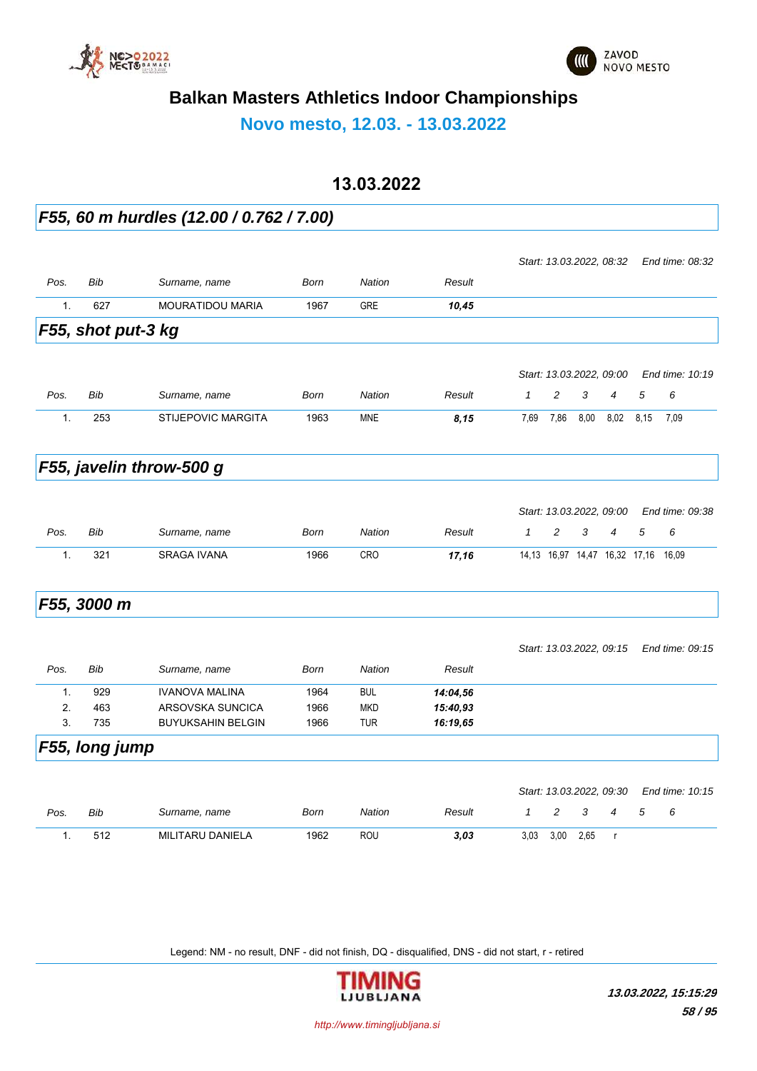# Balkan Masters Athletics Indoor Championships

## Novo mesto, 12.03. - 13.03.2022

## 13.03.2022

### *F55, 60 m hurdles (12.00 / 0.762 / 7.00)*

*Start: 13.03.2022, 08:32* *End time: 08:32*

| Pos. | Bib | Surname, name | Born | Nation | Result |
|---|---|---|---|---|---|
| 1. | 627 | MOURATIDOU MARIA | 1967 | GRE | ***10,45*** |

### *F55, shot put-3 kg*

*Start: 13.03.2022, 09:00* *End time: 10:19*

| Pos. | Bib | Surname, name | Born | Nation | Result | 1 | 2 | 3 | 4 | 5 | 6 |
|---|---|---|---|---|---|---|---|---|---|---|---|
| 1. | 253 | STIJEPOVIC MARGITA | 1963 | MNE | ***8,15*** | 7,69 | 7,86 | 8,00 | 8,02 | 8,15 | 7,09 |

### *F55, javelin throw-500 g*

*Start: 13.03.2022, 09:00* *End time: 09:38*

| Pos. | Bib | Surname, name | Born | Nation | Result | 1 | 2 | 3 | 4 | 5 | 6 |
|---|---|---|---|---|---|---|---|---|---|---|---|
| 1. | 321 | SRAGA IVANA | 1966 | CRO | ***17,16*** | 14,13 | 16,97 | 14,47 | 16,32 | 17,16 | 16,09 |

### *F55, 3000 m*

*Start: 13.03.2022, 09:15* *End time: 09:15*

| Pos. | Bib | Surname, name | Born | Nation | Result |
|---|---|---|---|---|---|
| 1. | 929 | IVANOVA MALINA | 1964 | BUL | ***14:04,56*** |
| 2. | 463 | ARSOVSKA SUNCICA | 1966 | MKD | ***15:40,93*** |
| 3. | 735 | BUYUKSAHIN BELGIN | 1966 | TUR | ***16:19,65*** |

### *F55, long jump*

*Start: 13.03.2022, 09:30* *End time: 10:15*

| Pos. | Bib | Surname, name | Born | Nation | Result | 1 | 2 | 3 | 4 | 5 | 6 |
|---|---|---|---|---|---|---|---|---|---|---|---|
| 1. | 512 | MILITARU DANIELA | 1962 | ROU | ***3,03*** | 3,03 | 3,00 | 2,65 | r | | |

Legend: NM - no result, DNF - did not finish, DQ - disqualified, DNS - did not start, r - retired

TIMING LJUBLJANA

*http://www.timingljubljana.si*

***13.03.2022, 15:15:29***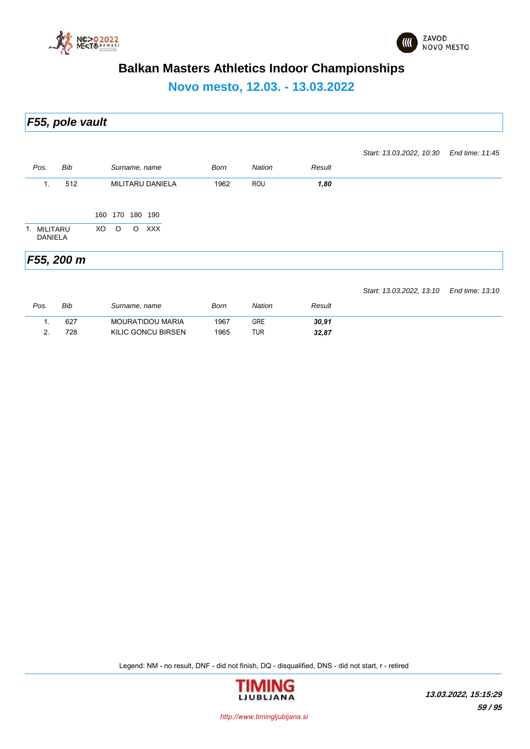# Balkan Masters Athletics Indoor Championships

## Novo mesto, 12.03. - 13.03.2022

### *F55, pole vault*

*Start: 13.03.2022, 10:30* *End time: 11:45*

| Pos. | Bib | Surname, name | Born | Nation | Result |
|---|---|---|---|---|---|
| 1. | 512 | MILITARU DANIELA | 1962 | ROU | ***1,80*** |

| | 160 | 170 | 180 | 190 |
|---|---|---|---|---|
| 1. MILITARU DANIELA | XO | O | O | XXX |

### *F55, 200 m*

*Start: 13.03.2022, 13:10* *End time: 13:10*

| Pos. | Bib | Surname, name | Born | Nation | Result |
|---|---|---|---|---|---|
| 1. | 627 | MOURATIDOU MARIA | 1967 | GRE | ***30,91*** |
| 2. | 728 | KILIC GONCU BIRSEN | 1965 | TUR | ***32,87*** |

Legend: NM - no result, DNF - did not finish, DQ - disqualified, DNS - did not start, r - retired

*http://www.timingljubljana.si*

***13.03.2022, 15:15:29***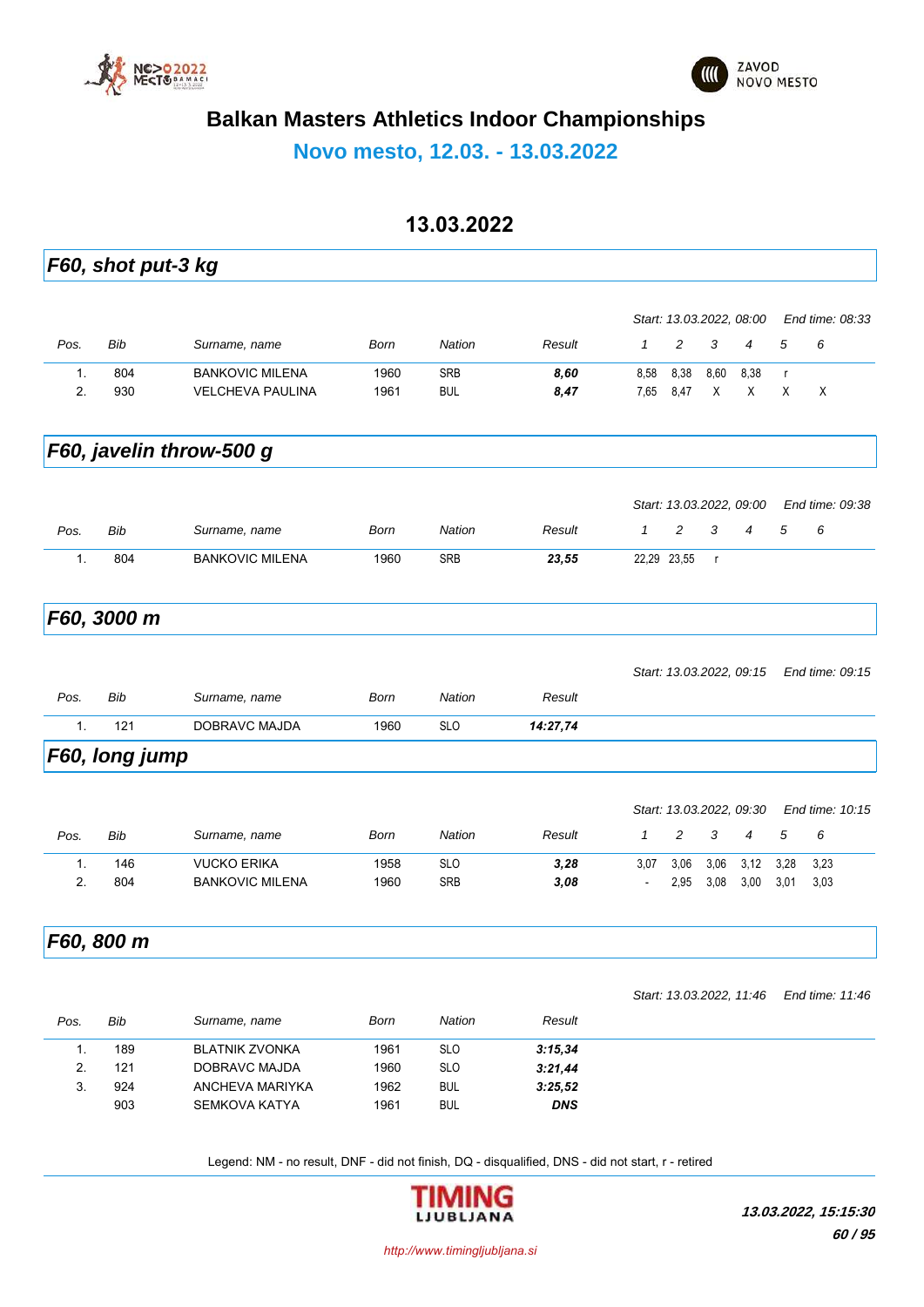# Balkan Masters Athletics Indoor Championships

## Novo mesto, 12.03. - 13.03.2022

### 13.03.2022

## F60, shot put-3 kg

*Start: 13.03.2022, 08:00  End time: 08:33*

| Pos. | Bib | Surname, name | Born | Nation | Result | 1 | 2 | 3 | 4 | 5 | 6 |
|---|---|---|---|---|---|---|---|---|---|---|---|
| 1. | 804 | BANKOVIC MILENA | 1960 | SRB | ***8,60*** | 8,58 | 8,38 | 8,60 | 8,38 | r | |
| 2. | 930 | VELCHEVA PAULINA | 1961 | BUL | ***8,47*** | 7,65 | 8,47 | X | X | X | X |

## F60, javelin throw-500 g

*Start: 13.03.2022, 09:00  End time: 09:38*

| Pos. | Bib | Surname, name | Born | Nation | Result | 1 | 2 | 3 | 4 | 5 | 6 |
|---|---|---|---|---|---|---|---|---|---|---|---|
| 1. | 804 | BANKOVIC MILENA | 1960 | SRB | ***23,55*** | 22,29 | 23,55 | r | | | |

## F60, 3000 m

*Start: 13.03.2022, 09:15  End time: 09:15*

| Pos. | Bib | Surname, name | Born | Nation | Result |
|---|---|---|---|---|---|
| 1. | 121 | DOBRAVC MAJDA | 1960 | SLO | ***14:27,74*** |

## F60, long jump

*Start: 13.03.2022, 09:30  End time: 10:15*

| Pos. | Bib | Surname, name | Born | Nation | Result | 1 | 2 | 3 | 4 | 5 | 6 |
|---|---|---|---|---|---|---|---|---|---|---|---|
| 1. | 146 | VUCKO ERIKA | 1958 | SLO | ***3,28*** | 3,07 | 3,06 | 3,06 | 3,12 | 3,28 | 3,23 |
| 2. | 804 | BANKOVIC MILENA | 1960 | SRB | ***3,08*** | - | 2,95 | 3,08 | 3,00 | 3,01 | 3,03 |

## F60, 800 m

*Start: 13.03.2022, 11:46  End time: 11:46*

| Pos. | Bib | Surname, name | Born | Nation | Result |
|---|---|---|---|---|---|
| 1. | 189 | BLATNIK ZVONKA | 1961 | SLO | ***3:15,34*** |
| 2. | 121 | DOBRAVC MAJDA | 1960 | SLO | ***3:21,44*** |
| 3. | 924 | ANCHEVA MARIYKA | 1962 | BUL | ***3:25,52*** |
| | 903 | SEMKOVA KATYA | 1961 | BUL | ***DNS*** |

Legend: NM - no result, DNF - did not finish, DQ - disqualified, DNS - did not start, r - retired

*http://www.timingljubljana.si*

***13.03.2022, 15:15:30***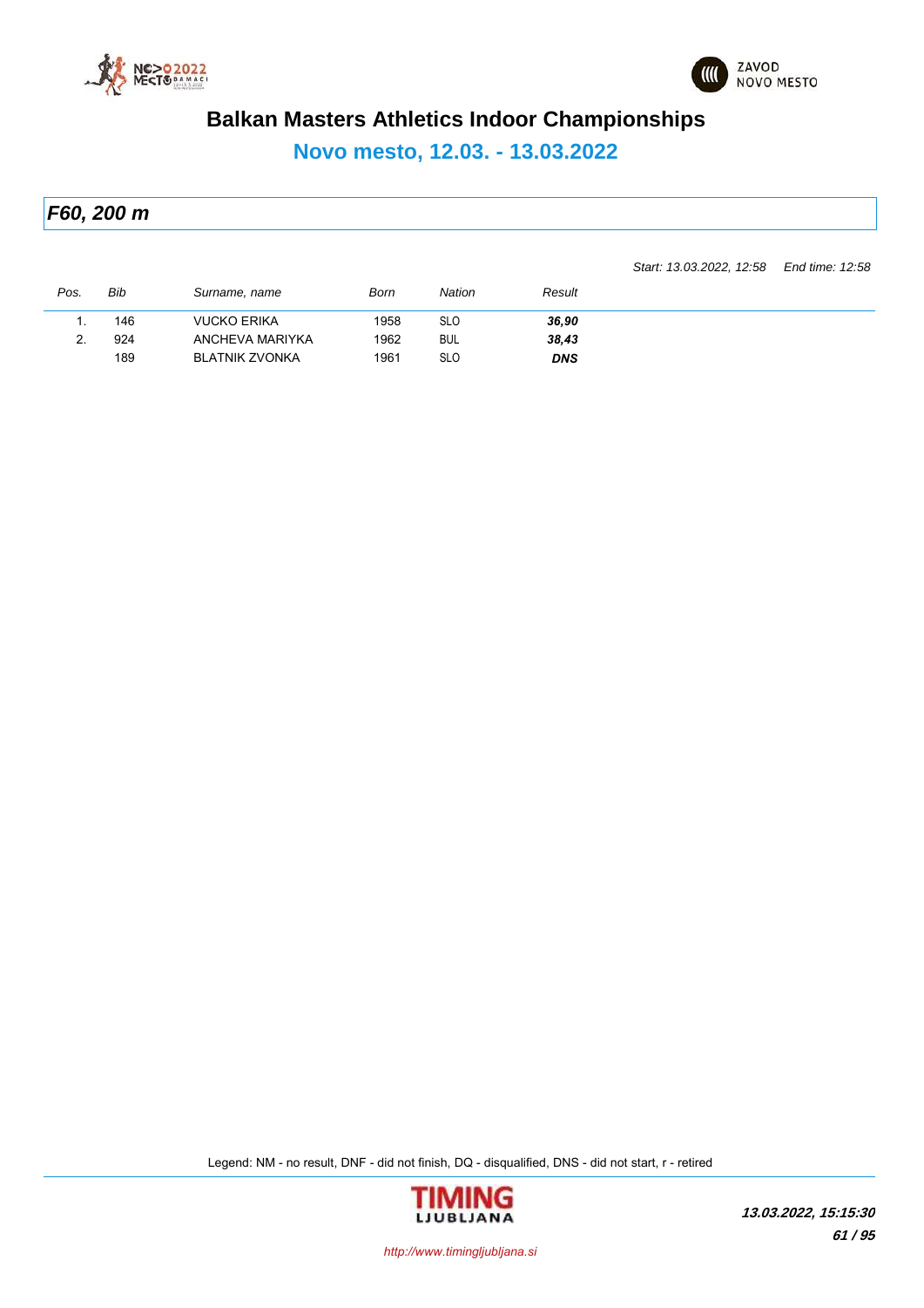# Balkan Masters Athletics Indoor Championships

## Novo mesto, 12.03. - 13.03.2022

### F60, 200 m

*Start: 13.03.2022, 12:58 End time: 12:58*

| Pos. | Bib | Surname, name | Born | Nation | Result |
|---|---|---|---|---|---|
| 1. | 146 | VUCKO ERIKA | 1958 | SLO | ***36,90*** |
| 2. | 924 | ANCHEVA MARIYKA | 1962 | BUL | ***38,43*** |
| | 189 | BLATNIK ZVONKA | 1961 | SLO | ***DNS*** |

Legend: NM - no result, DNF - did not finish, DQ - disqualified, DNS - did not start, r - retired

TIMING LJUBLJANA

*http://www.timingljubljana.si*

***13.03.2022, 15:15:30***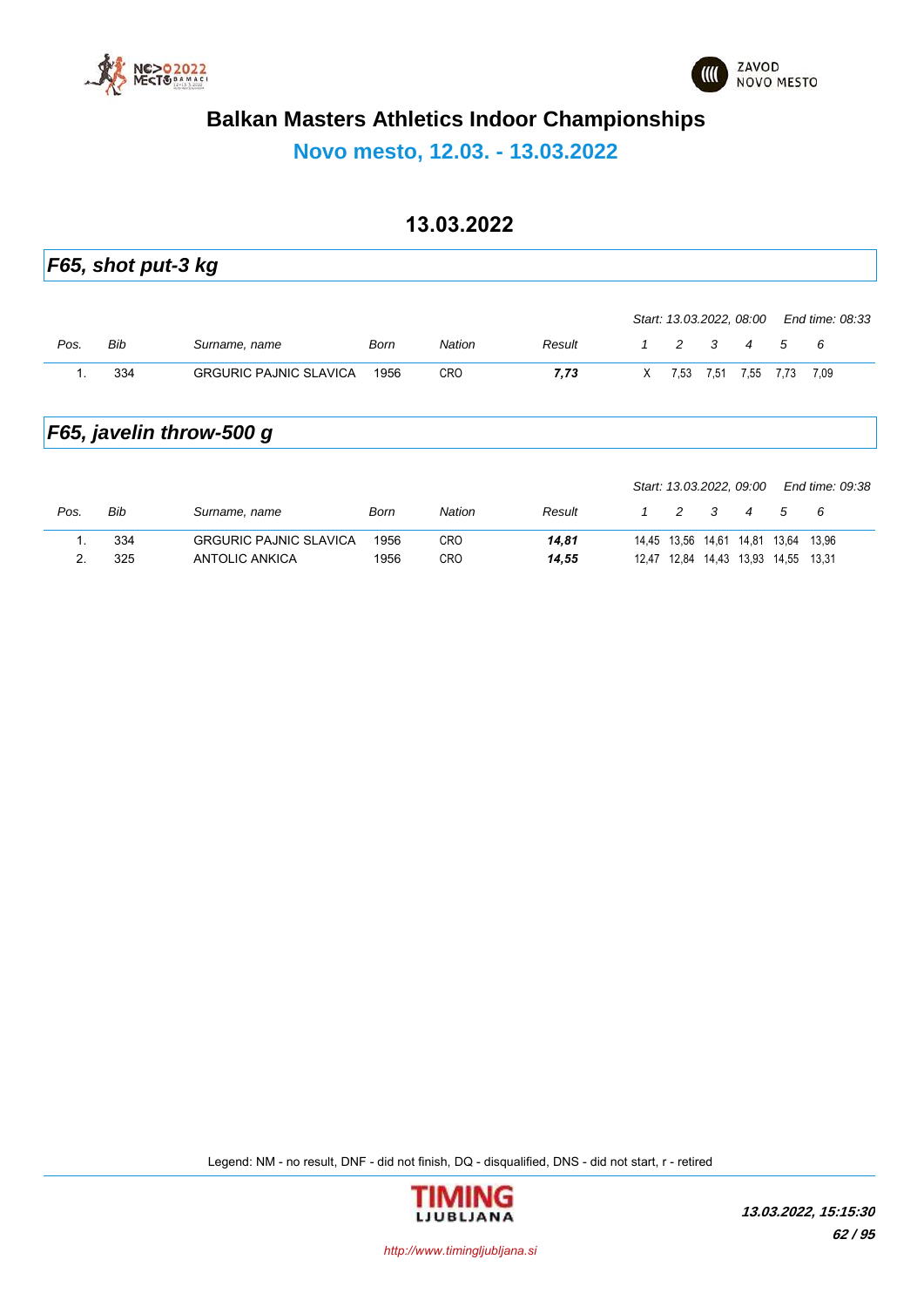# Balkan Masters Athletics Indoor Championships

## Novo mesto, 12.03. - 13.03.2022

### 13.03.2022

## *F65, shot put-3 kg*

*Start: 13.03.2022, 08:00* *End time: 08:33*

| *Pos.* | *Bib* | *Surname, name* | *Born* | *Nation* | *Result* | *1* | *2* | *3* | *4* | *5* | *6* |
|---|---|---|---|---|---|---|---|---|---|---|---|
| 1. | 334 | GRGURIC PAJNIC SLAVICA | 1956 | CRO | ***7,73*** | X | 7,53 | 7,51 | 7,55 | 7,73 | 7,09 |

## *F65, javelin throw-500 g*

*Start: 13.03.2022, 09:00* *End time: 09:38*

| *Pos.* | *Bib* | *Surname, name* | *Born* | *Nation* | *Result* | *1* | *2* | *3* | *4* | *5* | *6* |
|---|---|---|---|---|---|---|---|---|---|---|---|
| 1. | 334 | GRGURIC PAJNIC SLAVICA | 1956 | CRO | ***14,81*** | 14,45 | 13,56 | 14,61 | 14,81 | 13,64 | 13,96 |
| 2. | 325 | ANTOLIC ANKICA | 1956 | CRO | ***14,55*** | 12,47 | 12,84 | 14,43 | 13,93 | 14,55 | 13,31 |

Legend: NM - no result, DNF - did not finish, DQ - disqualified, DNS - did not start, r - retired

*http://www.timingljubljana.si*

***13.03.2022, 15:15:30***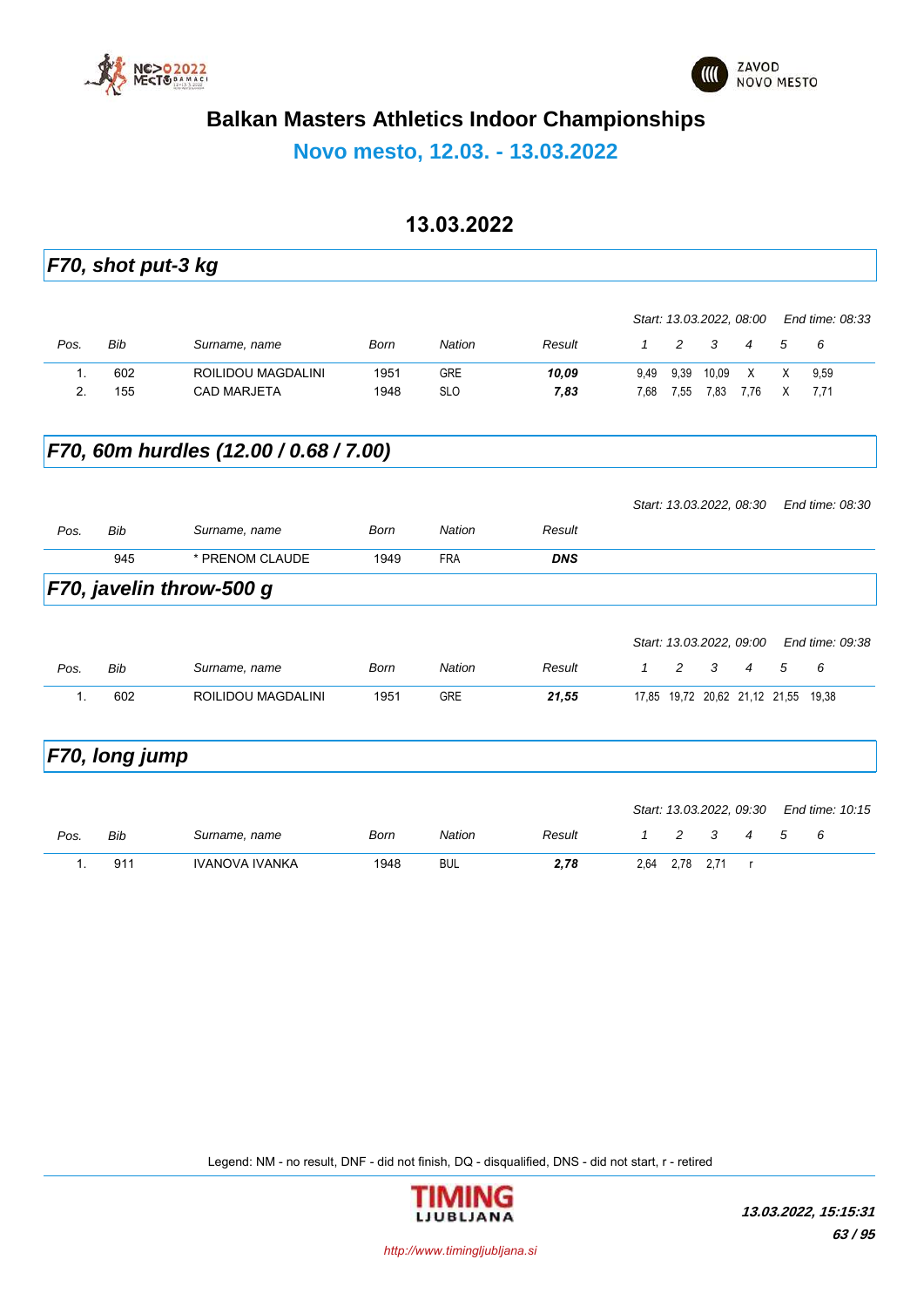# Balkan Masters Athletics Indoor Championships

## Novo mesto, 12.03. - 13.03.2022

### 13.03.2022

### F70, shot put-3 kg

Start: 13.03.2022, 08:00 End time: 08:33

| Pos. | Bib | Surname, name | Born | Nation | Result | 1 | 2 | 3 | 4 | 5 | 6 |
|---|---|---|---|---|---|---|---|---|---|---|---|
| 1. | 602 | ROILIDOU MAGDALINI | 1951 | GRE | ***10,09*** | 9,49 | 9,39 | 10,09 | X | X | 9,59 |
| 2. | 155 | CAD MARJETA | 1948 | SLO | ***7,83*** | 7,68 | 7,55 | 7,83 | 7,76 | X | 7,71 |

### F70, 60m hurdles (12.00 / 0.68 / 7.00)

Start: 13.03.2022, 08:30 End time: 08:30

| Pos. | Bib | Surname, name | Born | Nation | Result |
|---|---|---|---|---|---|
| | 945 | * PRENOM CLAUDE | 1949 | FRA | ***DNS*** |

### F70, javelin throw-500 g

Start: 13.03.2022, 09:00 End time: 09:38

| Pos. | Bib | Surname, name | Born | Nation | Result | 1 | 2 | 3 | 4 | 5 | 6 |
|---|---|---|---|---|---|---|---|---|---|---|---|
| 1. | 602 | ROILIDOU MAGDALINI | 1951 | GRE | ***21,55*** | 17,85 | 19,72 | 20,62 | 21,12 | 21,55 | 19,38 |

### F70, long jump

Start: 13.03.2022, 09:30 End time: 10:15

| Pos. | Bib | Surname, name | Born | Nation | Result | 1 | 2 | 3 | 4 | 5 | 6 |
|---|---|---|---|---|---|---|---|---|---|---|---|
| 1. | 911 | IVANOVA IVANKA | 1948 | BUL | ***2,78*** | 2,64 | 2,78 | 2,71 | r | | |

Legend: NM - no result, DNF - did not finish, DQ - disqualified, DNS - did not start, r - retired

http://www.timingljubljana.si

***13.03.2022, 15:15:31***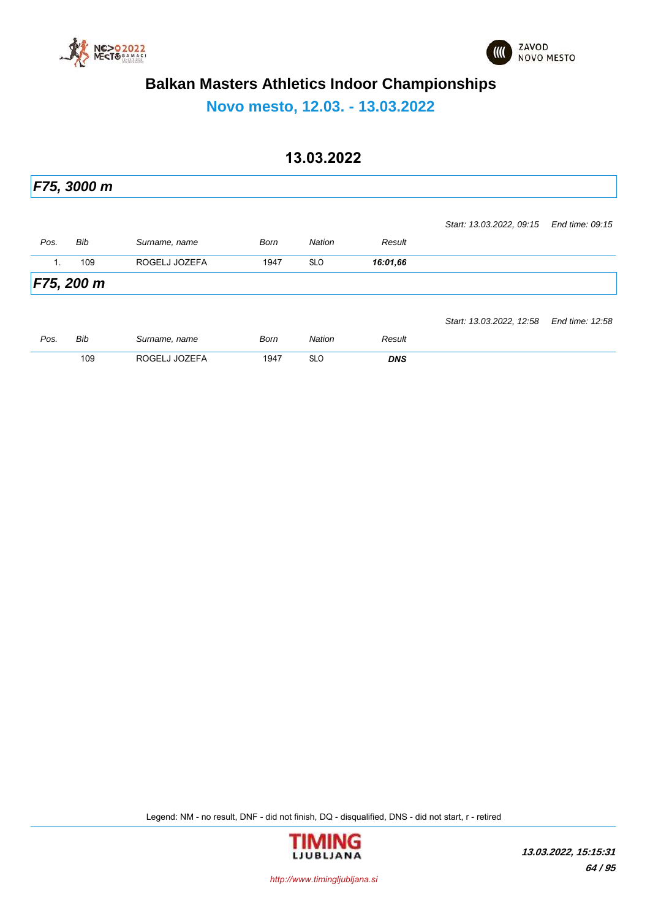# Balkan Masters Athletics Indoor Championships

## Novo mesto, 12.03. - 13.03.2022

### 13.03.2022

### *F75, 3000 m*

*Start: 13.03.2022, 09:15* *End time: 09:15*

| Pos. | Bib | Surname, name | Born | Nation | Result |
|---|---|---|---|---|---|
| 1. | 109 | ROGELJ JOZEFA | 1947 | SLO | ***16:01,66*** |

### *F75, 200 m*

*Start: 13.03.2022, 12:58* *End time: 12:58*

| Pos. | Bib | Surname, name | Born | Nation | Result |
|---|---|---|---|---|---|
| | 109 | ROGELJ JOZEFA | 1947 | SLO | ***DNS*** |

Legend: NM - no result, DNF - did not finish, DQ - disqualified, DNS - did not start, r - retired

*http://www.timingljubljana.si*

***13.03.2022, 15:15:31***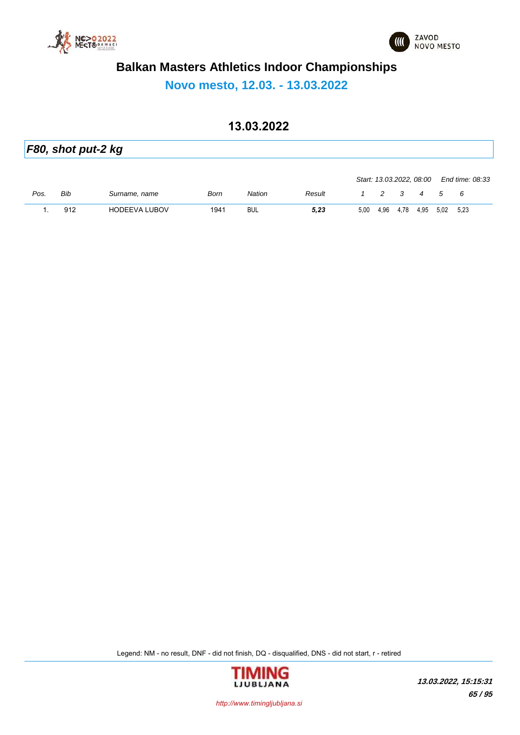# Balkan Masters Athletics Indoor Championships

## Novo mesto, 12.03. - 13.03.2022

### 13.03.2022

### *F80, shot put-2 kg*

*Start: 13.03.2022, 08:00* *End time: 08:33*

| Pos. | Bib | Surname, name | Born | Nation | Result | 1 | 2 | 3 | 4 | 5 | 6 |
|---|---|---|---|---|---|---|---|---|---|---|---|
| 1. | 912 | HODEEVA LUBOV | 1941 | BUL | ***5,23*** | 5,00 | 4,96 | 4,78 | 4,95 | 5,02 | 5,23 |

Legend: NM - no result, DNF - did not finish, DQ - disqualified, DNS - did not start, r - retired

*http://www.timingljubljana.si*

***13.03.2022, 15:15:31***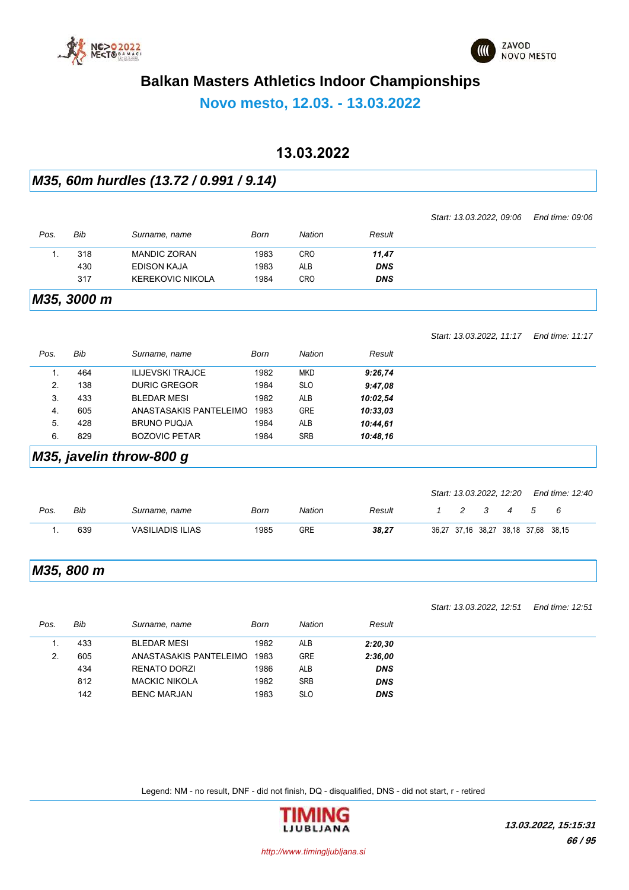# Balkan Masters Athletics Indoor Championships

## Novo mesto, 12.03. - 13.03.2022

## 13.03.2022

### *M35, 60m hurdles (13.72 / 0.991 / 9.14)*

*Start: 13.03.2022, 09:06* *End time: 09:06*

| Pos. | Bib | Surname, name | Born | Nation | Result |
|---|---|---|---|---|---|
| 1. | 318 | MANDIC ZORAN | 1983 | CRO | ***11,47*** |
| | 430 | EDISON KAJA | 1983 | ALB | ***DNS*** |
| | 317 | KEREKOVIC NIKOLA | 1984 | CRO | ***DNS*** |

### *M35, 3000 m*

*Start: 13.03.2022, 11:17* *End time: 11:17*

| Pos. | Bib | Surname, name | Born | Nation | Result |
|---|---|---|---|---|---|
| 1. | 464 | ILIJEVSKI TRAJCE | 1982 | MKD | ***9:26,74*** |
| 2. | 138 | DURIC GREGOR | 1984 | SLO | ***9:47,08*** |
| 3. | 433 | BLEDAR MESI | 1982 | ALB | ***10:02,54*** |
| 4. | 605 | ANASTASAKIS PANTELEIMO | 1983 | GRE | ***10:33,03*** |
| 5. | 428 | BRUNO PUQJA | 1984 | ALB | ***10:44,61*** |
| 6. | 829 | BOZOVIC PETAR | 1984 | SRB | ***10:48,16*** |

### *M35, javelin throw-800 g*

*Start: 13.03.2022, 12:20* *End time: 12:40*

| Pos. | Bib | Surname, name | Born | Nation | Result | 1 | 2 | 3 | 4 | 5 | 6 |
|---|---|---|---|---|---|---|---|---|---|---|---|
| 1. | 639 | VASILIADIS ILIAS | 1985 | GRE | ***38,27*** | 36,27 | 37,16 | 38,27 | 38,18 | 37,68 | 38,15 |

### *M35, 800 m*

*Start: 13.03.2022, 12:51* *End time: 12:51*

| Pos. | Bib | Surname, name | Born | Nation | Result |
|---|---|---|---|---|---|
| 1. | 433 | BLEDAR MESI | 1982 | ALB | ***2:20,30*** |
| 2. | 605 | ANASTASAKIS PANTELEIMO | 1983 | GRE | ***2:36,00*** |
| | 434 | RENATO DORZI | 1986 | ALB | ***DNS*** |
| | 812 | MACKIC NIKOLA | 1982 | SRB | ***DNS*** |
| | 142 | BENC MARJAN | 1983 | SLO | ***DNS*** |

Legend: NM - no result, DNF - did not finish, DQ - disqualified, DNS - did not start, r - retired

***13.03.2022, 15:15:31***

*http://www.timingljubljana.si*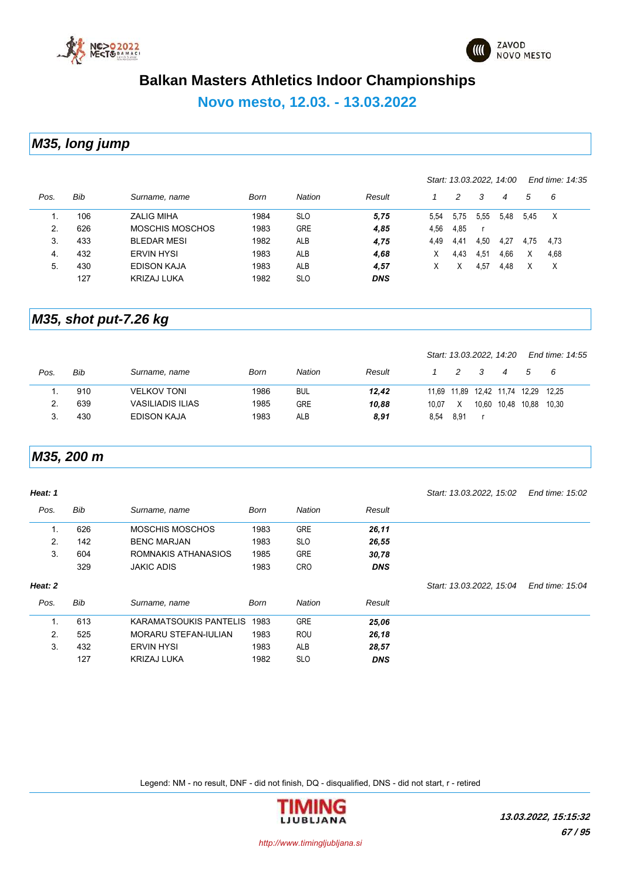# Balkan Masters Athletics Indoor Championships

## Novo mesto, 12.03. - 13.03.2022

### M35, long jump

*Start: 13.03.2022, 14:00* *End time: 14:35*

| Pos. | Bib | Surname, name | Born | Nation | Result | 1 | 2 | 3 | 4 | 5 | 6 |
|---|---|---|---|---|---|---|---|---|---|---|---|
| 1. | 106 | ZALIG MIHA | 1984 | SLO | ***5,75*** | 5,54 | 5,75 | 5,55 | 5,48 | 5,45 | X |
| 2. | 626 | MOSCHIS MOSCHOS | 1983 | GRE | ***4,85*** | 4,56 | 4,85 | r | | | |
| 3. | 433 | BLEDAR MESI | 1982 | ALB | ***4,75*** | 4,49 | 4,41 | 4,50 | 4,27 | 4,75 | 4,73 |
| 4. | 432 | ERVIN HYSI | 1983 | ALB | ***4,68*** | X | 4,43 | 4,51 | 4,66 | X | 4,68 |
| 5. | 430 | EDISON KAJA | 1983 | ALB | ***4,57*** | X | X | 4,57 | 4,48 | X | X |
| | 127 | KRIZAJ LUKA | 1982 | SLO | ***DNS*** | | | | | | |

### M35, shot put-7.26 kg

*Start: 13.03.2022, 14:20* *End time: 14:55*

| Pos. | Bib | Surname, name | Born | Nation | Result | 1 | 2 | 3 | 4 | 5 | 6 |
|---|---|---|---|---|---|---|---|---|---|---|---|
| 1. | 910 | VELKOV TONI | 1986 | BUL | ***12,42*** | 11,69 | 11,89 | 12,42 | 11,74 | 12,29 | 12,25 |
| 2. | 639 | VASILIADIS ILIAS | 1985 | GRE | ***10,88*** | 10,07 | X | 10,60 | 10,48 | 10,88 | 10,30 |
| 3. | 430 | EDISON KAJA | 1983 | ALB | ***8,91*** | 8,54 | 8,91 | r | | | |

### M35, 200 m

***Heat: 1*** *Start: 13.03.2022, 15:02* *End time: 15:02*

| Pos. | Bib | Surname, name | Born | Nation | Result |
|---|---|---|---|---|---|
| 1. | 626 | MOSCHIS MOSCHOS | 1983 | GRE | ***26,11*** |
| 2. | 142 | BENC MARJAN | 1983 | SLO | ***26,55*** |
| 3. | 604 | ROMNAKIS ATHANASIOS | 1985 | GRE | ***30,78*** |
| | 329 | JAKIC ADIS | 1983 | CRO | ***DNS*** |

***Heat: 2*** *Start: 13.03.2022, 15:04* *End time: 15:04*

| Pos. | Bib | Surname, name | Born | Nation | Result |
|---|---|---|---|---|---|
| 1. | 613 | KARAMATSOUKIS PANTELIS | 1983 | GRE | ***25,06*** |
| 2. | 525 | MORARU STEFAN-IULIAN | 1983 | ROU | ***26,18*** |
| 3. | 432 | ERVIN HYSI | 1983 | ALB | ***28,57*** |
| | 127 | KRIZAJ LUKA | 1982 | SLO | ***DNS*** |

Legend: NM - no result, DNF - did not finish, DQ - disqualified, DNS - did not start, r - retired

***13.03.2022, 15:15:32***

*http://www.timingljubljana.si*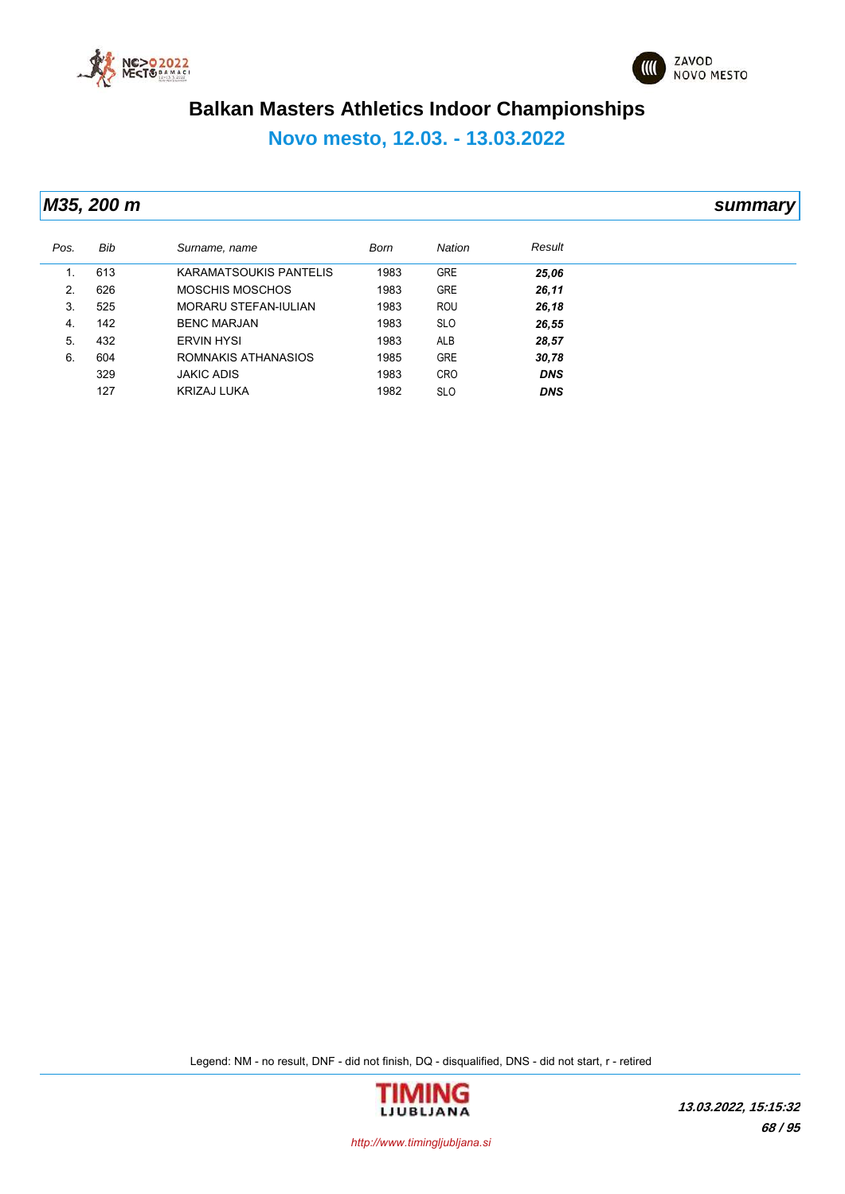# Balkan Masters Athletics Indoor Championships

## Novo mesto, 12.03. - 13.03.2022

### *M35, 200 m* — *summary*

| Pos. | Bib | Surname, name | Born | Nation | Result |
|---|---|---|---|---|---|
| 1. | 613 | KARAMATSOUKIS PANTELIS | 1983 | GRE | ***25,06*** |
| 2. | 626 | MOSCHIS MOSCHOS | 1983 | GRE | ***26,11*** |
| 3. | 525 | MORARU STEFAN-IULIAN | 1983 | ROU | ***26,18*** |
| 4. | 142 | BENC MARJAN | 1983 | SLO | ***26,55*** |
| 5. | 432 | ERVIN HYSI | 1983 | ALB | ***28,57*** |
| 6. | 604 | ROMNAKIS ATHANASIOS | 1985 | GRE | ***30,78*** |
| | 329 | JAKIC ADIS | 1983 | CRO | ***DNS*** |
| | 127 | KRIZAJ LUKA | 1982 | SLO | ***DNS*** |

Legend: NM - no result, DNF - did not finish, DQ - disqualified, DNS - did not start, r - retired

http://www.timingljubljana.si

***13.03.2022, 15:15:32***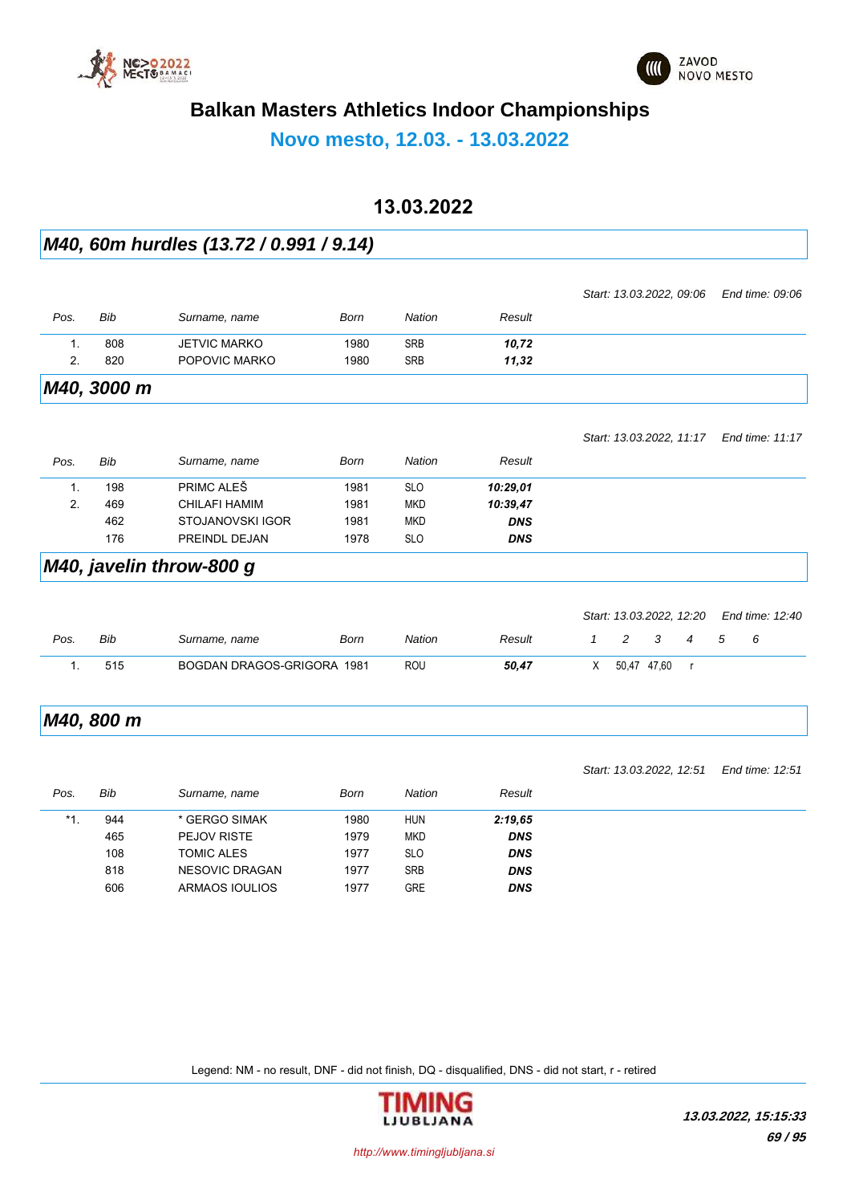# Balkan Masters Athletics Indoor Championships

## Novo mesto, 12.03. - 13.03.2022

## 13.03.2022

### M40, 60m hurdles (13.72 / 0.991 / 9.14)

Start: 13.03.2022, 09:06 End time: 09:06

| Pos. | Bib | Surname, name | Born | Nation | Result |
|---|---|---|---|---|---|
| 1. | 808 | JETVIC MARKO | 1980 | SRB | ***10,72*** |
| 2. | 820 | POPOVIC MARKO | 1980 | SRB | ***11,32*** |

### M40, 3000 m

Start: 13.03.2022, 11:17 End time: 11:17

| Pos. | Bib | Surname, name | Born | Nation | Result |
|---|---|---|---|---|---|
| 1. | 198 | PRIMC ALEŠ | 1981 | SLO | ***10:29,01*** |
| 2. | 469 | CHILAFI HAMIM | 1981 | MKD | ***10:39,47*** |
| | 462 | STOJANOVSKI IGOR | 1981 | MKD | ***DNS*** |
| | 176 | PREINDL DEJAN | 1978 | SLO | ***DNS*** |

### M40, javelin throw-800 g

Start: 13.03.2022, 12:20 End time: 12:40

| Pos. | Bib | Surname, name | Born | Nation | Result | 1 | 2 | 3 | 4 | 5 | 6 |
|---|---|---|---|---|---|---|---|---|---|---|---|
| 1. | 515 | BOGDAN DRAGOS-GRIGORA | 1981 | ROU | ***50,47*** | X | 50,47 | 47,60 | r | | |

### M40, 800 m

Start: 13.03.2022, 12:51 End time: 12:51

| Pos. | Bib | Surname, name | Born | Nation | Result |
|---|---|---|---|---|---|
| *1. | 944 | * GERGO SIMAK | 1980 | HUN | ***2:19,65*** |
| | 465 | PEJOV RISTE | 1979 | MKD | ***DNS*** |
| | 108 | TOMIC ALES | 1977 | SLO | ***DNS*** |
| | 818 | NESOVIC DRAGAN | 1977 | SRB | ***DNS*** |
| | 606 | ARMAOS IOULIOS | 1977 | GRE | ***DNS*** |

Legend: NM - no result, DNF - did not finish, DQ - disqualified, DNS - did not start, r - retired

http://www.timingljubljana.si

***13.03.2022, 15:15:33***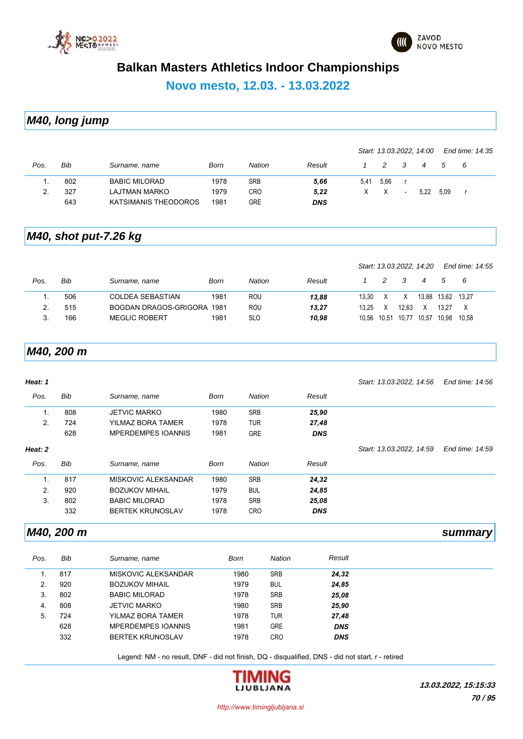# Balkan Masters Athletics Indoor Championships

## Novo mesto, 12.03. - 13.03.2022

### *M40, long jump*

*Start: 13.03.2022, 14:00* *End time: 14:35*

| Pos. | Bib | Surname, name | Born | Nation | Result | 1 | 2 | 3 | 4 | 5 | 6 |
|---|---|---|---|---|---|---|---|---|---|---|---|
| 1. | 802 | BABIC MILORAD | 1978 | SRB | ***5,66*** | 5,41 | 5,66 | r | | | |
| 2. | 327 | LAJTMAN MARKO | 1979 | CRO | ***5,22*** | X | X | - | 5,22 | 5,09 | r |
| | 643 | KATSIMANIS THEODOROS | 1981 | GRE | ***DNS*** | | | | | | |

### *M40, shot put-7.26 kg*

*Start: 13.03.2022, 14:20* *End time: 14:55*

| Pos. | Bib | Surname, name | Born | Nation | Result | 1 | 2 | 3 | 4 | 5 | 6 |
|---|---|---|---|---|---|---|---|---|---|---|---|
| 1. | 506 | COLDEA SEBASTIAN | 1981 | ROU | ***13,88*** | 13,30 | X | X | 13,88 | 13,62 | 13,27 |
| 2. | 515 | BOGDAN DRAGOS-GRIGORA | 1981 | ROU | ***13,27*** | 13,25 | X | 12,63 | X | 13,27 | X |
| 3. | 166 | MEGLIC ROBERT | 1981 | SLO | ***10,98*** | 10,56 | 10,51 | 10,77 | 10,57 | 10,98 | 10,58 |

### *M40, 200 m*

***Heat: 1*** *Start: 13.03.2022, 14:56* *End time: 14:56*

| Pos. | Bib | Surname, name | Born | Nation | Result |
|---|---|---|---|---|---|
| 1. | 808 | JETVIC MARKO | 1980 | SRB | ***25,90*** |
| 2. | 724 | YILMAZ BORA TAMER | 1978 | TUR | ***27,48*** |
| | 628 | MPERDEMPES IOANNIS | 1981 | GRE | ***DNS*** |

***Heat: 2*** *Start: 13.03.2022, 14:59* *End time: 14:59*

| Pos. | Bib | Surname, name | Born | Nation | Result |
|---|---|---|---|---|---|
| 1. | 817 | MISKOVIC ALEKSANDAR | 1980 | SRB | ***24,32*** |
| 2. | 920 | BOZUKOV MIHAIL | 1979 | BUL | ***24,85*** |
| 3. | 802 | BABIC MILORAD | 1978 | SRB | ***25,08*** |
| | 332 | BERTEK KRUNOSLAV | 1978 | CRO | ***DNS*** |

### *M40, 200 m* — *summary*

| Pos. | Bib | Surname, name | Born | Nation | Result |
|---|---|---|---|---|---|
| 1. | 817 | MISKOVIC ALEKSANDAR | 1980 | SRB | ***24,32*** |
| 2. | 920 | BOZUKOV MIHAIL | 1979 | BUL | ***24,85*** |
| 3. | 802 | BABIC MILORAD | 1978 | SRB | ***25,08*** |
| 4. | 808 | JETVIC MARKO | 1980 | SRB | ***25,90*** |
| 5. | 724 | YILMAZ BORA TAMER | 1978 | TUR | ***27,48*** |
| | 628 | MPERDEMPES IOANNIS | 1981 | GRE | ***DNS*** |
| | 332 | BERTEK KRUNOSLAV | 1978 | CRO | ***DNS*** |

Legend: NM - no result, DNF - did not finish, DQ - disqualified, DNS - did not start, r - retired

***13.03.2022, 15:15:33***

http://www.timingljubljana.si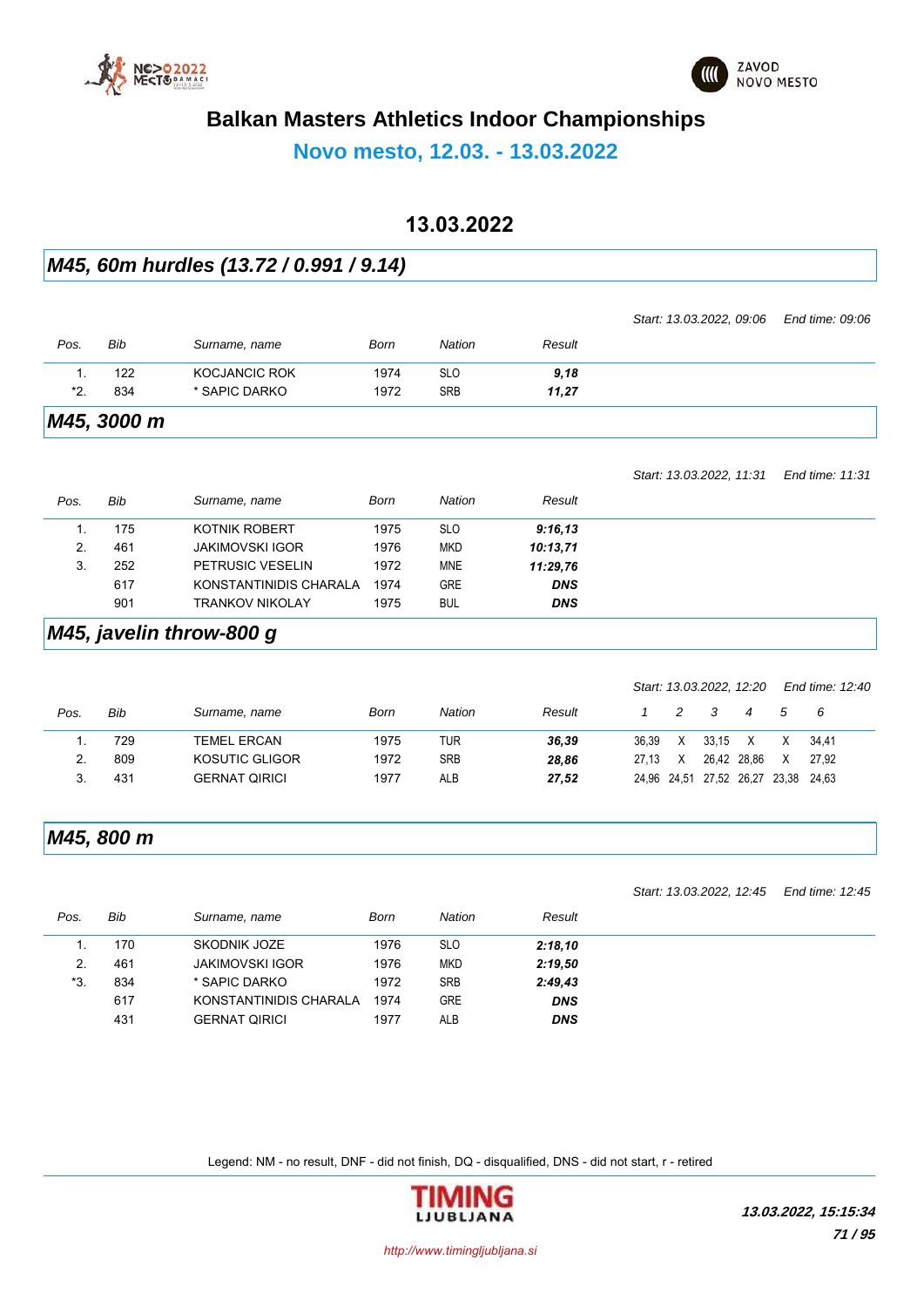# Balkan Masters Athletics Indoor Championships

## Novo mesto, 12.03. - 13.03.2022

### 13.03.2022

## *M45, 60m hurdles (13.72 / 0.991 / 9.14)*

*Start: 13.03.2022, 09:06* *End time: 09:06*

| *Pos.* | *Bib* | *Surname, name* | *Born* | *Nation* | *Result* |
|---|---|---|---|---|---|
| 1. | 122 | KOCJANCIC ROK | 1974 | SLO | ***9,18*** |
| *2. | 834 | * SAPIC DARKO | 1972 | SRB | ***11,27*** |

## *M45, 3000 m*

*Start: 13.03.2022, 11:31* *End time: 11:31*

| *Pos.* | *Bib* | *Surname, name* | *Born* | *Nation* | *Result* |
|---|---|---|---|---|---|
| 1. | 175 | KOTNIK ROBERT | 1975 | SLO | ***9:16,13*** |
| 2. | 461 | JAKIMOVSKI IGOR | 1976 | MKD | ***10:13,71*** |
| 3. | 252 | PETRUSIC VESELIN | 1972 | MNE | ***11:29,76*** |
| | 617 | KONSTANTINIDIS CHARALA | 1974 | GRE | ***DNS*** |
| | 901 | TRANKOV NIKOLAY | 1975 | BUL | ***DNS*** |

## *M45, javelin throw-800 g*

*Start: 13.03.2022, 12:20* *End time: 12:40*

| *Pos.* | *Bib* | *Surname, name* | *Born* | *Nation* | *Result* | *1* | *2* | *3* | *4* | *5* | *6* |
|---|---|---|---|---|---|---|---|---|---|---|---|
| 1. | 729 | TEMEL ERCAN | 1975 | TUR | ***36,39*** | 36,39 | X | 33,15 | X | X | 34,41 |
| 2. | 809 | KOSUTIC GLIGOR | 1972 | SRB | ***28,86*** | 27,13 | X | 26,42 | 28,86 | X | 27,92 |
| 3. | 431 | GERNAT QIRICI | 1977 | ALB | ***27,52*** | 24,96 | 24,51 | 27,52 | 26,27 | 23,38 | 24,63 |

## *M45, 800 m*

*Start: 13.03.2022, 12:45* *End time: 12:45*

| *Pos.* | *Bib* | *Surname, name* | *Born* | *Nation* | *Result* |
|---|---|---|---|---|---|
| 1. | 170 | SKODNIK JOZE | 1976 | SLO | ***2:18,10*** |
| 2. | 461 | JAKIMOVSKI IGOR | 1976 | MKD | ***2:19,50*** |
| *3. | 834 | * SAPIC DARKO | 1972 | SRB | ***2:49,43*** |
| | 617 | KONSTANTINIDIS CHARALA | 1974 | GRE | ***DNS*** |
| | 431 | GERNAT QIRICI | 1977 | ALB | ***DNS*** |

Legend: NM - no result, DNF - did not finish, DQ - disqualified, DNS - did not start, r - retired

***13.03.2022, 15:15:34***

*http://www.timingljubljana.si*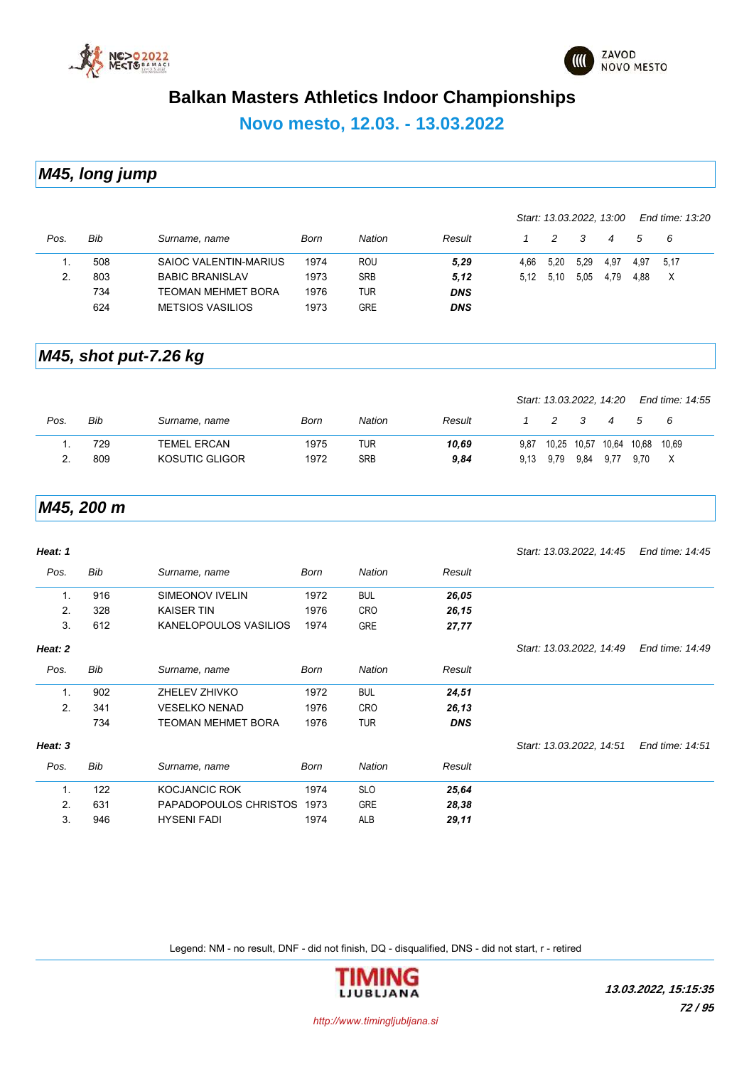# Balkan Masters Athletics Indoor Championships

## Novo mesto, 12.03. - 13.03.2022

## M45, long jump

*Start: 13.03.2022, 13:00 End time: 13:20*

| Pos. | Bib | Surname, name | Born | Nation | Result | 1 | 2 | 3 | 4 | 5 | 6 |
|---|---|---|---|---|---|---|---|---|---|---|---|
| 1. | 508 | SAIOC VALENTIN-MARIUS | 1974 | ROU | ***5,29*** | 4,66 | 5,20 | 5,29 | 4,97 | 4,97 | 5,17 |
| 2. | 803 | BABIC BRANISLAV | 1973 | SRB | ***5,12*** | 5,12 | 5,10 | 5,05 | 4,79 | 4,88 | X |
| | 734 | TEOMAN MEHMET BORA | 1976 | TUR | ***DNS*** | | | | | | |
| | 624 | METSIOS VASILIOS | 1973 | GRE | ***DNS*** | | | | | | |

## M45, shot put-7.26 kg

*Start: 13.03.2022, 14:20 End time: 14:55*

| Pos. | Bib | Surname, name | Born | Nation | Result | 1 | 2 | 3 | 4 | 5 | 6 |
|---|---|---|---|---|---|---|---|---|---|---|---|
| 1. | 729 | TEMEL ERCAN | 1975 | TUR | ***10,69*** | 9,87 | 10,25 | 10,57 | 10,64 | 10,68 | 10,69 |
| 2. | 809 | KOSUTIC GLIGOR | 1972 | SRB | ***9,84*** | 9,13 | 9,79 | 9,84 | 9,77 | 9,70 | X |

## M45, 200 m

***Heat: 1*** *Start: 13.03.2022, 14:45 End time: 14:45*

| Pos. | Bib | Surname, name | Born | Nation | Result |
|---|---|---|---|---|---|
| 1. | 916 | SIMEONOV IVELIN | 1972 | BUL | ***26,05*** |
| 2. | 328 | KAISER TIN | 1976 | CRO | ***26,15*** |
| 3. | 612 | KANELOPOULOS VASILIOS | 1974 | GRE | ***27,77*** |

***Heat: 2*** *Start: 13.03.2022, 14:49 End time: 14:49*

| Pos. | Bib | Surname, name | Born | Nation | Result |
|---|---|---|---|---|---|
| 1. | 902 | ZHELEV ZHIVKO | 1972 | BUL | ***24,51*** |
| 2. | 341 | VESELKO NENAD | 1976 | CRO | ***26,13*** |
| | 734 | TEOMAN MEHMET BORA | 1976 | TUR | ***DNS*** |

***Heat: 3*** *Start: 13.03.2022, 14:51 End time: 14:51*

| Pos. | Bib | Surname, name | Born | Nation | Result |
|---|---|---|---|---|---|
| 1. | 122 | KOCJANCIC ROK | 1974 | SLO | ***25,64*** |
| 2. | 631 | PAPADOPOULOS CHRISTOS | 1973 | GRE | ***28,38*** |
| 3. | 946 | HYSENI FADI | 1974 | ALB | ***29,11*** |

Legend: NM - no result, DNF - did not finish, DQ - disqualified, DNS - did not start, r - retired

***13.03.2022, 15:15:35***

*http://www.timingljubljana.si*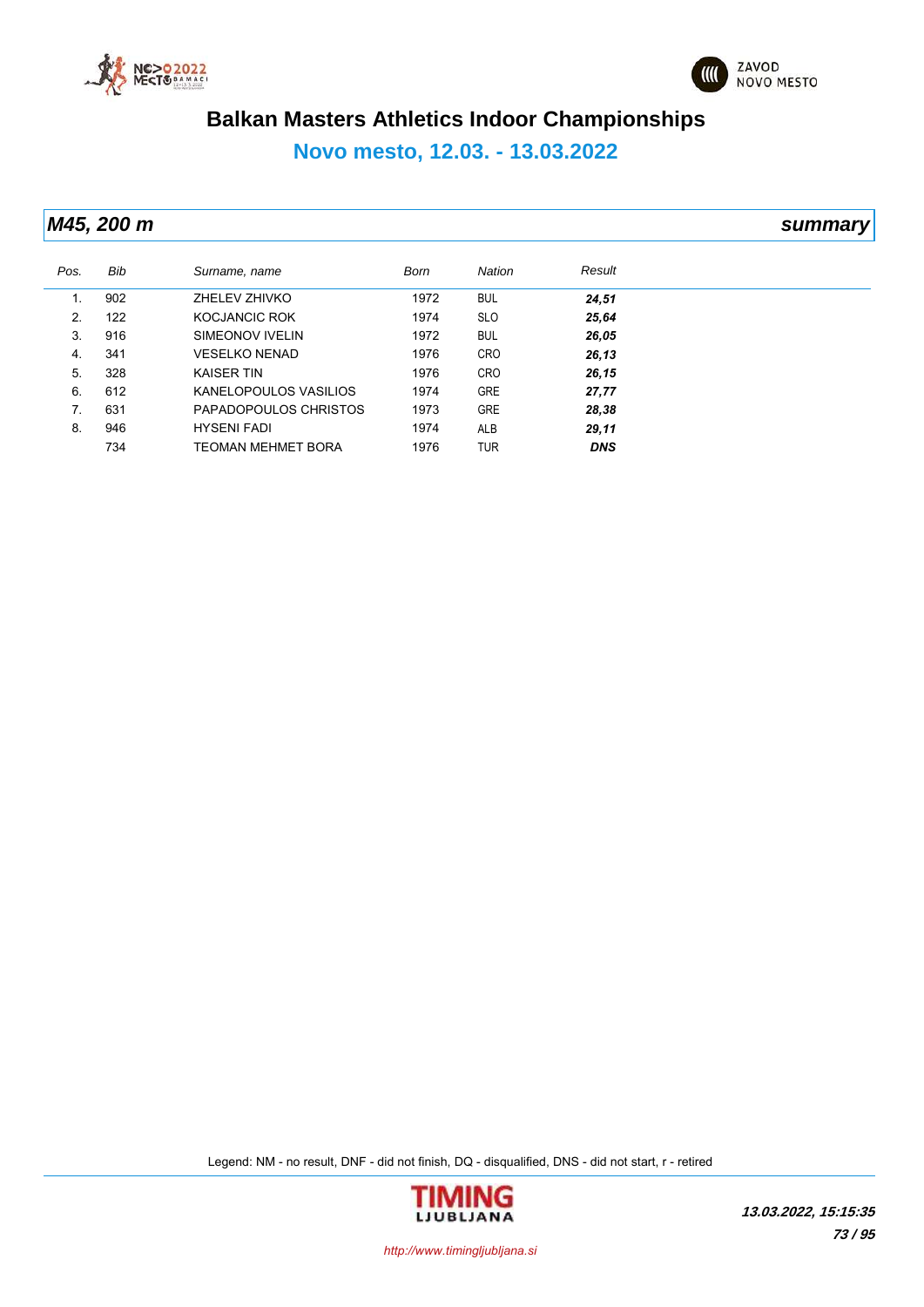# Balkan Masters Athletics Indoor Championships

## Novo mesto, 12.03. - 13.03.2022

### *M45, 200 m* — *summary*

| Pos. | Bib | Surname, name | Born | Nation | Result |
|---|---|---|---|---|---|
| 1. | 902 | ZHELEV ZHIVKO | 1972 | BUL | ***24,51*** |
| 2. | 122 | KOCJANCIC ROK | 1974 | SLO | ***25,64*** |
| 3. | 916 | SIMEONOV IVELIN | 1972 | BUL | ***26,05*** |
| 4. | 341 | VESELKO NENAD | 1976 | CRO | ***26,13*** |
| 5. | 328 | KAISER TIN | 1976 | CRO | ***26,15*** |
| 6. | 612 | KANELOPOULOS VASILIOS | 1974 | GRE | ***27,77*** |
| 7. | 631 | PAPADOPOULOS CHRISTOS | 1973 | GRE | ***28,38*** |
| 8. | 946 | HYSENI FADI | 1974 | ALB | ***29,11*** |
| | 734 | TEOMAN MEHMET BORA | 1976 | TUR | ***DNS*** |

Legend: NM - no result, DNF - did not finish, DQ - disqualified, DNS - did not start, r - retired

*13.03.2022, 15:15:35*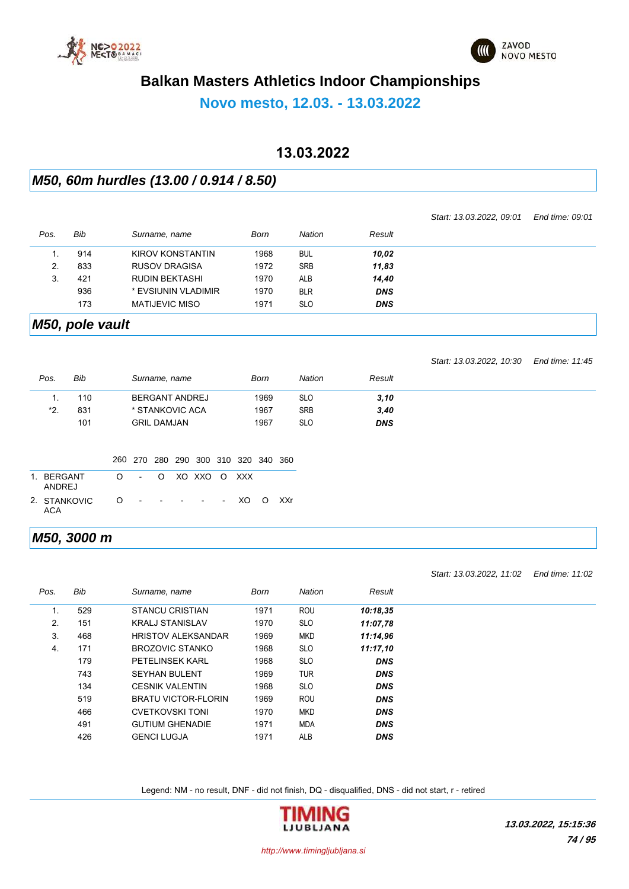# Balkan Masters Athletics Indoor Championships

## Novo mesto, 12.03. - 13.03.2022

## 13.03.2022

### M50, 60m hurdles (13.00 / 0.914 / 8.50)

*Start: 13.03.2022, 09:01    End time: 09:01*

| Pos. | Bib | Surname, name | Born | Nation | Result |
|---|---|---|---|---|---|
| 1. | 914 | KIROV KONSTANTIN | 1968 | BUL | **10,02** |
| 2. | 833 | RUSOV DRAGISA | 1972 | SRB | **11,83** |
| 3. | 421 | RUDIN BEKTASHI | 1970 | ALB | **14,40** |
| | 936 | * EVSIUNIN VLADIMIR | 1970 | BLR | **DNS** |
| | 173 | MATIJEVIC MISO | 1971 | SLO | **DNS** |

### M50, pole vault

*Start: 13.03.2022, 10:30    End time: 11:45*

| Pos. | Bib | Surname, name | Born | Nation | Result |
|---|---|---|---|---|---|
| 1. | 110 | BERGANT ANDREJ | 1969 | SLO | **3,10** |
| *2. | 831 | * STANKOVIC ACA | 1967 | SRB | **3,40** |
| | 101 | GRIL DAMJAN | 1967 | SLO | **DNS** |

| | 260 | 270 | 280 | 290 | 300 | 310 | 320 | 340 | 360 |
|---|---|---|---|---|---|---|---|---|---|
| 1. BERGANT ANDREJ | O | - | O | XO | XXO | O | XXX | | |
| 2. STANKOVIC ACA | O | - | - | - | - | - | XO | O | XXr |

### M50, 3000 m

*Start: 13.03.2022, 11:02    End time: 11:02*

| Pos. | Bib | Surname, name | Born | Nation | Result |
|---|---|---|---|---|---|
| 1. | 529 | STANCU CRISTIAN | 1971 | ROU | **10:18,35** |
| 2. | 151 | KRALJ STANISLAV | 1970 | SLO | **11:07,78** |
| 3. | 468 | HRISTOV ALEKSANDAR | 1969 | MKD | **11:14,96** |
| 4. | 171 | BROZOVIC STANKO | 1968 | SLO | **11:17,10** |
| | 179 | PETELINSEK KARL | 1968 | SLO | **DNS** |
| | 743 | SEYHAN BULENT | 1969 | TUR | **DNS** |
| | 134 | CESNIK VALENTIN | 1968 | SLO | **DNS** |
| | 519 | BRATU VICTOR-FLORIN | 1969 | ROU | **DNS** |
| | 466 | CVETKOVSKI TONI | 1970 | MKD | **DNS** |
| | 491 | GUTIUM GHENADIE | 1971 | MDA | **DNS** |
| | 426 | GENCI LUGJA | 1971 | ALB | **DNS** |

Legend: NM - no result, DNF - did not finish, DQ - disqualified, DNS - did not start, r - retired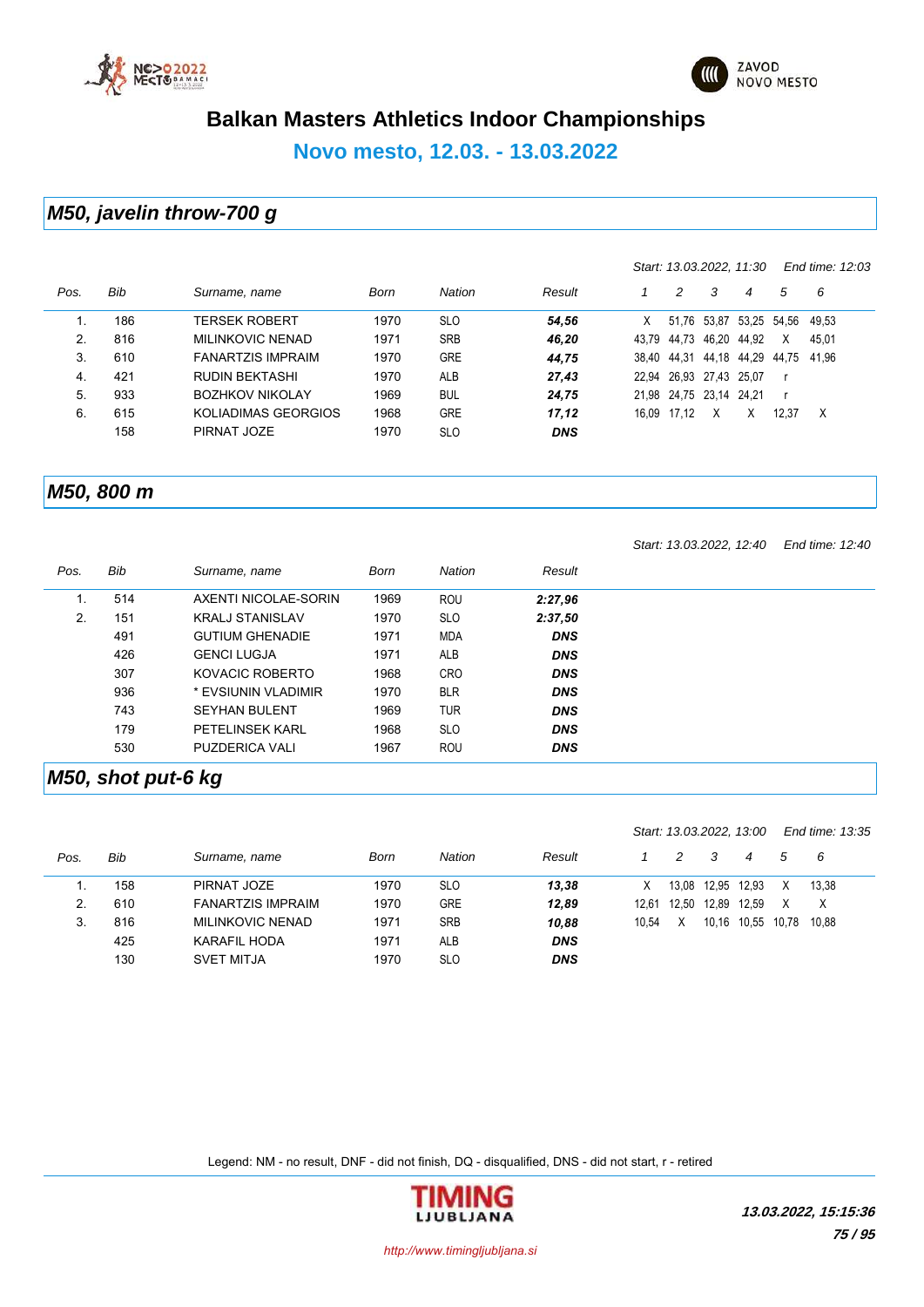# Balkan Masters Athletics Indoor Championships

## Novo mesto, 12.03. - 13.03.2022

### M50, javelin throw-700 g

*Start: 13.03.2022, 11:30 End time: 12:03*

| Pos. | Bib | Surname, name | Born | Nation | Result | 1 | 2 | 3 | 4 | 5 | 6 |
|---|---|---|---|---|---|---|---|---|---|---|---|
| 1. | 186 | TERSEK ROBERT | 1970 | SLO | ***54,56*** | X | 51,76 | 53,87 | 53,25 | 54,56 | 49,53 |
| 2. | 816 | MILINKOVIC NENAD | 1971 | SRB | ***46,20*** | 43,79 | 44,73 | 46,20 | 44,92 | X | 45,01 |
| 3. | 610 | FANARTZIS IMPRAIM | 1970 | GRE | ***44,75*** | 38,40 | 44,31 | 44,18 | 44,29 | 44,75 | 41,96 |
| 4. | 421 | RUDIN BEKTASHI | 1970 | ALB | ***27,43*** | 22,94 | 26,93 | 27,43 | 25,07 | r | |
| 5. | 933 | BOZHKOV NIKOLAY | 1969 | BUL | ***24,75*** | 21,98 | 24,75 | 23,14 | 24,21 | r | |
| 6. | 615 | KOLIADIMAS GEORGIOS | 1968 | GRE | ***17,12*** | 16,09 | 17,12 | X | X | 12,37 | X |
| | 158 | PIRNAT JOZE | 1970 | SLO | ***DNS*** | | | | | | |

### M50, 800 m

*Start: 13.03.2022, 12:40 End time: 12:40*

| Pos. | Bib | Surname, name | Born | Nation | Result |
|---|---|---|---|---|---|
| 1. | 514 | AXENTI NICOLAE-SORIN | 1969 | ROU | ***2:27,96*** |
| 2. | 151 | KRALJ STANISLAV | 1970 | SLO | ***2:37,50*** |
| | 491 | GUTIUM GHENADIE | 1971 | MDA | ***DNS*** |
| | 426 | GENCI LUGJA | 1971 | ALB | ***DNS*** |
| | 307 | KOVACIC ROBERTO | 1968 | CRO | ***DNS*** |
| | 936 | * EVSIUNIN VLADIMIR | 1970 | BLR | ***DNS*** |
| | 743 | SEYHAN BULENT | 1969 | TUR | ***DNS*** |
| | 179 | PETELINSEK KARL | 1968 | SLO | ***DNS*** |
| | 530 | PUZDERICA VALI | 1967 | ROU | ***DNS*** |

### M50, shot put-6 kg

*Start: 13.03.2022, 13:00 End time: 13:35*

| Pos. | Bib | Surname, name | Born | Nation | Result | 1 | 2 | 3 | 4 | 5 | 6 |
|---|---|---|---|---|---|---|---|---|---|---|---|
| 1. | 158 | PIRNAT JOZE | 1970 | SLO | ***13,38*** | X | 13,08 | 12,95 | 12,93 | X | 13,38 |
| 2. | 610 | FANARTZIS IMPRAIM | 1970 | GRE | ***12,89*** | 12,61 | 12,50 | 12,89 | 12,59 | X | X |
| 3. | 816 | MILINKOVIC NENAD | 1971 | SRB | ***10,88*** | 10,54 | X | 10,16 | 10,55 | 10,78 | 10,88 |
| | 425 | KARAFIL HODA | 1971 | ALB | ***DNS*** | | | | | | |
| | 130 | SVET MITJA | 1970 | SLO | ***DNS*** | | | | | | |

Legend: NM - no result, DNF - did not finish, DQ - disqualified, DNS - did not start, r - retired

http://www.timingljubljana.si

***13.03.2022, 15:15:36***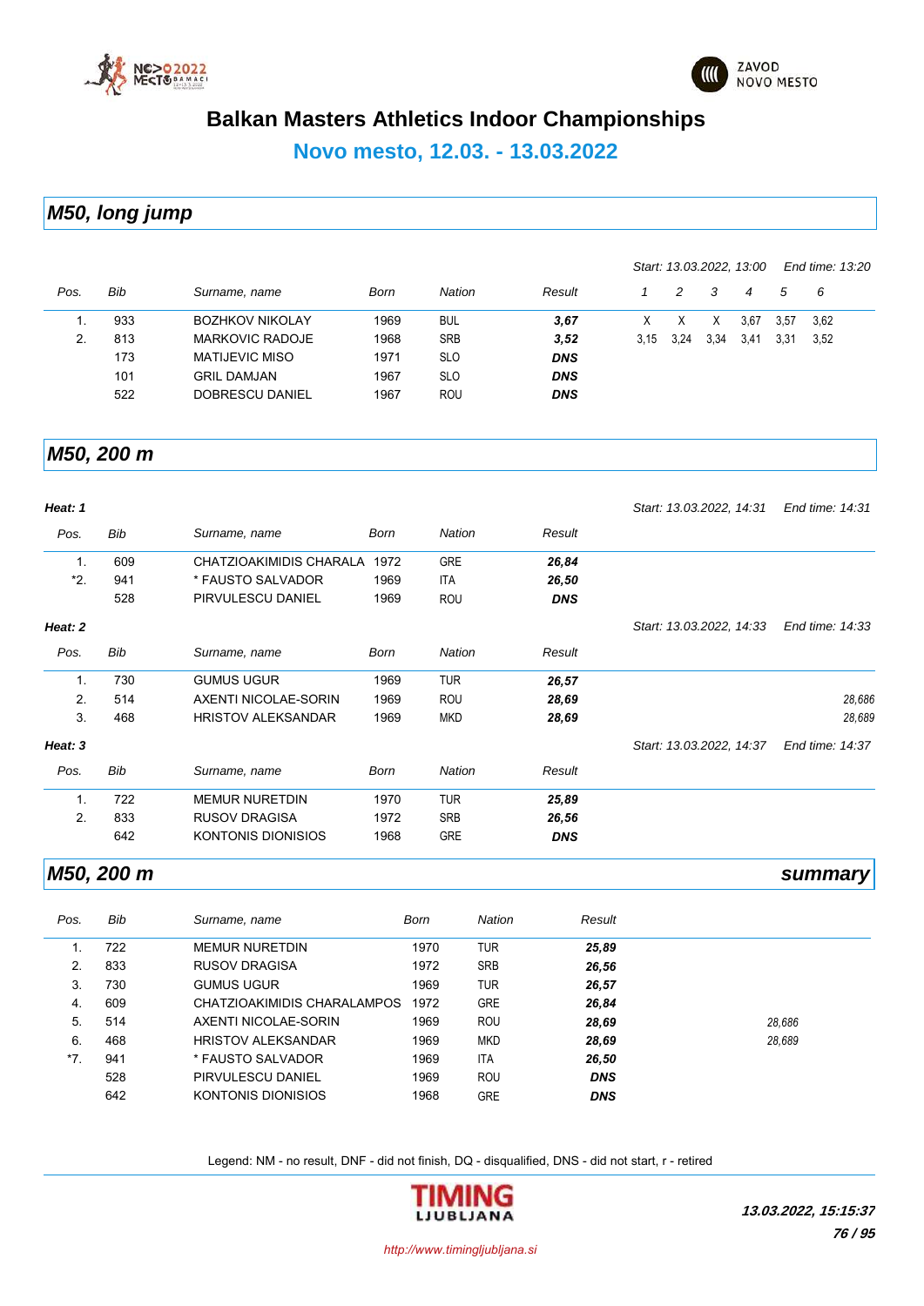# Balkan Masters Athletics Indoor Championships

## Novo mesto, 12.03. - 13.03.2022

## M50, long jump

*Start: 13.03.2022, 13:00* *End time: 13:20*

| Pos. | Bib | Surname, name | Born | Nation | Result | 1 | 2 | 3 | 4 | 5 | 6 |
|---|---|---|---|---|---|---|---|---|---|---|---|
| 1. | 933 | BOZHKOV NIKOLAY | 1969 | BUL | ***3,67*** | X | X | X | 3,67 | 3,57 | 3,62 |
| 2. | 813 | MARKOVIC RADOJE | 1968 | SRB | ***3,52*** | 3,15 | 3,24 | 3,34 | 3,41 | 3,31 | 3,52 |
| | 173 | MATIJEVIC MISO | 1971 | SLO | ***DNS*** | | | | | | |
| | 101 | GRIL DAMJAN | 1967 | SLO | ***DNS*** | | | | | | |
| | 522 | DOBRESCU DANIEL | 1967 | ROU | ***DNS*** | | | | | | |

## M50, 200 m

***Heat: 1*** *Start: 13.03.2022, 14:31* *End time: 14:31*

| Pos. | Bib | Surname, name | Born | Nation | Result |
|---|---|---|---|---|---|
| 1. | 609 | CHATZIOAKIMIDIS CHARALA | 1972 | GRE | ***26,84*** |
| *2. | 941 | * FAUSTO SALVADOR | 1969 | ITA | ***26,50*** |
| | 528 | PIRVULESCU DANIEL | 1969 | ROU | ***DNS*** |

***Heat: 2*** *Start: 13.03.2022, 14:33* *End time: 14:33*

| Pos. | Bib | Surname, name | Born | Nation | Result | |
|---|---|---|---|---|---|---|
| 1. | 730 | GUMUS UGUR | 1969 | TUR | ***26,57*** | |
| 2. | 514 | AXENTI NICOLAE-SORIN | 1969 | ROU | ***28,69*** | *28,686* |
| 3. | 468 | HRISTOV ALEKSANDAR | 1969 | MKD | ***28,69*** | *28,689* |

***Heat: 3*** *Start: 13.03.2022, 14:37* *End time: 14:37*

| Pos. | Bib | Surname, name | Born | Nation | Result |
|---|---|---|---|---|---|
| 1. | 722 | MEMUR NURETDIN | 1970 | TUR | ***25,89*** |
| 2. | 833 | RUSOV DRAGISA | 1972 | SRB | ***26,56*** |
| | 642 | KONTONIS DIONISIOS | 1968 | GRE | ***DNS*** |

## M50, 200 m — summary

| Pos. | Bib | Surname, name | Born | Nation | Result | |
|---|---|---|---|---|---|---|
| 1. | 722 | MEMUR NURETDIN | 1970 | TUR | ***25,89*** | |
| 2. | 833 | RUSOV DRAGISA | 1972 | SRB | ***26,56*** | |
| 3. | 730 | GUMUS UGUR | 1969 | TUR | ***26,57*** | |
| 4. | 609 | CHATZIOAKIMIDIS CHARALAMPOS | 1972 | GRE | ***26,84*** | |
| 5. | 514 | AXENTI NICOLAE-SORIN | 1969 | ROU | ***28,69*** | *28,686* |
| 6. | 468 | HRISTOV ALEKSANDAR | 1969 | MKD | ***28,69*** | *28,689* |
| *7. | 941 | * FAUSTO SALVADOR | 1969 | ITA | ***26,50*** | |
| | 528 | PIRVULESCU DANIEL | 1969 | ROU | ***DNS*** | |
| | 642 | KONTONIS DIONISIOS | 1968 | GRE | ***DNS*** | |

Legend: NM - no result, DNF - did not finish, DQ - disqualified, DNS - did not start, r - retired

***13.03.2022, 15:15:37***

http://www.timingljubljana.si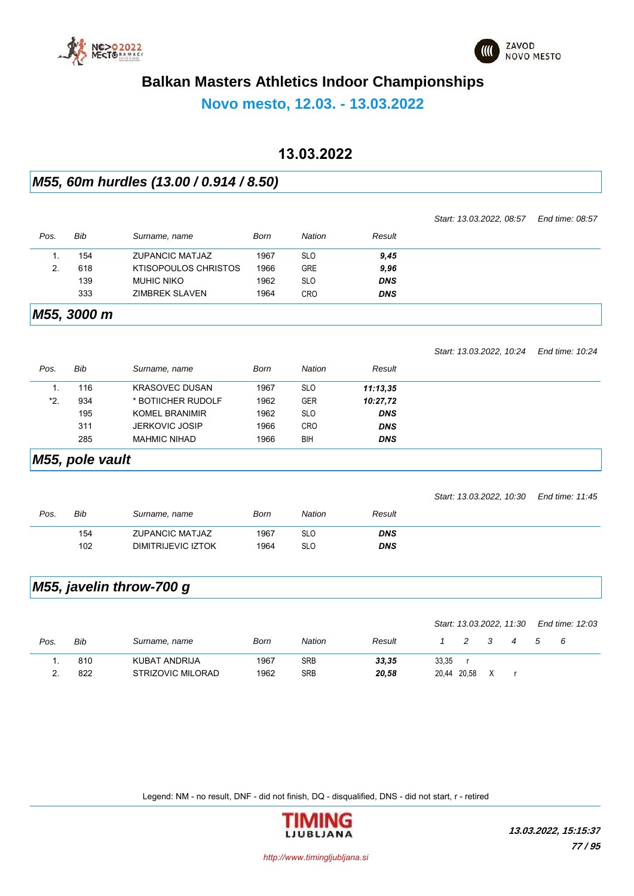# Balkan Masters Athletics Indoor Championships

## Novo mesto, 12.03. - 13.03.2022

## 13.03.2022

### *M55, 60m hurdles (13.00 / 0.914 / 8.50)*

*Start: 13.03.2022, 08:57 End time: 08:57*

| Pos. | Bib | Surname, name | Born | Nation | Result |
|---|---|---|---|---|---|
| 1. | 154 | ZUPANCIC MATJAZ | 1967 | SLO | ***9,45*** |
| 2. | 618 | KTISOPOULOS CHRISTOS | 1966 | GRE | ***9,96*** |
| | 139 | MUHIC NIKO | 1962 | SLO | ***DNS*** |
| | 333 | ZIMBREK SLAVEN | 1964 | CRO | ***DNS*** |

### *M55, 3000 m*

*Start: 13.03.2022, 10:24 End time: 10:24*

| Pos. | Bib | Surname, name | Born | Nation | Result |
|---|---|---|---|---|---|
| 1. | 116 | KRASOVEC DUSAN | 1967 | SLO | ***11:13,35*** |
| *2. | 934 | * BOTIICHER RUDOLF | 1962 | GER | ***10:27,72*** |
| | 195 | KOMEL BRANIMIR | 1962 | SLO | ***DNS*** |
| | 311 | JERKOVIC JOSIP | 1966 | CRO | ***DNS*** |
| | 285 | MAHMIC NIHAD | 1966 | BIH | ***DNS*** |

### *M55, pole vault*

*Start: 13.03.2022, 10:30 End time: 11:45*

| Pos. | Bib | Surname, name | Born | Nation | Result |
|---|---|---|---|---|---|
| | 154 | ZUPANCIC MATJAZ | 1967 | SLO | ***DNS*** |
| | 102 | DIMITRIJEVIC IZTOK | 1964 | SLO | ***DNS*** |

### *M55, javelin throw-700 g*

*Start: 13.03.2022, 11:30 End time: 12:03*

| Pos. | Bib | Surname, name | Born | Nation | Result | 1 | 2 | 3 | 4 | 5 | 6 |
|---|---|---|---|---|---|---|---|---|---|---|---|
| 1. | 810 | KUBAT ANDRIJA | 1967 | SRB | ***33,35*** | 33,35 | r | | | | |
| 2. | 822 | STRIZOVIC MILORAD | 1962 | SRB | ***20,58*** | 20,44 | 20,58 | X | r | | |

Legend: NM - no result, DNF - did not finish, DQ - disqualified, DNS - did not start, r - retired

http://www.timingljubljana.si

***13.03.2022, 15:15:37***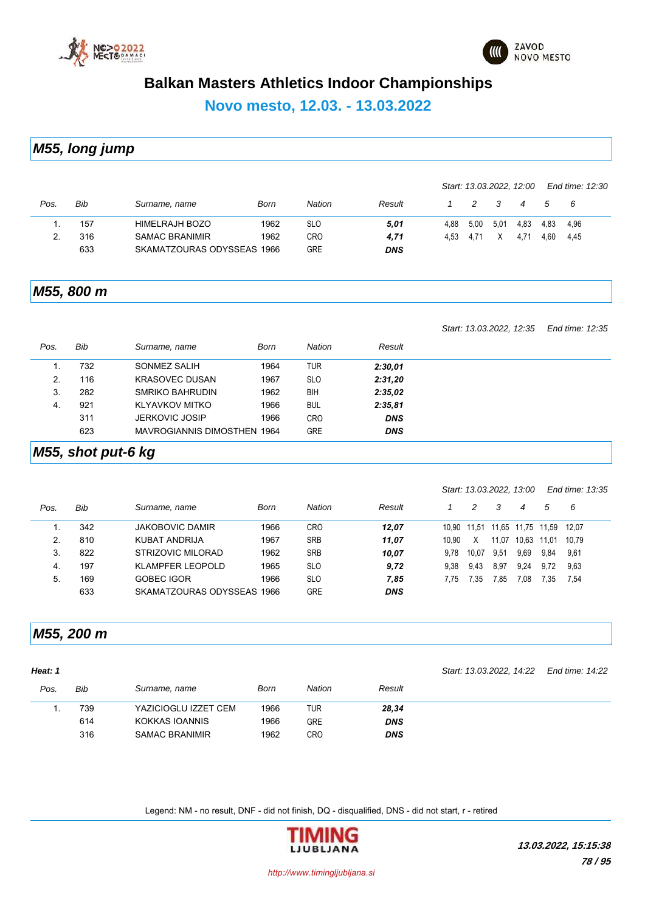# Balkan Masters Athletics Indoor Championships

## Novo mesto, 12.03. - 13.03.2022

## M55, long jump

*Start: 13.03.2022, 12:00 End time: 12:30*

| Pos. | Bib | Surname, name | Born | Nation | Result | 1 | 2 | 3 | 4 | 5 | 6 |
|---|---|---|---|---|---|---|---|---|---|---|---|
| 1. | 157 | HIMELRAJH BOZO | 1962 | SLO | ***5,01*** | 4,88 | 5,00 | 5,01 | 4,83 | 4,83 | 4,96 |
| 2. | 316 | SAMAC BRANIMIR | 1962 | CRO | ***4,71*** | 4,53 | 4,71 | X | 4,71 | 4,60 | 4,45 |
| | 633 | SKAMATZOURAS ODYSSEAS | 1966 | GRE | ***DNS*** | | | | | | |

## M55, 800 m

*Start: 13.03.2022, 12:35 End time: 12:35*

| Pos. | Bib | Surname, name | Born | Nation | Result |
|---|---|---|---|---|---|
| 1. | 732 | SONMEZ SALIH | 1964 | TUR | ***2:30,01*** |
| 2. | 116 | KRASOVEC DUSAN | 1967 | SLO | ***2:31,20*** |
| 3. | 282 | SMRIKO BAHRUDIN | 1962 | BIH | ***2:35,02*** |
| 4. | 921 | KLYAVKOV MITKO | 1966 | BUL | ***2:35,81*** |
| | 311 | JERKOVIC JOSIP | 1966 | CRO | ***DNS*** |
| | 623 | MAVROGIANNIS DIMOSTHEN | 1964 | GRE | ***DNS*** |

## M55, shot put-6 kg

*Start: 13.03.2022, 13:00 End time: 13:35*

| Pos. | Bib | Surname, name | Born | Nation | Result | 1 | 2 | 3 | 4 | 5 | 6 |
|---|---|---|---|---|---|---|---|---|---|---|---|
| 1. | 342 | JAKOBOVIC DAMIR | 1966 | CRO | ***12,07*** | 10,90 | 11,51 | 11,65 | 11,75 | 11,59 | 12,07 |
| 2. | 810 | KUBAT ANDRIJA | 1967 | SRB | ***11,07*** | 10,90 | X | 11,07 | 10,63 | 11,01 | 10,79 |
| 3. | 822 | STRIZOVIC MILORAD | 1962 | SRB | ***10,07*** | 9,78 | 10,07 | 9,51 | 9,69 | 9,84 | 9,61 |
| 4. | 197 | KLAMPFER LEOPOLD | 1965 | SLO | ***9,72*** | 9,38 | 9,43 | 8,97 | 9,24 | 9,72 | 9,63 |
| 5. | 169 | GOBEC IGOR | 1966 | SLO | ***7,85*** | 7,75 | 7,35 | 7,85 | 7,08 | 7,35 | 7,54 |
| | 633 | SKAMATZOURAS ODYSSEAS | 1966 | GRE | ***DNS*** | | | | | | |

## M55, 200 m

***Heat: 1***

*Start: 13.03.2022, 14:22 End time: 14:22*

| Pos. | Bib | Surname, name | Born | Nation | Result |
|---|---|---|---|---|---|
| 1. | 739 | YAZICIOGLU IZZET CEM | 1966 | TUR | ***28,34*** |
| | 614 | KOKKAS IOANNIS | 1966 | GRE | ***DNS*** |
| | 316 | SAMAC BRANIMIR | 1962 | CRO | ***DNS*** |

Legend: NM - no result, DNF - did not finish, DQ - disqualified, DNS - did not start, r - retired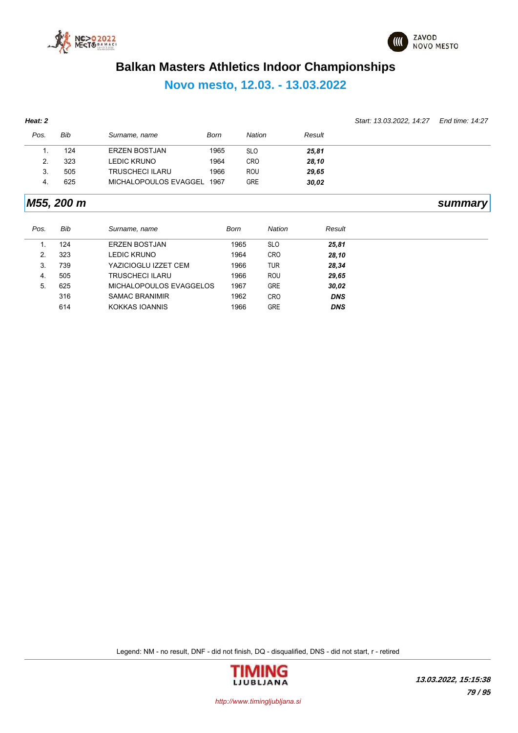# Balkan Masters Athletics Indoor Championships

## Novo mesto, 12.03. - 13.03.2022

**Heat: 2** *Start: 13.03.2022, 14:27 End time: 14:27*

| Pos. | Bib | Surname, name | Born | Nation | Result |
|---|---|---|---|---|---|
| 1. | 124 | ERZEN BOSTJAN | 1965 | SLO | ***25,81*** |
| 2. | 323 | LEDIC KRUNO | 1964 | CRO | ***28,10*** |
| 3. | 505 | TRUSCHECI ILARU | 1966 | ROU | ***29,65*** |
| 4. | 625 | MICHALOPOULOS EVAGGEL | 1967 | GRE | ***30,02*** |

## *M55, 200 m* — *summary*

| Pos. | Bib | Surname, name | Born | Nation | Result |
|---|---|---|---|---|---|
| 1. | 124 | ERZEN BOSTJAN | 1965 | SLO | ***25,81*** |
| 2. | 323 | LEDIC KRUNO | 1964 | CRO | ***28,10*** |
| 3. | 739 | YAZICIOGLU IZZET CEM | 1966 | TUR | ***28,34*** |
| 4. | 505 | TRUSCHECI ILARU | 1966 | ROU | ***29,65*** |
| 5. | 625 | MICHALOPOULOS EVAGGELOS | 1967 | GRE | ***30,02*** |
| | 316 | SAMAC BRANIMIR | 1962 | CRO | ***DNS*** |
| | 614 | KOKKAS IOANNIS | 1966 | GRE | ***DNS*** |

Legend: NM - no result, DNF - did not finish, DQ - disqualified, DNS - did not start, r - retired

http://www.timingljubljana.si

***13.03.2022, 15:15:38***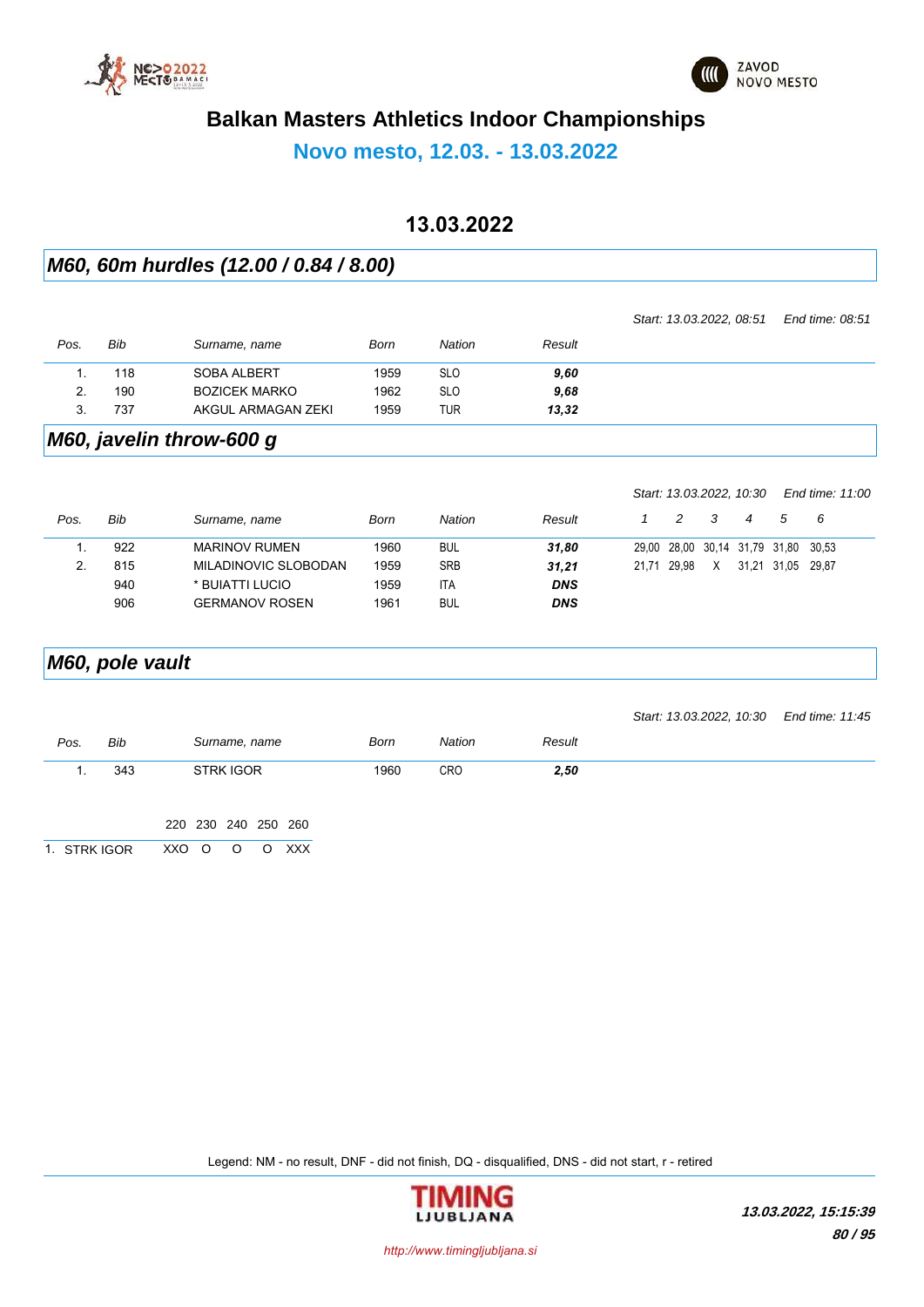# Balkan Masters Athletics Indoor Championships

## Novo mesto, 12.03. - 13.03.2022

### 13.03.2022

## *M60, 60m hurdles (12.00 / 0.84 / 8.00)*

*Start: 13.03.2022, 08:51* *End time: 08:51*

| Pos. | Bib | Surname, name | Born | Nation | Result |
|---|---|---|---|---|---|
| 1. | 118 | SOBA ALBERT | 1959 | SLO | ***9,60*** |
| 2. | 190 | BOZICEK MARKO | 1962 | SLO | ***9,68*** |
| 3. | 737 | AKGUL ARMAGAN ZEKI | 1959 | TUR | ***13,32*** |

## *M60, javelin throw-600 g*

*Start: 13.03.2022, 10:30* *End time: 11:00*

| Pos. | Bib | Surname, name | Born | Nation | Result | 1 | 2 | 3 | 4 | 5 | 6 |
|---|---|---|---|---|---|---|---|---|---|---|---|
| 1. | 922 | MARINOV RUMEN | 1960 | BUL | ***31,80*** | 29,00 | 28,00 | 30,14 | 31,79 | 31,80 | 30,53 |
| 2. | 815 | MILADINOVIC SLOBODAN | 1959 | SRB | ***31,21*** | 21,71 | 29,98 | X | 31,21 | 31,05 | 29,87 |
| | 940 | * BUIATTI LUCIO | 1959 | ITA | ***DNS*** | | | | | | |
| | 906 | GERMANOV ROSEN | 1961 | BUL | ***DNS*** | | | | | | |

## *M60, pole vault*

*Start: 13.03.2022, 10:30* *End time: 11:45*

| Pos. | Bib | Surname, name | Born | Nation | Result |
|---|---|---|---|---|---|
| 1. | 343 | STRK IGOR | 1960 | CRO | ***2,50*** |

| | 220 | 230 | 240 | 250 | 260 |
|---|---|---|---|---|---|
| 1. STRK IGOR | XXO | O | O | O | XXX |

Legend: NM - no result, DNF - did not finish, DQ - disqualified, DNS - did not start, r - retired

*13.03.2022, 15:15:39*

*http://www.timingljubljana.si*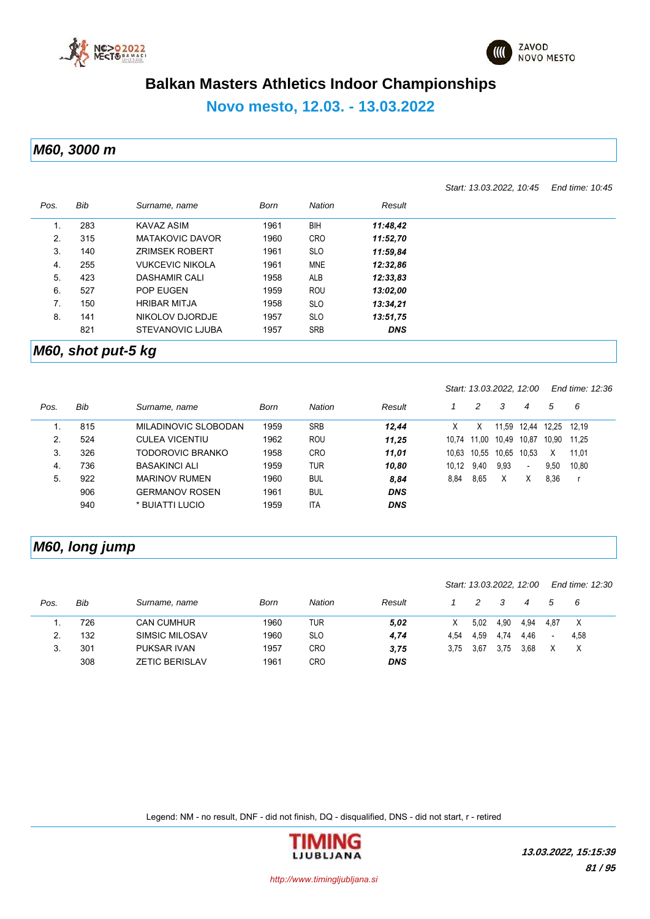# Balkan Masters Athletics Indoor Championships

## Novo mesto, 12.03. - 13.03.2022

### M60, 3000 m

*Start: 13.03.2022, 10:45 End time: 10:45*

| Pos. | Bib | Surname, name | Born | Nation | Result |
|---|---|---|---|---|---|
| 1. | 283 | KAVAZ ASIM | 1961 | BIH | ***11:48,42*** |
| 2. | 315 | MATAKOVIC DAVOR | 1960 | CRO | ***11:52,70*** |
| 3. | 140 | ZRIMSEK ROBERT | 1961 | SLO | ***11:59,84*** |
| 4. | 255 | VUKCEVIC NIKOLA | 1961 | MNE | ***12:32,86*** |
| 5. | 423 | DASHAMIR CALI | 1958 | ALB | ***12:33,83*** |
| 6. | 527 | POP EUGEN | 1959 | ROU | ***13:02,00*** |
| 7. | 150 | HRIBAR MITJA | 1958 | SLO | ***13:34,21*** |
| 8. | 141 | NIKOLOV DJORDJE | 1957 | SLO | ***13:51,75*** |
| | 821 | STEVANOVIC LJUBA | 1957 | SRB | ***DNS*** |

### M60, shot put-5 kg

*Start: 13.03.2022, 12:00 End time: 12:36*

| Pos. | Bib | Surname, name | Born | Nation | Result | 1 | 2 | 3 | 4 | 5 | 6 |
|---|---|---|---|---|---|---|---|---|---|---|---|
| 1. | 815 | MILADINOVIC SLOBODAN | 1959 | SRB | ***12,44*** | X | X | 11,59 | 12,44 | 12,25 | 12,19 |
| 2. | 524 | CULEA VICENTIU | 1962 | ROU | ***11,25*** | 10,74 | 11,00 | 10,49 | 10,87 | 10,90 | 11,25 |
| 3. | 326 | TODOROVIC BRANKO | 1958 | CRO | ***11,01*** | 10,63 | 10,55 | 10,65 | 10,53 | X | 11,01 |
| 4. | 736 | BASAKINCI ALI | 1959 | TUR | ***10,80*** | 10,12 | 9,40 | 9,93 | - | 9,50 | 10,80 |
| 5. | 922 | MARINOV RUMEN | 1960 | BUL | ***8,84*** | 8,84 | 8,65 | X | X | 8,36 | r |
| | 906 | GERMANOV ROSEN | 1961 | BUL | ***DNS*** | | | | | | |
| | 940 | * BUIATTI LUCIO | 1959 | ITA | ***DNS*** | | | | | | |

### M60, long jump

*Start: 13.03.2022, 12:00 End time: 12:30*

| Pos. | Bib | Surname, name | Born | Nation | Result | 1 | 2 | 3 | 4 | 5 | 6 |
|---|---|---|---|---|---|---|---|---|---|---|---|
| 1. | 726 | CAN CUMHUR | 1960 | TUR | ***5,02*** | X | 5,02 | 4,90 | 4,94 | 4,87 | X |
| 2. | 132 | SIMSIC MILOSAV | 1960 | SLO | ***4,74*** | 4,54 | 4,59 | 4,74 | 4,46 | - | 4,58 |
| 3. | 301 | PUKSAR IVAN | 1957 | CRO | ***3,75*** | 3,75 | 3,67 | 3,75 | 3,68 | X | X |
| | 308 | ZETIC BERISLAV | 1961 | CRO | ***DNS*** | | | | | | |

Legend: NM - no result, DNF - did not finish, DQ - disqualified, DNS - did not start, r - retired

http://www.timingljubljana.si

***13.03.2022, 15:15:39***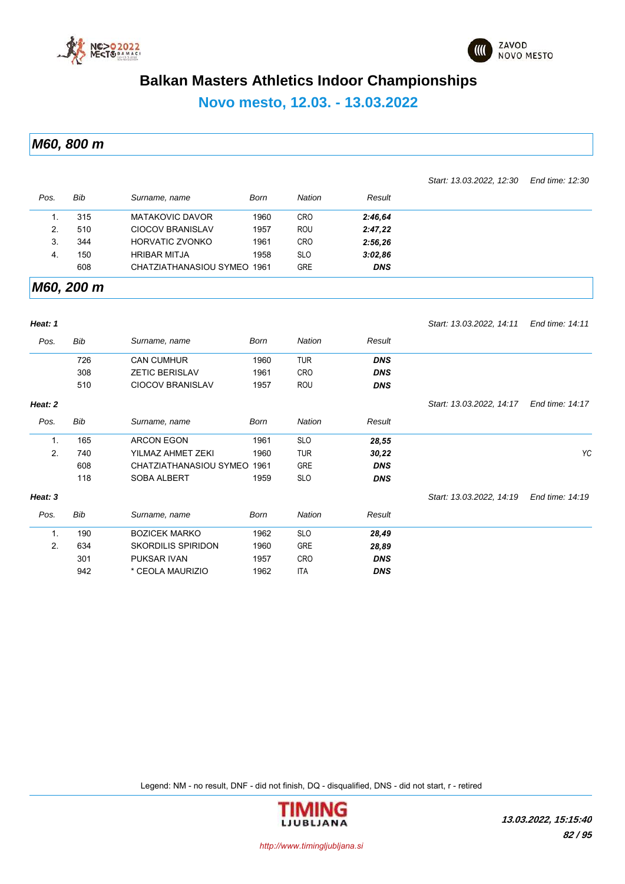# Balkan Masters Athletics Indoor Championships

## Novo mesto, 12.03. - 13.03.2022

## M60, 800 m

*Start: 13.03.2022, 12:30* *End time: 12:30*

| Pos. | Bib | Surname, name | Born | Nation | Result |
|---|---|---|---|---|---|
| 1. | 315 | MATAKOVIC DAVOR | 1960 | CRO | **2:46,64** |
| 2. | 510 | CIOCOV BRANISLAV | 1957 | ROU | **2:47,22** |
| 3. | 344 | HORVATIC ZVONKO | 1961 | CRO | **2:56,26** |
| 4. | 150 | HRIBAR MITJA | 1958 | SLO | **3:02,86** |
| | 608 | CHATZIATHANASIOU SYMEO | 1961 | GRE | **DNS** |

## M60, 200 m

**Heat: 1** *Start: 13.03.2022, 14:11* *End time: 14:11*

| Pos. | Bib | Surname, name | Born | Nation | Result |
|---|---|---|---|---|---|
| | 726 | CAN CUMHUR | 1960 | TUR | **DNS** |
| | 308 | ZETIC BERISLAV | 1961 | CRO | **DNS** |
| | 510 | CIOCOV BRANISLAV | 1957 | ROU | **DNS** |

**Heat: 2** *Start: 13.03.2022, 14:17* *End time: 14:17*

| Pos. | Bib | Surname, name | Born | Nation | Result | |
|---|---|---|---|---|---|---|
| 1. | 165 | ARCON EGON | 1961 | SLO | **28,55** | |
| 2. | 740 | YILMAZ AHMET ZEKI | 1960 | TUR | **30,22** | YC |
| | 608 | CHATZIATHANASIOU SYMEO | 1961 | GRE | **DNS** | |
| | 118 | SOBA ALBERT | 1959 | SLO | **DNS** | |

**Heat: 3** *Start: 13.03.2022, 14:19* *End time: 14:19*

| Pos. | Bib | Surname, name | Born | Nation | Result |
|---|---|---|---|---|---|
| 1. | 190 | BOZICEK MARKO | 1962 | SLO | **28,49** |
| 2. | 634 | SKORDILIS SPIRIDON | 1960 | GRE | **28,89** |
| | 301 | PUKSAR IVAN | 1957 | CRO | **DNS** |
| | 942 | * CEOLA MAURIZIO | 1962 | ITA | **DNS** |

Legend: NM - no result, DNF - did not finish, DQ - disqualified, DNS - did not start, r - retired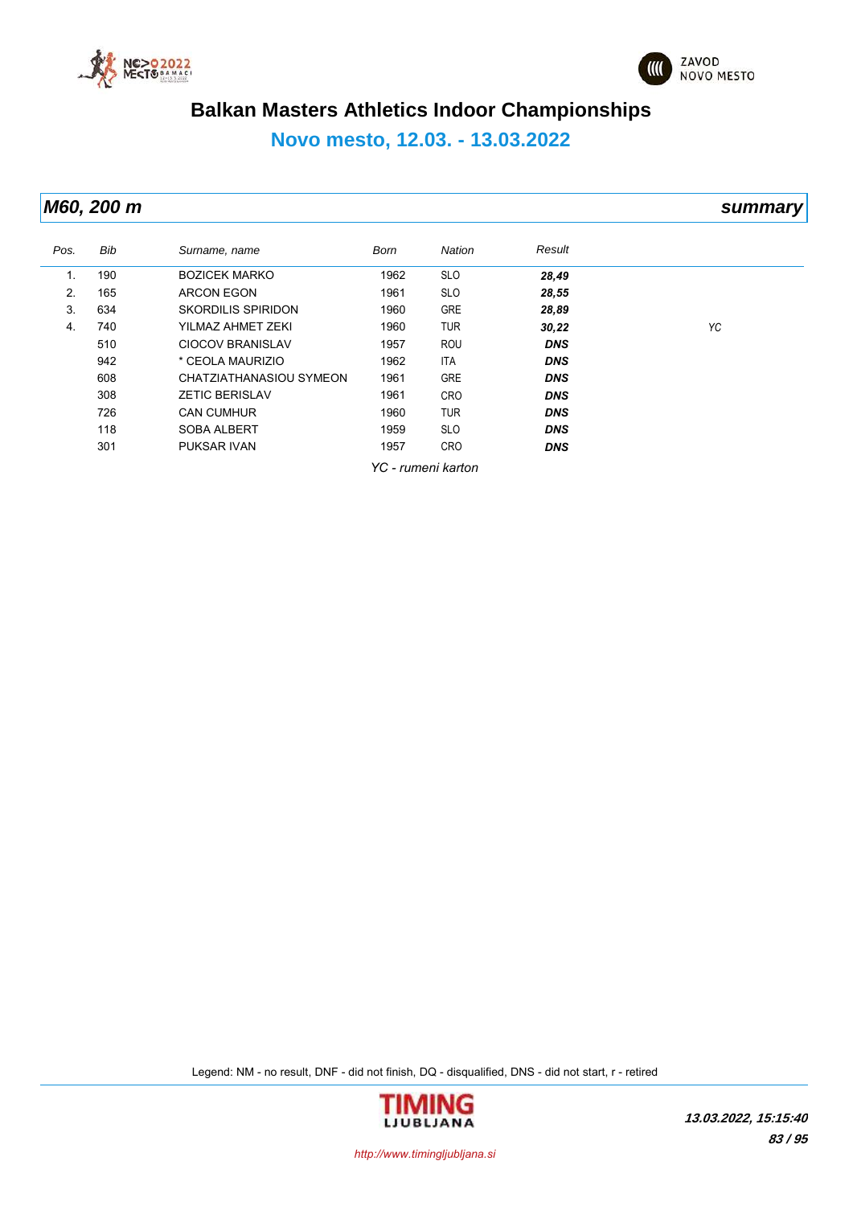# Balkan Masters Athletics Indoor Championships

## Novo mesto, 12.03. - 13.03.2022

### *M60, 200 m* — *summary*

| Pos. | Bib | Surname, name | Born | Nation | Result | |
|---|---|---|---|---|---|---|
| 1. | 190 | BOZICEK MARKO | 1962 | SLO | ***28,49*** | |
| 2. | 165 | ARCON EGON | 1961 | SLO | ***28,55*** | |
| 3. | 634 | SKORDILIS SPIRIDON | 1960 | GRE | ***28,89*** | |
| 4. | 740 | YILMAZ AHMET ZEKI | 1960 | TUR | ***30,22*** | *YC* |
| | 510 | CIOCOV BRANISLAV | 1957 | ROU | ***DNS*** | |
| | 942 | * CEOLA MAURIZIO | 1962 | ITA | ***DNS*** | |
| | 608 | CHATZIATHANASIOU SYMEON | 1961 | GRE | ***DNS*** | |
| | 308 | ZETIC BERISLAV | 1961 | CRO | ***DNS*** | |
| | 726 | CAN CUMHUR | 1960 | TUR | ***DNS*** | |
| | 118 | SOBA ALBERT | 1959 | SLO | ***DNS*** | |
| | 301 | PUKSAR IVAN | 1957 | CRO | ***DNS*** | |

*YC - rumeni karton*

Legend: NM - no result, DNF - did not finish, DQ - disqualified, DNS - did not start, r - retired

***13.03.2022, 15:15:40***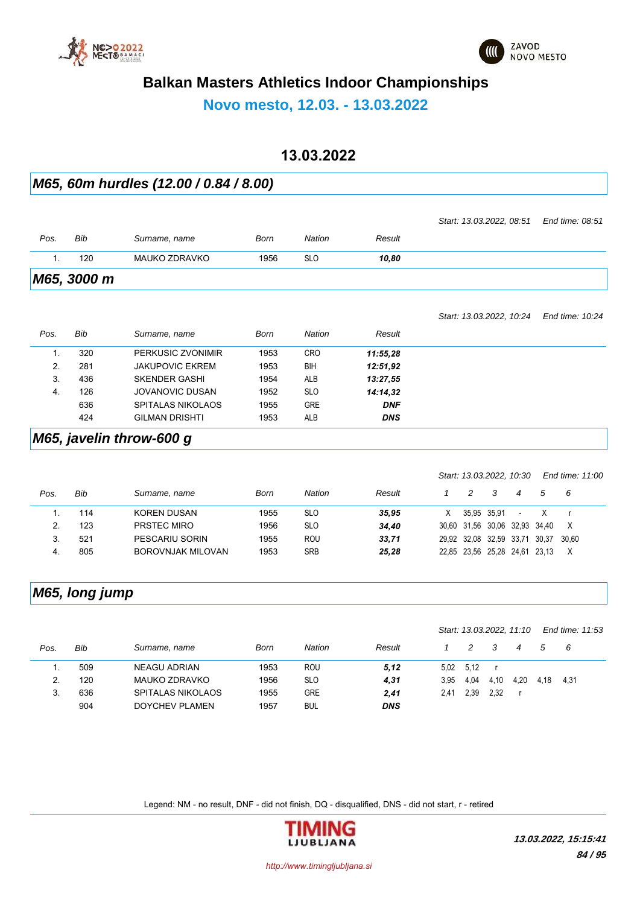# Balkan Masters Athletics Indoor Championships

## Novo mesto, 12.03. - 13.03.2022

### 13.03.2022

## *M65, 60m hurdles (12.00 / 0.84 / 8.00)*

*Start: 13.03.2022, 08:51 End time: 08:51*

| Pos. | Bib | Surname, name | Born | Nation | Result |
|---|---|---|---|---|---|
| 1. | 120 | MAUKO ZDRAVKO | 1956 | SLO | ***10,80*** |

## *M65, 3000 m*

*Start: 13.03.2022, 10:24 End time: 10:24*

| Pos. | Bib | Surname, name | Born | Nation | Result |
|---|---|---|---|---|---|
| 1. | 320 | PERKUSIC ZVONIMIR | 1953 | CRO | ***11:55,28*** |
| 2. | 281 | JAKUPOVIC EKREM | 1953 | BIH | ***12:51,92*** |
| 3. | 436 | SKENDER GASHI | 1954 | ALB | ***13:27,55*** |
| 4. | 126 | JOVANOVIC DUSAN | 1952 | SLO | ***14:14,32*** |
| | 636 | SPITALAS NIKOLAOS | 1955 | GRE | ***DNF*** |
| | 424 | GILMAN DRISHTI | 1953 | ALB | ***DNS*** |

## *M65, javelin throw-600 g*

*Start: 13.03.2022, 10:30 End time: 11:00*

| Pos. | Bib | Surname, name | Born | Nation | Result | 1 | 2 | 3 | 4 | 5 | 6 |
|---|---|---|---|---|---|---|---|---|---|---|---|
| 1. | 114 | KOREN DUSAN | 1955 | SLO | ***35,95*** | X | 35,95 | 35,91 | - | X | r |
| 2. | 123 | PRSTEC MIRO | 1956 | SLO | ***34,40*** | 30,60 | 31,56 | 30,06 | 32,93 | 34,40 | X |
| 3. | 521 | PESCARIU SORIN | 1955 | ROU | ***33,71*** | 29,92 | 32,08 | 32,59 | 33,71 | 30,37 | 30,60 |
| 4. | 805 | BOROVNJAK MILOVAN | 1953 | SRB | ***25,28*** | 22,85 | 23,56 | 25,28 | 24,61 | 23,13 | X |

## *M65, long jump*

*Start: 13.03.2022, 11:10 End time: 11:53*

| Pos. | Bib | Surname, name | Born | Nation | Result | 1 | 2 | 3 | 4 | 5 | 6 |
|---|---|---|---|---|---|---|---|---|---|---|---|
| 1. | 509 | NEAGU ADRIAN | 1953 | ROU | ***5,12*** | 5,02 | 5,12 | r | | | |
| 2. | 120 | MAUKO ZDRAVKO | 1956 | SLO | ***4,31*** | 3,95 | 4,04 | 4,10 | 4,20 | 4,18 | 4,31 |
| 3. | 636 | SPITALAS NIKOLAOS | 1955 | GRE | ***2,41*** | 2,41 | 2,39 | 2,32 | r | | |
| | 904 | DOYCHEV PLAMEN | 1957 | BUL | ***DNS*** | | | | | | |

Legend: NM - no result, DNF - did not finish, DQ - disqualified, DNS - did not start, r - retired

***13.03.2022, 15:15:41***

*http://www.timingljubljana.si*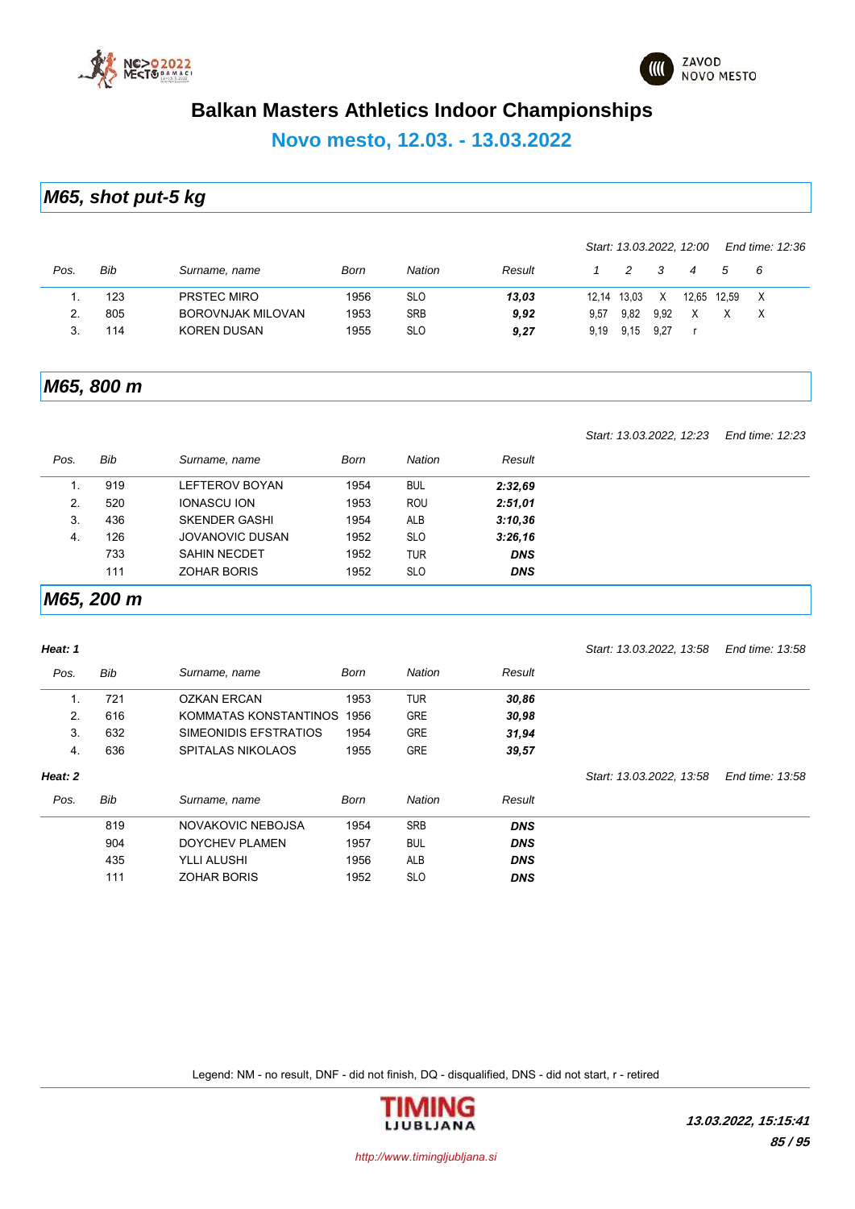# Balkan Masters Athletics Indoor Championships

## Novo mesto, 12.03. - 13.03.2022

## M65, shot put-5 kg

*Start: 13.03.2022, 12:00* *End time: 12:36*

| Pos. | Bib | Surname, name | Born | Nation | Result | 1 | 2 | 3 | 4 | 5 | 6 |
|---|---|---|---|---|---|---|---|---|---|---|---|
| 1. | 123 | PRSTEC MIRO | 1956 | SLO | ***13,03*** | 12,14 | 13,03 | X | 12,65 | 12,59 | X |
| 2. | 805 | BOROVNJAK MILOVAN | 1953 | SRB | ***9,92*** | 9,57 | 9,82 | 9,92 | X | X | X |
| 3. | 114 | KOREN DUSAN | 1955 | SLO | ***9,27*** | 9,19 | 9,15 | 9,27 | r | | |

## M65, 800 m

*Start: 13.03.2022, 12:23* *End time: 12:23*

| Pos. | Bib | Surname, name | Born | Nation | Result |
|---|---|---|---|---|---|
| 1. | 919 | LEFTEROV BOYAN | 1954 | BUL | ***2:32,69*** |
| 2. | 520 | IONASCU ION | 1953 | ROU | ***2:51,01*** |
| 3. | 436 | SKENDER GASHI | 1954 | ALB | ***3:10,36*** |
| 4. | 126 | JOVANOVIC DUSAN | 1952 | SLO | ***3:26,16*** |
| | 733 | SAHIN NECDET | 1952 | TUR | ***DNS*** |
| | 111 | ZOHAR BORIS | 1952 | SLO | ***DNS*** |

## M65, 200 m

***Heat: 1*** *Start: 13.03.2022, 13:58* *End time: 13:58*

| Pos. | Bib | Surname, name | Born | Nation | Result |
|---|---|---|---|---|---|
| 1. | 721 | OZKAN ERCAN | 1953 | TUR | ***30,86*** |
| 2. | 616 | KOMMATAS KONSTANTINOS | 1956 | GRE | ***30,98*** |
| 3. | 632 | SIMEONIDIS EFSTRATIOS | 1954 | GRE | ***31,94*** |
| 4. | 636 | SPITALAS NIKOLAOS | 1955 | GRE | ***39,57*** |

***Heat: 2*** *Start: 13.03.2022, 13:58* *End time: 13:58*

| Pos. | Bib | Surname, name | Born | Nation | Result |
|---|---|---|---|---|---|
| | 819 | NOVAKOVIC NEBOJSA | 1954 | SRB | ***DNS*** |
| | 904 | DOYCHEV PLAMEN | 1957 | BUL | ***DNS*** |
| | 435 | YLLI ALUSHI | 1956 | ALB | ***DNS*** |
| | 111 | ZOHAR BORIS | 1952 | SLO | ***DNS*** |

Legend: NM - no result, DNF - did not finish, DQ - disqualified, DNS - did not start, r - retired

***13.03.2022, 15:15:41***

*http://www.timingljubljana.si*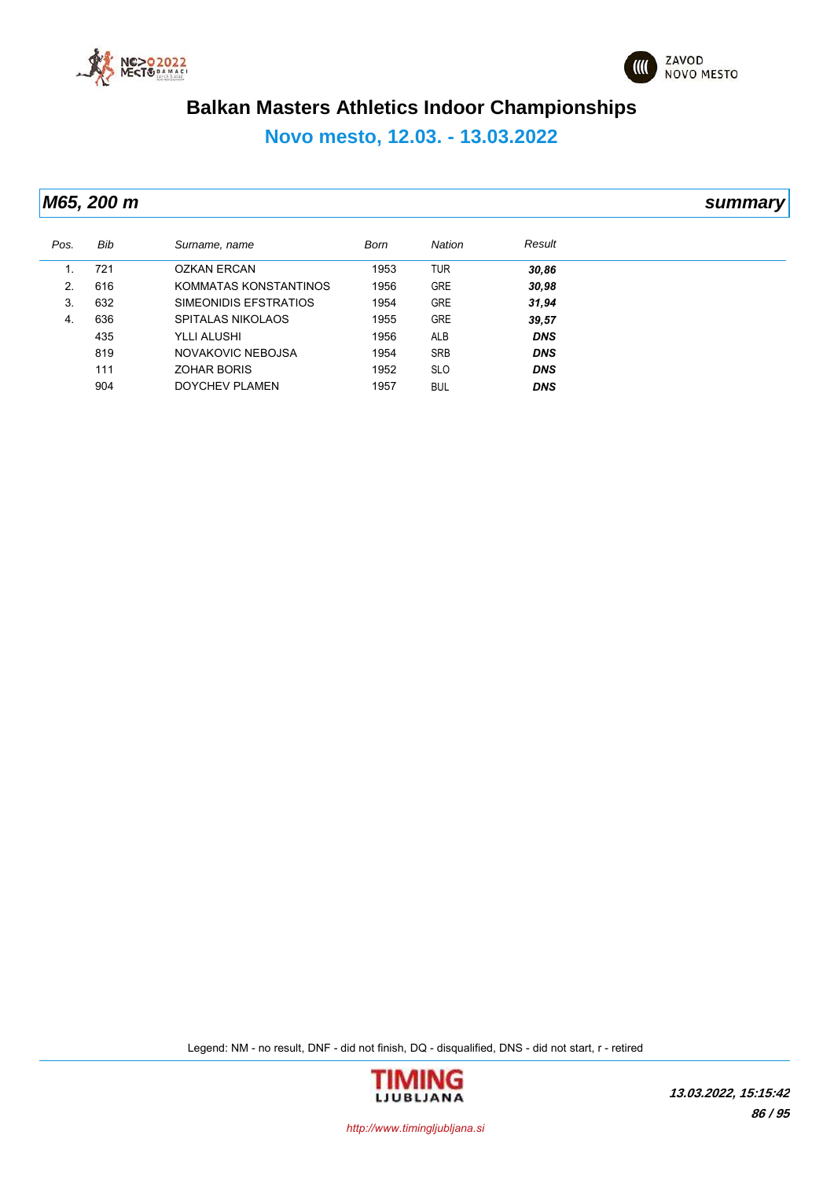# Balkan Masters Athletics Indoor Championships

## Novo mesto, 12.03. - 13.03.2022

### *M65, 200 m* — *summary*

| Pos. | Bib | Surname, name | Born | Nation | Result |
|---|---|---|---|---|---|
| 1. | 721 | OZKAN ERCAN | 1953 | TUR | ***30,86*** |
| 2. | 616 | KOMMATAS KONSTANTINOS | 1956 | GRE | ***30,98*** |
| 3. | 632 | SIMEONIDIS EFSTRATIOS | 1954 | GRE | ***31,94*** |
| 4. | 636 | SPITALAS NIKOLAOS | 1955 | GRE | ***39,57*** |
| | 435 | YLLI ALUSHI | 1956 | ALB | ***DNS*** |
| | 819 | NOVAKOVIC NEBOJSA | 1954 | SRB | ***DNS*** |
| | 111 | ZOHAR BORIS | 1952 | SLO | ***DNS*** |
| | 904 | DOYCHEV PLAMEN | 1957 | BUL | ***DNS*** |

Legend: NM - no result, DNF - did not finish, DQ - disqualified, DNS - did not start, r - retired

*13.03.2022, 15:15:42*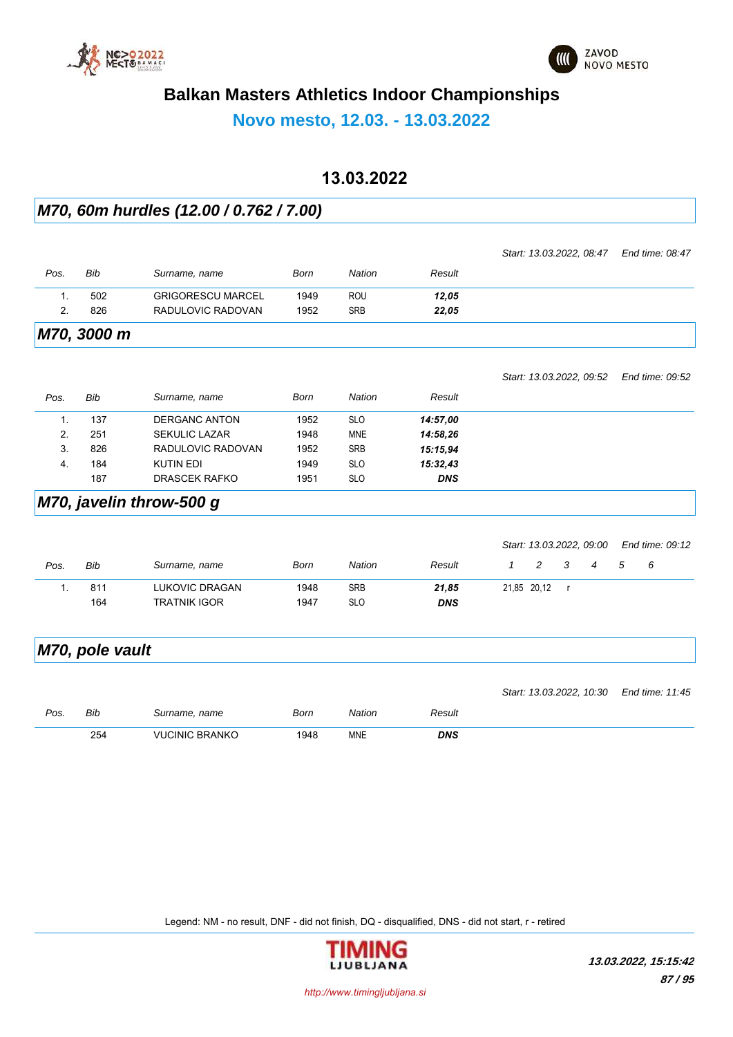# Balkan Masters Athletics Indoor Championships

## Novo mesto, 12.03. - 13.03.2022

## 13.03.2022

### *M70, 60m hurdles (12.00 / 0.762 / 7.00)*

*Start: 13.03.2022, 08:47* *End time: 08:47*

| *Pos.* | *Bib* | *Surname, name* | *Born* | *Nation* | *Result* |
|---|---|---|---|---|---|
| 1. | 502 | GRIGORESCU MARCEL | 1949 | ROU | ***12,05*** |
| 2. | 826 | RADULOVIC RADOVAN | 1952 | SRB | ***22,05*** |

### *M70, 3000 m*

*Start: 13.03.2022, 09:52* *End time: 09:52*

| *Pos.* | *Bib* | *Surname, name* | *Born* | *Nation* | *Result* |
|---|---|---|---|---|---|
| 1. | 137 | DERGANC ANTON | 1952 | SLO | ***14:57,00*** |
| 2. | 251 | SEKULIC LAZAR | 1948 | MNE | ***14:58,26*** |
| 3. | 826 | RADULOVIC RADOVAN | 1952 | SRB | ***15:15,94*** |
| 4. | 184 | KUTIN EDI | 1949 | SLO | ***15:32,43*** |
| | 187 | DRASCEK RAFKO | 1951 | SLO | ***DNS*** |

### *M70, javelin throw-500 g*

*Start: 13.03.2022, 09:00* *End time: 09:12*

| *Pos.* | *Bib* | *Surname, name* | *Born* | *Nation* | *Result* | *1* | *2* | *3* | *4* | *5* | *6* |
|---|---|---|---|---|---|---|---|---|---|---|---|
| 1. | 811 | LUKOVIC DRAGAN | 1948 | SRB | ***21,85*** | 21,85 | 20,12 | r | | | |
| | 164 | TRATNIK IGOR | 1947 | SLO | ***DNS*** | | | | | | |

### *M70, pole vault*

*Start: 13.03.2022, 10:30* *End time: 11:45*

| *Pos.* | *Bib* | *Surname, name* | *Born* | *Nation* | *Result* |
|---|---|---|---|---|---|
| | 254 | VUCINIC BRANKO | 1948 | MNE | ***DNS*** |

Legend: NM - no result, DNF - did not finish, DQ - disqualified, DNS - did not start, r - retired

*http://www.timingljubljana.si*

***13.03.2022, 15:15:42***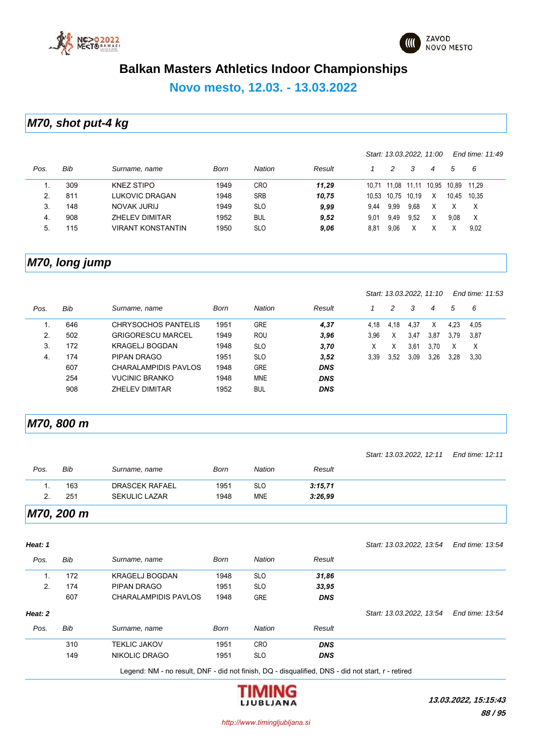# Balkan Masters Athletics Indoor Championships

## Novo mesto, 12.03. - 13.03.2022

### M70, shot put-4 kg

*Start: 13.03.2022, 11:00* *End time: 11:49*

| Pos. | Bib | Surname, name | Born | Nation | Result | 1 | 2 | 3 | 4 | 5 | 6 |
|---|---|---|---|---|---|---|---|---|---|---|---|
| 1. | 309 | KNEZ STIPO | 1949 | CRO | ***11,29*** | 10,71 | 11,08 | 11,11 | 10,95 | 10,89 | 11,29 |
| 2. | 811 | LUKOVIC DRAGAN | 1948 | SRB | ***10,75*** | 10,53 | 10,75 | 10,19 | X | 10,45 | 10,35 |
| 3. | 148 | NOVAK JURIJ | 1949 | SLO | ***9,99*** | 9,44 | 9,99 | 9,68 | X | X | X |
| 4. | 908 | ZHELEV DIMITAR | 1952 | BUL | ***9,52*** | 9,01 | 9,49 | 9,52 | X | 9,08 | X |
| 5. | 115 | VIRANT KONSTANTIN | 1950 | SLO | ***9,06*** | 8,81 | 9,06 | X | X | X | 9,02 |

### M70, long jump

*Start: 13.03.2022, 11:10* *End time: 11:53*

| Pos. | Bib | Surname, name | Born | Nation | Result | 1 | 2 | 3 | 4 | 5 | 6 |
|---|---|---|---|---|---|---|---|---|---|---|---|
| 1. | 646 | CHRYSOCHOS PANTELIS | 1951 | GRE | ***4,37*** | 4,18 | 4,18 | 4,37 | X | 4,23 | 4,05 |
| 2. | 502 | GRIGORESCU MARCEL | 1949 | ROU | ***3,96*** | 3,96 | X | 3,47 | 3,87 | 3,79 | 3,87 |
| 3. | 172 | KRAGELJ BOGDAN | 1948 | SLO | ***3,70*** | X | X | 3,61 | 3,70 | X | X |
| 4. | 174 | PIPAN DRAGO | 1951 | SLO | ***3,52*** | 3,39 | 3,52 | 3,09 | 3,26 | 3,28 | 3,30 |
| | 607 | CHARALAMPIDIS PAVLOS | 1948 | GRE | ***DNS*** | | | | | | |
| | 254 | VUCINIC BRANKO | 1948 | MNE | ***DNS*** | | | | | | |
| | 908 | ZHELEV DIMITAR | 1952 | BUL | ***DNS*** | | | | | | |

### M70, 800 m

*Start: 13.03.2022, 12:11* *End time: 12:11*

| Pos. | Bib | Surname, name | Born | Nation | Result |
|---|---|---|---|---|---|
| 1. | 163 | DRASCEK RAFAEL | 1951 | SLO | ***3:15,71*** |
| 2. | 251 | SEKULIC LAZAR | 1948 | MNE | ***3:26,99*** |

### M70, 200 m

***Heat: 1*** *Start: 13.03.2022, 13:54* *End time: 13:54*

| Pos. | Bib | Surname, name | Born | Nation | Result |
|---|---|---|---|---|---|
| 1. | 172 | KRAGELJ BOGDAN | 1948 | SLO | ***31,86*** |
| 2. | 174 | PIPAN DRAGO | 1951 | SLO | ***33,95*** |
| | 607 | CHARALAMPIDIS PAVLOS | 1948 | GRE | ***DNS*** |

***Heat: 2*** *Start: 13.03.2022, 13:54* *End time: 13:54*

| Pos. | Bib | Surname, name | Born | Nation | Result |
|---|---|---|---|---|---|
| | 310 | TEKLIC JAKOV | 1951 | CRO | ***DNS*** |
| | 149 | NIKOLIC DRAGO | 1951 | SLO | ***DNS*** |

Legend: NM - no result, DNF - did not finish, DQ - disqualified, DNS - did not start, r - retired

***13.03.2022, 15:15:43***

http://www.timingljubljana.si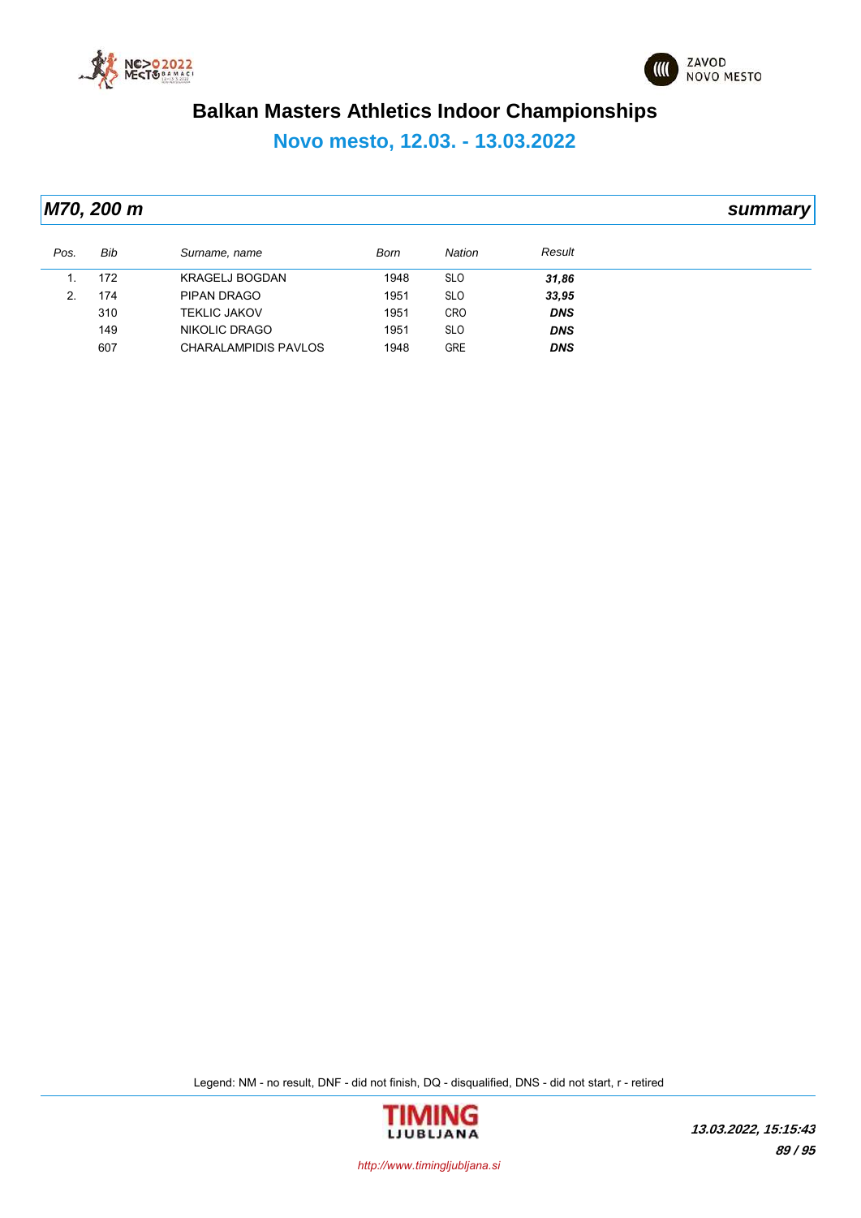# Balkan Masters Athletics Indoor Championships

## Novo mesto, 12.03. - 13.03.2022

### *M70, 200 m* — *summary*

| Pos. | Bib | Surname, name | Born | Nation | Result |
|---|---|---|---|---|---|
| 1. | 172 | KRAGELJ BOGDAN | 1948 | SLO | ***31,86*** |
| 2. | 174 | PIPAN DRAGO | 1951 | SLO | ***33,95*** |
| | 310 | TEKLIC JAKOV | 1951 | CRO | ***DNS*** |
| | 149 | NIKOLIC DRAGO | 1951 | SLO | ***DNS*** |
| | 607 | CHARALAMPIDIS PAVLOS | 1948 | GRE | ***DNS*** |

Legend: NM - no result, DNF - did not finish, DQ - disqualified, DNS - did not start, r - retired

***13.03.2022, 15:15:43***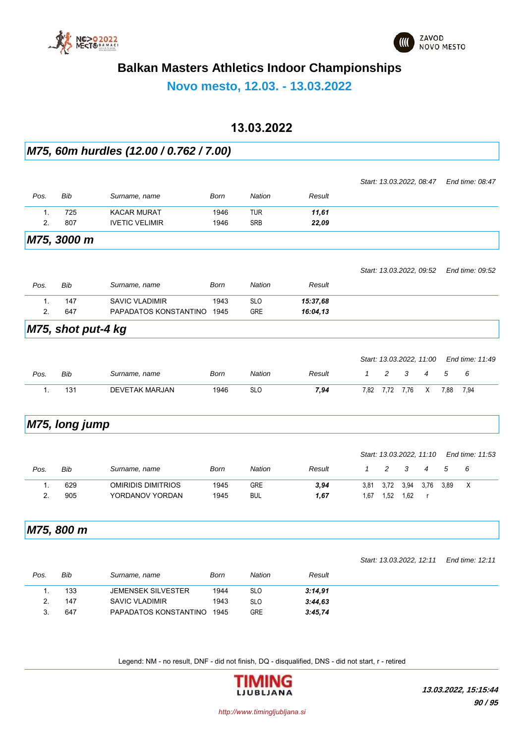# Balkan Masters Athletics Indoor Championships

## Novo mesto, 12.03. - 13.03.2022

### 13.03.2022

### M75, 60m hurdles (12.00 / 0.762 / 7.00)

Start: 13.03.2022, 08:47 End time: 08:47

| Pos. | Bib | Surname, name | Born | Nation | Result |
|---|---|---|---|---|---|
| 1. | 725 | KACAR MURAT | 1946 | TUR | ***11,61*** |
| 2. | 807 | IVETIC VELIMIR | 1946 | SRB | ***22,09*** |

### M75, 3000 m

Start: 13.03.2022, 09:52 End time: 09:52

| Pos. | Bib | Surname, name | Born | Nation | Result |
|---|---|---|---|---|---|
| 1. | 147 | SAVIC VLADIMIR | 1943 | SLO | ***15:37,68*** |
| 2. | 647 | PAPADATOS KONSTANTINO | 1945 | GRE | ***16:04,13*** |

### M75, shot put-4 kg

Start: 13.03.2022, 11:00 End time: 11:49

| Pos. | Bib | Surname, name | Born | Nation | Result | 1 | 2 | 3 | 4 | 5 | 6 |
|---|---|---|---|---|---|---|---|---|---|---|---|
| 1. | 131 | DEVETAK MARJAN | 1946 | SLO | ***7,94*** | 7,82 | 7,72 | 7,76 | X | 7,88 | 7,94 |

### M75, long jump

Start: 13.03.2022, 11:10 End time: 11:53

| Pos. | Bib | Surname, name | Born | Nation | Result | 1 | 2 | 3 | 4 | 5 | 6 |
|---|---|---|---|---|---|---|---|---|---|---|---|
| 1. | 629 | OMIRIDIS DIMITRIOS | 1945 | GRE | ***3,94*** | 3,81 | 3,72 | 3,94 | 3,76 | 3,89 | X |
| 2. | 905 | YORDANOV YORDAN | 1945 | BUL | ***1,67*** | 1,67 | 1,52 | 1,62 | r | | |

### M75, 800 m

Start: 13.03.2022, 12:11 End time: 12:11

| Pos. | Bib | Surname, name | Born | Nation | Result |
|---|---|---|---|---|---|
| 1. | 133 | JEMENSEK SILVESTER | 1944 | SLO | ***3:14,91*** |
| 2. | 147 | SAVIC VLADIMIR | 1943 | SLO | ***3:44,63*** |
| 3. | 647 | PAPADATOS KONSTANTINO | 1945 | GRE | ***3:45,74*** |

Legend: NM - no result, DNF - did not finish, DQ - disqualified, DNS - did not start, r - retired

*13.03.2022, 15:15:44*

*http://www.timingljubljana.si*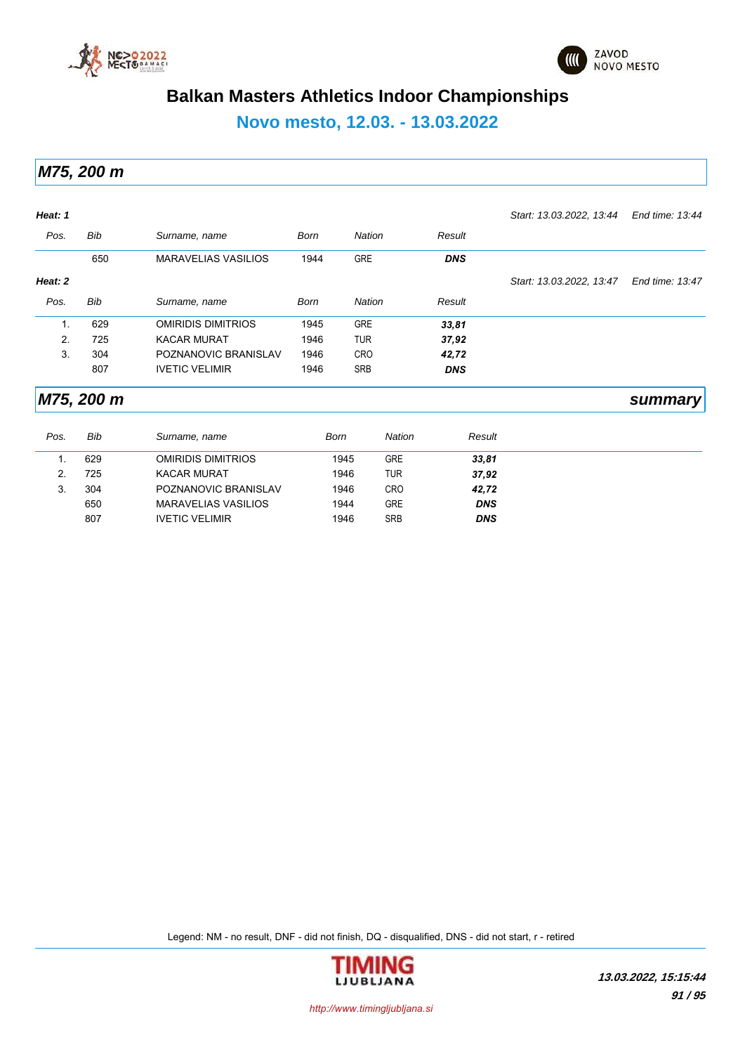# Balkan Masters Athletics Indoor Championships

## Novo mesto, 12.03. - 13.03.2022

## *M75, 200 m*

***Heat: 1*** *Start: 13.03.2022, 13:44* *End time: 13:44*

| Pos. | Bib | Surname, name | Born | Nation | Result |
|---|---|---|---|---|---|
| | 650 | MARAVELIAS VASILIOS | 1944 | GRE | ***DNS*** |

***Heat: 2*** *Start: 13.03.2022, 13:47* *End time: 13:47*

| Pos. | Bib | Surname, name | Born | Nation | Result |
|---|---|---|---|---|---|
| 1. | 629 | OMIRIDIS DIMITRIOS | 1945 | GRE | ***33,81*** |
| 2. | 725 | KACAR MURAT | 1946 | TUR | ***37,92*** |
| 3. | 304 | POZNANOVIC BRANISLAV | 1946 | CRO | ***42,72*** |
| | 807 | IVETIC VELIMIR | 1946 | SRB | ***DNS*** |

## *M75, 200 m* — *summary*

| Pos. | Bib | Surname, name | Born | Nation | Result |
|---|---|---|---|---|---|
| 1. | 629 | OMIRIDIS DIMITRIOS | 1945 | GRE | ***33,81*** |
| 2. | 725 | KACAR MURAT | 1946 | TUR | ***37,92*** |
| 3. | 304 | POZNANOVIC BRANISLAV | 1946 | CRO | ***42,72*** |
| | 650 | MARAVELIAS VASILIOS | 1944 | GRE | ***DNS*** |
| | 807 | IVETIC VELIMIR | 1946 | SRB | ***DNS*** |

Legend: NM - no result, DNF - did not finish, DQ - disqualified, DNS - did not start, r - retired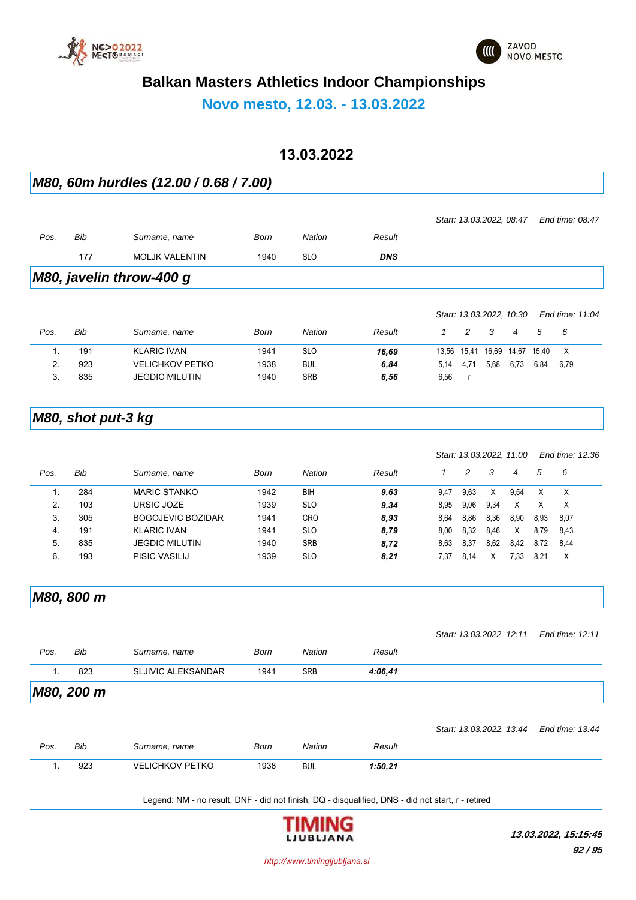# Balkan Masters Athletics Indoor Championships

## Novo mesto, 12.03. - 13.03.2022

## 13.03.2022

### *M80, 60m hurdles (12.00 / 0.68 / 7.00)*

*Start: 13.03.2022, 08:47* *End time: 08:47*

| Pos. | Bib | Surname, name | Born | Nation | Result |
|---|---|---|---|---|---|
| | 177 | MOLJK VALENTIN | 1940 | SLO | ***DNS*** |

### *M80, javelin throw-400 g*

*Start: 13.03.2022, 10:30* *End time: 11:04*

| Pos. | Bib | Surname, name | Born | Nation | Result | 1 | 2 | 3 | 4 | 5 | 6 |
|---|---|---|---|---|---|---|---|---|---|---|---|
| 1. | 191 | KLARIC IVAN | 1941 | SLO | ***16,69*** | 13,56 | 15,41 | 16,69 | 14,67 | 15,40 | X |
| 2. | 923 | VELICHKOV PETKO | 1938 | BUL | ***6,84*** | 5,14 | 4,71 | 5,68 | 6,73 | 6,84 | 6,79 |
| 3. | 835 | JEGDIC MILUTIN | 1940 | SRB | ***6,56*** | 6,56 | r | | | | |

### *M80, shot put-3 kg*

*Start: 13.03.2022, 11:00* *End time: 12:36*

| Pos. | Bib | Surname, name | Born | Nation | Result | 1 | 2 | 3 | 4 | 5 | 6 |
|---|---|---|---|---|---|---|---|---|---|---|---|
| 1. | 284 | MARIC STANKO | 1942 | BIH | ***9,63*** | 9,47 | 9,63 | X | 9,54 | X | X |
| 2. | 103 | URSIC JOZE | 1939 | SLO | ***9,34*** | 8,95 | 9,06 | 9,34 | X | X | X |
| 3. | 305 | BOGOJEVIC BOZIDAR | 1941 | CRO | ***8,93*** | 8,64 | 8,86 | 8,36 | 8,90 | 8,93 | 8,07 |
| 4. | 191 | KLARIC IVAN | 1941 | SLO | ***8,79*** | 8,00 | 8,32 | 8,46 | X | 8,79 | 8,43 |
| 5. | 835 | JEGDIC MILUTIN | 1940 | SRB | ***8,72*** | 8,63 | 8,37 | 8,62 | 8,42 | 8,72 | 8,44 |
| 6. | 193 | PISIC VASILIJ | 1939 | SLO | ***8,21*** | 7,37 | 8,14 | X | 7,33 | 8,21 | X |

### *M80, 800 m*

*Start: 13.03.2022, 12:11* *End time: 12:11*

| Pos. | Bib | Surname, name | Born | Nation | Result |
|---|---|---|---|---|---|
| 1. | 823 | SLJIVIC ALEKSANDAR | 1941 | SRB | ***4:06,41*** |

### *M80, 200 m*

*Start: 13.03.2022, 13:44* *End time: 13:44*

| Pos. | Bib | Surname, name | Born | Nation | Result |
|---|---|---|---|---|---|
| 1. | 923 | VELICHKOV PETKO | 1938 | BUL | ***1:50,21*** |

Legend: NM - no result, DNF - did not finish, DQ - disqualified, DNS - did not start, r - retired

***13.03.2022, 15:15:45***

http://www.timingljubljana.si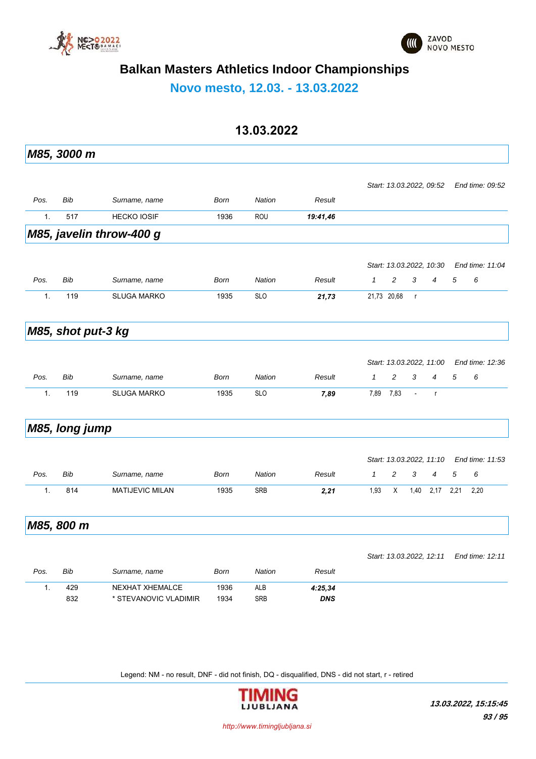# Balkan Masters Athletics Indoor Championships

## Novo mesto, 12.03. - 13.03.2022

### 13.03.2022

### *M85, 3000 m*

*Start: 13.03.2022, 09:52 End time: 09:52*

| Pos. | Bib | Surname, name | Born | Nation | Result |
|---|---|---|---|---|---|
| 1. | 517 | HECKO IOSIF | 1936 | ROU | ***19:41,46*** |

### *M85, javelin throw-400 g*

*Start: 13.03.2022, 10:30 End time: 11:04*

| Pos. | Bib | Surname, name | Born | Nation | Result | 1 | 2 | 3 | 4 | 5 | 6 |
|---|---|---|---|---|---|---|---|---|---|---|---|
| 1. | 119 | SLUGA MARKO | 1935 | SLO | ***21,73*** | 21,73 | 20,68 | r | | | |

### *M85, shot put-3 kg*

*Start: 13.03.2022, 11:00 End time: 12:36*

| Pos. | Bib | Surname, name | Born | Nation | Result | 1 | 2 | 3 | 4 | 5 | 6 |
|---|---|---|---|---|---|---|---|---|---|---|---|
| 1. | 119 | SLUGA MARKO | 1935 | SLO | ***7,89*** | 7,89 | 7,83 | - | r | | |

### *M85, long jump*

*Start: 13.03.2022, 11:10 End time: 11:53*

| Pos. | Bib | Surname, name | Born | Nation | Result | 1 | 2 | 3 | 4 | 5 | 6 |
|---|---|---|---|---|---|---|---|---|---|---|---|
| 1. | 814 | MATIJEVIC MILAN | 1935 | SRB | ***2,21*** | 1,93 | X | 1,40 | 2,17 | 2,21 | 2,20 |

### *M85, 800 m*

*Start: 13.03.2022, 12:11 End time: 12:11*

| Pos. | Bib | Surname, name | Born | Nation | Result |
|---|---|---|---|---|---|
| 1. | 429 | NEXHAT XHEMALCE | 1936 | ALB | ***4:25,34*** |
| | 832 | * STEVANOVIC VLADIMIR | 1934 | SRB | ***DNS*** |

Legend: NM - no result, DNF - did not finish, DQ - disqualified, DNS - did not start, r - retired

*13.03.2022, 15:15:45*

*http://www.timingljubljana.si*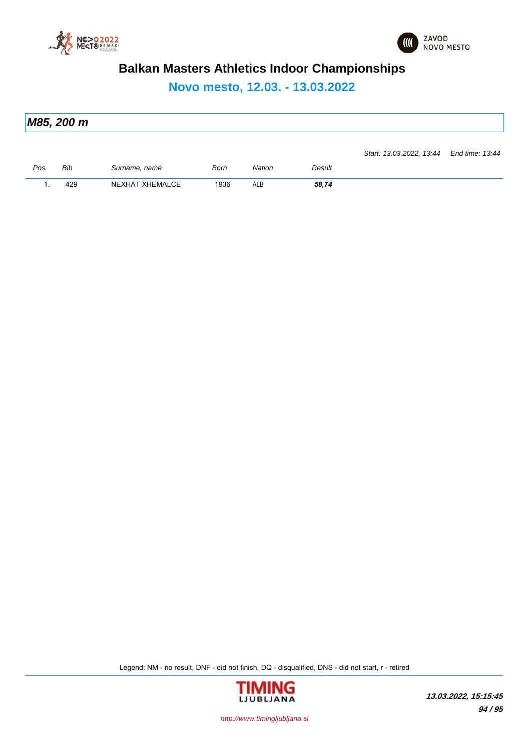# Balkan Masters Athletics Indoor Championships

## Novo mesto, 12.03. - 13.03.2022

### M85, 200 m

*Start: 13.03.2022, 13:44* *End time: 13:44*

| Pos. | Bib | Surname, name | Born | Nation | Result |
|---|---|---|---|---|---|
| 1. | 429 | NEXHAT XHEMALCE | 1936 | ALB | ***58,74*** |

Legend: NM - no result, DNF - did not finish, DQ - disqualified, DNS - did not start, r - retired

***13.03.2022, 15:15:45***

http://www.timingljubljana.si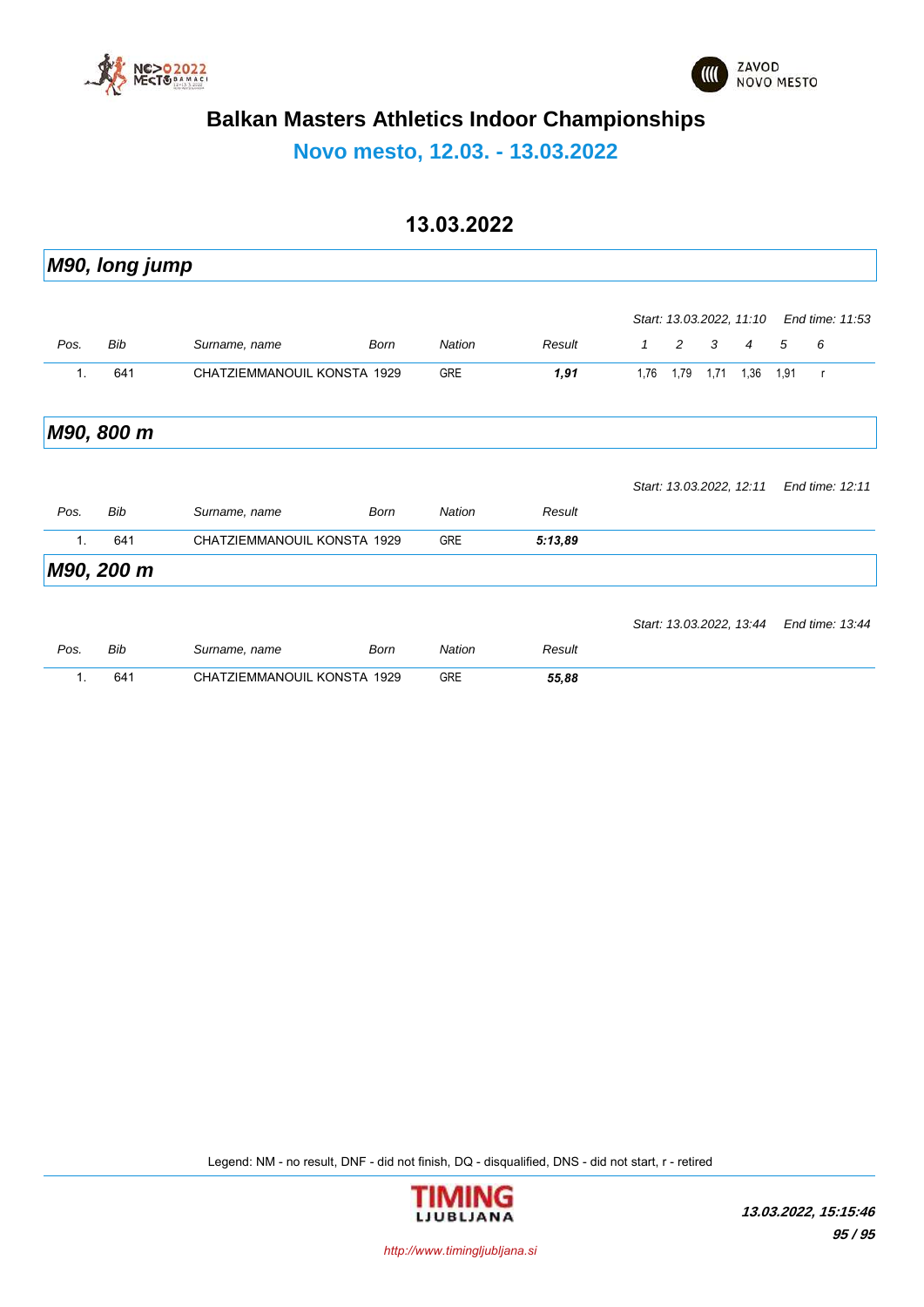# Balkan Masters Athletics Indoor Championships

## Novo mesto, 12.03. - 13.03.2022

### 13.03.2022

## *M90, long jump*

*Start: 13.03.2022, 11:10* *End time: 11:53*

| Pos. | Bib | Surname, name | Born | Nation | Result | 1 | 2 | 3 | 4 | 5 | 6 |
|---|---|---|---|---|---|---|---|---|---|---|---|
| 1. | 641 | CHATZIEMMANOUIL KONSTA | 1929 | GRE | ***1,91*** | 1,76 | 1,79 | 1,71 | 1,36 | 1,91 | r |

## *M90, 800 m*

*Start: 13.03.2022, 12:11* *End time: 12:11*

| Pos. | Bib | Surname, name | Born | Nation | Result |
|---|---|---|---|---|---|
| 1. | 641 | CHATZIEMMANOUIL KONSTA | 1929 | GRE | ***5:13,89*** |

## *M90, 200 m*

*Start: 13.03.2022, 13:44* *End time: 13:44*

| Pos. | Bib | Surname, name | Born | Nation | Result |
|---|---|---|---|---|---|
| 1. | 641 | CHATZIEMMANOUIL KONSTA | 1929 | GRE | ***55,88*** |

Legend: NM - no result, DNF - did not finish, DQ - disqualified, DNS - did not start, r - retired

TIMING LJUBLJANA

*http://www.timingljubljana.si*

***13.03.2022, 15:15:46***